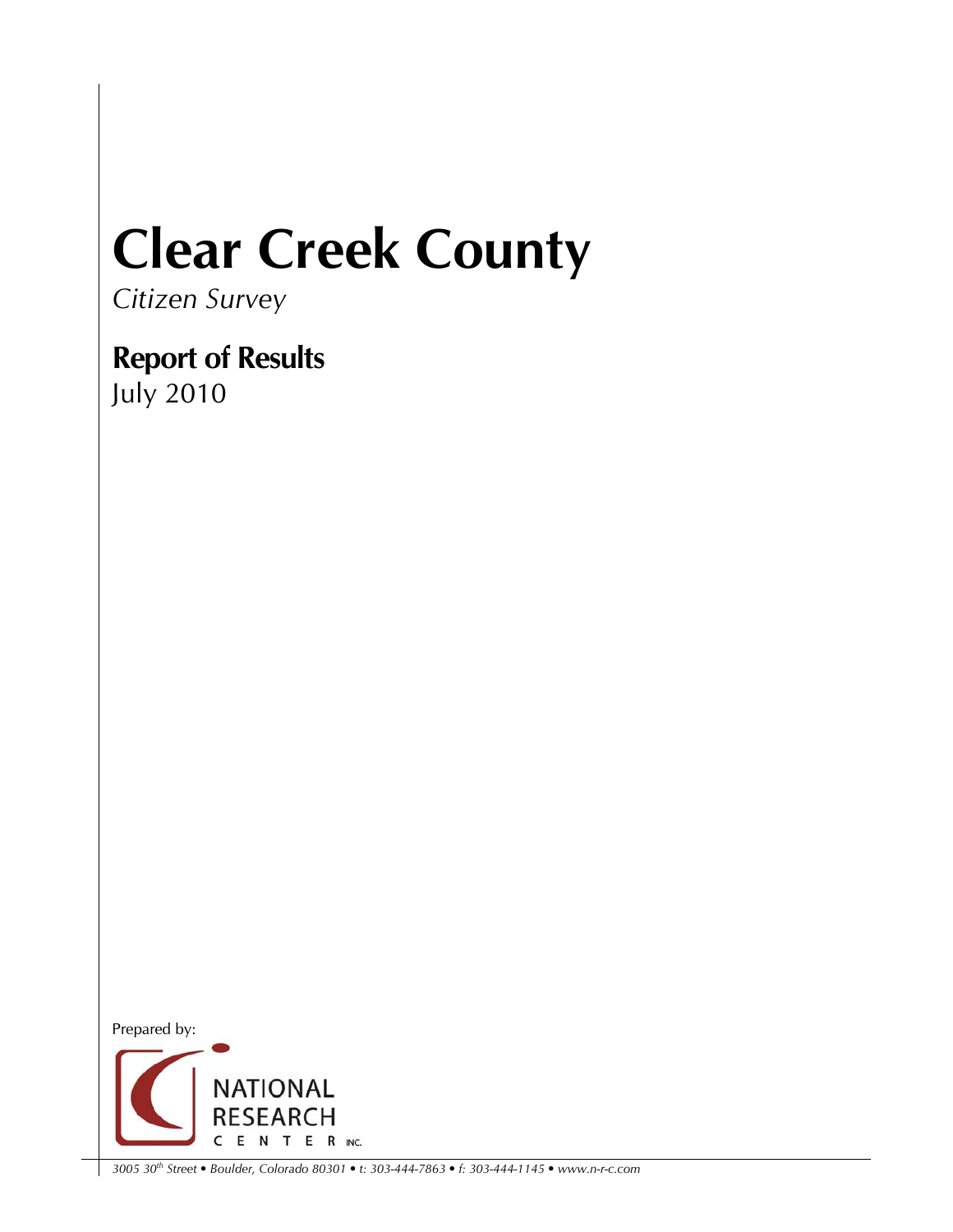# Clear Creek County

*Citizen Survey*

## Report of Results

July 2010

Prepared by:

NATIONAL RESEARCH CENTER INC.

*3005 30th Street • Boulder, Colorado 80301 • t: 303-444-7863 • f: 303-444-1145 • www.n-r-c.com*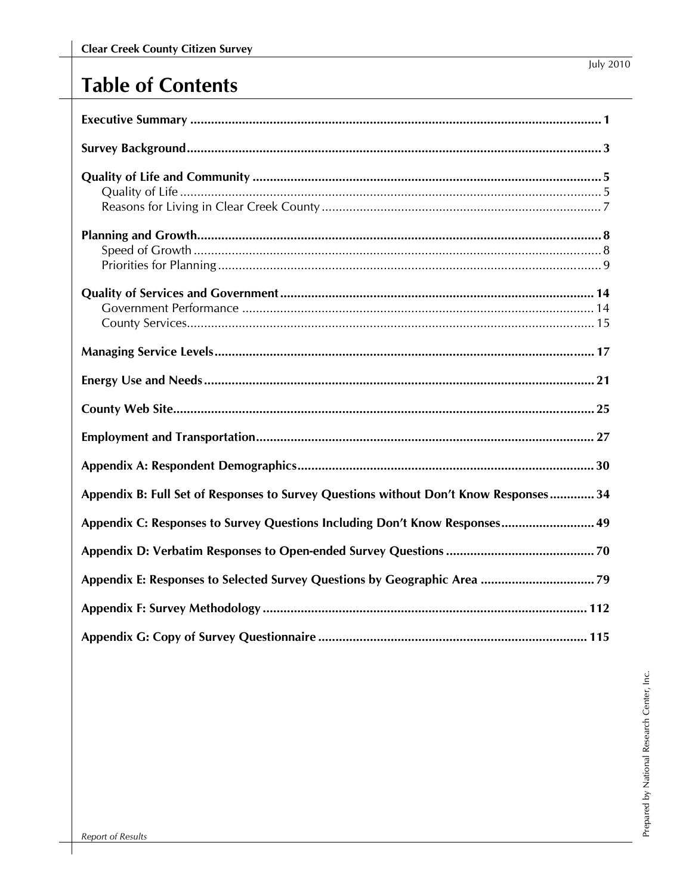# Table of Contents

**Executive Summary** .......... **1**

**Survey Background** .......... **3**

**Quality of Life and Community** .......... **5**
- Quality of Life .......... 5
- Reasons for Living in Clear Creek County .......... 7

**Planning and Growth** .......... **8**
- Speed of Growth .......... 8
- Priorities for Planning .......... 9

**Quality of Services and Government** .......... **14**
- Government Performance .......... 14
- County Services .......... 15

**Managing Service Levels** .......... **17**

**Energy Use and Needs** .......... **21**

**County Web Site** .......... **25**

**Employment and Transportation** .......... **27**

**Appendix A: Respondent Demographics** .......... **30**

**Appendix B: Full Set of Responses to Survey Questions without Don't Know Responses** .......... **34**

**Appendix C: Responses to Survey Questions Including Don't Know Responses** .......... **49**

**Appendix D: Verbatim Responses to Open-ended Survey Questions** .......... **70**

**Appendix E: Responses to Selected Survey Questions by Geographic Area** .......... **79**

**Appendix F: Survey Methodology** .......... **112**

**Appendix G: Copy of Survey Questionnaire** .......... **115**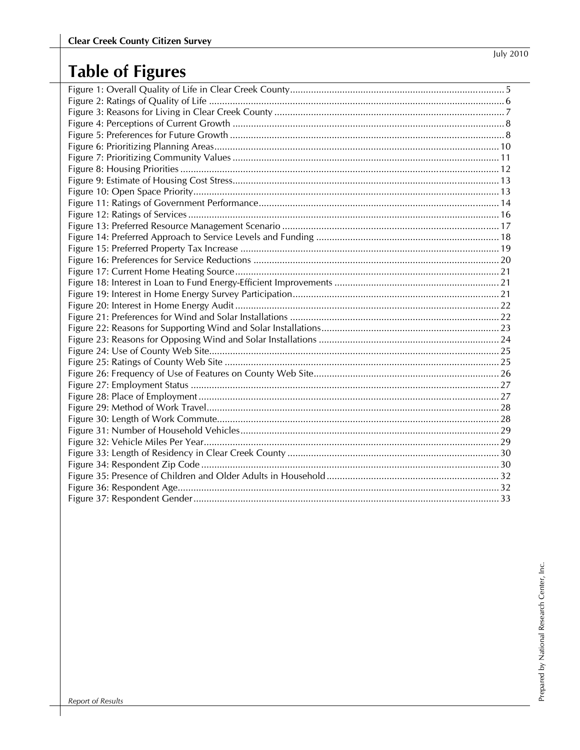# Table of Figures

Figure 1: Overall Quality of Life in Clear Creek County ................................................................................... 5
Figure 2: Ratings of Quality of Life ................................................................................................................ 6
Figure 3: Reasons for Living in Clear Creek County ....................................................................................... 7
Figure 4: Perceptions of Current Growth ........................................................................................................ 8
Figure 5: Preferences for Future Growth ......................................................................................................... 8
Figure 6: Prioritizing Planning Areas ............................................................................................................. 10
Figure 7: Prioritizing Community Values ...................................................................................................... 11
Figure 8: Housing Priorities .......................................................................................................................... 12
Figure 9: Estimate of Housing Cost Stress..................................................................................................... 13
Figure 10: Open Space Priority ...................................................................................................................... 13
Figure 11: Ratings of Government Performance ............................................................................................ 14
Figure 12: Ratings of Services ....................................................................................................................... 16
Figure 13: Preferred Resource Management Scenario ................................................................................... 17
Figure 14: Preferred Approach to Service Levels and Funding ...................................................................... 18
Figure 15: Preferred Property Tax Increase ................................................................................................... 19
Figure 16: Preferences for Service Reductions .............................................................................................. 20
Figure 17: Current Home Heating Source ..................................................................................................... 21
Figure 18: Interest in Loan to Fund Energy-Efficient Improvements ............................................................... 21
Figure 19: Interest in Home Energy Survey Participation ............................................................................... 21
Figure 20: Interest in Home Energy Audit ..................................................................................................... 22
Figure 21: Preferences for Wind and Solar Installations ................................................................................ 22
Figure 22: Reasons for Supporting Wind and Solar Installations .................................................................... 23
Figure 23: Reasons for Opposing Wind and Solar Installations ..................................................................... 24
Figure 24: Use of County Web Site ............................................................................................................... 25
Figure 25: Ratings of County Web Site ......................................................................................................... 25
Figure 26: Frequency of Use of Features on County Web Site ....................................................................... 26
Figure 27: Employment Status ...................................................................................................................... 27
Figure 28: Place of Employment ................................................................................................................... 27
Figure 29: Method of Work Travel ................................................................................................................ 28
Figure 30: Length of Work Commute ............................................................................................................ 28
Figure 31: Number of Household Vehicles ................................................................................................... 29
Figure 32: Vehicle Miles Per Year ................................................................................................................. 29
Figure 33: Length of Residency in Clear Creek County ................................................................................. 30
Figure 34: Respondent Zip Code .................................................................................................................. 30
Figure 35: Presence of Children and Older Adults in Household .................................................................. 32
Figure 36: Respondent Age ........................................................................................................................... 32
Figure 37: Respondent Gender ..................................................................................................................... 33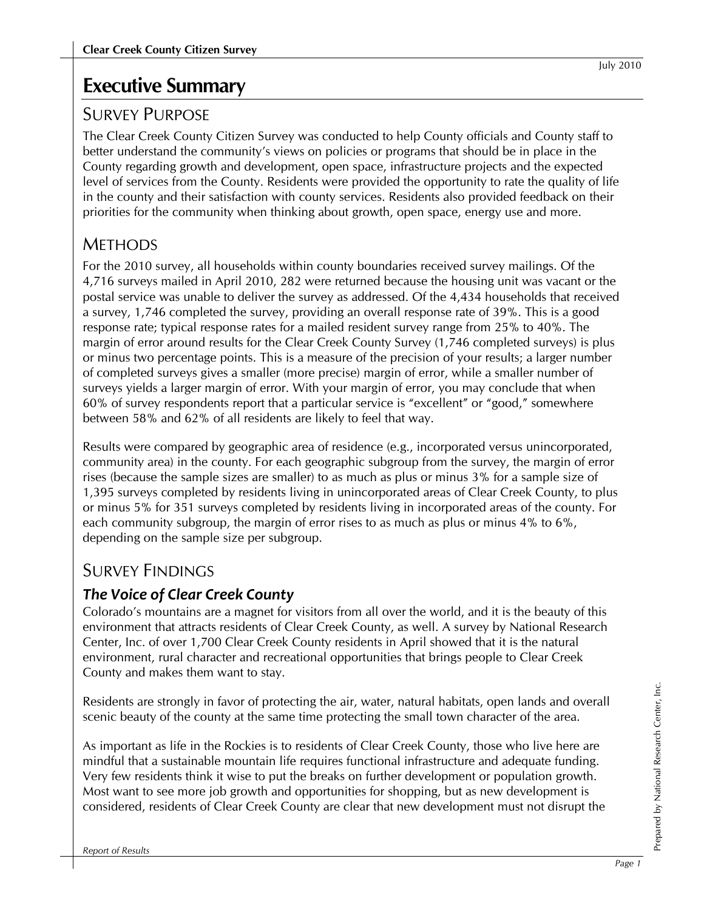July 2010

# Executive Summary

## Survey Purpose

The Clear Creek County Citizen Survey was conducted to help County officials and County staff to better understand the community's views on policies or programs that should be in place in the County regarding growth and development, open space, infrastructure projects and the expected level of services from the County. Residents were provided the opportunity to rate the quality of life in the county and their satisfaction with county services. Residents also provided feedback on their priorities for the community when thinking about growth, open space, energy use and more.

## Methods

For the 2010 survey, all households within county boundaries received survey mailings. Of the 4,716 surveys mailed in April 2010, 282 were returned because the housing unit was vacant or the postal service was unable to deliver the survey as addressed. Of the 4,434 households that received a survey, 1,746 completed the survey, providing an overall response rate of 39%. This is a good response rate; typical response rates for a mailed resident survey range from 25% to 40%. The margin of error around results for the Clear Creek County Survey (1,746 completed surveys) is plus or minus two percentage points. This is a measure of the precision of your results; a larger number of completed surveys gives a smaller (more precise) margin of error, while a smaller number of surveys yields a larger margin of error. With your margin of error, you may conclude that when 60% of survey respondents report that a particular service is "excellent" or "good," somewhere between 58% and 62% of all residents are likely to feel that way.

Results were compared by geographic area of residence (e.g., incorporated versus unincorporated, community area) in the county. For each geographic subgroup from the survey, the margin of error rises (because the sample sizes are smaller) to as much as plus or minus 3% for a sample size of 1,395 surveys completed by residents living in unincorporated areas of Clear Creek County, to plus or minus 5% for 351 surveys completed by residents living in incorporated areas of the county. For each community subgroup, the margin of error rises to as much as plus or minus 4% to 6%, depending on the sample size per subgroup.

## Survey Findings

### *The Voice of Clear Creek County*

Colorado's mountains are a magnet for visitors from all over the world, and it is the beauty of this environment that attracts residents of Clear Creek County, as well. A survey by National Research Center, Inc. of over 1,700 Clear Creek County residents in April showed that it is the natural environment, rural character and recreational opportunities that brings people to Clear Creek County and makes them want to stay.

Residents are strongly in favor of protecting the air, water, natural habitats, open lands and overall scenic beauty of the county at the same time protecting the small town character of the area.

As important as life in the Rockies is to residents of Clear Creek County, those who live here are mindful that a sustainable mountain life requires functional infrastructure and adequate funding. Very few residents think it wise to put the breaks on further development or population growth. Most want to see more job growth and opportunities for shopping, but as new development is considered, residents of Clear Creek County are clear that new development must not disrupt the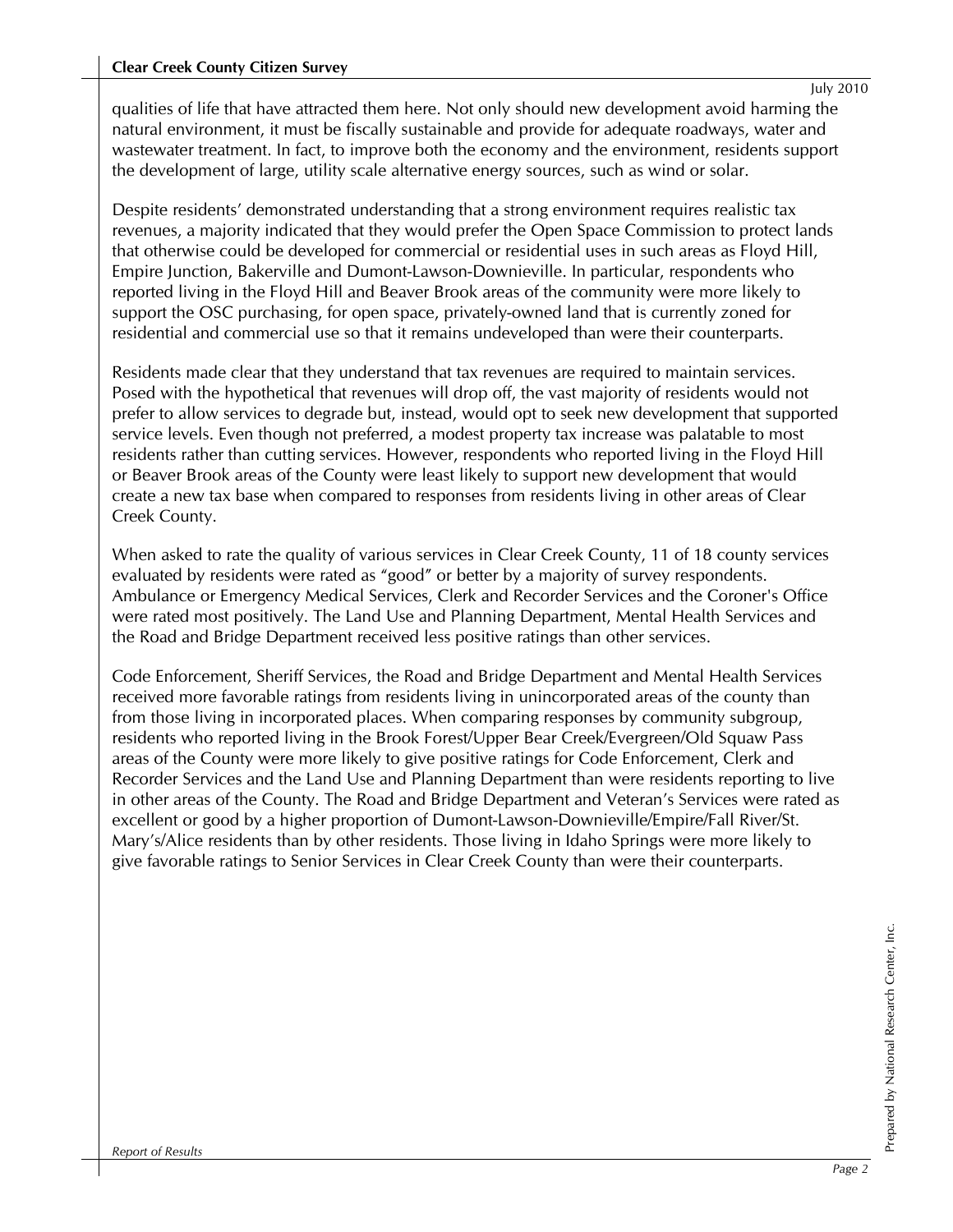qualities of life that have attracted them here. Not only should new development avoid harming the natural environment, it must be fiscally sustainable and provide for adequate roadways, water and wastewater treatment. In fact, to improve both the economy and the environment, residents support the development of large, utility scale alternative energy sources, such as wind or solar.

Despite residents' demonstrated understanding that a strong environment requires realistic tax revenues, a majority indicated that they would prefer the Open Space Commission to protect lands that otherwise could be developed for commercial or residential uses in such areas as Floyd Hill, Empire Junction, Bakerville and Dumont-Lawson-Downieville. In particular, respondents who reported living in the Floyd Hill and Beaver Brook areas of the community were more likely to support the OSC purchasing, for open space, privately-owned land that is currently zoned for residential and commercial use so that it remains undeveloped than were their counterparts.

Residents made clear that they understand that tax revenues are required to maintain services. Posed with the hypothetical that revenues will drop off, the vast majority of residents would not prefer to allow services to degrade but, instead, would opt to seek new development that supported service levels. Even though not preferred, a modest property tax increase was palatable to most residents rather than cutting services. However, respondents who reported living in the Floyd Hill or Beaver Brook areas of the County were least likely to support new development that would create a new tax base when compared to responses from residents living in other areas of Clear Creek County.

When asked to rate the quality of various services in Clear Creek County, 11 of 18 county services evaluated by residents were rated as "good" or better by a majority of survey respondents. Ambulance or Emergency Medical Services, Clerk and Recorder Services and the Coroner's Office were rated most positively. The Land Use and Planning Department, Mental Health Services and the Road and Bridge Department received less positive ratings than other services.

Code Enforcement, Sheriff Services, the Road and Bridge Department and Mental Health Services received more favorable ratings from residents living in unincorporated areas of the county than from those living in incorporated places. When comparing responses by community subgroup, residents who reported living in the Brook Forest/Upper Bear Creek/Evergreen/Old Squaw Pass areas of the County were more likely to give positive ratings for Code Enforcement, Clerk and Recorder Services and the Land Use and Planning Department than were residents reporting to live in other areas of the County. The Road and Bridge Department and Veteran's Services were rated as excellent or good by a higher proportion of Dumont-Lawson-Downieville/Empire/Fall River/St. Mary's/Alice residents than by other residents. Those living in Idaho Springs were more likely to give favorable ratings to Senior Services in Clear Creek County than were their counterparts.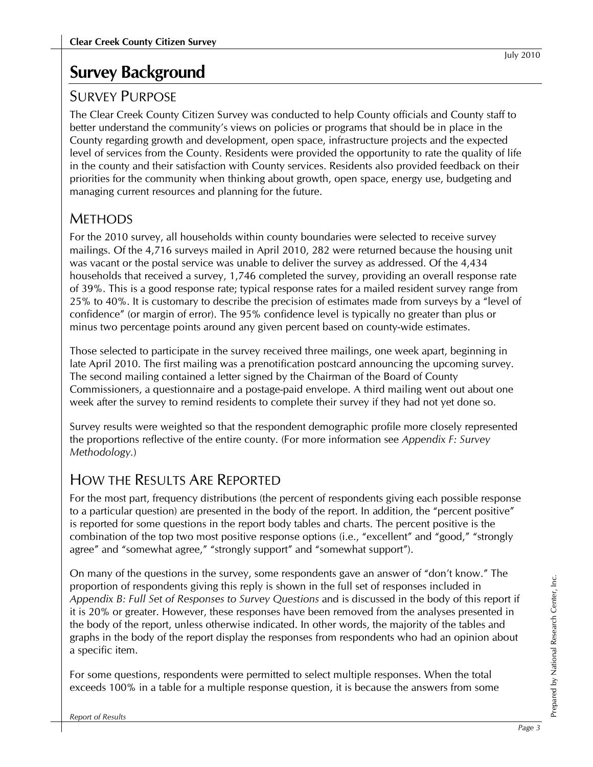# Survey Background

## Survey Purpose

The Clear Creek County Citizen Survey was conducted to help County officials and County staff to better understand the community's views on policies or programs that should be in place in the County regarding growth and development, open space, infrastructure projects and the expected level of services from the County. Residents were provided the opportunity to rate the quality of life in the county and their satisfaction with County services. Residents also provided feedback on their priorities for the community when thinking about growth, open space, energy use, budgeting and managing current resources and planning for the future.

## Methods

For the 2010 survey, all households within county boundaries were selected to receive survey mailings. Of the 4,716 surveys mailed in April 2010, 282 were returned because the housing unit was vacant or the postal service was unable to deliver the survey as addressed. Of the 4,434 households that received a survey, 1,746 completed the survey, providing an overall response rate of 39%. This is a good response rate; typical response rates for a mailed resident survey range from 25% to 40%. It is customary to describe the precision of estimates made from surveys by a "level of confidence" (or margin of error). The 95% confidence level is typically no greater than plus or minus two percentage points around any given percent based on county-wide estimates.

Those selected to participate in the survey received three mailings, one week apart, beginning in late April 2010. The first mailing was a prenotification postcard announcing the upcoming survey. The second mailing contained a letter signed by the Chairman of the Board of County Commissioners, a questionnaire and a postage-paid envelope. A third mailing went out about one week after the survey to remind residents to complete their survey if they had not yet done so.

Survey results were weighted so that the respondent demographic profile more closely represented the proportions reflective of the entire county. (For more information see *Appendix F: Survey Methodology*.)

## How the Results Are Reported

For the most part, frequency distributions (the percent of respondents giving each possible response to a particular question) are presented in the body of the report. In addition, the "percent positive" is reported for some questions in the report body tables and charts. The percent positive is the combination of the top two most positive response options (i.e., "excellent" and "good," "strongly agree" and "somewhat agree," "strongly support" and "somewhat support").

On many of the questions in the survey, some respondents gave an answer of "don't know." The proportion of respondents giving this reply is shown in the full set of responses included in *Appendix B: Full Set of Responses to Survey Questions* and is discussed in the body of this report if it is 20% or greater. However, these responses have been removed from the analyses presented in the body of the report, unless otherwise indicated. In other words, the majority of the tables and graphs in the body of the report display the responses from respondents who had an opinion about a specific item.

For some questions, respondents were permitted to select multiple responses. When the total exceeds 100% in a table for a multiple response question, it is because the answers from some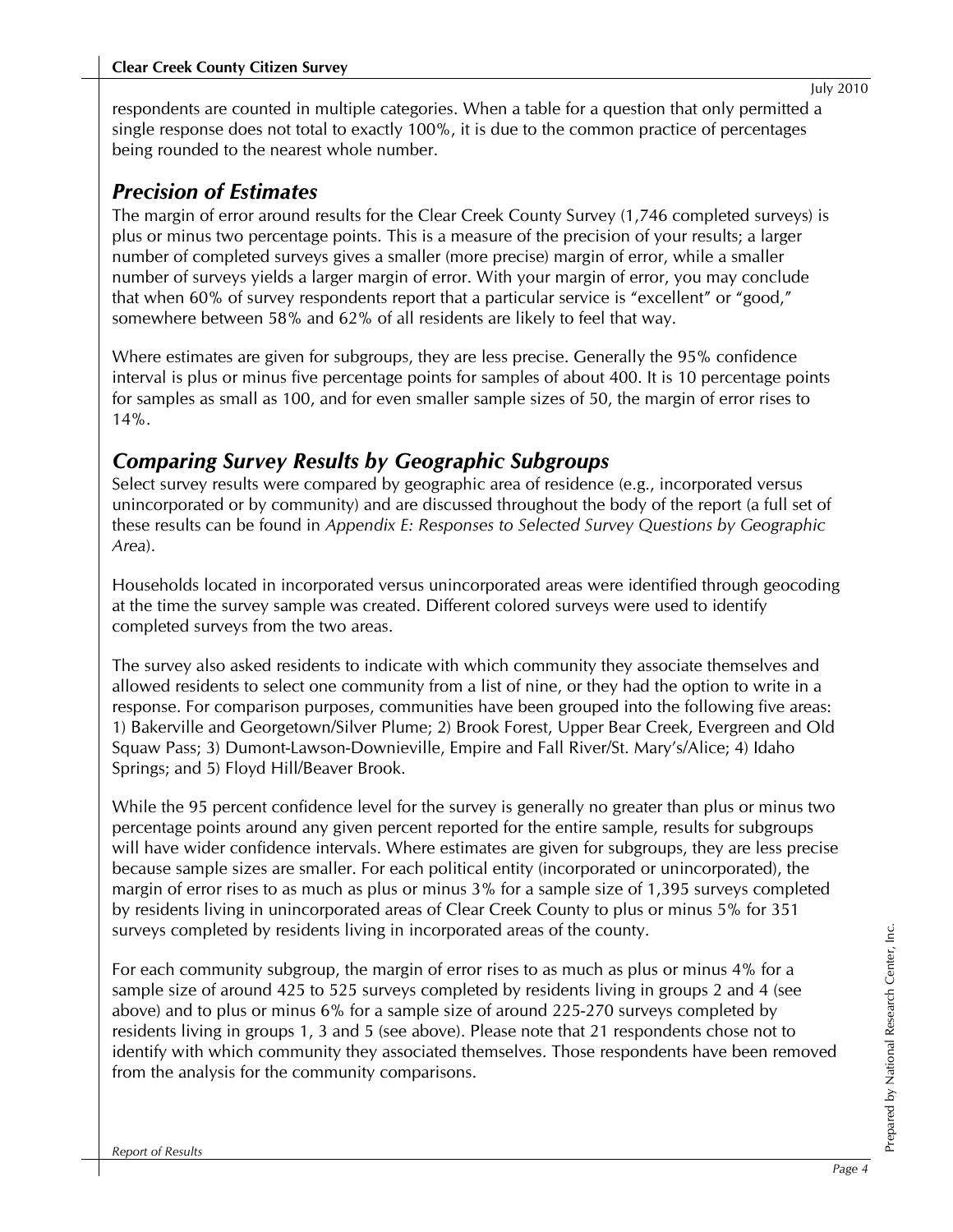respondents are counted in multiple categories. When a table for a question that only permitted a single response does not total to exactly 100%, it is due to the common practice of percentages being rounded to the nearest whole number.

## *Precision of Estimates*

The margin of error around results for the Clear Creek County Survey (1,746 completed surveys) is plus or minus two percentage points. This is a measure of the precision of your results; a larger number of completed surveys gives a smaller (more precise) margin of error, while a smaller number of surveys yields a larger margin of error. With your margin of error, you may conclude that when 60% of survey respondents report that a particular service is "excellent" or "good," somewhere between 58% and 62% of all residents are likely to feel that way.

Where estimates are given for subgroups, they are less precise. Generally the 95% confidence interval is plus or minus five percentage points for samples of about 400. It is 10 percentage points for samples as small as 100, and for even smaller sample sizes of 50, the margin of error rises to 14%.

## *Comparing Survey Results by Geographic Subgroups*

Select survey results were compared by geographic area of residence (e.g., incorporated versus unincorporated or by community) and are discussed throughout the body of the report (a full set of these results can be found in *Appendix E: Responses to Selected Survey Questions by Geographic Area*).

Households located in incorporated versus unincorporated areas were identified through geocoding at the time the survey sample was created. Different colored surveys were used to identify completed surveys from the two areas.

The survey also asked residents to indicate with which community they associate themselves and allowed residents to select one community from a list of nine, or they had the option to write in a response. For comparison purposes, communities have been grouped into the following five areas: 1) Bakerville and Georgetown/Silver Plume; 2) Brook Forest, Upper Bear Creek, Evergreen and Old Squaw Pass; 3) Dumont-Lawson-Downieville, Empire and Fall River/St. Mary's/Alice; 4) Idaho Springs; and 5) Floyd Hill/Beaver Brook.

While the 95 percent confidence level for the survey is generally no greater than plus or minus two percentage points around any given percent reported for the entire sample, results for subgroups will have wider confidence intervals. Where estimates are given for subgroups, they are less precise because sample sizes are smaller. For each political entity (incorporated or unincorporated), the margin of error rises to as much as plus or minus 3% for a sample size of 1,395 surveys completed by residents living in unincorporated areas of Clear Creek County to plus or minus 5% for 351 surveys completed by residents living in incorporated areas of the county.

For each community subgroup, the margin of error rises to as much as plus or minus 4% for a sample size of around 425 to 525 surveys completed by residents living in groups 2 and 4 (see above) and to plus or minus 6% for a sample size of around 225-270 surveys completed by residents living in groups 1, 3 and 5 (see above). Please note that 21 respondents chose not to identify with which community they associated themselves. Those respondents have been removed from the analysis for the community comparisons.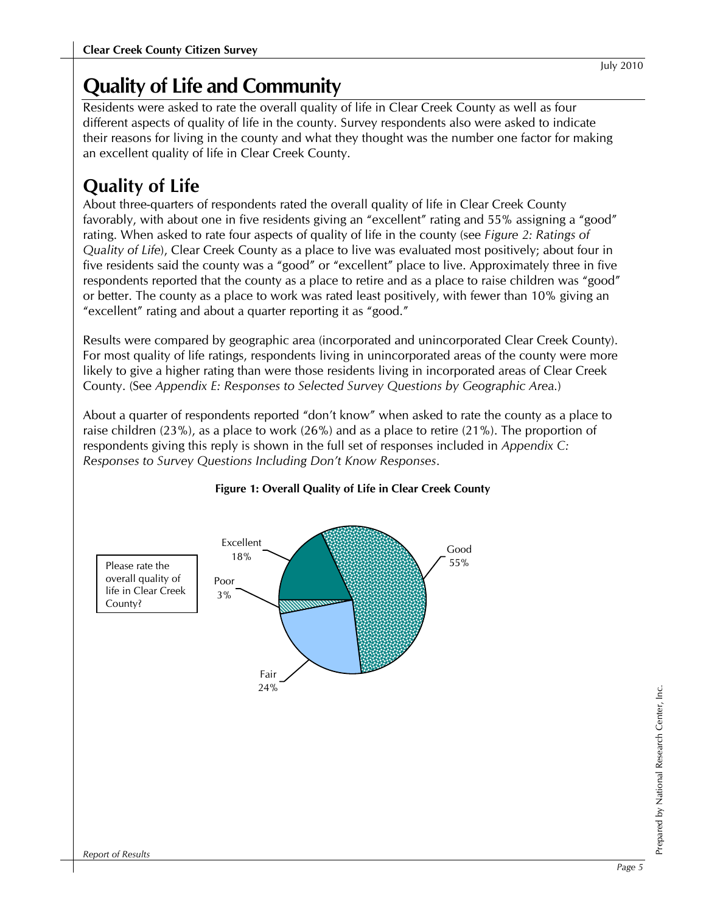# Quality of Life and Community

Residents were asked to rate the overall quality of life in Clear Creek County as well as four different aspects of quality of life in the county. Survey respondents also were asked to indicate their reasons for living in the county and what they thought was the number one factor for making an excellent quality of life in Clear Creek County.

## Quality of Life

About three-quarters of respondents rated the overall quality of life in Clear Creek County favorably, with about one in five residents giving an "excellent" rating and 55% assigning a "good" rating. When asked to rate four aspects of quality of life in the county (see *Figure 2: Ratings of Quality of Life*), Clear Creek County as a place to live was evaluated most positively; about four in five residents said the county was a "good" or "excellent" place to live. Approximately three in five respondents reported that the county as a place to retire and as a place to raise children was "good" or better. The county as a place to work was rated least positively, with fewer than 10% giving an "excellent" rating and about a quarter reporting it as "good."

Results were compared by geographic area (incorporated and unincorporated Clear Creek County). For most quality of life ratings, respondents living in unincorporated areas of the county were more likely to give a higher rating than were those residents living in incorporated areas of Clear Creek County. (See *Appendix E: Responses to Selected Survey Questions by Geographic Area.*)

About a quarter of respondents reported "don't know" when asked to rate the county as a place to raise children (23%), as a place to work (26%) and as a place to retire (21%). The proportion of respondents giving this reply is shown in the full set of responses included in *Appendix C: Responses to Survey Questions Including Don't Know Responses*.

**Figure 1: Overall Quality of Life in Clear Creek County**

Please rate the overall quality of life in Clear Creek County?

| Rating | Percent |
|---|---|
| Excellent | 18% |
| Good | 55% |
| Fair | 24% |
| Poor | 3% |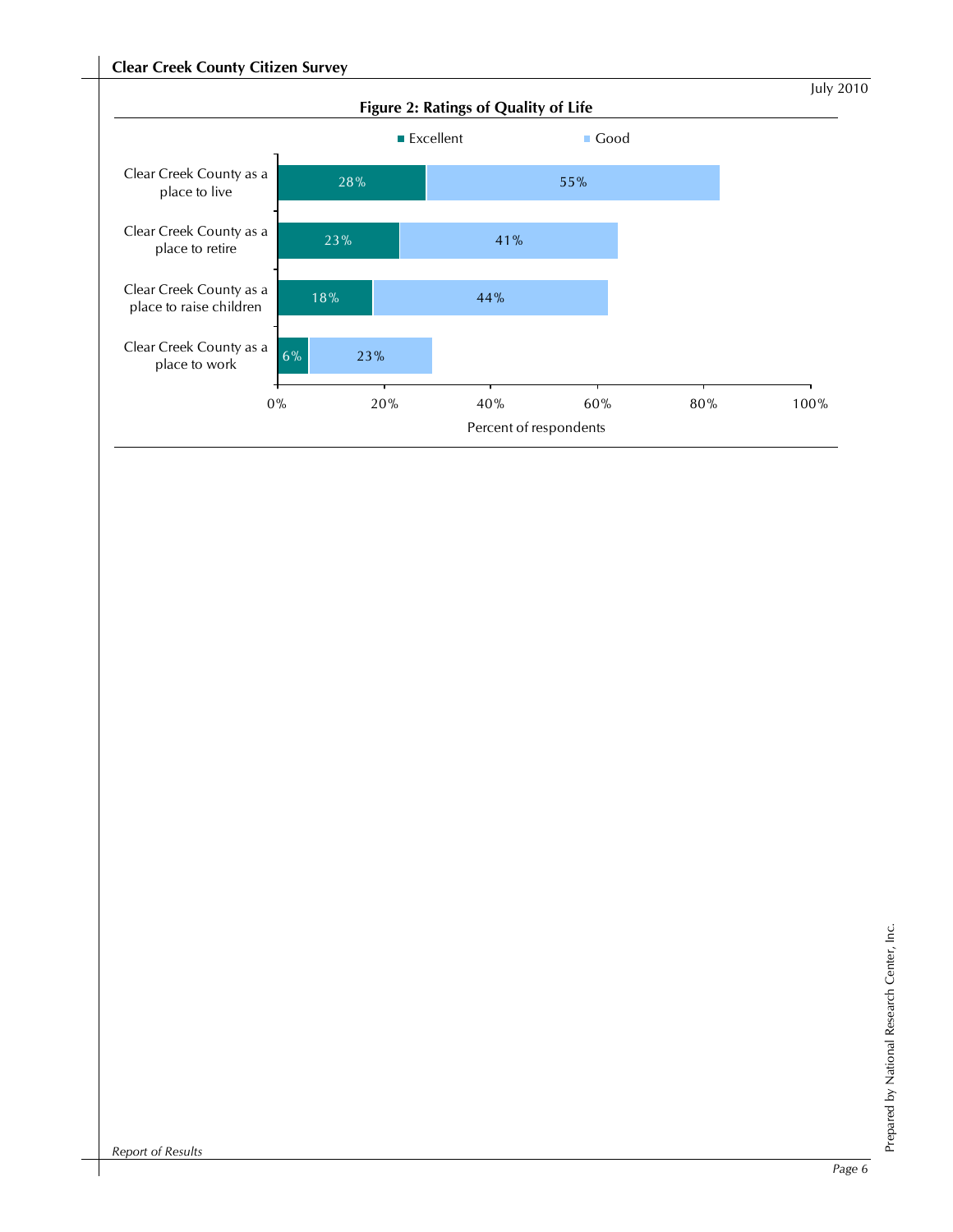**Figure 2: Ratings of Quality of Life**

| | Excellent | Good |
|---|---|---|
| Clear Creek County as a place to live | 28% | 55% |
| Clear Creek County as a place to retire | 23% | 41% |
| Clear Creek County as a place to raise children | 18% | 44% |
| Clear Creek County as a place to work | 6% | 23% |

Percent of respondents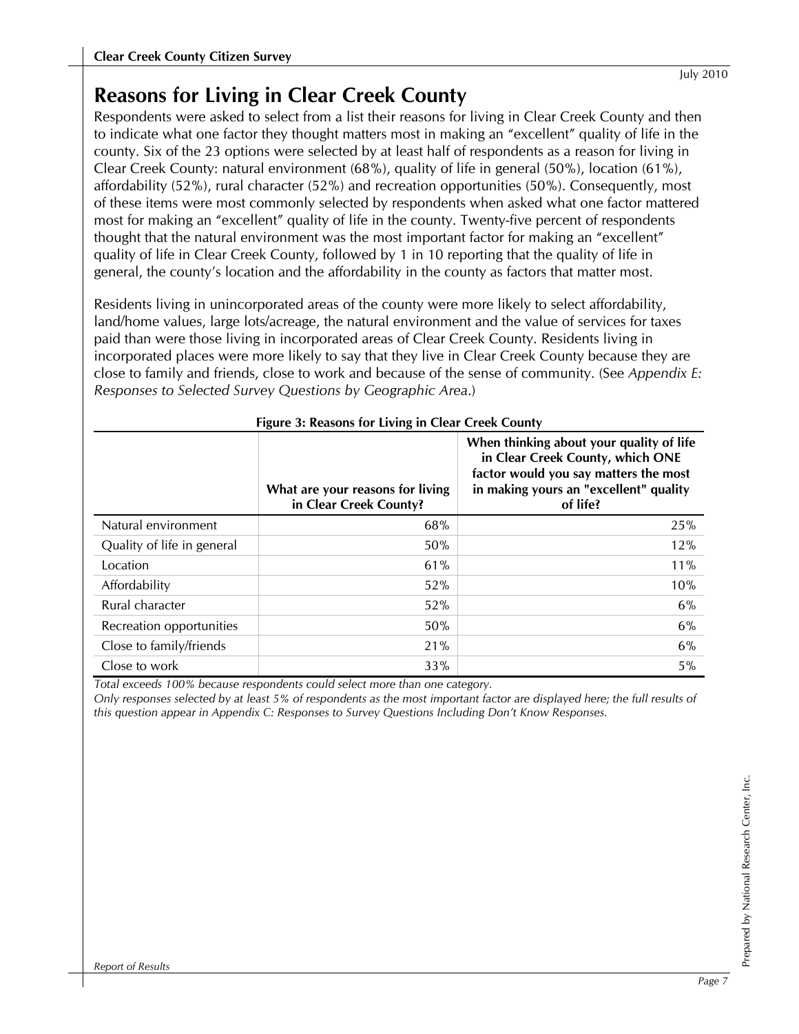# Reasons for Living in Clear Creek County

Respondents were asked to select from a list their reasons for living in Clear Creek County and then to indicate what one factor they thought matters most in making an "excellent" quality of life in the county. Six of the 23 options were selected by at least half of respondents as a reason for living in Clear Creek County: natural environment (68%), quality of life in general (50%), location (61%), affordability (52%), rural character (52%) and recreation opportunities (50%). Consequently, most of these items were most commonly selected by respondents when asked what one factor mattered most for making an "excellent" quality of life in the county. Twenty-five percent of respondents thought that the natural environment was the most important factor for making an "excellent" quality of life in Clear Creek County, followed by 1 in 10 reporting that the quality of life in general, the county's location and the affordability in the county as factors that matter most.

Residents living in unincorporated areas of the county were more likely to select affordability, land/home values, large lots/acreage, the natural environment and the value of services for taxes paid than were those living in incorporated areas of Clear Creek County. Residents living in incorporated places were more likely to say that they live in Clear Creek County because they are close to family and friends, close to work and because of the sense of community. (See *Appendix E: Responses to Selected Survey Questions by Geographic Area*.)

**Figure 3: Reasons for Living in Clear Creek County**

| | What are your reasons for living in Clear Creek County? | When thinking about your quality of life in Clear Creek County, which ONE factor would you say matters the most in making yours an "excellent" quality of life? |
|---|---|---|
| Natural environment | 68% | 25% |
| Quality of life in general | 50% | 12% |
| Location | 61% | 11% |
| Affordability | 52% | 10% |
| Rural character | 52% | 6% |
| Recreation opportunities | 50% | 6% |
| Close to family/friends | 21% | 6% |
| Close to work | 33% | 5% |

*Total exceeds 100% because respondents could select more than one category.*

*Only responses selected by at least 5% of respondents as the most important factor are displayed here; the full results of this question appear in Appendix C: Responses to Survey Questions Including Don't Know Responses.*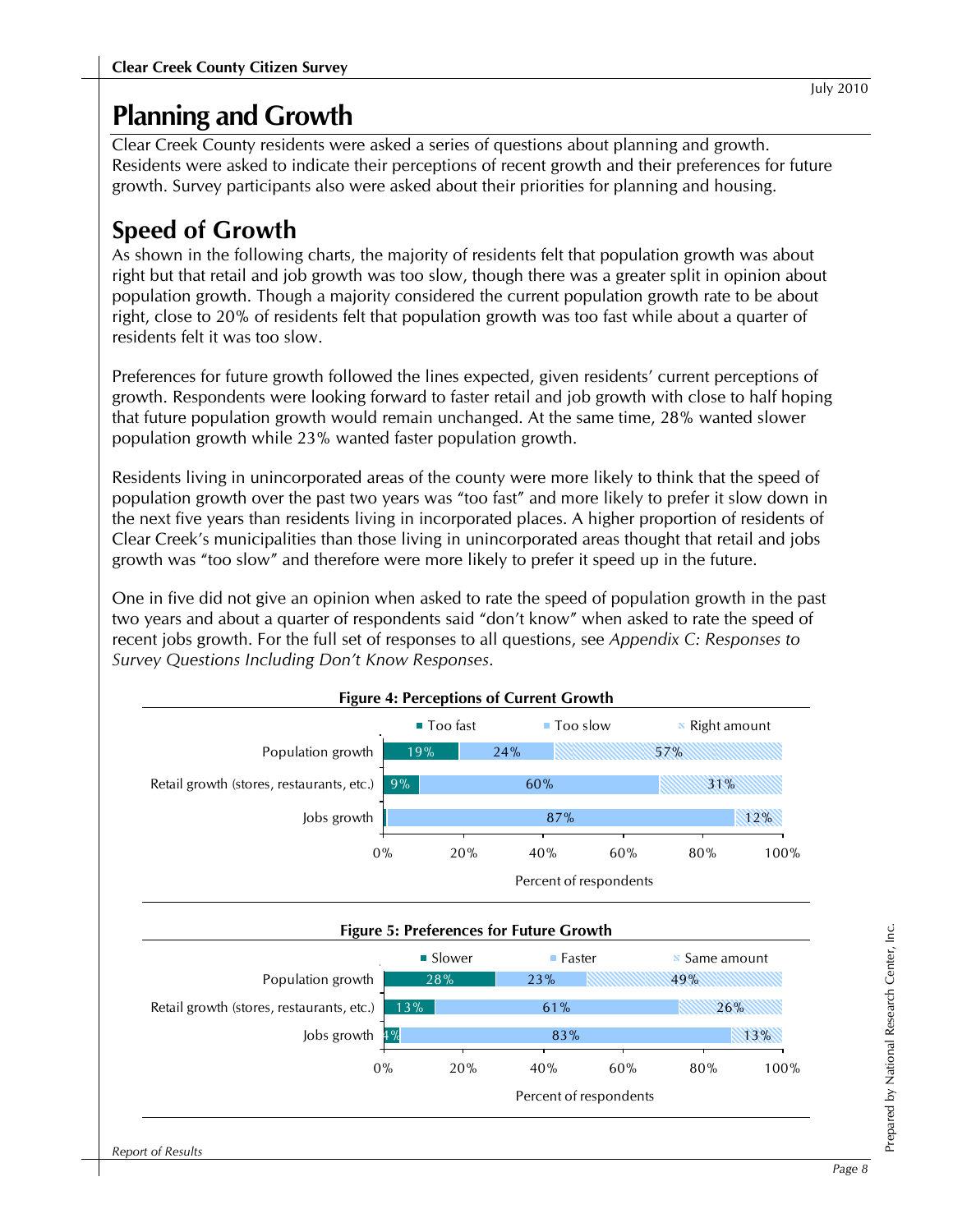# Planning and Growth

Clear Creek County residents were asked a series of questions about planning and growth. Residents were asked to indicate their perceptions of recent growth and their preferences for future growth. Survey participants also were asked about their priorities for planning and housing.

## Speed of Growth

As shown in the following charts, the majority of residents felt that population growth was about right but that retail and job growth was too slow, though there was a greater split in opinion about population growth. Though a majority considered the current population growth rate to be about right, close to 20% of residents felt that population growth was too fast while about a quarter of residents felt it was too slow.

Preferences for future growth followed the lines expected, given residents' current perceptions of growth. Respondents were looking forward to faster retail and job growth with close to half hoping that future population growth would remain unchanged. At the same time, 28% wanted slower population growth while 23% wanted faster population growth.

Residents living in unincorporated areas of the county were more likely to think that the speed of population growth over the past two years was "too fast" and more likely to prefer it slow down in the next five years than residents living in incorporated places. A higher proportion of residents of Clear Creek's municipalities than those living in unincorporated areas thought that retail and jobs growth was "too slow" and therefore were more likely to prefer it speed up in the future.

One in five did not give an opinion when asked to rate the speed of population growth in the past two years and about a quarter of respondents said "don't know" when asked to rate the speed of recent jobs growth. For the full set of responses to all questions, see *Appendix C: Responses to Survey Questions Including Don't Know Responses*.

**Figure 4: Perceptions of Current Growth**

| | Too fast | Too slow | Right amount |
|---|---|---|---|
| Population growth | 19% | 24% | 57% |
| Retail growth (stores, restaurants, etc.) | 9% | 60% | 31% |
| Jobs growth | | 87% | 12% |

Percent of respondents

**Figure 5: Preferences for Future Growth**

| | Slower | Faster | Same amount |
|---|---|---|---|
| Population growth | 28% | 23% | 49% |
| Retail growth (stores, restaurants, etc.) | 13% | 61% | 26% |
| Jobs growth | 4% | 83% | 13% |

Percent of respondents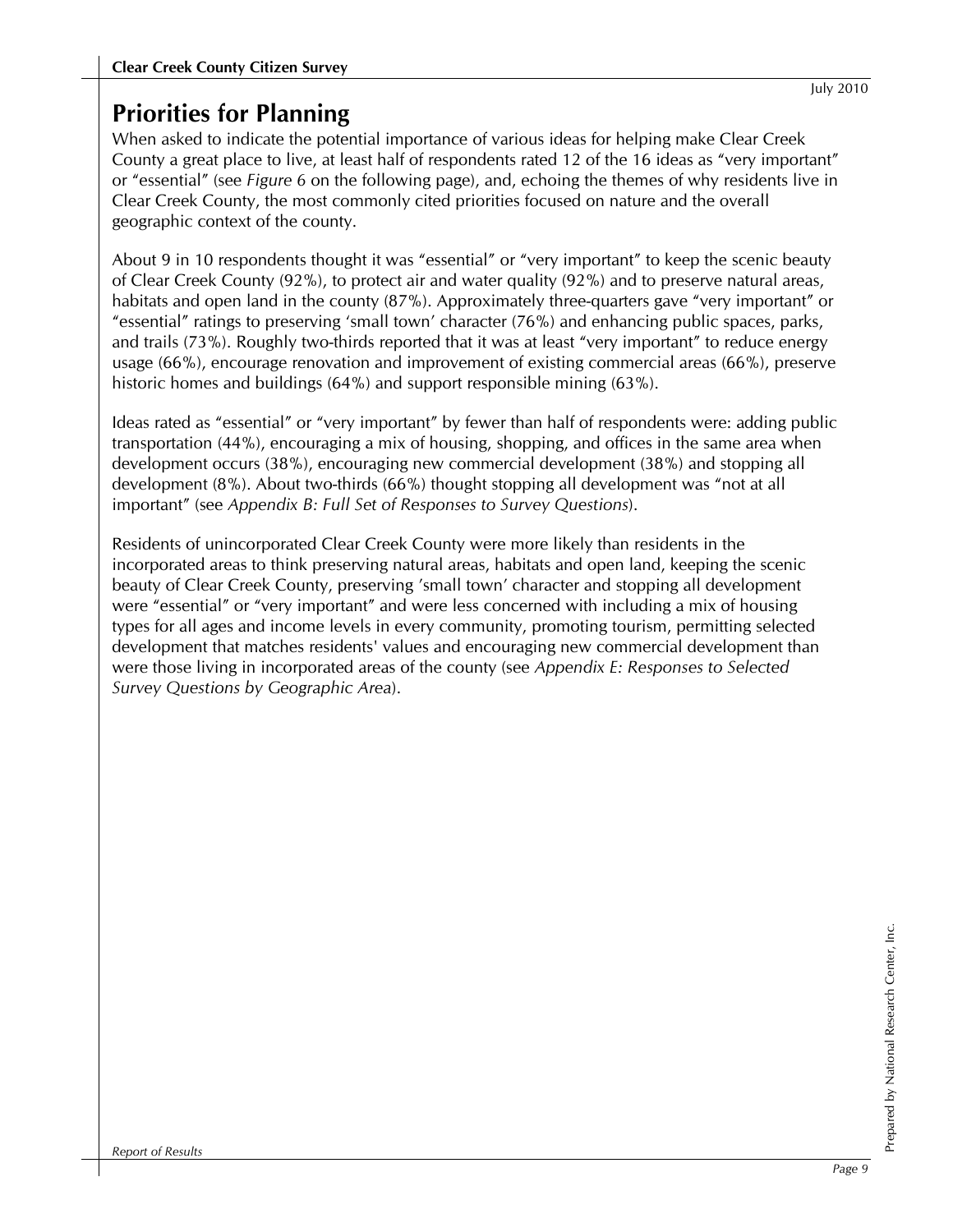## Priorities for Planning

When asked to indicate the potential importance of various ideas for helping make Clear Creek County a great place to live, at least half of respondents rated 12 of the 16 ideas as "very important" or "essential" (see *Figure 6* on the following page), and, echoing the themes of why residents live in Clear Creek County, the most commonly cited priorities focused on nature and the overall geographic context of the county.

About 9 in 10 respondents thought it was "essential" or "very important" to keep the scenic beauty of Clear Creek County (92%), to protect air and water quality (92%) and to preserve natural areas, habitats and open land in the county (87%). Approximately three-quarters gave "very important" or "essential" ratings to preserving 'small town' character (76%) and enhancing public spaces, parks, and trails (73%). Roughly two-thirds reported that it was at least "very important" to reduce energy usage (66%), encourage renovation and improvement of existing commercial areas (66%), preserve historic homes and buildings (64%) and support responsible mining (63%).

Ideas rated as "essential" or "very important" by fewer than half of respondents were: adding public transportation (44%), encouraging a mix of housing, shopping, and offices in the same area when development occurs (38%), encouraging new commercial development (38%) and stopping all development (8%). About two-thirds (66%) thought stopping all development was "not at all important" (see *Appendix B: Full Set of Responses to Survey Questions*).

Residents of unincorporated Clear Creek County were more likely than residents in the incorporated areas to think preserving natural areas, habitats and open land, keeping the scenic beauty of Clear Creek County, preserving 'small town' character and stopping all development were "essential" or "very important" and were less concerned with including a mix of housing types for all ages and income levels in every community, promoting tourism, permitting selected development that matches residents' values and encouraging new commercial development than were those living in incorporated areas of the county (see *Appendix E: Responses to Selected Survey Questions by Geographic Area*).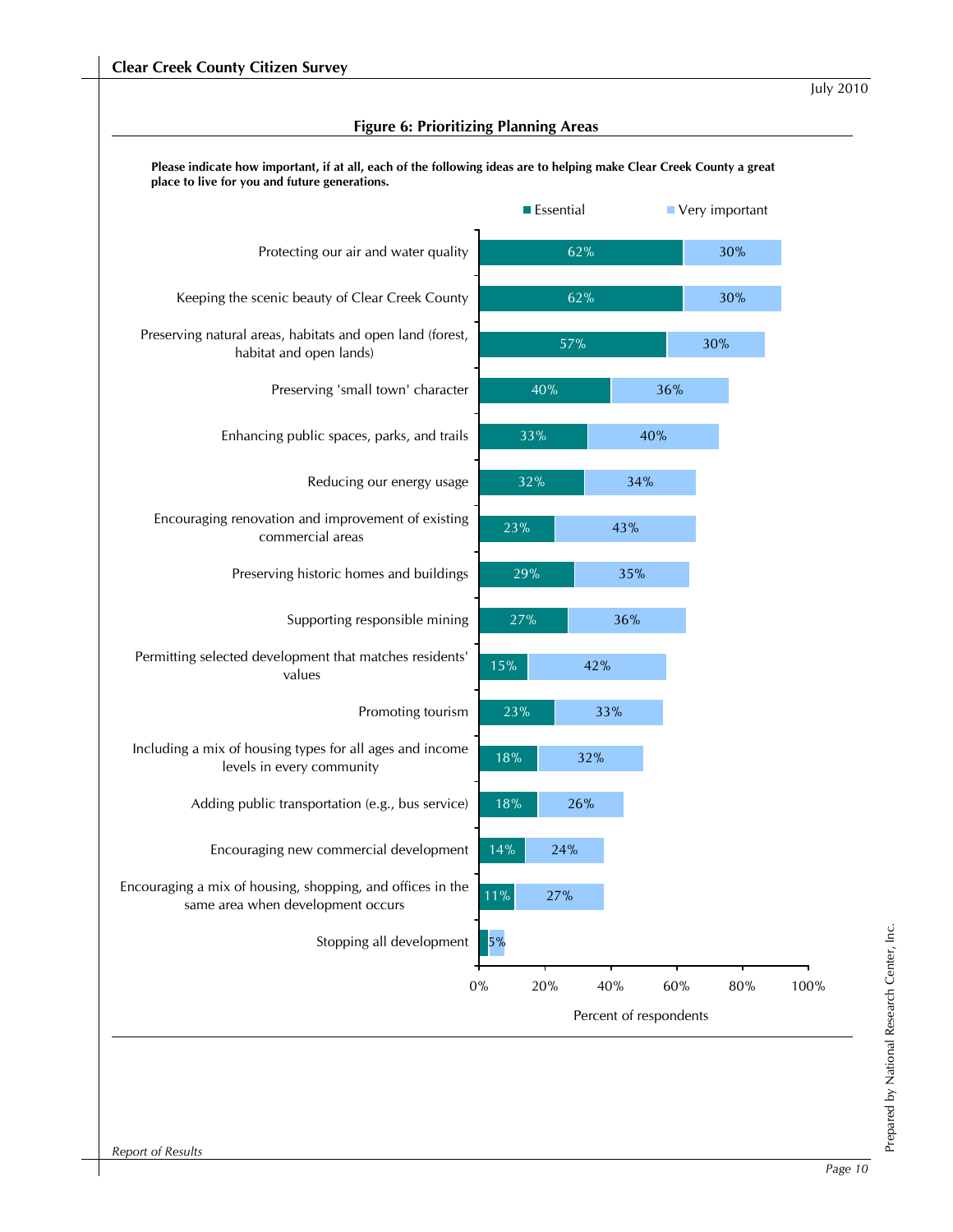**Figure 6: Prioritizing Planning Areas**

**Please indicate how important, if at all, each of the following ideas are to helping make Clear Creek County a great place to live for you and future generations.**

| Item | Essential | Very important |
| --- | --- | --- |
| Protecting our air and water quality | 62% | 30% |
| Keeping the scenic beauty of Clear Creek County | 62% | 30% |
| Preserving natural areas, habitats and open land (forest, habitat and open lands) | 57% | 30% |
| Preserving 'small town' character | 40% | 36% |
| Enhancing public spaces, parks, and trails | 33% | 40% |
| Reducing our energy usage | 32% | 34% |
| Encouraging renovation and improvement of existing commercial areas | 23% | 43% |
| Preserving historic homes and buildings | 29% | 35% |
| Supporting responsible mining | 27% | 36% |
| Permitting selected development that matches residents' values | 15% | 42% |
| Promoting tourism | 23% | 33% |
| Including a mix of housing types for all ages and income levels in every community | 18% | 32% |
| Adding public transportation (e.g., bus service) | 18% | 26% |
| Encouraging new commercial development | 14% | 24% |
| Encouraging a mix of housing, shopping, and offices in the same area when development occurs | 11% | 27% |
| Stopping all development | | 5% |

Percent of respondents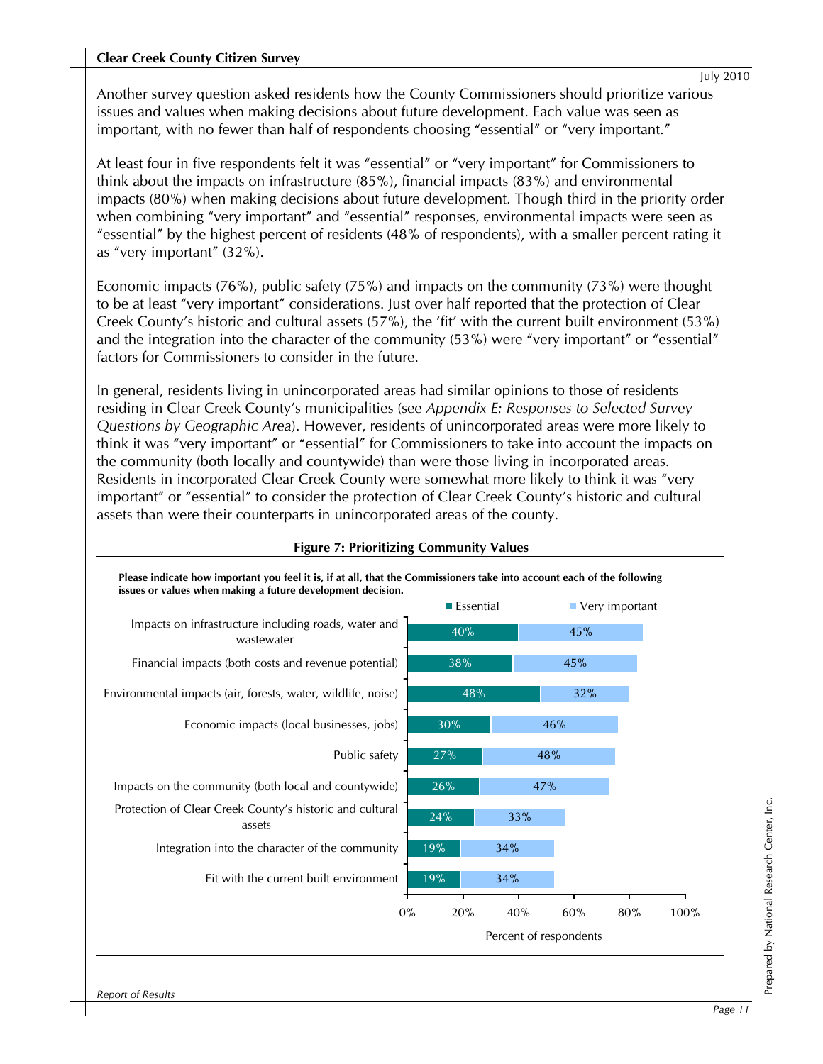Another survey question asked residents how the County Commissioners should prioritize various issues and values when making decisions about future development. Each value was seen as important, with no fewer than half of respondents choosing "essential" or "very important."

At least four in five respondents felt it was "essential" or "very important" for Commissioners to think about the impacts on infrastructure (85%), financial impacts (83%) and environmental impacts (80%) when making decisions about future development. Though third in the priority order when combining "very important" and "essential" responses, environmental impacts were seen as "essential" by the highest percent of residents (48% of respondents), with a smaller percent rating it as "very important" (32%).

Economic impacts (76%), public safety (75%) and impacts on the community (73%) were thought to be at least "very important" considerations. Just over half reported that the protection of Clear Creek County's historic and cultural assets (57%), the 'fit' with the current built environment (53%) and the integration into the character of the community (53%) were "very important" or "essential" factors for Commissioners to consider in the future.

In general, residents living in unincorporated areas had similar opinions to those of residents residing in Clear Creek County's municipalities (see *Appendix E: Responses to Selected Survey Questions by Geographic Area*). However, residents of unincorporated areas were more likely to think it was "very important" or "essential" for Commissioners to take into account the impacts on the community (both locally and countywide) than were those living in incorporated areas. Residents in incorporated Clear Creek County were somewhat more likely to think it was "very important" or "essential" to consider the protection of Clear Creek County's historic and cultural assets than were their counterparts in unincorporated areas of the county.

**Figure 7: Prioritizing Community Values**

**Please indicate how important you feel it is, if at all, that the Commissioners take into account each of the following issues or values when making a future development decision.**

| Issue or value | Essential | Very important |
|---|---|---|
| Impacts on infrastructure including roads, water and wastewater | 40% | 45% |
| Financial impacts (both costs and revenue potential) | 38% | 45% |
| Environmental impacts (air, forests, water, wildlife, noise) | 48% | 32% |
| Economic impacts (local businesses, jobs) | 30% | 46% |
| Public safety | 27% | 48% |
| Impacts on the community (both local and countywide) | 26% | 47% |
| Protection of Clear Creek County's historic and cultural assets | 24% | 33% |
| Integration into the character of the community | 19% | 34% |
| Fit with the current built environment | 19% | 34% |

Percent of respondents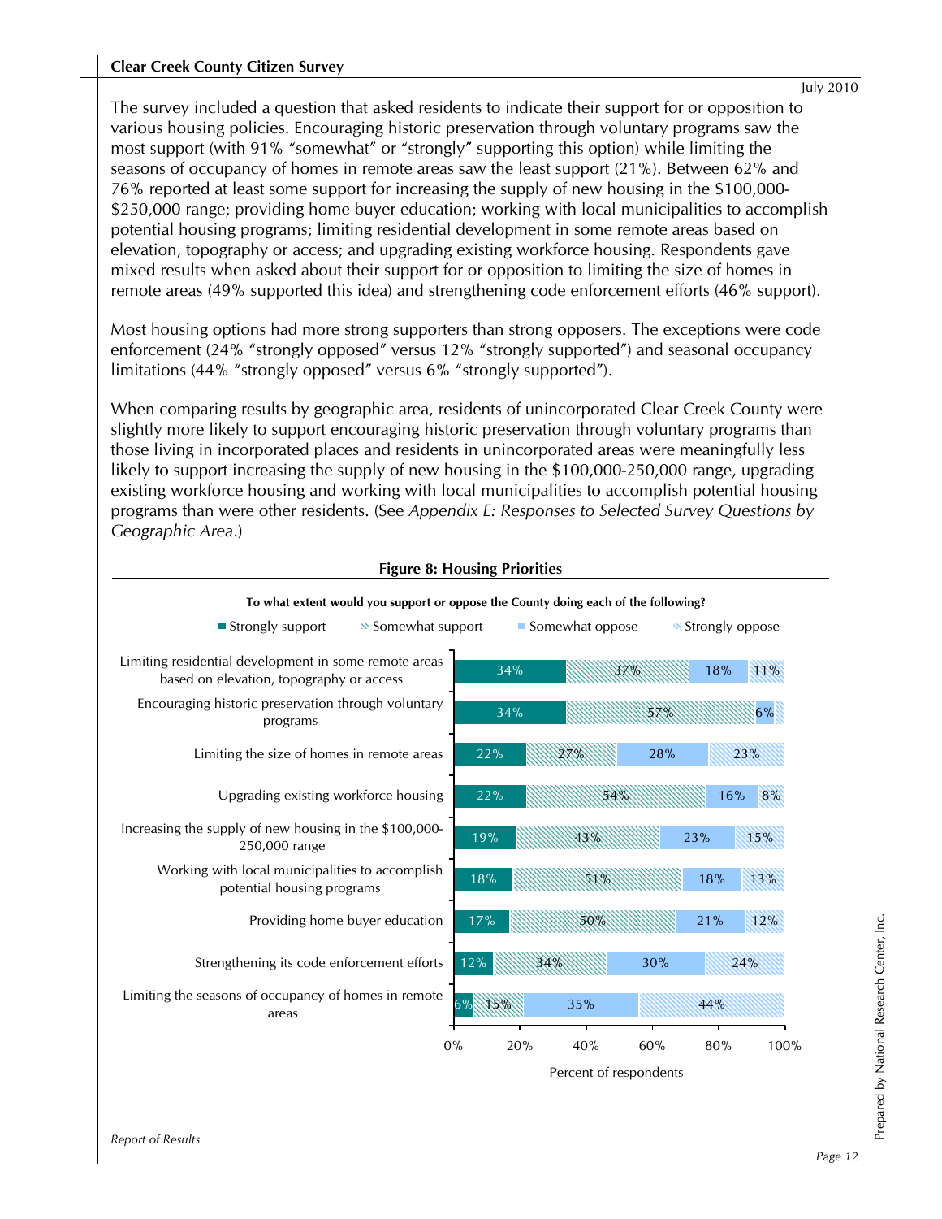The survey included a question that asked residents to indicate their support for or opposition to various housing policies. Encouraging historic preservation through voluntary programs saw the most support (with 91% "somewhat" or "strongly" supporting this option) while limiting the seasons of occupancy of homes in remote areas saw the least support (21%). Between 62% and 76% reported at least some support for increasing the supply of new housing in the $100,000-$250,000 range; providing home buyer education; working with local municipalities to accomplish potential housing programs; limiting residential development in some remote areas based on elevation, topography or access; and upgrading existing workforce housing. Respondents gave mixed results when asked about their support for or opposition to limiting the size of homes in remote areas (49% supported this idea) and strengthening code enforcement efforts (46% support).

Most housing options had more strong supporters than strong opposers. The exceptions were code enforcement (24% "strongly opposed" versus 12% "strongly supported") and seasonal occupancy limitations (44% "strongly opposed" versus 6% "strongly supported").

When comparing results by geographic area, residents of unincorporated Clear Creek County were slightly more likely to support encouraging historic preservation through voluntary programs than those living in incorporated places and residents in unincorporated areas were meaningfully less likely to support increasing the supply of new housing in the $100,000-250,000 range, upgrading existing workforce housing and working with local municipalities to accomplish potential housing programs than were other residents. (See *Appendix E: Responses to Selected Survey Questions by Geographic Area*.)

**Figure 8: Housing Priorities**

**To what extent would you support or oppose the County doing each of the following?**

| | Strongly support | Somewhat support | Somewhat oppose | Strongly oppose |
|---|---|---|---|---|
| Limiting residential development in some remote areas based on elevation, topography or access | 34% | 37% | 18% | 11% |
| Encouraging historic preservation through voluntary programs | 34% | 57% | 6% | |
| Limiting the size of homes in remote areas | 22% | 27% | 28% | 23% |
| Upgrading existing workforce housing | 22% | 54% | 16% | 8% |
| Increasing the supply of new housing in the $100,000-250,000 range | 19% | 43% | 23% | 15% |
| Working with local municipalities to accomplish potential housing programs | 18% | 51% | 18% | 13% |
| Providing home buyer education | 17% | 50% | 21% | 12% |
| Strengthening its code enforcement efforts | 12% | 34% | 30% | 24% |
| Limiting the seasons of occupancy of homes in remote areas | 6% | 15% | 35% | 44% |

Percent of respondents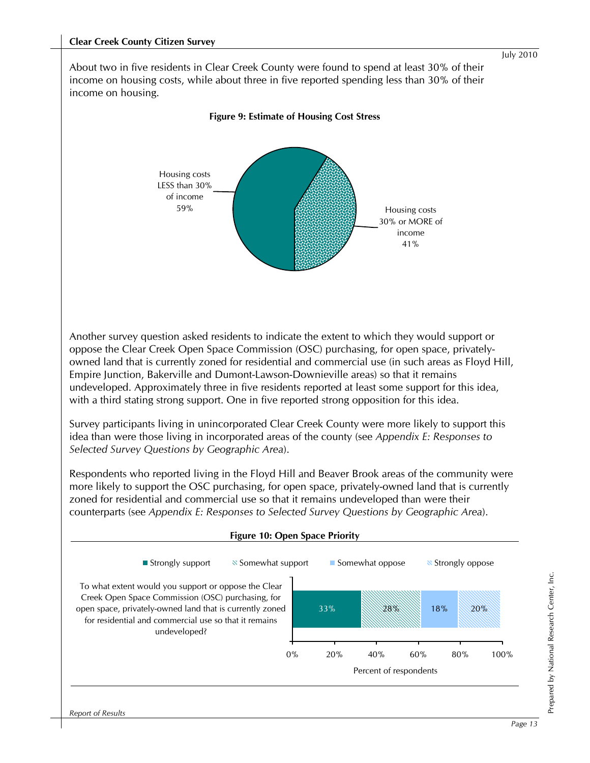About two in five residents in Clear Creek County were found to spend at least 30% of their income on housing costs, while about three in five reported spending less than 30% of their income on housing.

**Figure 9: Estimate of Housing Cost Stress**

| Category | Percent |
|---|---|
| Housing costs LESS than 30% of income | 59% |
| Housing costs 30% or MORE of income | 41% |

Another survey question asked residents to indicate the extent to which they would support or oppose the Clear Creek Open Space Commission (OSC) purchasing, for open space, privately-owned land that is currently zoned for residential and commercial use (in such areas as Floyd Hill, Empire Junction, Bakerville and Dumont-Lawson-Downieville areas) so that it remains undeveloped. Approximately three in five residents reported at least some support for this idea, with a third stating strong support. One in five reported strong opposition for this idea.

Survey participants living in unincorporated Clear Creek County were more likely to support this idea than were those living in incorporated areas of the county (see *Appendix E: Responses to Selected Survey Questions by Geographic Area*).

Respondents who reported living in the Floyd Hill and Beaver Brook areas of the community were more likely to support the OSC purchasing, for open space, privately-owned land that is currently zoned for residential and commercial use so that it remains undeveloped than were their counterparts (see *Appendix E: Responses to Selected Survey Questions by Geographic Area*).

**Figure 10: Open Space Priority**

| Question | Strongly support | Somewhat support | Somewhat oppose | Strongly oppose |
|---|---|---|---|---|
| To what extent would you support or oppose the Clear Creek Open Space Commission (OSC) purchasing, for open space, privately-owned land that is currently zoned for residential and commercial use so that it remains undeveloped? | 33% | 28% | 18% | 20% |

Percent of respondents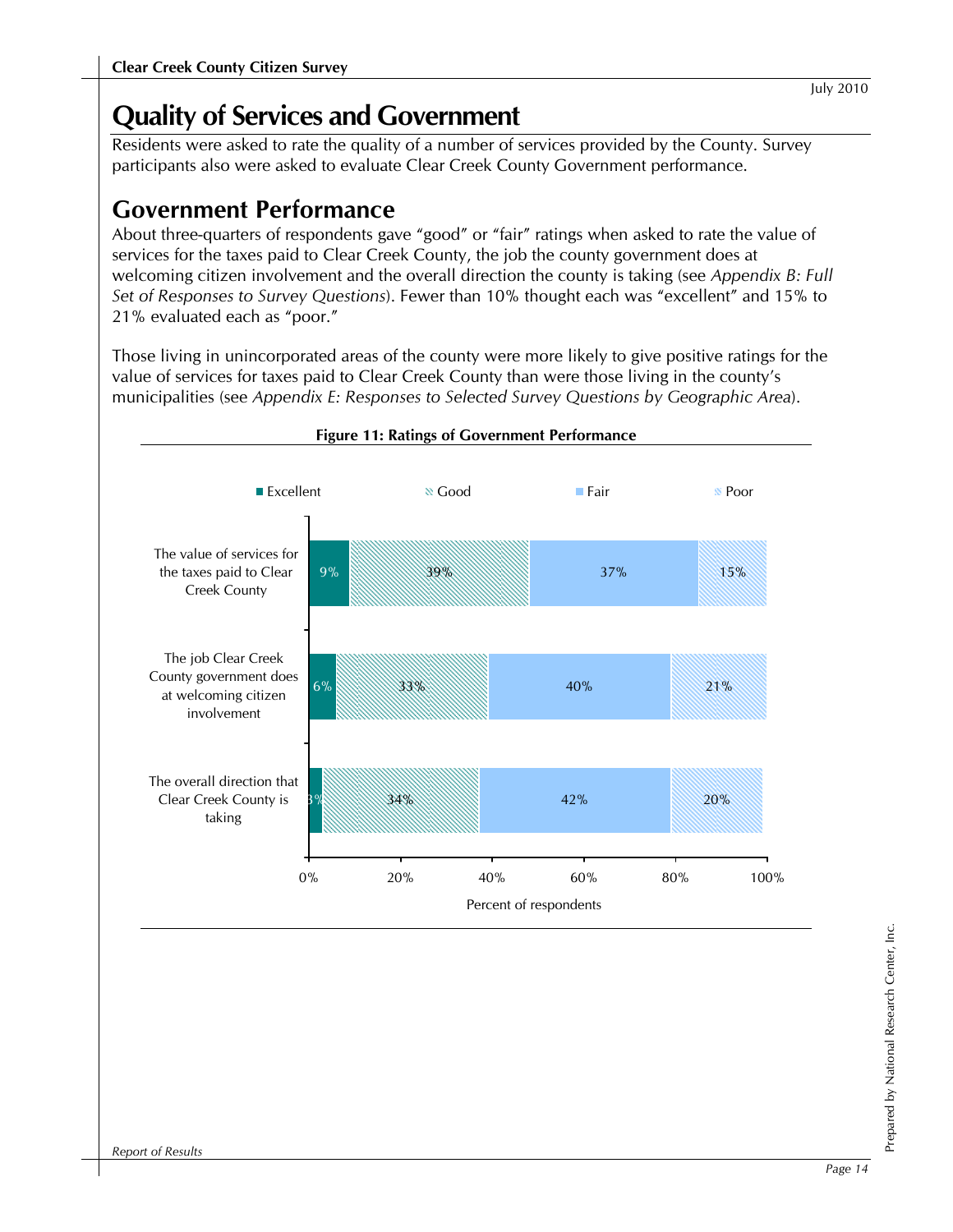# Quality of Services and Government

Residents were asked to rate the quality of a number of services provided by the County. Survey participants also were asked to evaluate Clear Creek County Government performance.

## Government Performance

About three-quarters of respondents gave "good" or "fair" ratings when asked to rate the value of services for the taxes paid to Clear Creek County, the job the county government does at welcoming citizen involvement and the overall direction the county is taking (see *Appendix B: Full Set of Responses to Survey Questions*). Fewer than 10% thought each was "excellent" and 15% to 21% evaluated each as "poor."

Those living in unincorporated areas of the county were more likely to give positive ratings for the value of services for taxes paid to Clear Creek County than were those living in the county's municipalities (see *Appendix E: Responses to Selected Survey Questions by Geographic Area*).

**Figure 11: Ratings of Government Performance**

| | Excellent | Good | Fair | Poor |
|---|---|---|---|---|
| The value of services for the taxes paid to Clear Creek County | 9% | 39% | 37% | 15% |
| The job Clear Creek County government does at welcoming citizen involvement | 6% | 33% | 40% | 21% |
| The overall direction that Clear Creek County is taking | 3% | 34% | 42% | 20% |

Percent of respondents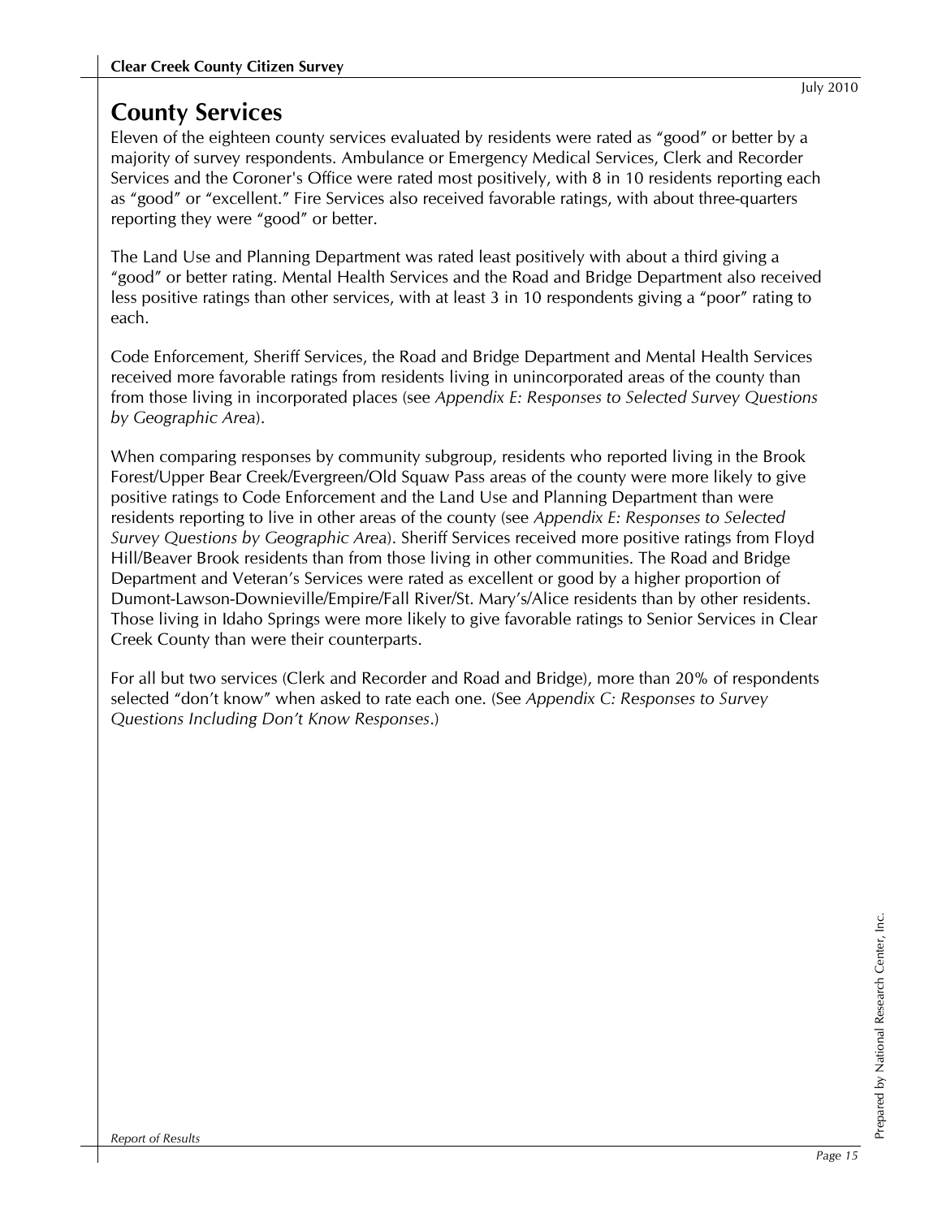# County Services

Eleven of the eighteen county services evaluated by residents were rated as "good" or better by a majority of survey respondents. Ambulance or Emergency Medical Services, Clerk and Recorder Services and the Coroner's Office were rated most positively, with 8 in 10 residents reporting each as "good" or "excellent." Fire Services also received favorable ratings, with about three-quarters reporting they were "good" or better.

The Land Use and Planning Department was rated least positively with about a third giving a "good" or better rating. Mental Health Services and the Road and Bridge Department also received less positive ratings than other services, with at least 3 in 10 respondents giving a "poor" rating to each.

Code Enforcement, Sheriff Services, the Road and Bridge Department and Mental Health Services received more favorable ratings from residents living in unincorporated areas of the county than from those living in incorporated places (see *Appendix E: Responses to Selected Survey Questions by Geographic Area*).

When comparing responses by community subgroup, residents who reported living in the Brook Forest/Upper Bear Creek/Evergreen/Old Squaw Pass areas of the county were more likely to give positive ratings to Code Enforcement and the Land Use and Planning Department than were residents reporting to live in other areas of the county (see *Appendix E: Responses to Selected Survey Questions by Geographic Area*). Sheriff Services received more positive ratings from Floyd Hill/Beaver Brook residents than from those living in other communities. The Road and Bridge Department and Veteran's Services were rated as excellent or good by a higher proportion of Dumont-Lawson-Downieville/Empire/Fall River/St. Mary's/Alice residents than by other residents. Those living in Idaho Springs were more likely to give favorable ratings to Senior Services in Clear Creek County than were their counterparts.

For all but two services (Clerk and Recorder and Road and Bridge), more than 20% of respondents selected "don't know" when asked to rate each one. (See *Appendix C: Responses to Survey Questions Including Don't Know Responses*.)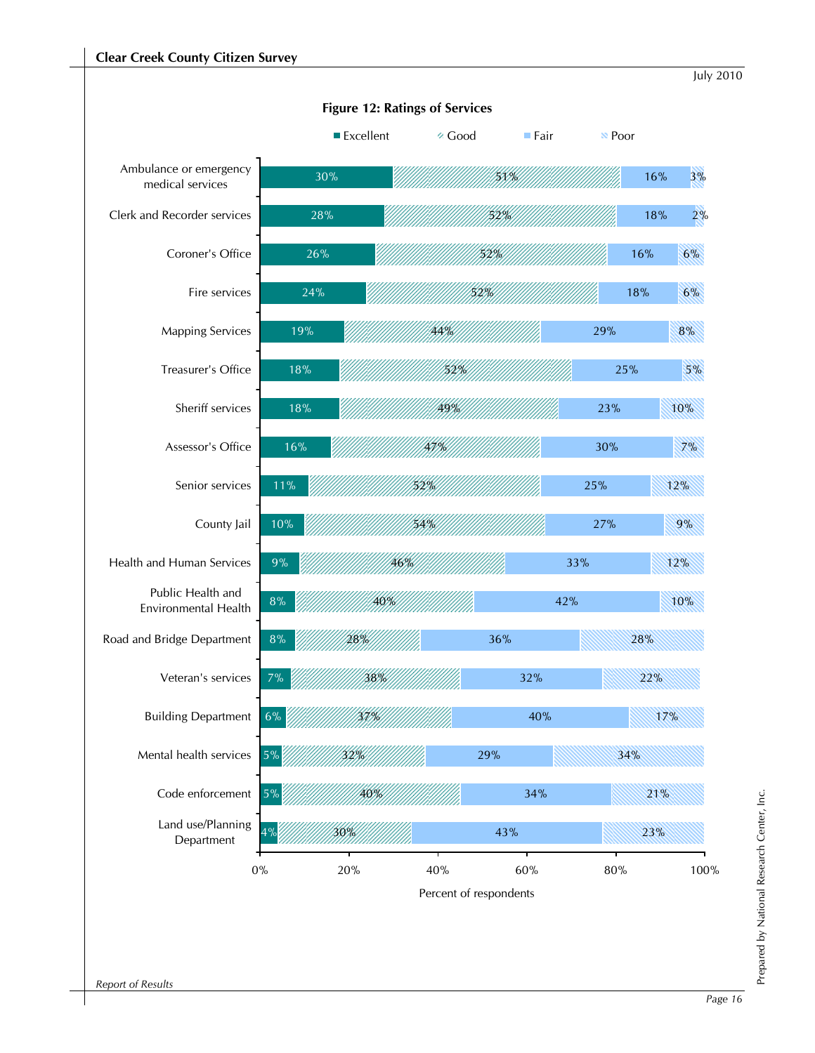**Figure 12: Ratings of Services**

| Service | Excellent | Good | Fair | Poor |
|---|---|---|---|---|
| Ambulance or emergency medical services | 30% | 51% | 16% | 3% |
| Clerk and Recorder services | 28% | 52% | 18% | 2% |
| Coroner's Office | 26% | 52% | 16% | 6% |
| Fire services | 24% | 52% | 18% | 6% |
| Mapping Services | 19% | 44% | 29% | 8% |
| Treasurer's Office | 18% | 52% | 25% | 5% |
| Sheriff services | 18% | 49% | 23% | 10% |
| Assessor's Office | 16% | 47% | 30% | 7% |
| Senior services | 11% | 52% | 25% | 12% |
| County Jail | 10% | 54% | 27% | 9% |
| Health and Human Services | 9% | 46% | 33% | 12% |
| Public Health and Environmental Health | 8% | 40% | 42% | 10% |
| Road and Bridge Department | 8% | 28% | 36% | 28% |
| Veteran's services | 7% | 38% | 32% | 22% |
| Building Department | 6% | 37% | 40% | 17% |
| Mental health services | 5% | 32% | 29% | 34% |
| Code enforcement | 5% | 40% | 34% | 21% |
| Land use/Planning Department | 4% | 30% | 43% | 23% |

Percent of respondents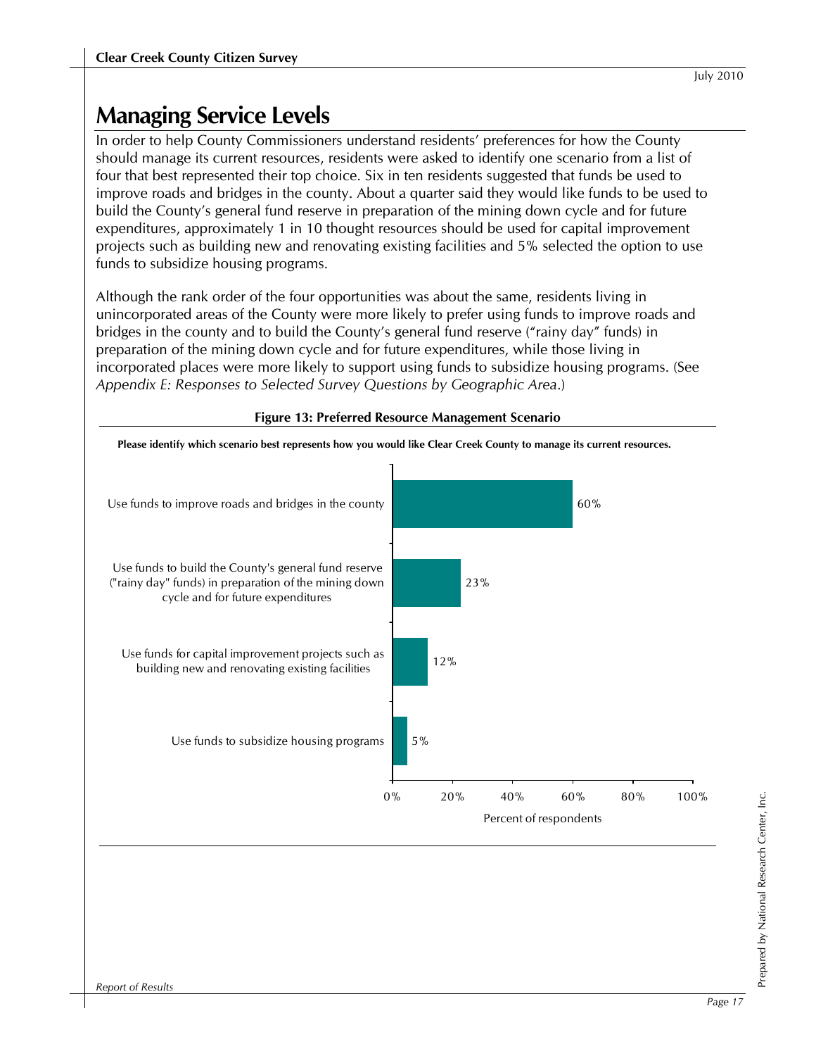# Managing Service Levels

In order to help County Commissioners understand residents' preferences for how the County should manage its current resources, residents were asked to identify one scenario from a list of four that best represented their top choice. Six in ten residents suggested that funds be used to improve roads and bridges in the county. About a quarter said they would like funds to be used to build the County's general fund reserve in preparation of the mining down cycle and for future expenditures, approximately 1 in 10 thought resources should be used for capital improvement projects such as building new and renovating existing facilities and 5% selected the option to use funds to subsidize housing programs.

Although the rank order of the four opportunities was about the same, residents living in unincorporated areas of the County were more likely to prefer using funds to improve roads and bridges in the county and to build the County's general fund reserve ("rainy day" funds) in preparation of the mining down cycle and for future expenditures, while those living in incorporated places were more likely to support using funds to subsidize housing programs. (See *Appendix E: Responses to Selected Survey Questions by Geographic Area*.)

**Figure 13: Preferred Resource Management Scenario**

**Please identify which scenario best represents how you would like Clear Creek County to manage its current resources.**

| Scenario | Percent of respondents |
|---|---|
| Use funds to improve roads and bridges in the county | 60% |
| Use funds to build the County's general fund reserve ("rainy day" funds) in preparation of the mining down cycle and for future expenditures | 23% |
| Use funds for capital improvement projects such as building new and renovating existing facilities | 12% |
| Use funds to subsidize housing programs | 5% |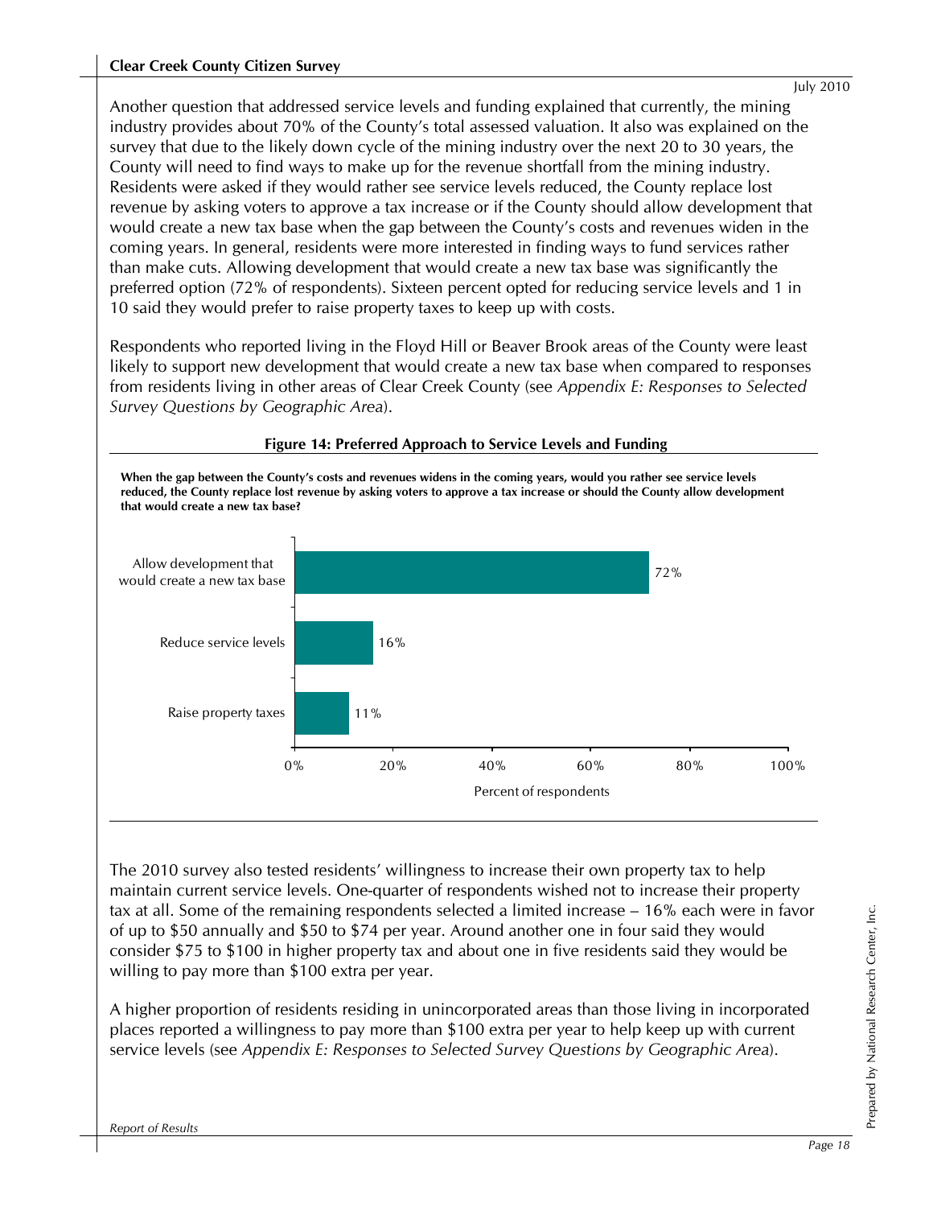Another question that addressed service levels and funding explained that currently, the mining industry provides about 70% of the County's total assessed valuation. It also was explained on the survey that due to the likely down cycle of the mining industry over the next 20 to 30 years, the County will need to find ways to make up for the revenue shortfall from the mining industry. Residents were asked if they would rather see service levels reduced, the County replace lost revenue by asking voters to approve a tax increase or if the County should allow development that would create a new tax base when the gap between the County's costs and revenues widen in the coming years. In general, residents were more interested in finding ways to fund services rather than make cuts. Allowing development that would create a new tax base was significantly the preferred option (72% of respondents). Sixteen percent opted for reducing service levels and 1 in 10 said they would prefer to raise property taxes to keep up with costs.

Respondents who reported living in the Floyd Hill or Beaver Brook areas of the County were least likely to support new development that would create a new tax base when compared to responses from residents living in other areas of Clear Creek County (see *Appendix E: Responses to Selected Survey Questions by Geographic Area*).

**Figure 14: Preferred Approach to Service Levels and Funding**

**When the gap between the County's costs and revenues widens in the coming years, would you rather see service levels reduced, the County replace lost revenue by asking voters to approve a tax increase or should the County allow development that would create a new tax base?**

| Response | Percent of respondents |
|---|---|
| Allow development that would create a new tax base | 72% |
| Reduce service levels | 16% |
| Raise property taxes | 11% |

The 2010 survey also tested residents' willingness to increase their own property tax to help maintain current service levels. One-quarter of respondents wished not to increase their property tax at all. Some of the remaining respondents selected a limited increase – 16% each were in favor of up to $50 annually and $50 to $74 per year. Around another one in four said they would consider $75 to $100 in higher property tax and about one in five residents said they would be willing to pay more than $100 extra per year.

A higher proportion of residents residing in unincorporated areas than those living in incorporated places reported a willingness to pay more than $100 extra per year to help keep up with current service levels (see *Appendix E: Responses to Selected Survey Questions by Geographic Area*).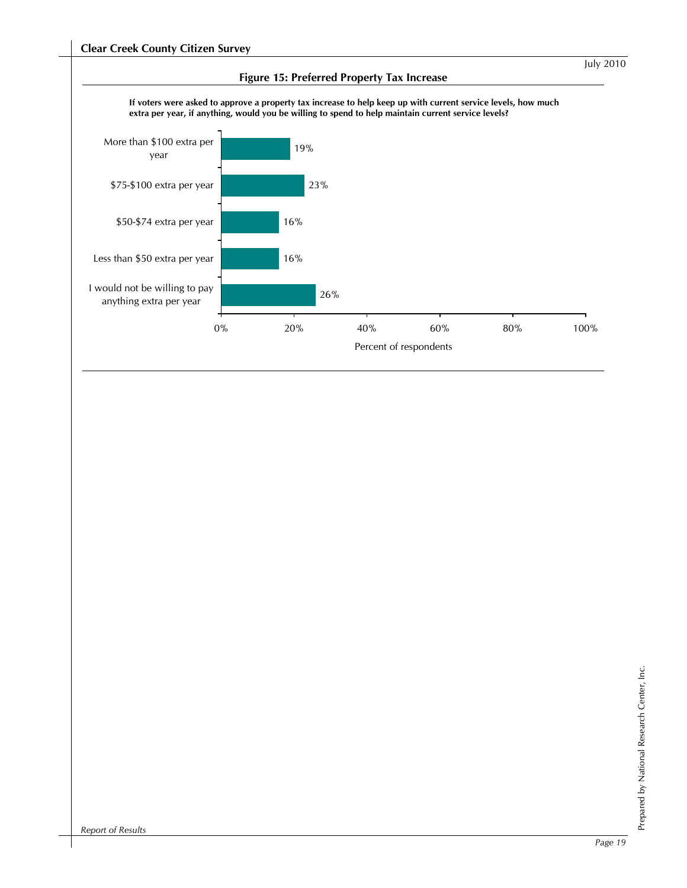### Figure 15: Preferred Property Tax Increase

**If voters were asked to approve a property tax increase to help keep up with current service levels, how much extra per year, if anything, would you be willing to spend to help maintain current service levels?**

| Response | Percent of respondents |
|---|---|
| More than $100 extra per year | 19% |
| $75-$100 extra per year | 23% |
| $50-$74 extra per year | 16% |
| Less than $50 extra per year | 16% |
| I would not be willing to pay anything extra per year | 26% |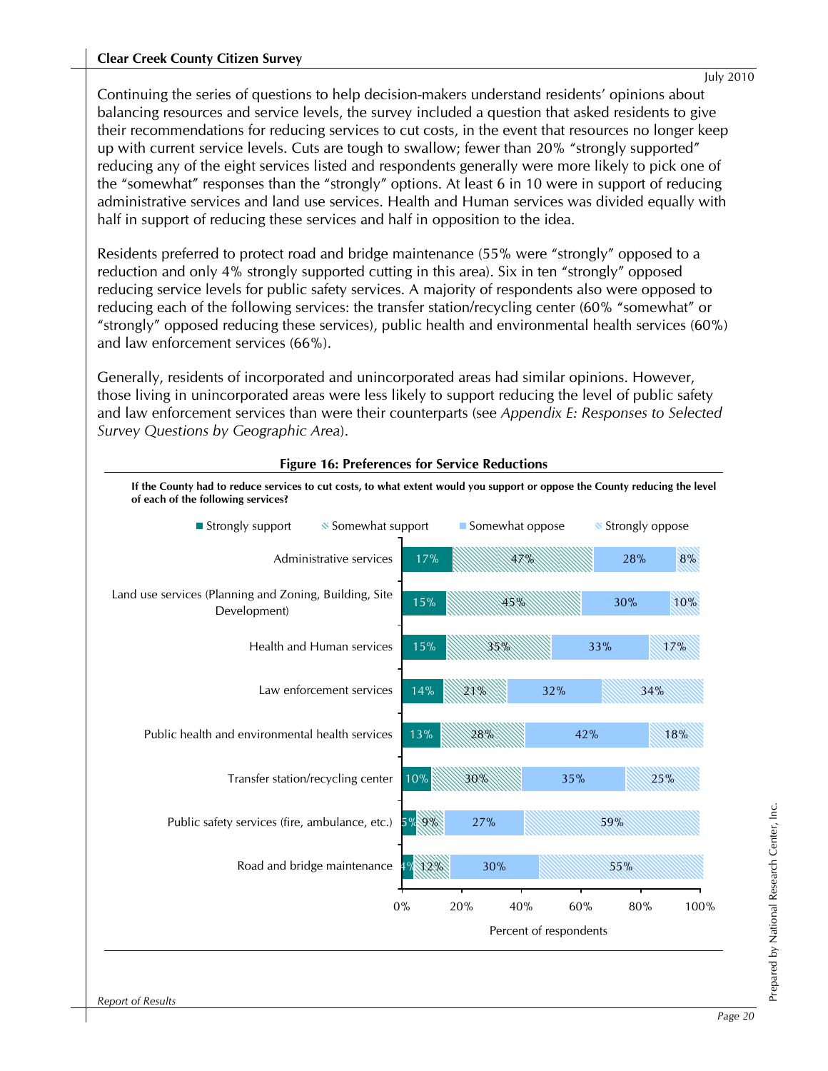Continuing the series of questions to help decision-makers understand residents' opinions about balancing resources and service levels, the survey included a question that asked residents to give their recommendations for reducing services to cut costs, in the event that resources no longer keep up with current service levels. Cuts are tough to swallow; fewer than 20% "strongly supported" reducing any of the eight services listed and respondents generally were more likely to pick one of the "somewhat" responses than the "strongly" options. At least 6 in 10 were in support of reducing administrative services and land use services. Health and Human services was divided equally with half in support of reducing these services and half in opposition to the idea.

Residents preferred to protect road and bridge maintenance (55% were "strongly" opposed to a reduction and only 4% strongly supported cutting in this area). Six in ten "strongly" opposed reducing service levels for public safety services. A majority of respondents also were opposed to reducing each of the following services: the transfer station/recycling center (60% "somewhat" or "strongly" opposed reducing these services), public health and environmental health services (60%) and law enforcement services (66%).

Generally, residents of incorporated and unincorporated areas had similar opinions. However, those living in unincorporated areas were less likely to support reducing the level of public safety and law enforcement services than were their counterparts (see *Appendix E: Responses to Selected Survey Questions by Geographic Area*).

**Figure 16: Preferences for Service Reductions**

**If the County had to reduce services to cut costs, to what extent would you support or oppose the County reducing the level of each of the following services?**

| Service | Strongly support | Somewhat support | Somewhat oppose | Strongly oppose |
|---|---|---|---|---|
| Administrative services | 17% | 47% | 28% | 8% |
| Land use services (Planning and Zoning, Building, Site Development) | 15% | 45% | 30% | 10% |
| Health and Human services | 15% | 35% | 33% | 17% |
| Law enforcement services | 14% | 21% | 32% | 34% |
| Public health and environmental health services | 13% | 28% | 42% | 18% |
| Transfer station/recycling center | 10% | 30% | 35% | 25% |
| Public safety services (fire, ambulance, etc.) | 5% | 9% | 27% | 59% |
| Road and bridge maintenance | 4% | 12% | 30% | 55% |

Percent of respondents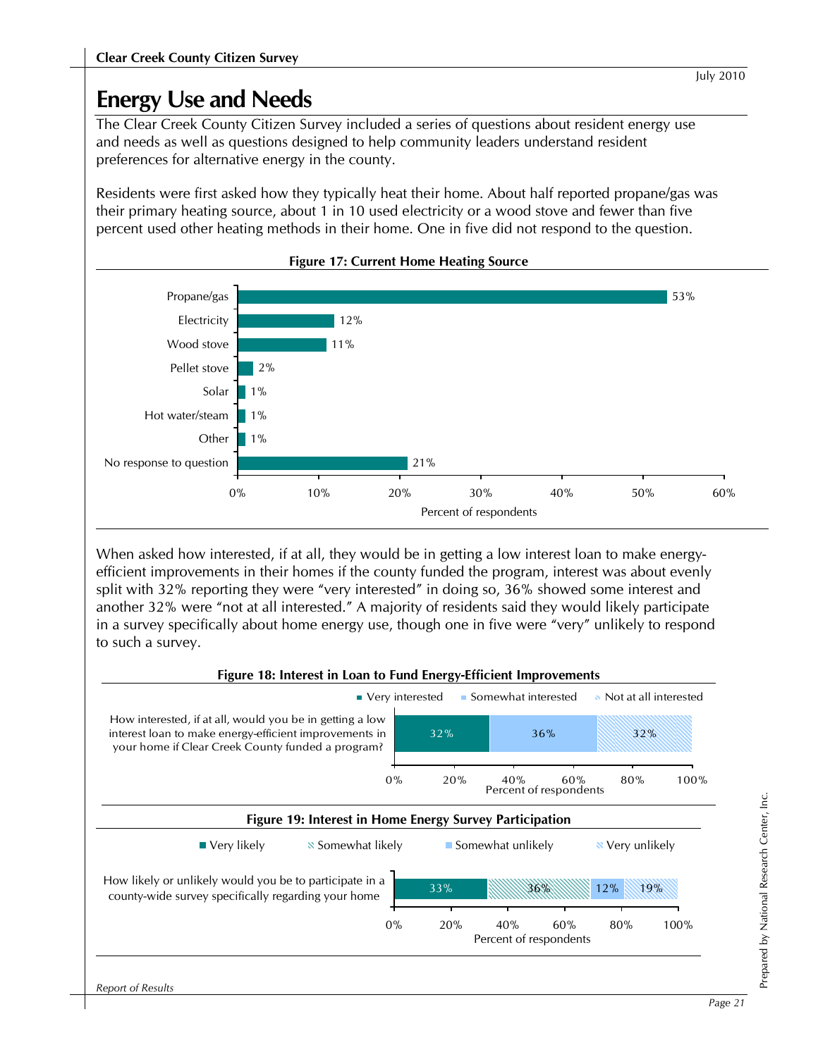# Energy Use and Needs

The Clear Creek County Citizen Survey included a series of questions about resident energy use and needs as well as questions designed to help community leaders understand resident preferences for alternative energy in the county.

Residents were first asked how they typically heat their home. About half reported propane/gas was their primary heating source, about 1 in 10 used electricity or a wood stove and fewer than five percent used other heating methods in their home. One in five did not respond to the question.

**Figure 17: Current Home Heating Source**

| Heating source | Percent of respondents |
|---|---|
| Propane/gas | 53% |
| Electricity | 12% |
| Wood stove | 11% |
| Pellet stove | 2% |
| Solar | 1% |
| Hot water/steam | 1% |
| Other | 1% |
| No response to question | 21% |

When asked how interested, if at all, they would be in getting a low interest loan to make energy-efficient improvements in their homes if the county funded the program, interest was about evenly split with 32% reporting they were "very interested" in doing so, 36% showed some interest and another 32% were "not at all interested." A majority of residents said they would likely participate in a survey specifically about home energy use, though one in five were "very" unlikely to respond to such a survey.

**Figure 18: Interest in Loan to Fund Energy-Efficient Improvements**

| | Very interested | Somewhat interested | Not at all interested |
|---|---|---|---|
| How interested, if at all, would you be in getting a low interest loan to make energy-efficient improvements in your home if Clear Creek County funded a program? | 32% | 36% | 32% |

**Figure 19: Interest in Home Energy Survey Participation**

| | Very likely | Somewhat likely | Somewhat unlikely | Very unlikely |
|---|---|---|---|---|
| How likely or unlikely would you be to participate in a county-wide survey specifically regarding your home | 33% | 36% | 12% | 19% |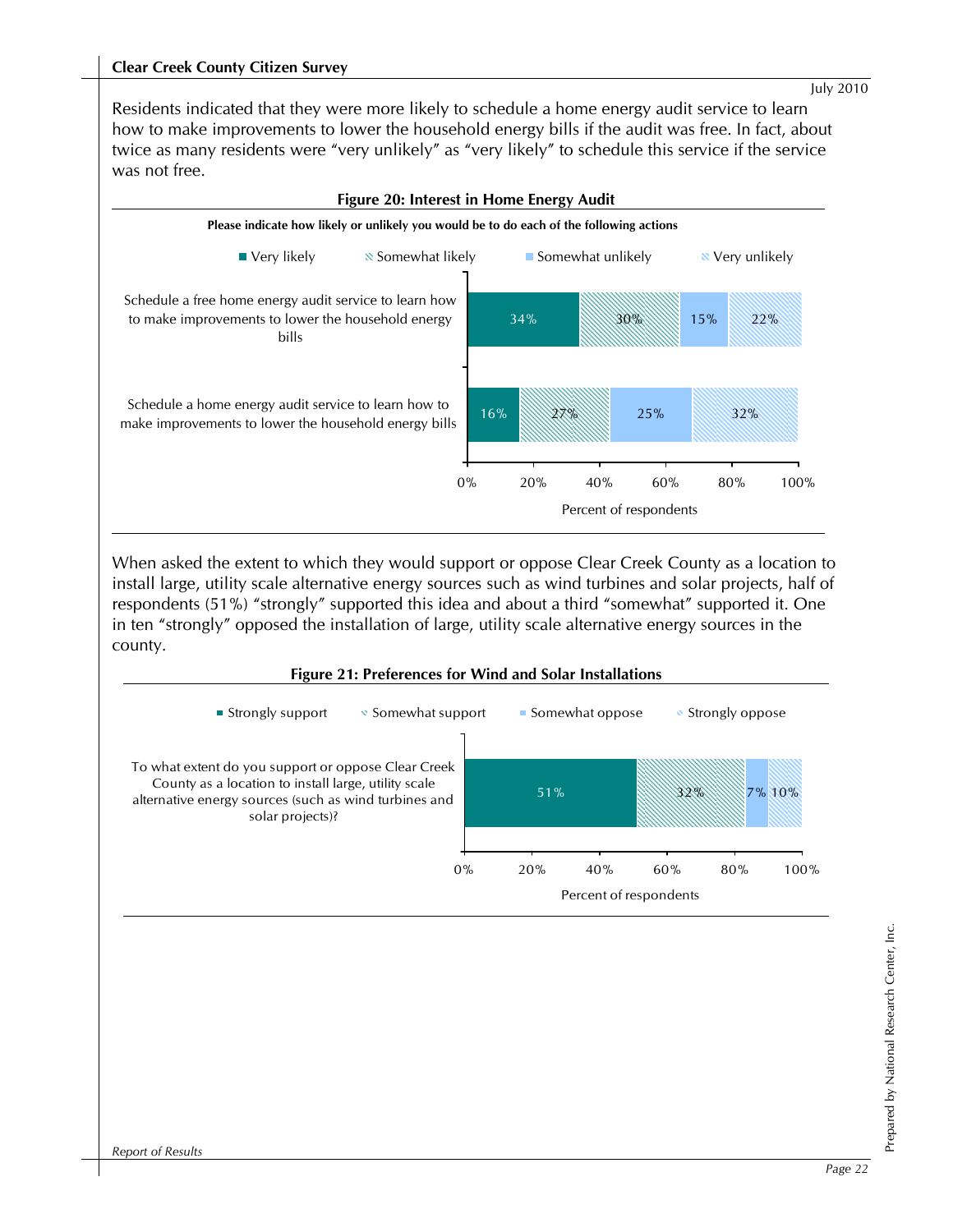Residents indicated that they were more likely to schedule a home energy audit service to learn how to make improvements to lower the household energy bills if the audit was free. In fact, about twice as many residents were "very unlikely" as "very likely" to schedule this service if the service was not free.

**Figure 20: Interest in Home Energy Audit**

**Please indicate how likely or unlikely you would be to do each of the following actions**

| | Very likely | Somewhat likely | Somewhat unlikely | Very unlikely |
|---|---|---|---|---|
| Schedule a free home energy audit service to learn how to make improvements to lower the household energy bills | 34% | 30% | 15% | 22% |
| Schedule a home energy audit service to learn how to make improvements to lower the household energy bills | 16% | 27% | 25% | 32% |

Percent of respondents

When asked the extent to which they would support or oppose Clear Creek County as a location to install large, utility scale alternative energy sources such as wind turbines and solar projects, half of respondents (51%) "strongly" supported this idea and about a third "somewhat" supported it. One in ten "strongly" opposed the installation of large, utility scale alternative energy sources in the county.

**Figure 21: Preferences for Wind and Solar Installations**

| | Strongly support | Somewhat support | Somewhat oppose | Strongly oppose |
|---|---|---|---|---|
| To what extent do you support or oppose Clear Creek County as a location to install large, utility scale alternative energy sources (such as wind turbines and solar projects)? | 51% | 32% | 7% | 10% |

Percent of respondents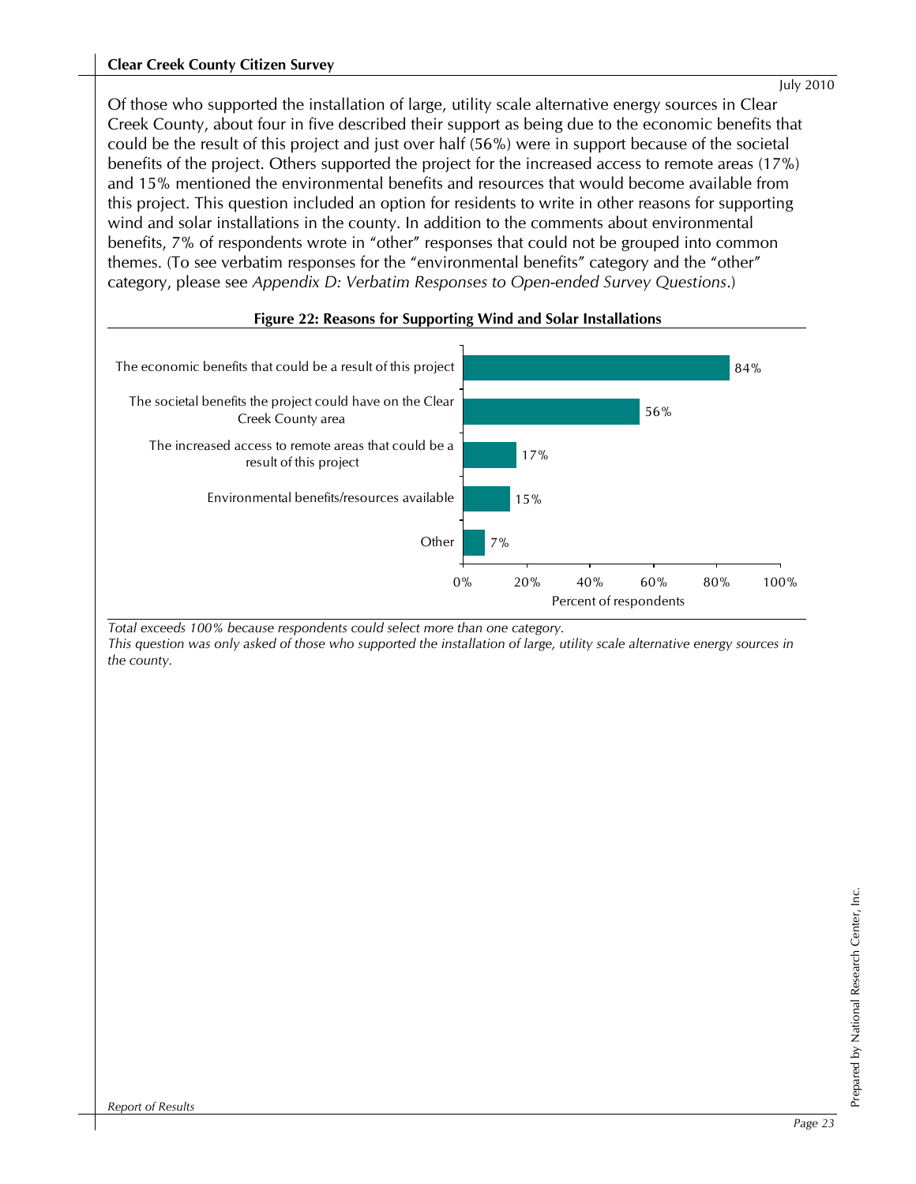Of those who supported the installation of large, utility scale alternative energy sources in Clear Creek County, about four in five described their support as being due to the economic benefits that could be the result of this project and just over half (56%) were in support because of the societal benefits of the project. Others supported the project for the increased access to remote areas (17%) and 15% mentioned the environmental benefits and resources that would become available from this project. This question included an option for residents to write in other reasons for supporting wind and solar installations in the county. In addition to the comments about environmental benefits, 7% of respondents wrote in "other" responses that could not be grouped into common themes. (To see verbatim responses for the "environmental benefits" category and the "other" category, please see *Appendix D: Verbatim Responses to Open-ended Survey Questions*.)

**Figure 22: Reasons for Supporting Wind and Solar Installations**

| Reason | Percent of respondents |
|---|---|
| The economic benefits that could be a result of this project | 84% |
| The societal benefits the project could have on the Clear Creek County area | 56% |
| The increased access to remote areas that could be a result of this project | 17% |
| Environmental benefits/resources available | 15% |
| Other | 7% |

*Total exceeds 100% because respondents could select more than one category.*
*This question was only asked of those who supported the installation of large, utility scale alternative energy sources in the county.*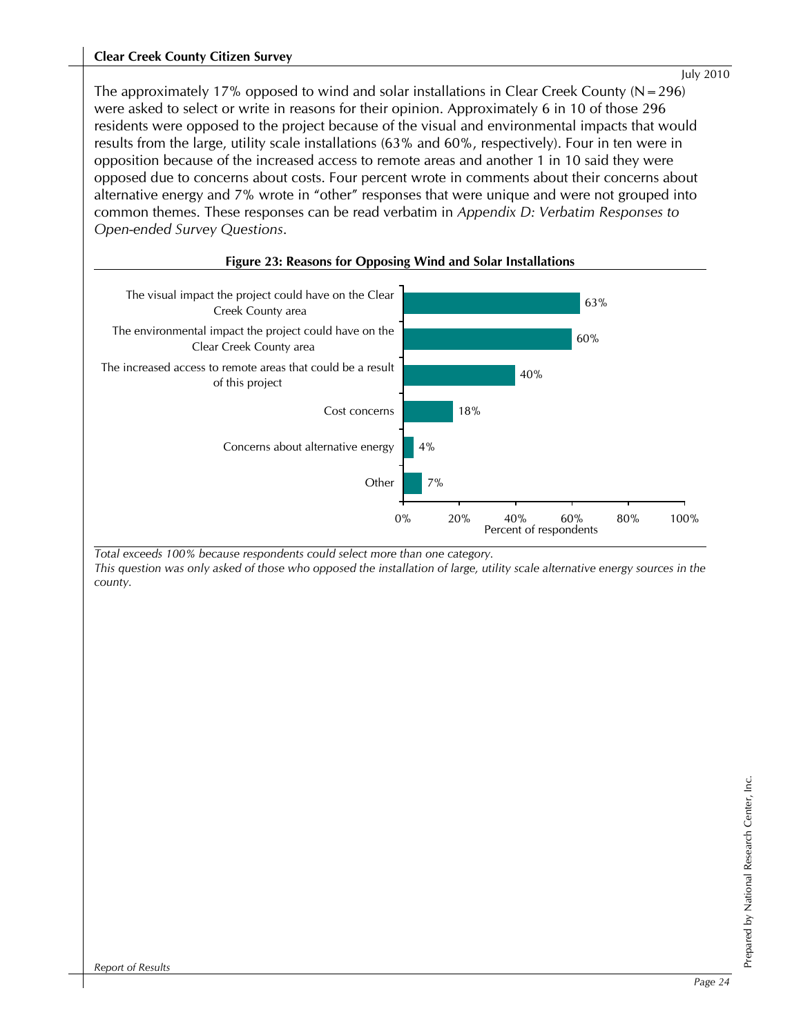The approximately 17% opposed to wind and solar installations in Clear Creek County (N=296) were asked to select or write in reasons for their opinion. Approximately 6 in 10 of those 296 residents were opposed to the project because of the visual and environmental impacts that would results from the large, utility scale installations (63% and 60%, respectively). Four in ten were in opposition because of the increased access to remote areas and another 1 in 10 said they were opposed due to concerns about costs. Four percent wrote in comments about their concerns about alternative energy and 7% wrote in "other" responses that were unique and were not grouped into common themes. These responses can be read verbatim in *Appendix D: Verbatim Responses to Open-ended Survey Questions*.

**Figure 23: Reasons for Opposing Wind and Solar Installations**

| Reason | Percent of respondents |
|---|---|
| The visual impact the project could have on the Clear Creek County area | 63% |
| The environmental impact the project could have on the Clear Creek County area | 60% |
| The increased access to remote areas that could be a result of this project | 40% |
| Cost concerns | 18% |
| Concerns about alternative energy | 4% |
| Other | 7% |

*Total exceeds 100% because respondents could select more than one category.*

*This question was only asked of those who opposed the installation of large, utility scale alternative energy sources in the county.*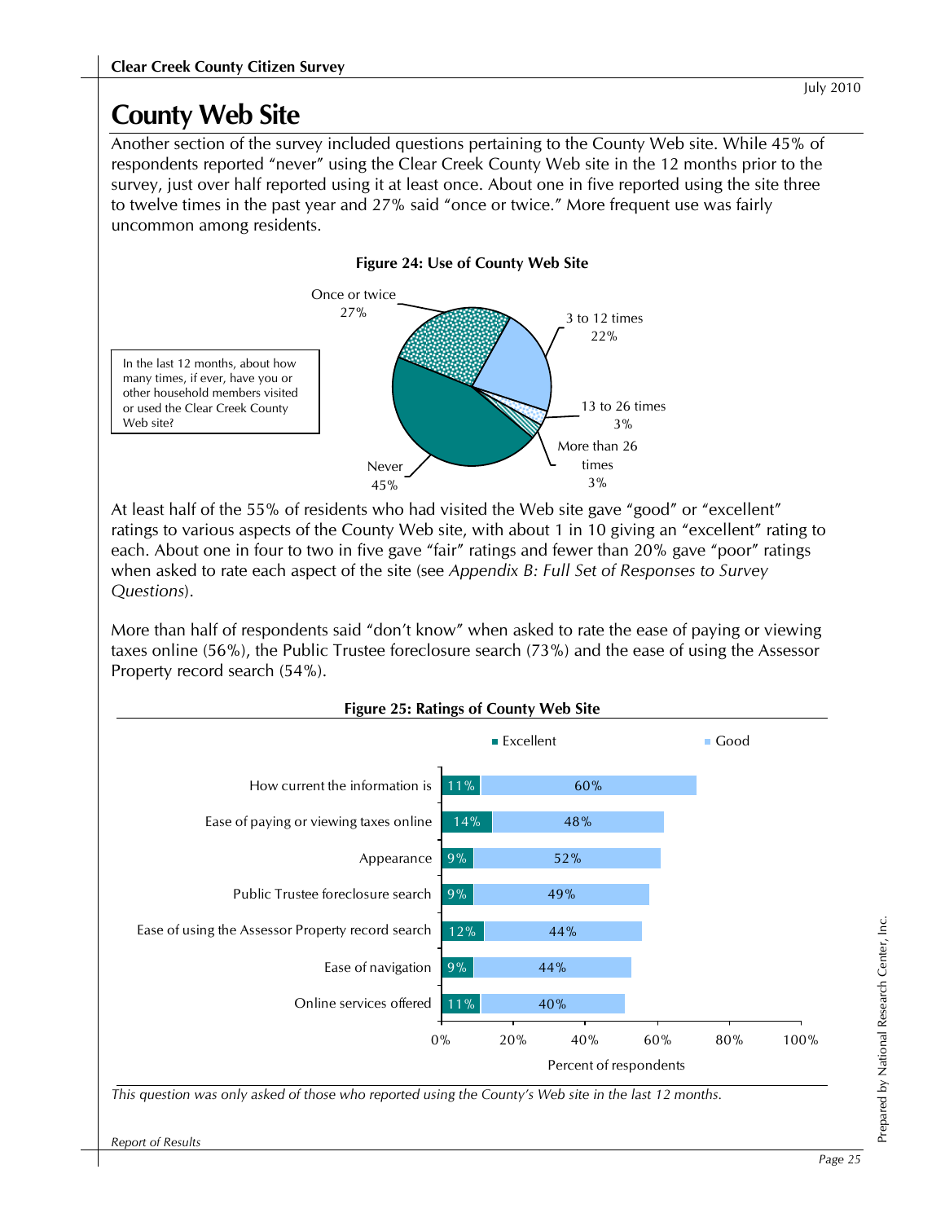# County Web Site

Another section of the survey included questions pertaining to the County Web site. While 45% of respondents reported "never" using the Clear Creek County Web site in the 12 months prior to the survey, just over half reported using it at least once. About one in five reported using the site three to twelve times in the past year and 27% said "once or twice." More frequent use was fairly uncommon among residents.

**Figure 24: Use of County Web Site**

In the last 12 months, about how many times, if ever, have you or other household members visited or used the Clear Creek County Web site?

| Response | Percent |
|---|---|
| Never | 45% |
| Once or twice | 27% |
| 3 to 12 times | 22% |
| 13 to 26 times | 3% |
| More than 26 times | 3% |

At least half of the 55% of residents who had visited the Web site gave "good" or "excellent" ratings to various aspects of the County Web site, with about 1 in 10 giving an "excellent" rating to each. About one in four to two in five gave "fair" ratings and fewer than 20% gave "poor" ratings when asked to rate each aspect of the site (see *Appendix B: Full Set of Responses to Survey Questions*).

More than half of respondents said "don't know" when asked to rate the ease of paying or viewing taxes online (56%), the Public Trustee foreclosure search (73%) and the ease of using the Assessor Property record search (54%).

**Figure 25: Ratings of County Web Site**

| | Excellent | Good |
|---|---|---|
| How current the information is | 11% | 60% |
| Ease of paying or viewing taxes online | 14% | 48% |
| Appearance | 9% | 52% |
| Public Trustee foreclosure search | 9% | 49% |
| Ease of using the Assessor Property record search | 12% | 44% |
| Ease of navigation | 9% | 44% |
| Online services offered | 11% | 40% |

Percent of respondents

*This question was only asked of those who reported using the County's Web site in the last 12 months.*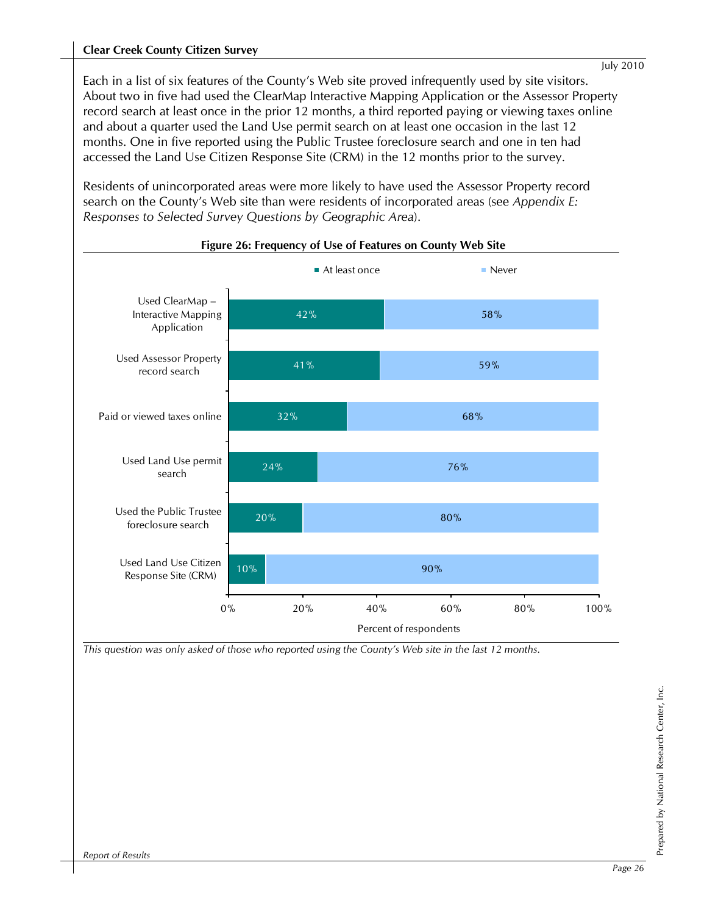Each in a list of six features of the County's Web site proved infrequently used by site visitors. About two in five had used the ClearMap Interactive Mapping Application or the Assessor Property record search at least once in the prior 12 months, a third reported paying or viewing taxes online and about a quarter used the Land Use permit search on at least one occasion in the last 12 months. One in five reported using the Public Trustee foreclosure search and one in ten had accessed the Land Use Citizen Response Site (CRM) in the 12 months prior to the survey.

Residents of unincorporated areas were more likely to have used the Assessor Property record search on the County's Web site than were residents of incorporated areas (see *Appendix E: Responses to Selected Survey Questions by Geographic Area*).

**Figure 26: Frequency of Use of Features on County Web Site**

| Feature | At least once | Never |
|---|---|---|
| Used ClearMap – Interactive Mapping Application | 42% | 58% |
| Used Assessor Property record search | 41% | 59% |
| Paid or viewed taxes online | 32% | 68% |
| Used Land Use permit search | 24% | 76% |
| Used the Public Trustee foreclosure search | 20% | 80% |
| Used Land Use Citizen Response Site (CRM) | 10% | 90% |

*This question was only asked of those who reported using the County's Web site in the last 12 months.*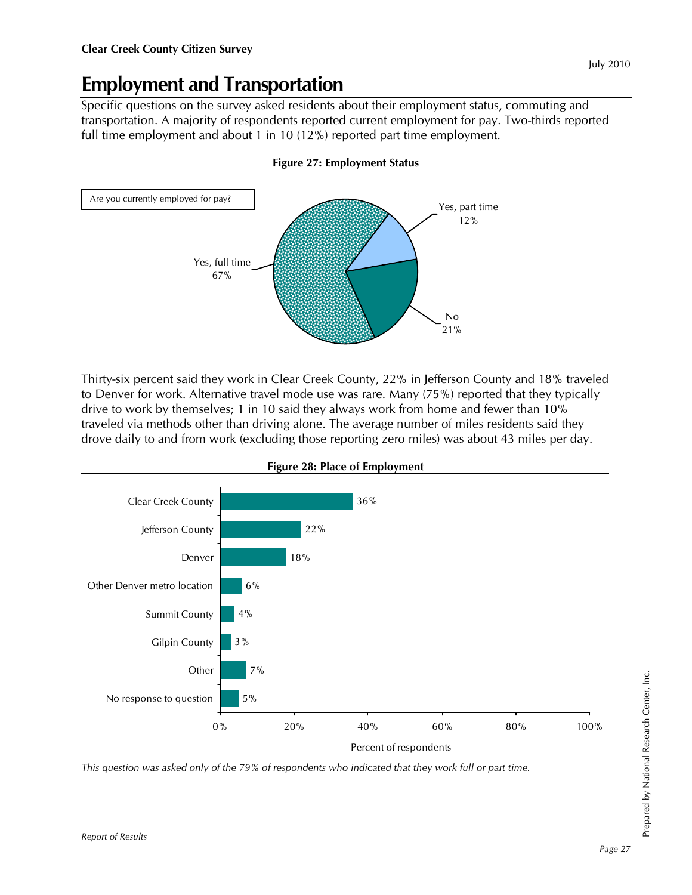# Employment and Transportation

Specific questions on the survey asked residents about their employment status, commuting and transportation. A majority of respondents reported current employment for pay. Two-thirds reported full time employment and about 1 in 10 (12%) reported part time employment.

**Figure 27: Employment Status**

Are you currently employed for pay?

| Response | Percent |
|---|---|
| Yes, full time | 67% |
| Yes, part time | 12% |
| No | 21% |

Thirty-six percent said they work in Clear Creek County, 22% in Jefferson County and 18% traveled to Denver for work. Alternative travel mode use was rare. Many (75%) reported that they typically drive to work by themselves; 1 in 10 said they always work from home and fewer than 10% traveled via methods other than driving alone. The average number of miles residents said they drove daily to and from work (excluding those reporting zero miles) was about 43 miles per day.

**Figure 28: Place of Employment**

| Place of Employment | Percent of respondents |
|---|---|
| Clear Creek County | 36% |
| Jefferson County | 22% |
| Denver | 18% |
| Other Denver metro location | 6% |
| Summit County | 4% |
| Gilpin County | 3% |
| Other | 7% |
| No response to question | 5% |

*This question was asked only of the 79% of respondents who indicated that they work full or part time.*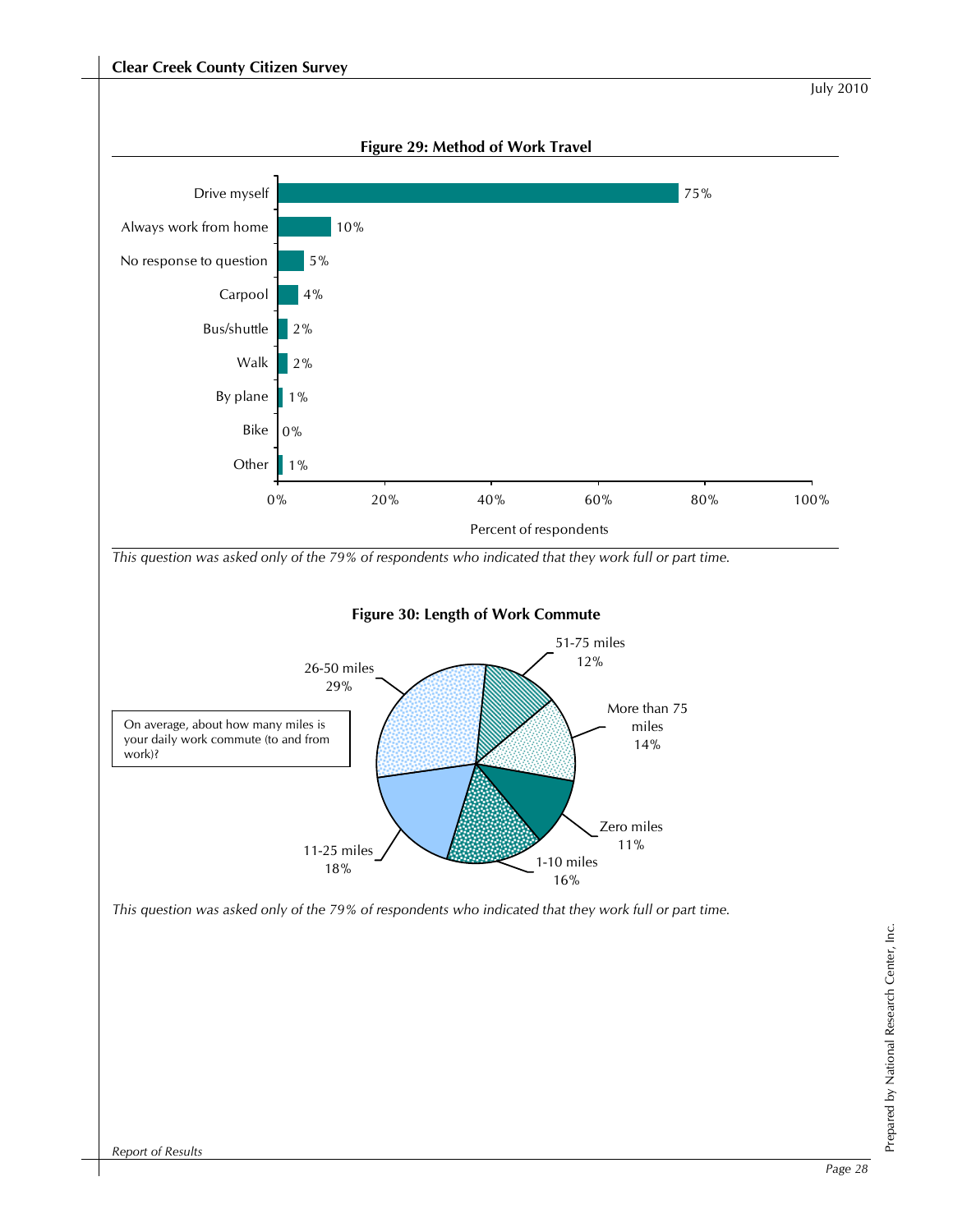**Figure 29: Method of Work Travel**

| Method | Percent of respondents |
|---|---|
| Drive myself | 75% |
| Always work from home | 10% |
| No response to question | 5% |
| Carpool | 4% |
| Bus/shuttle | 2% |
| Walk | 2% |
| By plane | 1% |
| Bike | 0% |
| Other | 1% |

*This question was asked only of the 79% of respondents who indicated that they work full or part time.*

**Figure 30: Length of Work Commute**

On average, about how many miles is your daily work commute (to and from work)?

| Length of commute | Percent |
|---|---|
| Zero miles | 11% |
| 1-10 miles | 16% |
| 11-25 miles | 18% |
| 26-50 miles | 29% |
| 51-75 miles | 12% |
| More than 75 miles | 14% |

*This question was asked only of the 79% of respondents who indicated that they work full or part time.*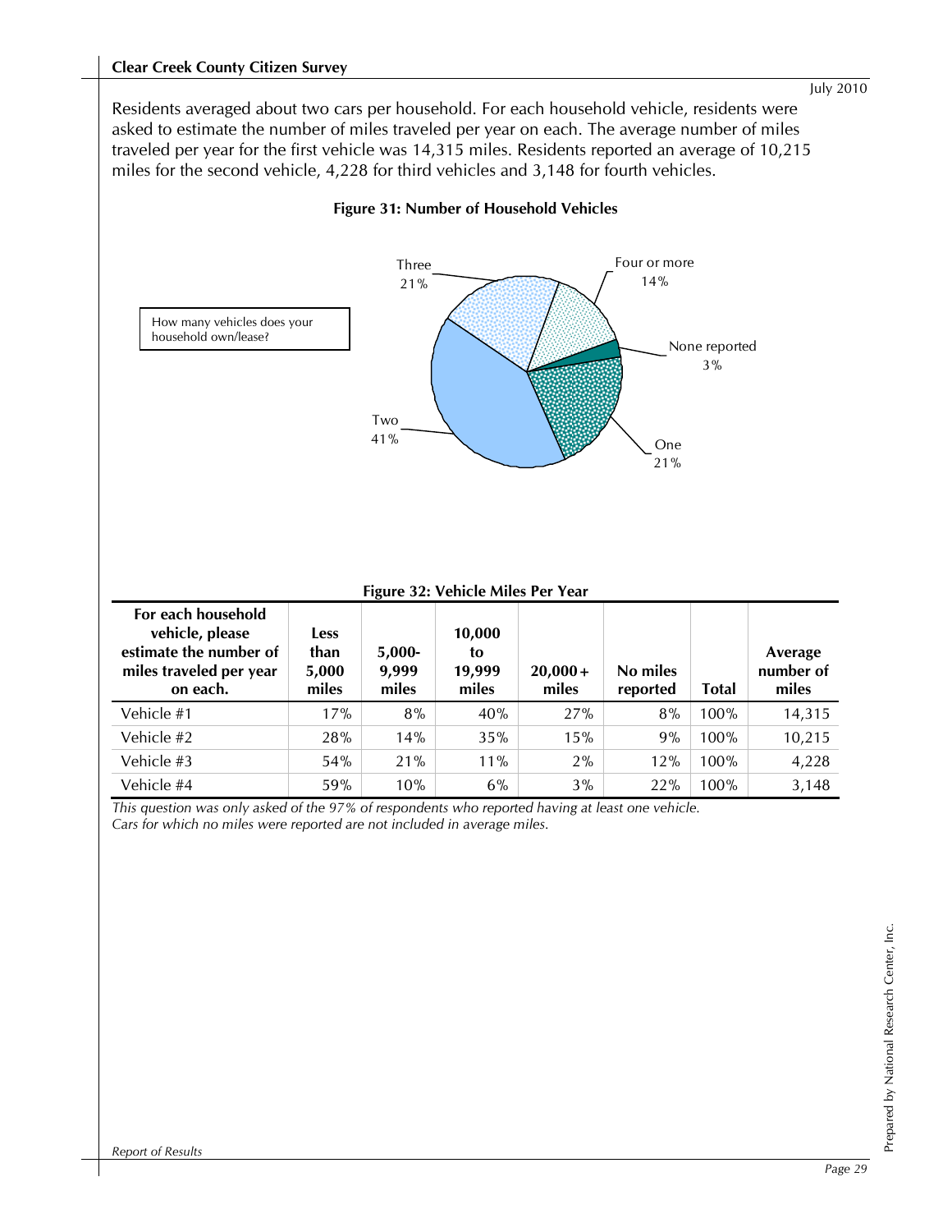Residents averaged about two cars per household. For each household vehicle, residents were asked to estimate the number of miles traveled per year on each. The average number of miles traveled per year for the first vehicle was 14,315 miles. Residents reported an average of 10,215 miles for the second vehicle, 4,228 for third vehicles and 3,148 for fourth vehicles.

**Figure 31: Number of Household Vehicles**

How many vehicles does your household own/lease?

| Number of vehicles | Percent |
|---|---|
| One | 21% |
| Two | 41% |
| Three | 21% |
| Four or more | 14% |
| None reported | 3% |

**Figure 32: Vehicle Miles Per Year**

| For each household vehicle, please estimate the number of miles traveled per year on each. | Less than 5,000 miles | 5,000-9,999 miles | 10,000 to 19,999 miles | 20,000+ miles | No miles reported | Total | Average number of miles |
|---|---|---|---|---|---|---|---|
| Vehicle #1 | 17% | 8% | 40% | 27% | 8% | 100% | 14,315 |
| Vehicle #2 | 28% | 14% | 35% | 15% | 9% | 100% | 10,215 |
| Vehicle #3 | 54% | 21% | 11% | 2% | 12% | 100% | 4,228 |
| Vehicle #4 | 59% | 10% | 6% | 3% | 22% | 100% | 3,148 |

*This question was only asked of the 97% of respondents who reported having at least one vehicle.*
*Cars for which no miles were reported are not included in average miles.*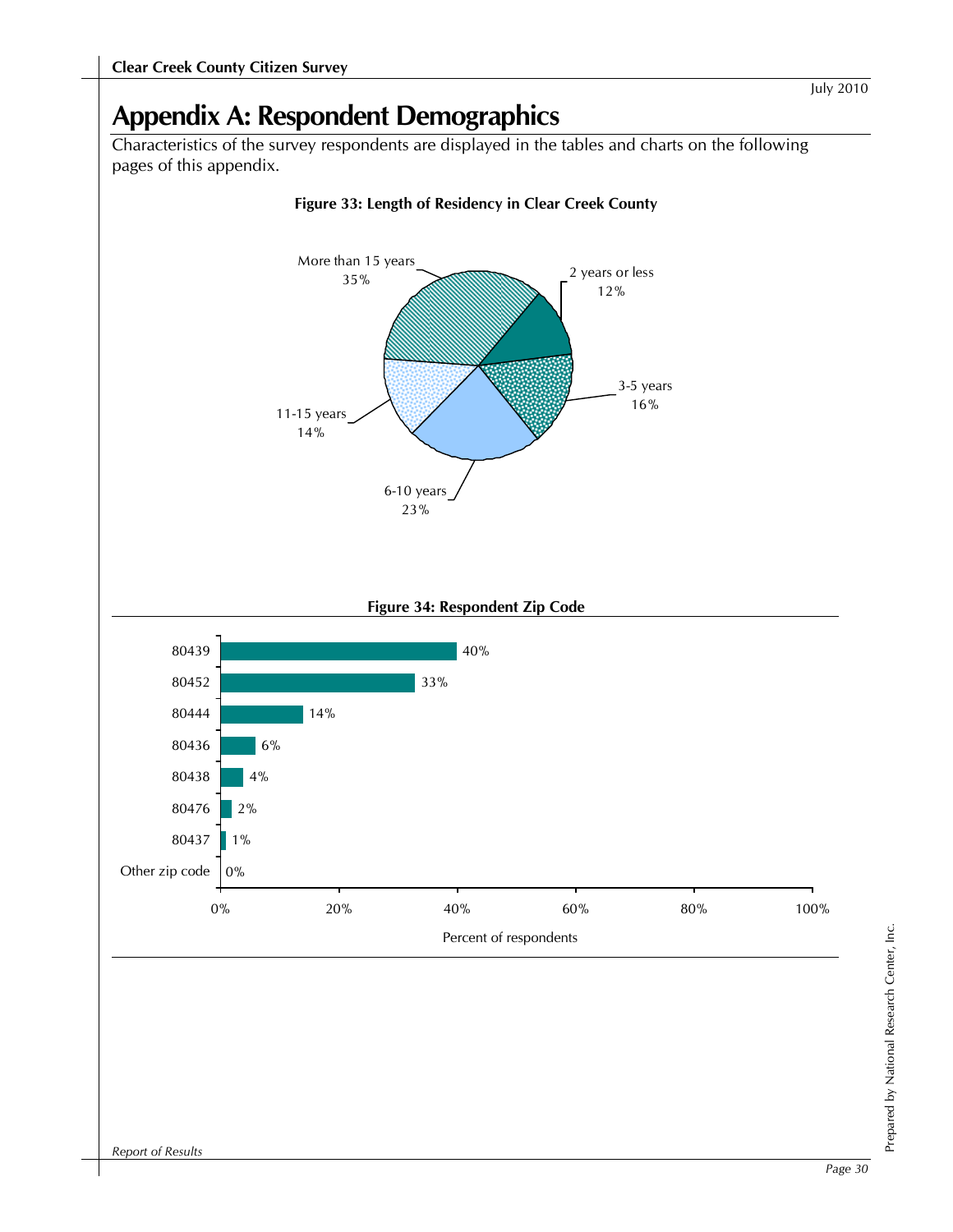# Appendix A: Respondent Demographics

Characteristics of the survey respondents are displayed in the tables and charts on the following pages of this appendix.

**Figure 33: Length of Residency in Clear Creek County**

| Length of residency | Percent |
|---|---|
| 2 years or less | 12% |
| 3-5 years | 16% |
| 6-10 years | 23% |
| 11-15 years | 14% |
| More than 15 years | 35% |

**Figure 34: Respondent Zip Code**

| Zip code | Percent of respondents |
|---|---|
| 80439 | 40% |
| 80452 | 33% |
| 80444 | 14% |
| 80436 | 6% |
| 80438 | 4% |
| 80476 | 2% |
| 80437 | 1% |
| Other zip code | 0% |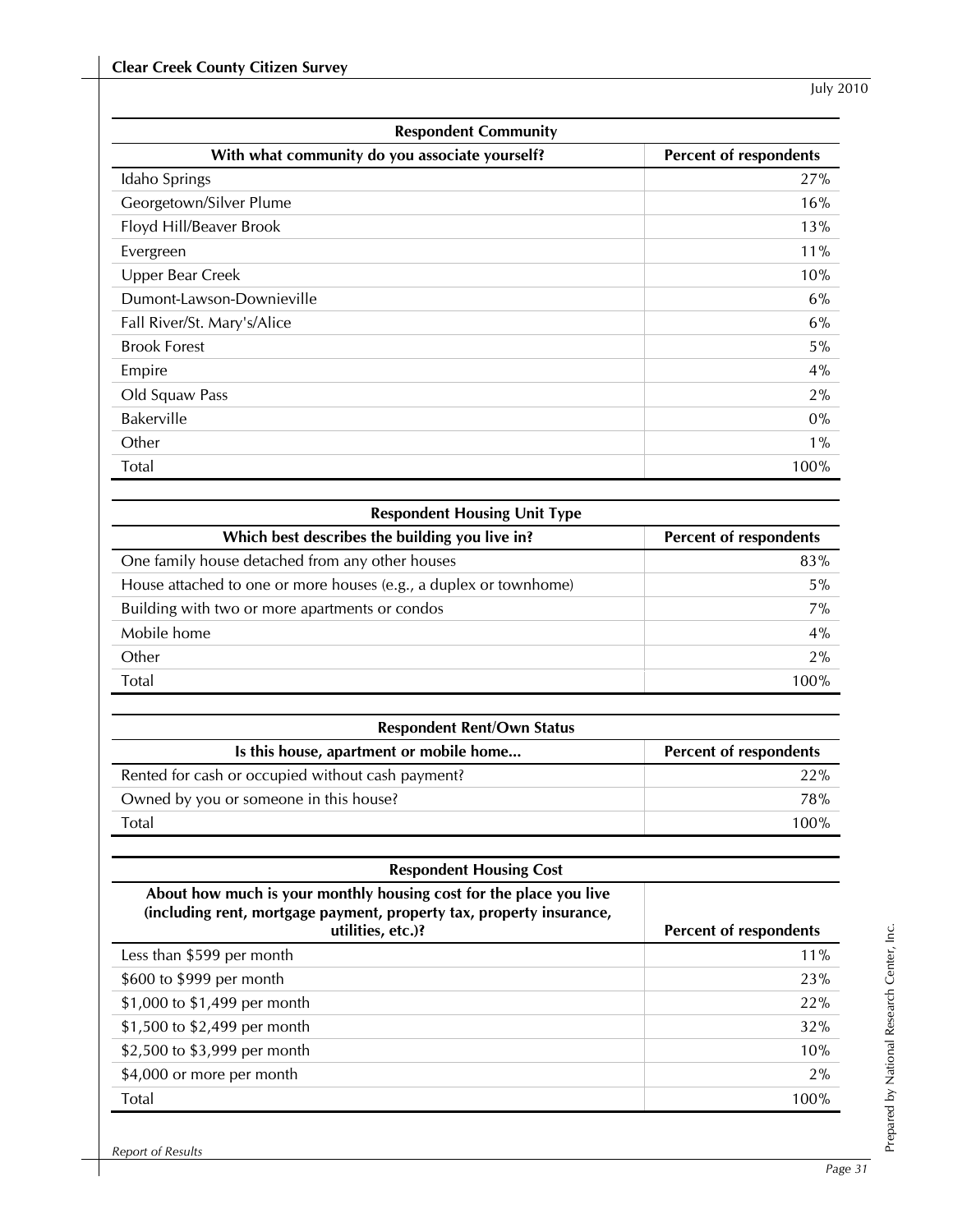| Respondent Community | |
|---|---|
| **With what community do you associate yourself?** | **Percent of respondents** |
| Idaho Springs | 27% |
| Georgetown/Silver Plume | 16% |
| Floyd Hill/Beaver Brook | 13% |
| Evergreen | 11% |
| Upper Bear Creek | 10% |
| Dumont-Lawson-Downieville | 6% |
| Fall River/St. Mary's/Alice | 6% |
| Brook Forest | 5% |
| Empire | 4% |
| Old Squaw Pass | 2% |
| Bakerville | 0% |
| Other | 1% |
| Total | 100% |

| Respondent Housing Unit Type | |
|---|---|
| **Which best describes the building you live in?** | **Percent of respondents** |
| One family house detached from any other houses | 83% |
| House attached to one or more houses (e.g., a duplex or townhome) | 5% |
| Building with two or more apartments or condos | 7% |
| Mobile home | 4% |
| Other | 2% |
| Total | 100% |

| Respondent Rent/Own Status | |
|---|---|
| **Is this house, apartment or mobile home...** | **Percent of respondents** |
| Rented for cash or occupied without cash payment? | 22% |
| Owned by you or someone in this house? | 78% |
| Total | 100% |

| Respondent Housing Cost | |
|---|---|
| **About how much is your monthly housing cost for the place you live (including rent, mortgage payment, property tax, property insurance, utilities, etc.)?** | **Percent of respondents** |
| Less than $599 per month | 11% |
| $600 to $999 per month | 23% |
| $1,000 to $1,499 per month | 22% |
| $1,500 to $2,499 per month | 32% |
| $2,500 to $3,999 per month | 10% |
| $4,000 or more per month | 2% |
| Total | 100% |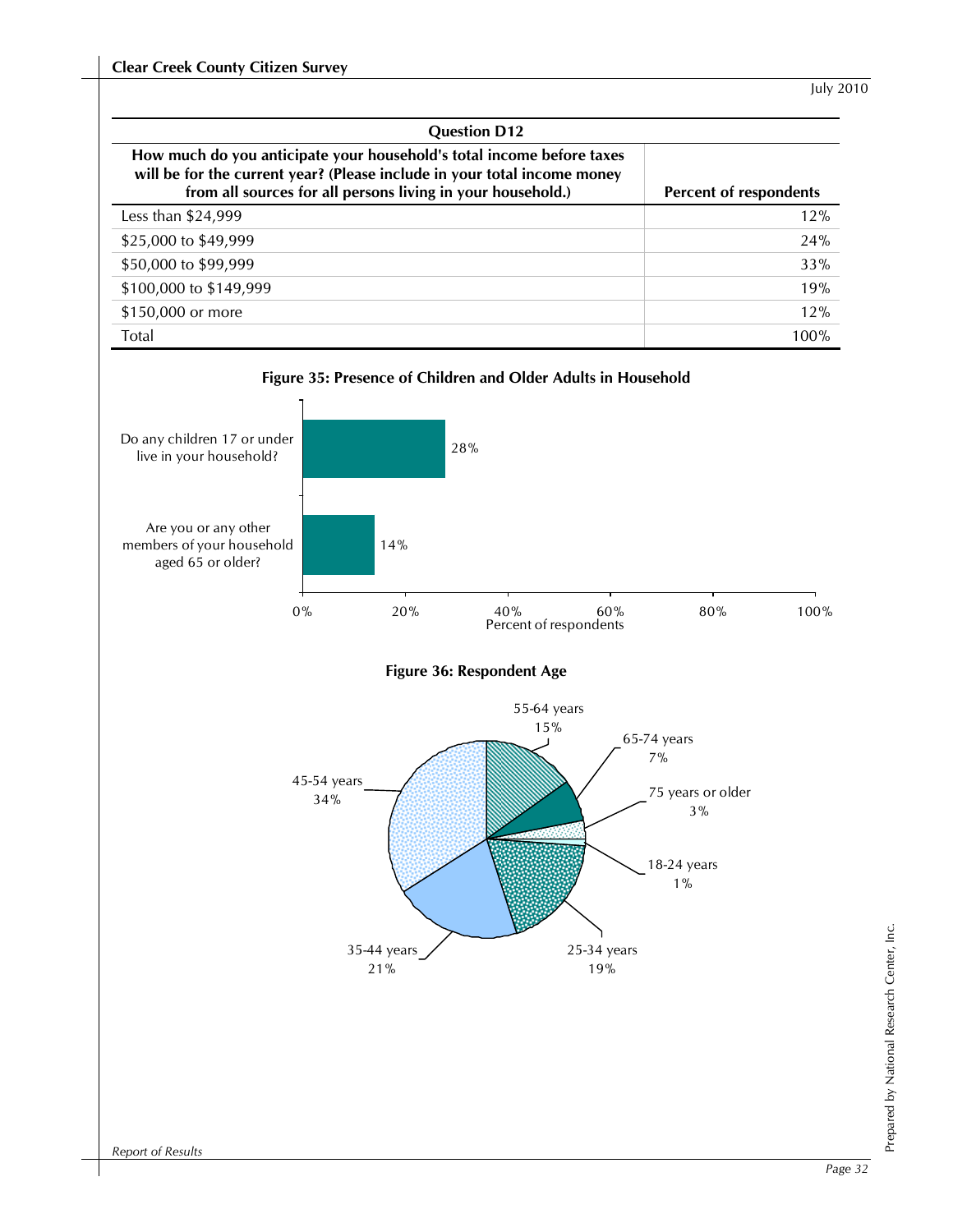| Question D12 | |
|---|---|
| **How much do you anticipate your household's total income before taxes will be for the current year? (Please include in your total income money from all sources for all persons living in your household.)** | **Percent of respondents** |
| Less than $24,999 | 12% |
| $25,000 to $49,999 | 24% |
| $50,000 to $99,999 | 33% |
| $100,000 to $149,999 | 19% |
| $150,000 or more | 12% |
| Total | 100% |

**Figure 35: Presence of Children and Older Adults in Household**

| | Percent of respondents |
|---|---|
| Do any children 17 or under live in your household? | 28% |
| Are you or any other members of your household aged 65 or older? | 14% |

**Figure 36: Respondent Age**

| Age | Percent |
|---|---|
| 18-24 years | 1% |
| 25-34 years | 19% |
| 35-44 years | 21% |
| 45-54 years | 34% |
| 55-64 years | 15% |
| 65-74 years | 7% |
| 75 years or older | 3% |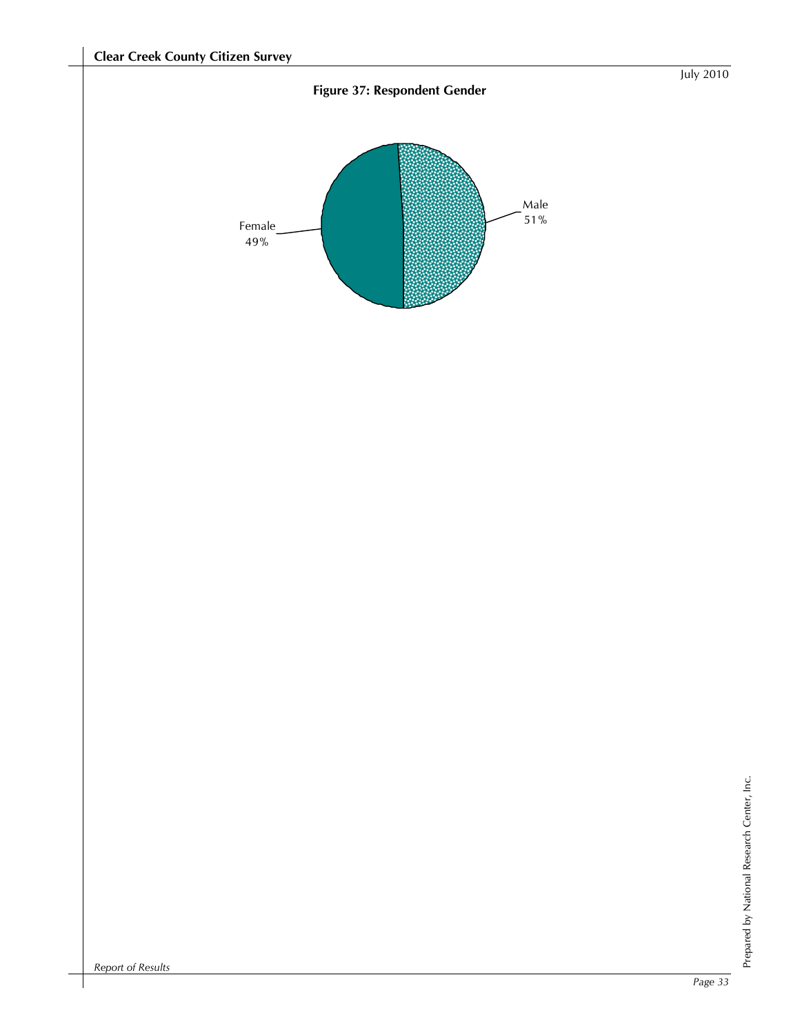**Figure 37: Respondent Gender**

Female 49%

Male 51%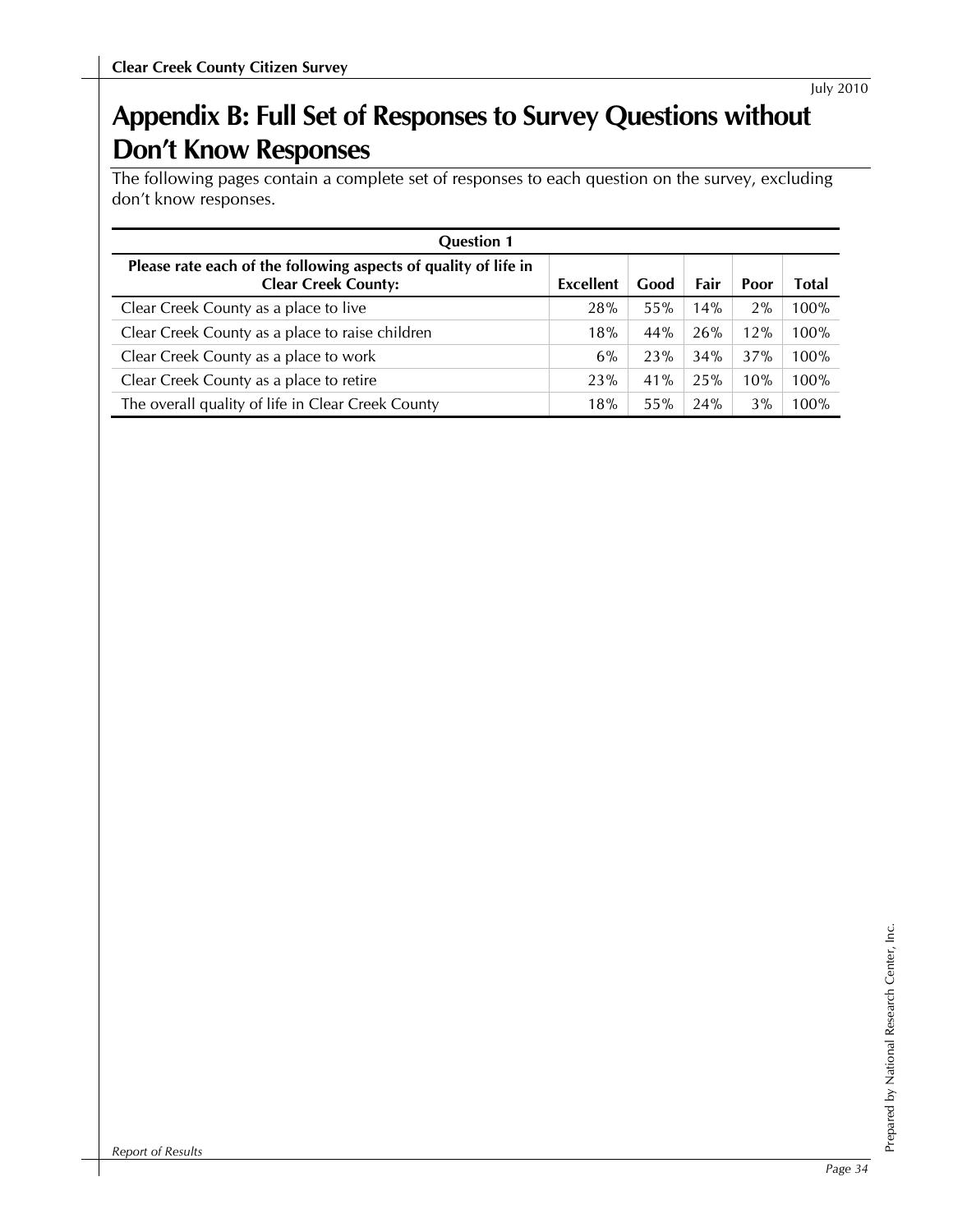# Appendix B: Full Set of Responses to Survey Questions without Don't Know Responses

The following pages contain a complete set of responses to each question on the survey, excluding don't know responses.

| Question 1 | | | | | |
|---|---|---|---|---|---|
| **Please rate each of the following aspects of quality of life in Clear Creek County:** | **Excellent** | **Good** | **Fair** | **Poor** | **Total** |
| Clear Creek County as a place to live | 28% | 55% | 14% | 2% | 100% |
| Clear Creek County as a place to raise children | 18% | 44% | 26% | 12% | 100% |
| Clear Creek County as a place to work | 6% | 23% | 34% | 37% | 100% |
| Clear Creek County as a place to retire | 23% | 41% | 25% | 10% | 100% |
| The overall quality of life in Clear Creek County | 18% | 55% | 24% | 3% | 100% |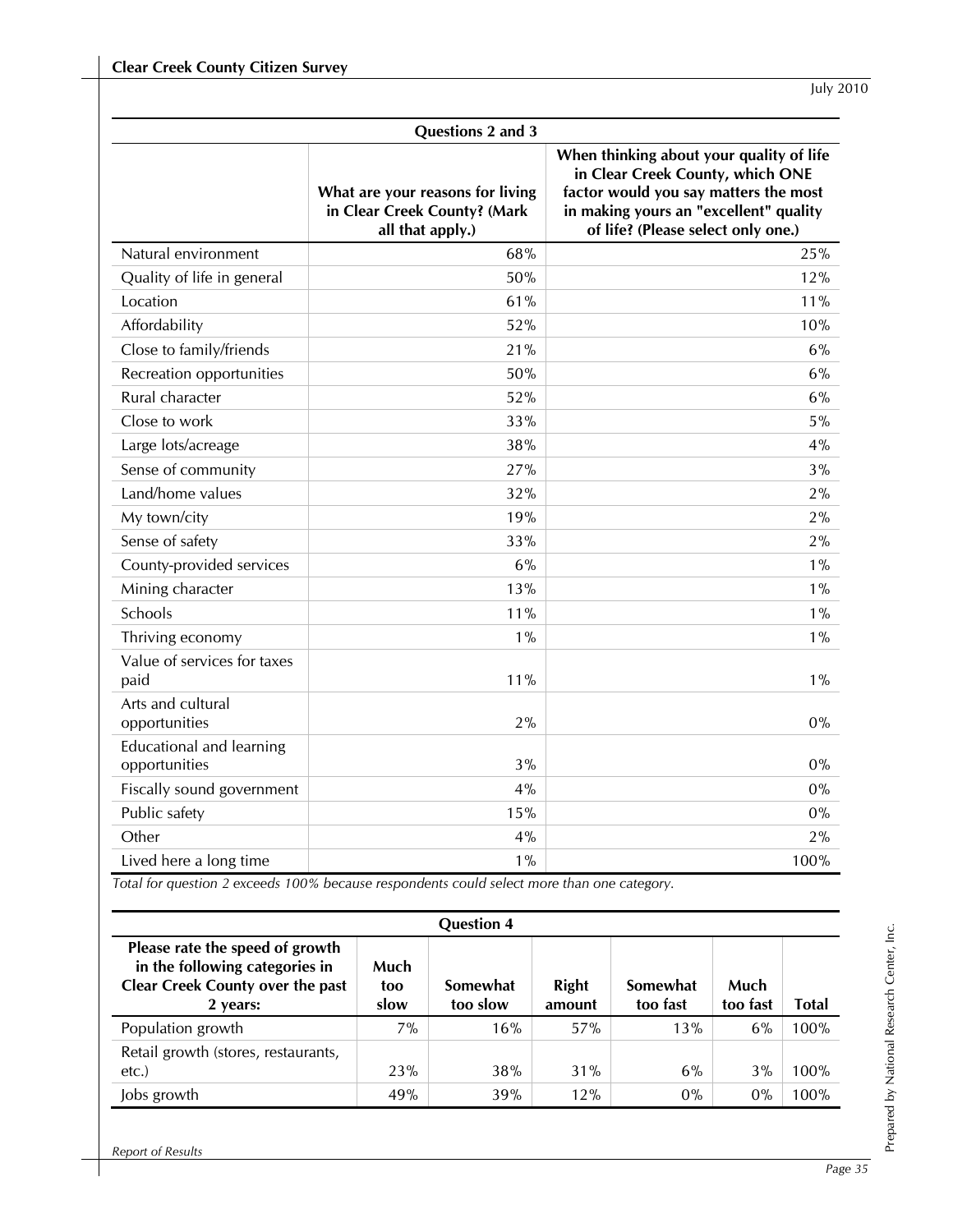| Questions 2 and 3 | | |
|---|---|---|
| | What are your reasons for living in Clear Creek County? (Mark all that apply.) | When thinking about your quality of life in Clear Creek County, which ONE factor would you say matters the most in making yours an "excellent" quality of life? (Please select only one.) |
| Natural environment | 68% | 25% |
| Quality of life in general | 50% | 12% |
| Location | 61% | 11% |
| Affordability | 52% | 10% |
| Close to family/friends | 21% | 6% |
| Recreation opportunities | 50% | 6% |
| Rural character | 52% | 6% |
| Close to work | 33% | 5% |
| Large lots/acreage | 38% | 4% |
| Sense of community | 27% | 3% |
| Land/home values | 32% | 2% |
| My town/city | 19% | 2% |
| Sense of safety | 33% | 2% |
| County-provided services | 6% | 1% |
| Mining character | 13% | 1% |
| Schools | 11% | 1% |
| Thriving economy | 1% | 1% |
| Value of services for taxes paid | 11% | 1% |
| Arts and cultural opportunities | 2% | 0% |
| Educational and learning opportunities | 3% | 0% |
| Fiscally sound government | 4% | 0% |
| Public safety | 15% | 0% |
| Other | 4% | 2% |
| Lived here a long time | 1% | 100% |

*Total for question 2 exceeds 100% because respondents could select more than one category.*

| Question 4 | | | | | | |
|---|---|---|---|---|---|---|
| Please rate the speed of growth in the following categories in Clear Creek County over the past 2 years: | Much too slow | Somewhat too slow | Right amount | Somewhat too fast | Much too fast | Total |
| Population growth | 7% | 16% | 57% | 13% | 6% | 100% |
| Retail growth (stores, restaurants, etc.) | 23% | 38% | 31% | 6% | 3% | 100% |
| Jobs growth | 49% | 39% | 12% | 0% | 0% | 100% |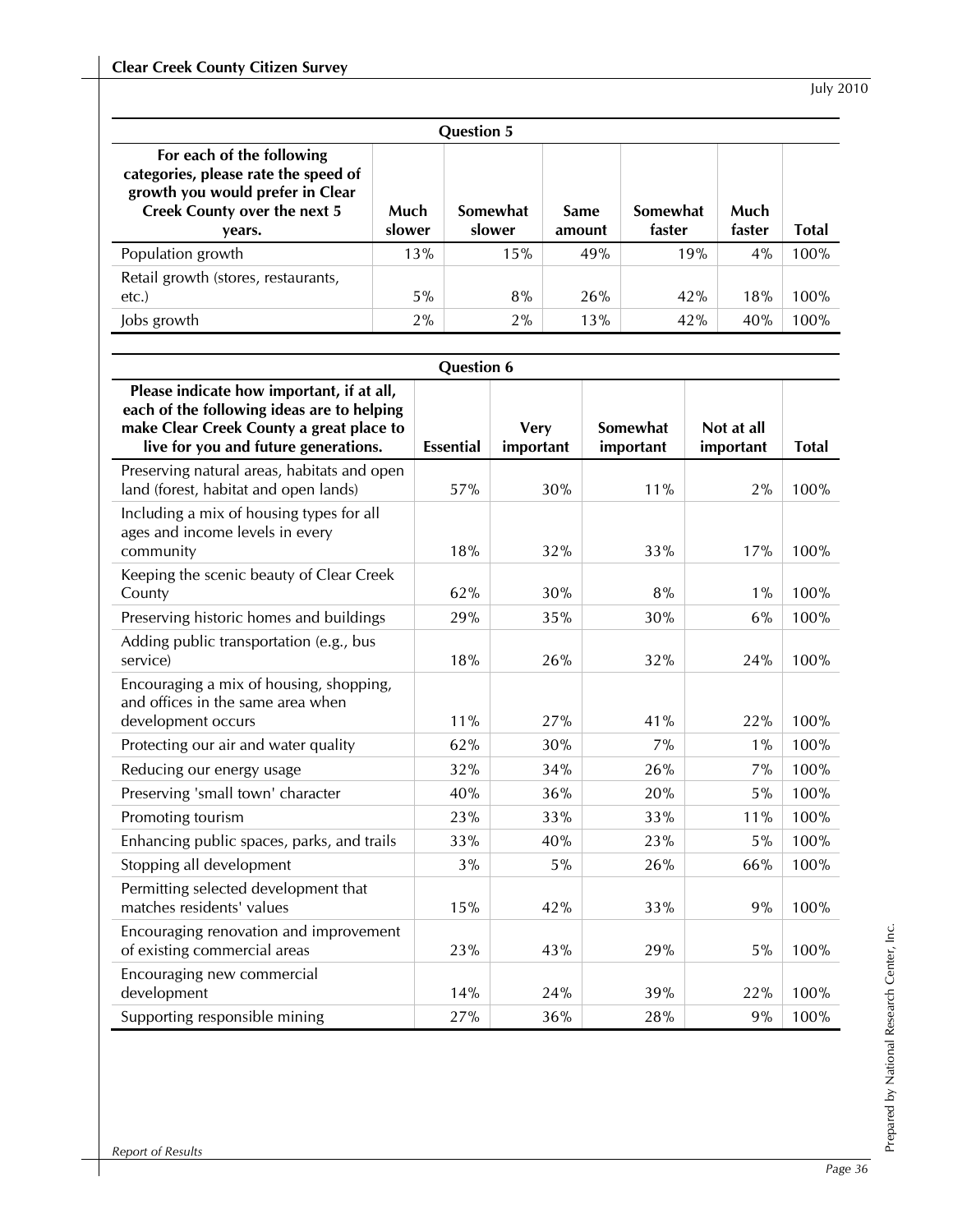| Question 5 | | | | | | |
|---|---|---|---|---|---|---|
| For each of the following categories, please rate the speed of growth you would prefer in Clear Creek County over the next 5 years. | Much slower | Somewhat slower | Same amount | Somewhat faster | Much faster | Total |
| Population growth | 13% | 15% | 49% | 19% | 4% | 100% |
| Retail growth (stores, restaurants, etc.) | 5% | 8% | 26% | 42% | 18% | 100% |
| Jobs growth | 2% | 2% | 13% | 42% | 40% | 100% |

| Question 6 | | | | | |
|---|---|---|---|---|---|
| Please indicate how important, if at all, each of the following ideas are to helping make Clear Creek County a great place to live for you and future generations. | Essential | Very important | Somewhat important | Not at all important | Total |
| Preserving natural areas, habitats and open land (forest, habitat and open lands) | 57% | 30% | 11% | 2% | 100% |
| Including a mix of housing types for all ages and income levels in every community | 18% | 32% | 33% | 17% | 100% |
| Keeping the scenic beauty of Clear Creek County | 62% | 30% | 8% | 1% | 100% |
| Preserving historic homes and buildings | 29% | 35% | 30% | 6% | 100% |
| Adding public transportation (e.g., bus service) | 18% | 26% | 32% | 24% | 100% |
| Encouraging a mix of housing, shopping, and offices in the same area when development occurs | 11% | 27% | 41% | 22% | 100% |
| Protecting our air and water quality | 62% | 30% | 7% | 1% | 100% |
| Reducing our energy usage | 32% | 34% | 26% | 7% | 100% |
| Preserving 'small town' character | 40% | 36% | 20% | 5% | 100% |
| Promoting tourism | 23% | 33% | 33% | 11% | 100% |
| Enhancing public spaces, parks, and trails | 33% | 40% | 23% | 5% | 100% |
| Stopping all development | 3% | 5% | 26% | 66% | 100% |
| Permitting selected development that matches residents' values | 15% | 42% | 33% | 9% | 100% |
| Encouraging renovation and improvement of existing commercial areas | 23% | 43% | 29% | 5% | 100% |
| Encouraging new commercial development | 14% | 24% | 39% | 22% | 100% |
| Supporting responsible mining | 27% | 36% | 28% | 9% | 100% |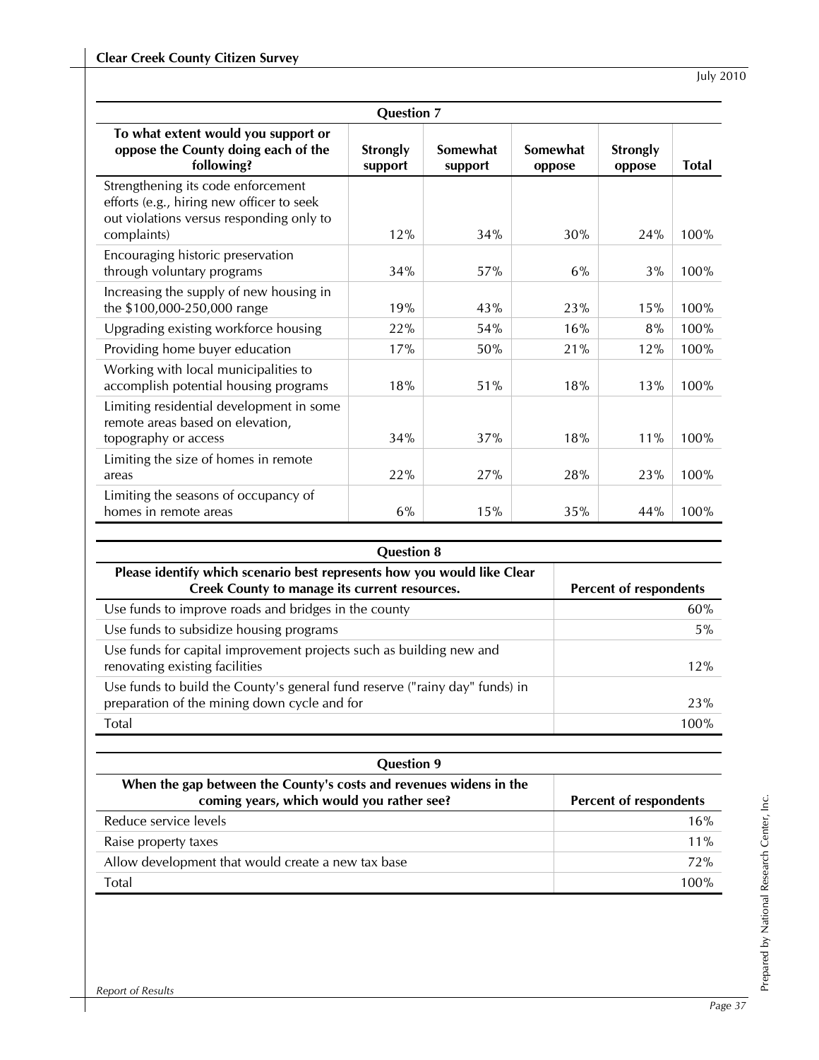| Question 7 | | | | | |
|---|---|---|---|---|---|
| To what extent would you support or oppose the County doing each of the following? | Strongly support | Somewhat support | Somewhat oppose | Strongly oppose | Total |
| Strengthening its code enforcement efforts (e.g., hiring new officer to seek out violations versus responding only to complaints) | 12% | 34% | 30% | 24% | 100% |
| Encouraging historic preservation through voluntary programs | 34% | 57% | 6% | 3% | 100% |
| Increasing the supply of new housing in the $100,000-250,000 range | 19% | 43% | 23% | 15% | 100% |
| Upgrading existing workforce housing | 22% | 54% | 16% | 8% | 100% |
| Providing home buyer education | 17% | 50% | 21% | 12% | 100% |
| Working with local municipalities to accomplish potential housing programs | 18% | 51% | 18% | 13% | 100% |
| Limiting residential development in some remote areas based on elevation, topography or access | 34% | 37% | 18% | 11% | 100% |
| Limiting the size of homes in remote areas | 22% | 27% | 28% | 23% | 100% |
| Limiting the seasons of occupancy of homes in remote areas | 6% | 15% | 35% | 44% | 100% |

| Question 8 | |
|---|---|
| Please identify which scenario best represents how you would like Clear Creek County to manage its current resources. | Percent of respondents |
| Use funds to improve roads and bridges in the county | 60% |
| Use funds to subsidize housing programs | 5% |
| Use funds for capital improvement projects such as building new and renovating existing facilities | 12% |
| Use funds to build the County's general fund reserve ("rainy day" funds) in preparation of the mining down cycle and for | 23% |
| Total | 100% |

| Question 9 | |
|---|---|
| When the gap between the County's costs and revenues widens in the coming years, which would you rather see? | Percent of respondents |
| Reduce service levels | 16% |
| Raise property taxes | 11% |
| Allow development that would create a new tax base | 72% |
| Total | 100% |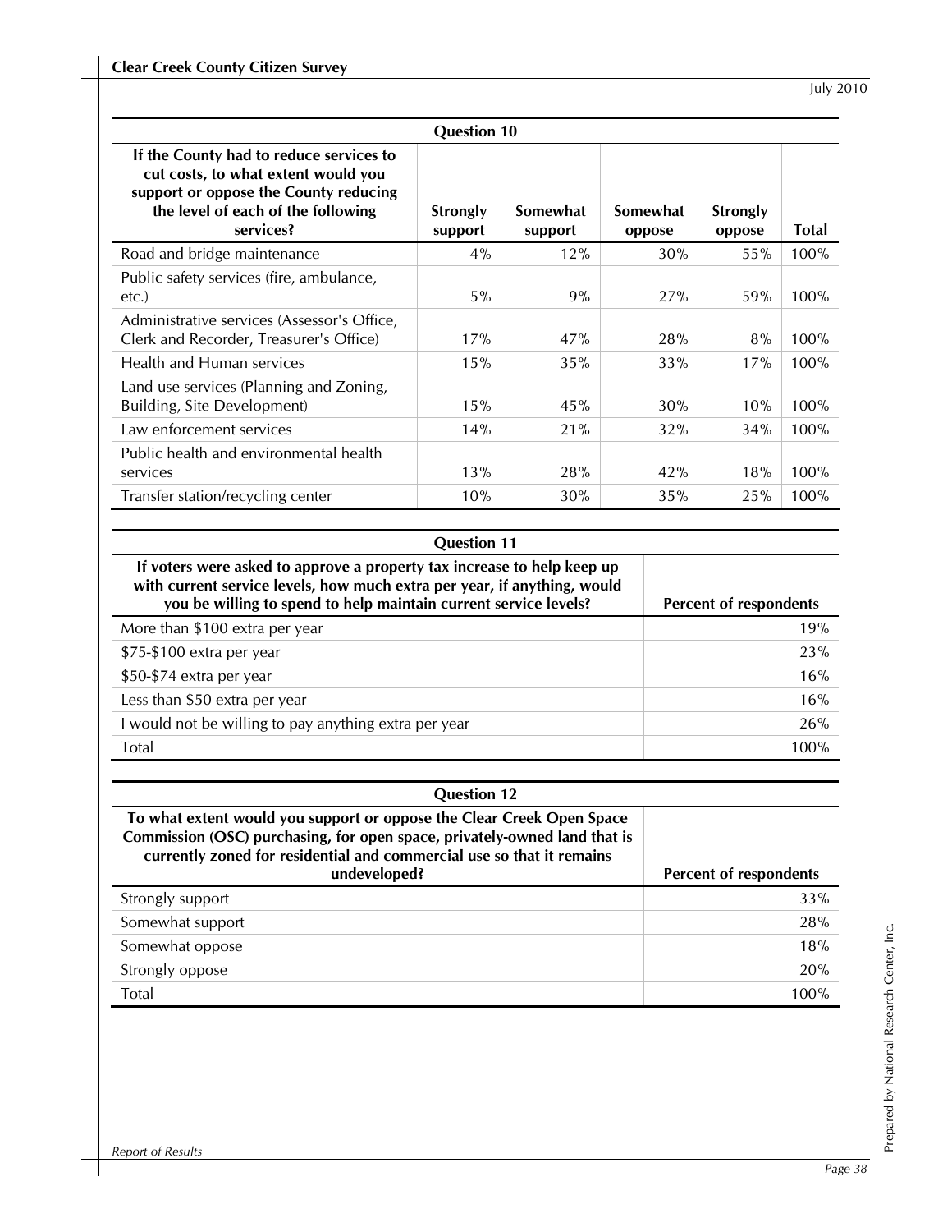| Question 10 | | | | | |
|---|---|---|---|---|---|
| **If the County had to reduce services to cut costs, to what extent would you support or oppose the County reducing the level of each of the following services?** | **Strongly support** | **Somewhat support** | **Somewhat oppose** | **Strongly oppose** | **Total** |
| Road and bridge maintenance | 4% | 12% | 30% | 55% | 100% |
| Public safety services (fire, ambulance, etc.) | 5% | 9% | 27% | 59% | 100% |
| Administrative services (Assessor's Office, Clerk and Recorder, Treasurer's Office) | 17% | 47% | 28% | 8% | 100% |
| Health and Human services | 15% | 35% | 33% | 17% | 100% |
| Land use services (Planning and Zoning, Building, Site Development) | 15% | 45% | 30% | 10% | 100% |
| Law enforcement services | 14% | 21% | 32% | 34% | 100% |
| Public health and environmental health services | 13% | 28% | 42% | 18% | 100% |
| Transfer station/recycling center | 10% | 30% | 35% | 25% | 100% |

| Question 11 | |
|---|---|
| **If voters were asked to approve a property tax increase to help keep up with current service levels, how much extra per year, if anything, would you be willing to spend to help maintain current service levels?** | **Percent of respondents** |
| More than $100 extra per year | 19% |
| $75-$100 extra per year | 23% |
| $50-$74 extra per year | 16% |
| Less than $50 extra per year | 16% |
| I would not be willing to pay anything extra per year | 26% |
| Total | 100% |

| Question 12 | |
|---|---|
| **To what extent would you support or oppose the Clear Creek Open Space Commission (OSC) purchasing, for open space, privately-owned land that is currently zoned for residential and commercial use so that it remains undeveloped?** | **Percent of respondents** |
| Strongly support | 33% |
| Somewhat support | 28% |
| Somewhat oppose | 18% |
| Strongly oppose | 20% |
| Total | 100% |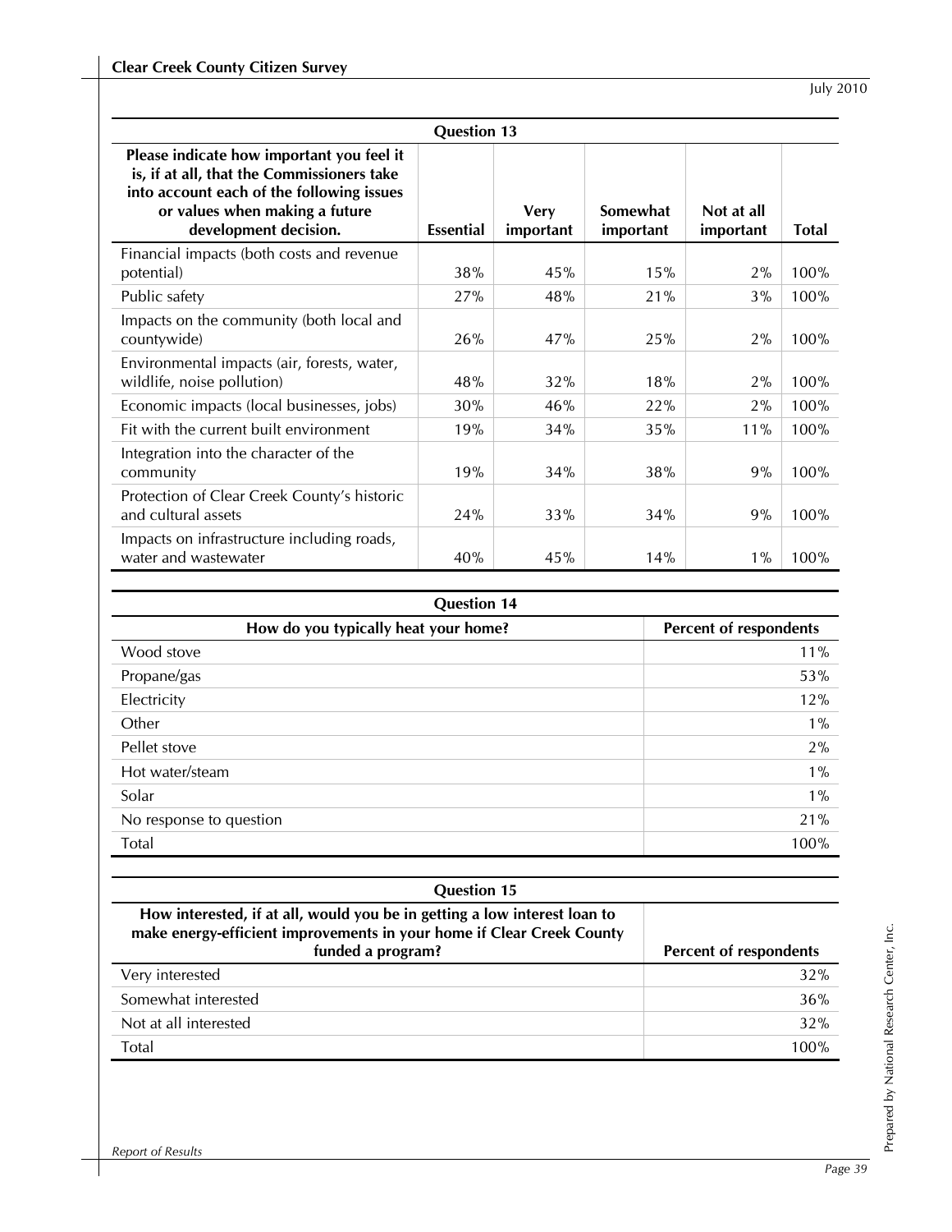| Question 13 | | | | | |
|---|---|---|---|---|---|
| **Please indicate how important you feel it is, if at all, that the Commissioners take into account each of the following issues or values when making a future development decision.** | **Essential** | **Very important** | **Somewhat important** | **Not at all important** | **Total** |
| Financial impacts (both costs and revenue potential) | 38% | 45% | 15% | 2% | 100% |
| Public safety | 27% | 48% | 21% | 3% | 100% |
| Impacts on the community (both local and countywide) | 26% | 47% | 25% | 2% | 100% |
| Environmental impacts (air, forests, water, wildlife, noise pollution) | 48% | 32% | 18% | 2% | 100% |
| Economic impacts (local businesses, jobs) | 30% | 46% | 22% | 2% | 100% |
| Fit with the current built environment | 19% | 34% | 35% | 11% | 100% |
| Integration into the character of the community | 19% | 34% | 38% | 9% | 100% |
| Protection of Clear Creek County's historic and cultural assets | 24% | 33% | 34% | 9% | 100% |
| Impacts on infrastructure including roads, water and wastewater | 40% | 45% | 14% | 1% | 100% |

| Question 14 | |
|---|---|
| **How do you typically heat your home?** | **Percent of respondents** |
| Wood stove | 11% |
| Propane/gas | 53% |
| Electricity | 12% |
| Other | 1% |
| Pellet stove | 2% |
| Hot water/steam | 1% |
| Solar | 1% |
| No response to question | 21% |
| Total | 100% |

| Question 15 | |
|---|---|
| **How interested, if at all, would you be in getting a low interest loan to make energy-efficient improvements in your home if Clear Creek County funded a program?** | **Percent of respondents** |
| Very interested | 32% |
| Somewhat interested | 36% |
| Not at all interested | 32% |
| Total | 100% |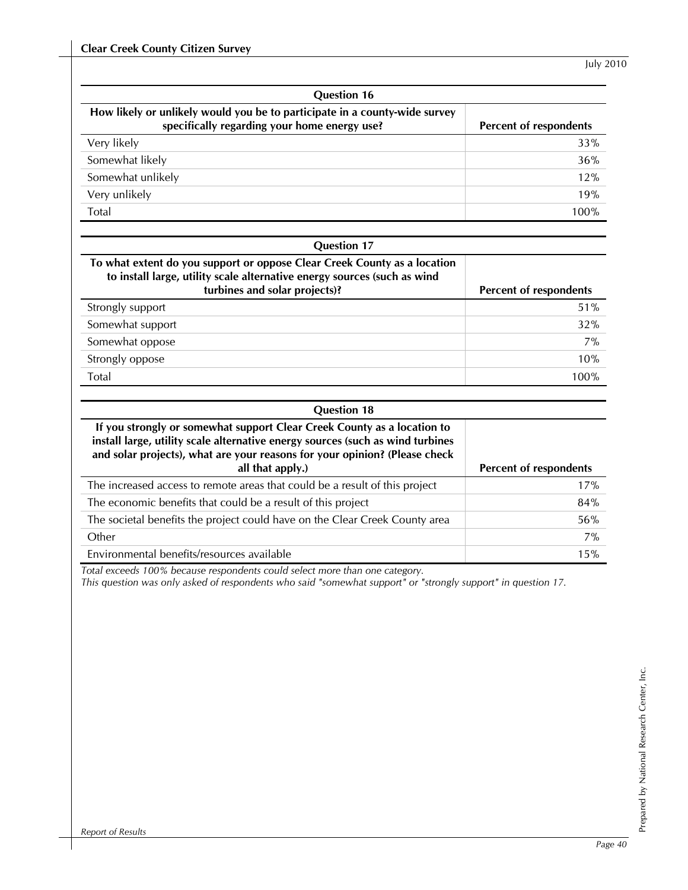| Question 16 | |
|---|---|
| **How likely or unlikely would you be to participate in a county-wide survey specifically regarding your home energy use?** | **Percent of respondents** |
| Very likely | 33% |
| Somewhat likely | 36% |
| Somewhat unlikely | 12% |
| Very unlikely | 19% |
| Total | 100% |

| Question 17 | |
|---|---|
| **To what extent do you support or oppose Clear Creek County as a location to install large, utility scale alternative energy sources (such as wind turbines and solar projects)?** | **Percent of respondents** |
| Strongly support | 51% |
| Somewhat support | 32% |
| Somewhat oppose | 7% |
| Strongly oppose | 10% |
| Total | 100% |

| Question 18 | |
|---|---|
| **If you strongly or somewhat support Clear Creek County as a location to install large, utility scale alternative energy sources (such as wind turbines and solar projects), what are your reasons for your opinion? (Please check all that apply.)** | **Percent of respondents** |
| The increased access to remote areas that could be a result of this project | 17% |
| The economic benefits that could be a result of this project | 84% |
| The societal benefits the project could have on the Clear Creek County area | 56% |
| Other | 7% |
| Environmental benefits/resources available | 15% |

*Total exceeds 100% because respondents could select more than one category.*

*This question was only asked of respondents who said "somewhat support" or "strongly support" in question 17.*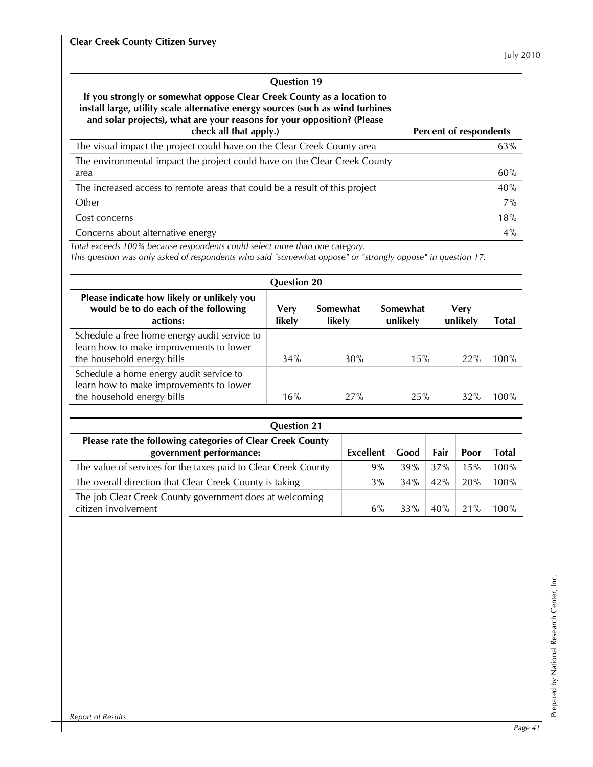| Question 19 | |
|---|---|
| If you strongly or somewhat oppose Clear Creek County as a location to install large, utility scale alternative energy sources (such as wind turbines and solar projects), what are your reasons for your opposition? (Please check all that apply.) | Percent of respondents |
| The visual impact the project could have on the Clear Creek County area | 63% |
| The environmental impact the project could have on the Clear Creek County area | 60% |
| The increased access to remote areas that could be a result of this project | 40% |
| Other | 7% |
| Cost concerns | 18% |
| Concerns about alternative energy | 4% |

*Total exceeds 100% because respondents could select more than one category.*
*This question was only asked of respondents who said "somewhat oppose" or "strongly oppose" in question 17.*

| Question 20 | | | | | |
|---|---|---|---|---|---|
| Please indicate how likely or unlikely you would be to do each of the following actions: | Very likely | Somewhat likely | Somewhat unlikely | Very unlikely | Total |
| Schedule a free home energy audit service to learn how to make improvements to lower the household energy bills | 34% | 30% | 15% | 22% | 100% |
| Schedule a home energy audit service to learn how to make improvements to lower the household energy bills | 16% | 27% | 25% | 32% | 100% |

| Question 21 | | | | | |
|---|---|---|---|---|---|
| Please rate the following categories of Clear Creek County government performance: | Excellent | Good | Fair | Poor | Total |
| The value of services for the taxes paid to Clear Creek County | 9% | 39% | 37% | 15% | 100% |
| The overall direction that Clear Creek County is taking | 3% | 34% | 42% | 20% | 100% |
| The job Clear Creek County government does at welcoming citizen involvement | 6% | 33% | 40% | 21% | 100% |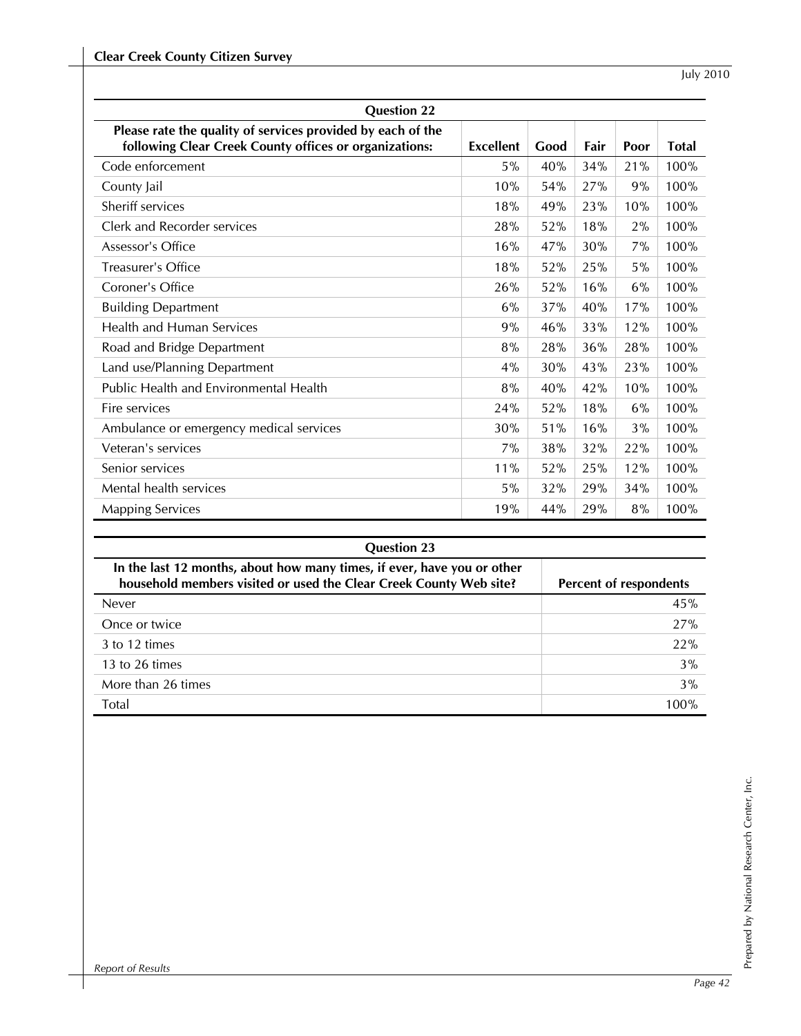| Question 22 | | | | | |
|---|---|---|---|---|---|
| **Please rate the quality of services provided by each of the following Clear Creek County offices or organizations:** | **Excellent** | **Good** | **Fair** | **Poor** | **Total** |
| Code enforcement | 5% | 40% | 34% | 21% | 100% |
| County Jail | 10% | 54% | 27% | 9% | 100% |
| Sheriff services | 18% | 49% | 23% | 10% | 100% |
| Clerk and Recorder services | 28% | 52% | 18% | 2% | 100% |
| Assessor's Office | 16% | 47% | 30% | 7% | 100% |
| Treasurer's Office | 18% | 52% | 25% | 5% | 100% |
| Coroner's Office | 26% | 52% | 16% | 6% | 100% |
| Building Department | 6% | 37% | 40% | 17% | 100% |
| Health and Human Services | 9% | 46% | 33% | 12% | 100% |
| Road and Bridge Department | 8% | 28% | 36% | 28% | 100% |
| Land use/Planning Department | 4% | 30% | 43% | 23% | 100% |
| Public Health and Environmental Health | 8% | 40% | 42% | 10% | 100% |
| Fire services | 24% | 52% | 18% | 6% | 100% |
| Ambulance or emergency medical services | 30% | 51% | 16% | 3% | 100% |
| Veteran's services | 7% | 38% | 32% | 22% | 100% |
| Senior services | 11% | 52% | 25% | 12% | 100% |
| Mental health services | 5% | 32% | 29% | 34% | 100% |
| Mapping Services | 19% | 44% | 29% | 8% | 100% |

| Question 23 | |
|---|---|
| **In the last 12 months, about how many times, if ever, have you or other household members visited or used the Clear Creek County Web site?** | **Percent of respondents** |
| Never | 45% |
| Once or twice | 27% |
| 3 to 12 times | 22% |
| 13 to 26 times | 3% |
| More than 26 times | 3% |
| Total | 100% |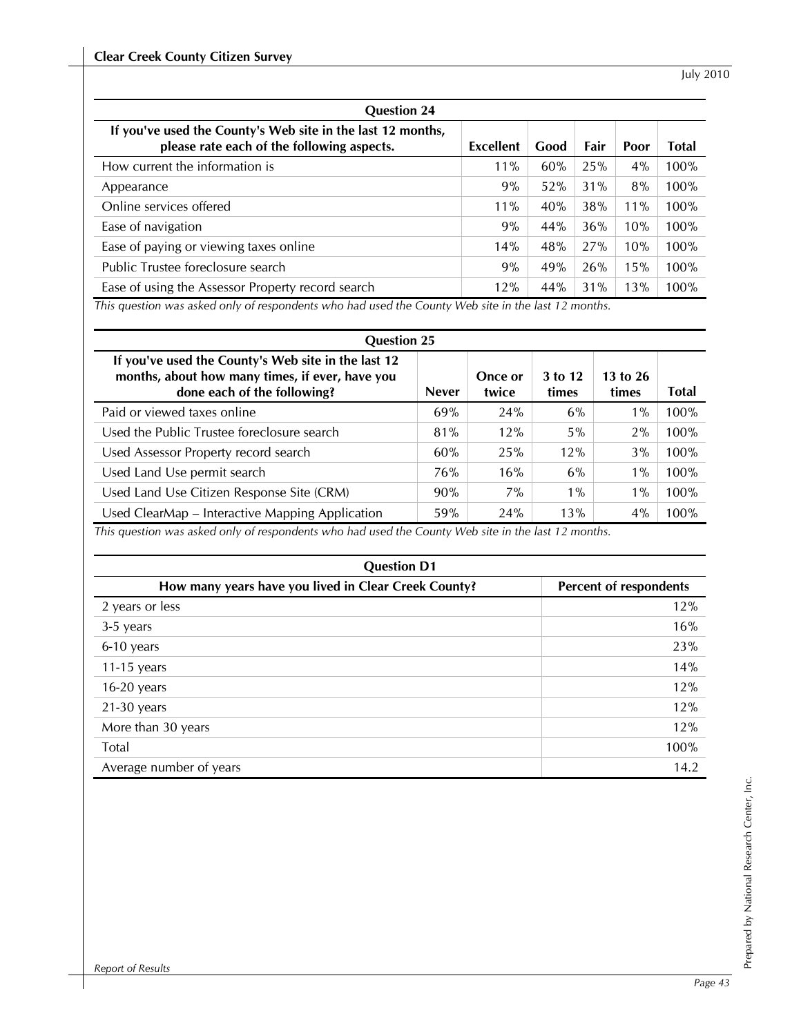| Question 24 | | | | | |
|---|---|---|---|---|---|
| **If you've used the County's Web site in the last 12 months, please rate each of the following aspects.** | **Excellent** | **Good** | **Fair** | **Poor** | **Total** |
| How current the information is | 11% | 60% | 25% | 4% | 100% |
| Appearance | 9% | 52% | 31% | 8% | 100% |
| Online services offered | 11% | 40% | 38% | 11% | 100% |
| Ease of navigation | 9% | 44% | 36% | 10% | 100% |
| Ease of paying or viewing taxes online | 14% | 48% | 27% | 10% | 100% |
| Public Trustee foreclosure search | 9% | 49% | 26% | 15% | 100% |
| Ease of using the Assessor Property record search | 12% | 44% | 31% | 13% | 100% |

*This question was asked only of respondents who had used the County Web site in the last 12 months.*

| Question 25 | | | | | |
|---|---|---|---|---|---|
| **If you've used the County's Web site in the last 12 months, about how many times, if ever, have you done each of the following?** | **Never** | **Once or twice** | **3 to 12 times** | **13 to 26 times** | **Total** |
| Paid or viewed taxes online | 69% | 24% | 6% | 1% | 100% |
| Used the Public Trustee foreclosure search | 81% | 12% | 5% | 2% | 100% |
| Used Assessor Property record search | 60% | 25% | 12% | 3% | 100% |
| Used Land Use permit search | 76% | 16% | 6% | 1% | 100% |
| Used Land Use Citizen Response Site (CRM) | 90% | 7% | 1% | 1% | 100% |
| Used ClearMap – Interactive Mapping Application | 59% | 24% | 13% | 4% | 100% |

*This question was asked only of respondents who had used the County Web site in the last 12 months.*

| Question D1 | |
|---|---|
| **How many years have you lived in Clear Creek County?** | **Percent of respondents** |
| 2 years or less | 12% |
| 3-5 years | 16% |
| 6-10 years | 23% |
| 11-15 years | 14% |
| 16-20 years | 12% |
| 21-30 years | 12% |
| More than 30 years | 12% |
| Total | 100% |
| Average number of years | 14.2 |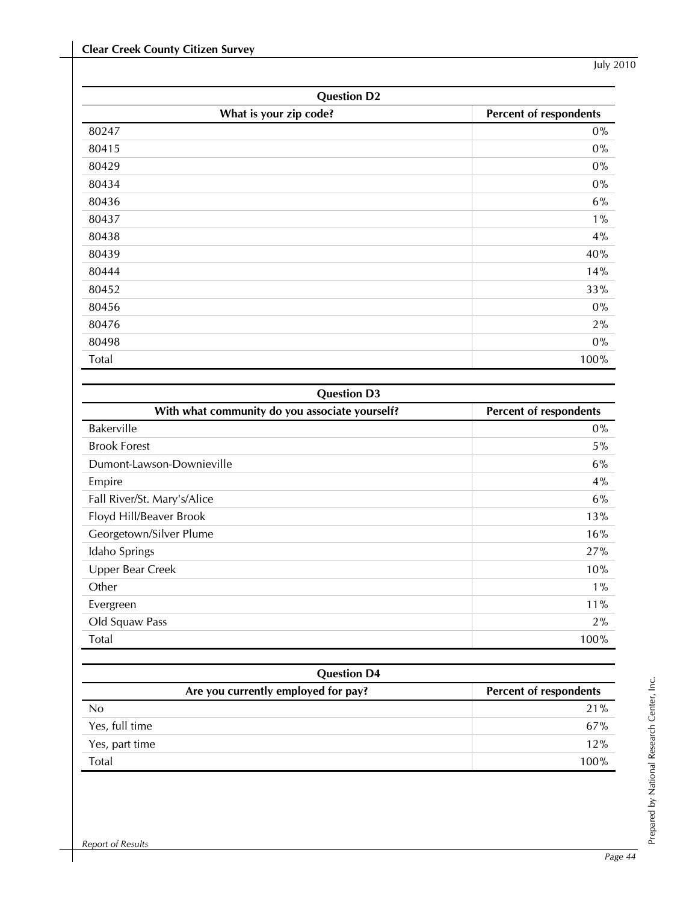| Question D2 | |
|---|---|
| What is your zip code? | Percent of respondents |
| 80247 | 0% |
| 80415 | 0% |
| 80429 | 0% |
| 80434 | 0% |
| 80436 | 6% |
| 80437 | 1% |
| 80438 | 4% |
| 80439 | 40% |
| 80444 | 14% |
| 80452 | 33% |
| 80456 | 0% |
| 80476 | 2% |
| 80498 | 0% |
| Total | 100% |

| Question D3 | |
|---|---|
| With what community do you associate yourself? | Percent of respondents |
| Bakerville | 0% |
| Brook Forest | 5% |
| Dumont-Lawson-Downieville | 6% |
| Empire | 4% |
| Fall River/St. Mary's/Alice | 6% |
| Floyd Hill/Beaver Brook | 13% |
| Georgetown/Silver Plume | 16% |
| Idaho Springs | 27% |
| Upper Bear Creek | 10% |
| Other | 1% |
| Evergreen | 11% |
| Old Squaw Pass | 2% |
| Total | 100% |

| Question D4 | |
|---|---|
| Are you currently employed for pay? | Percent of respondents |
| No | 21% |
| Yes, full time | 67% |
| Yes, part time | 12% |
| Total | 100% |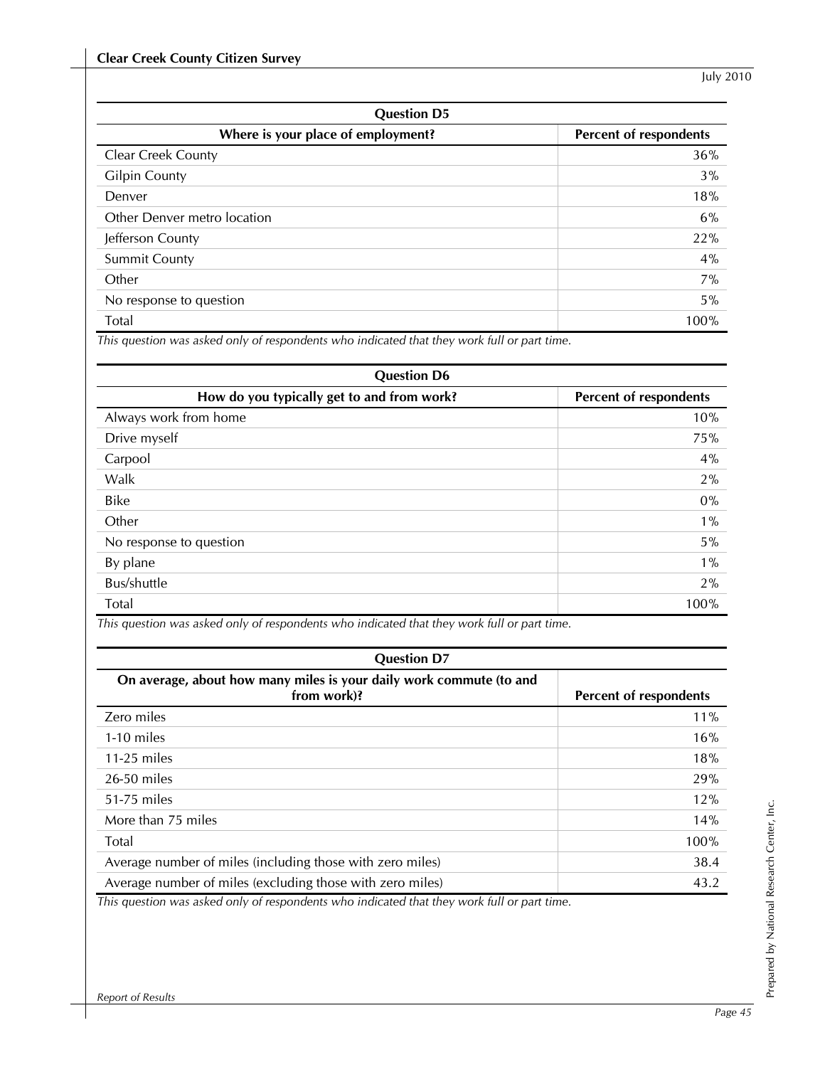| Question D5 | |
|---|---|
| **Where is your place of employment?** | **Percent of respondents** |
| Clear Creek County | 36% |
| Gilpin County | 3% |
| Denver | 18% |
| Other Denver metro location | 6% |
| Jefferson County | 22% |
| Summit County | 4% |
| Other | 7% |
| No response to question | 5% |
| Total | 100% |

*This question was asked only of respondents who indicated that they work full or part time.*

| Question D6 | |
|---|---|
| **How do you typically get to and from work?** | **Percent of respondents** |
| Always work from home | 10% |
| Drive myself | 75% |
| Carpool | 4% |
| Walk | 2% |
| Bike | 0% |
| Other | 1% |
| No response to question | 5% |
| By plane | 1% |
| Bus/shuttle | 2% |
| Total | 100% |

*This question was asked only of respondents who indicated that they work full or part time.*

| Question D7 | |
|---|---|
| **On average, about how many miles is your daily work commute (to and from work)?** | **Percent of respondents** |
| Zero miles | 11% |
| 1-10 miles | 16% |
| 11-25 miles | 18% |
| 26-50 miles | 29% |
| 51-75 miles | 12% |
| More than 75 miles | 14% |
| Total | 100% |
| Average number of miles (including those with zero miles) | 38.4 |
| Average number of miles (excluding those with zero miles) | 43.2 |

*This question was asked only of respondents who indicated that they work full or part time.*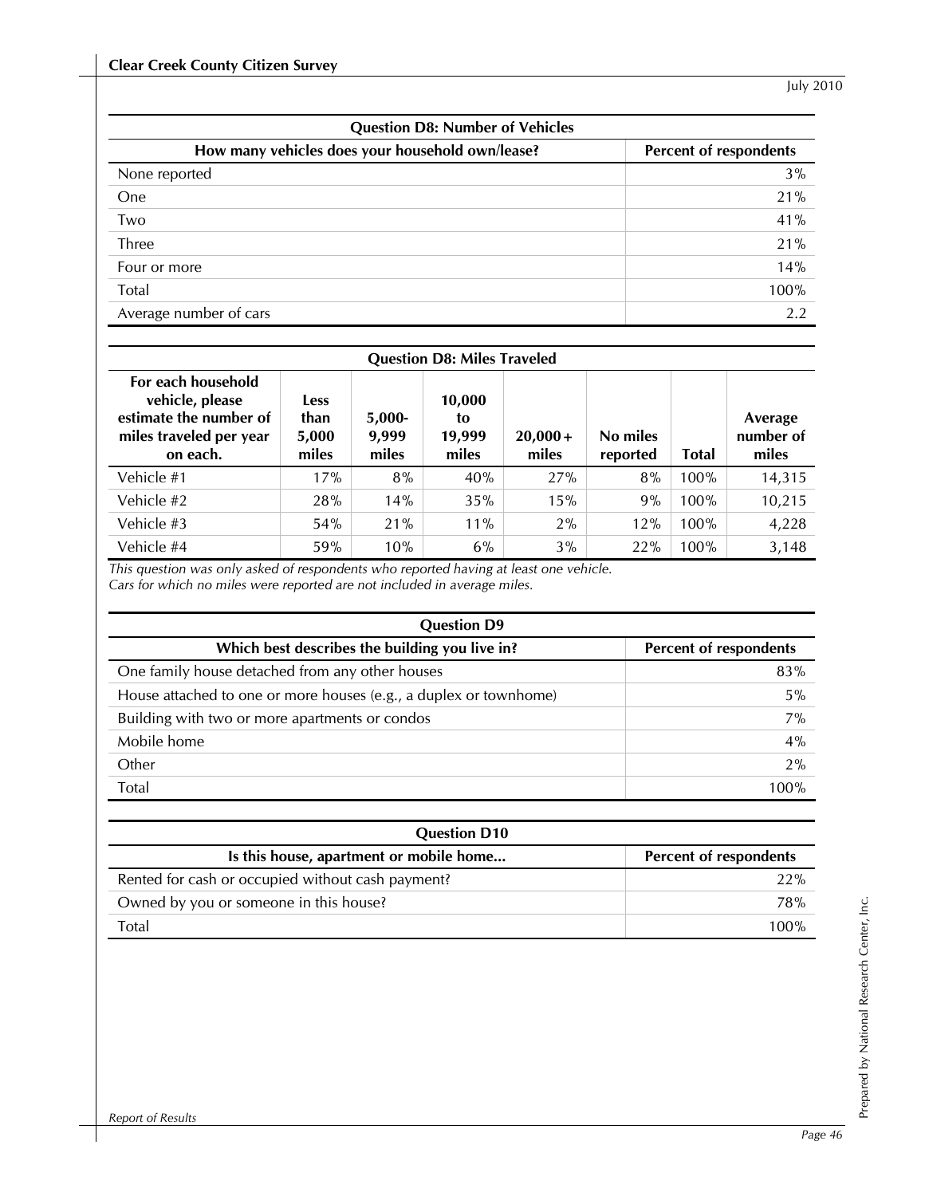| Question D8: Number of Vehicles | |
|---|---|
| How many vehicles does your household own/lease? | Percent of respondents |
| None reported | 3% |
| One | 21% |
| Two | 41% |
| Three | 21% |
| Four or more | 14% |
| Total | 100% |
| Average number of cars | 2.2 |

| Question D8: Miles Traveled | | | | | | | |
|---|---|---|---|---|---|---|---|
| For each household vehicle, please estimate the number of miles traveled per year on each. | Less than 5,000 miles | 5,000-9,999 miles | 10,000 to 19,999 miles | 20,000+ miles | No miles reported | Total | Average number of miles |
| Vehicle #1 | 17% | 8% | 40% | 27% | 8% | 100% | 14,315 |
| Vehicle #2 | 28% | 14% | 35% | 15% | 9% | 100% | 10,215 |
| Vehicle #3 | 54% | 21% | 11% | 2% | 12% | 100% | 4,228 |
| Vehicle #4 | 59% | 10% | 6% | 3% | 22% | 100% | 3,148 |

*This question was only asked of respondents who reported having at least one vehicle.*
*Cars for which no miles were reported are not included in average miles.*

| Question D9 | |
|---|---|
| Which best describes the building you live in? | Percent of respondents |
| One family house detached from any other houses | 83% |
| House attached to one or more houses (e.g., a duplex or townhome) | 5% |
| Building with two or more apartments or condos | 7% |
| Mobile home | 4% |
| Other | 2% |
| Total | 100% |

| Question D10 | |
|---|---|
| Is this house, apartment or mobile home... | Percent of respondents |
| Rented for cash or occupied without cash payment? | 22% |
| Owned by you or someone in this house? | 78% |
| Total | 100% |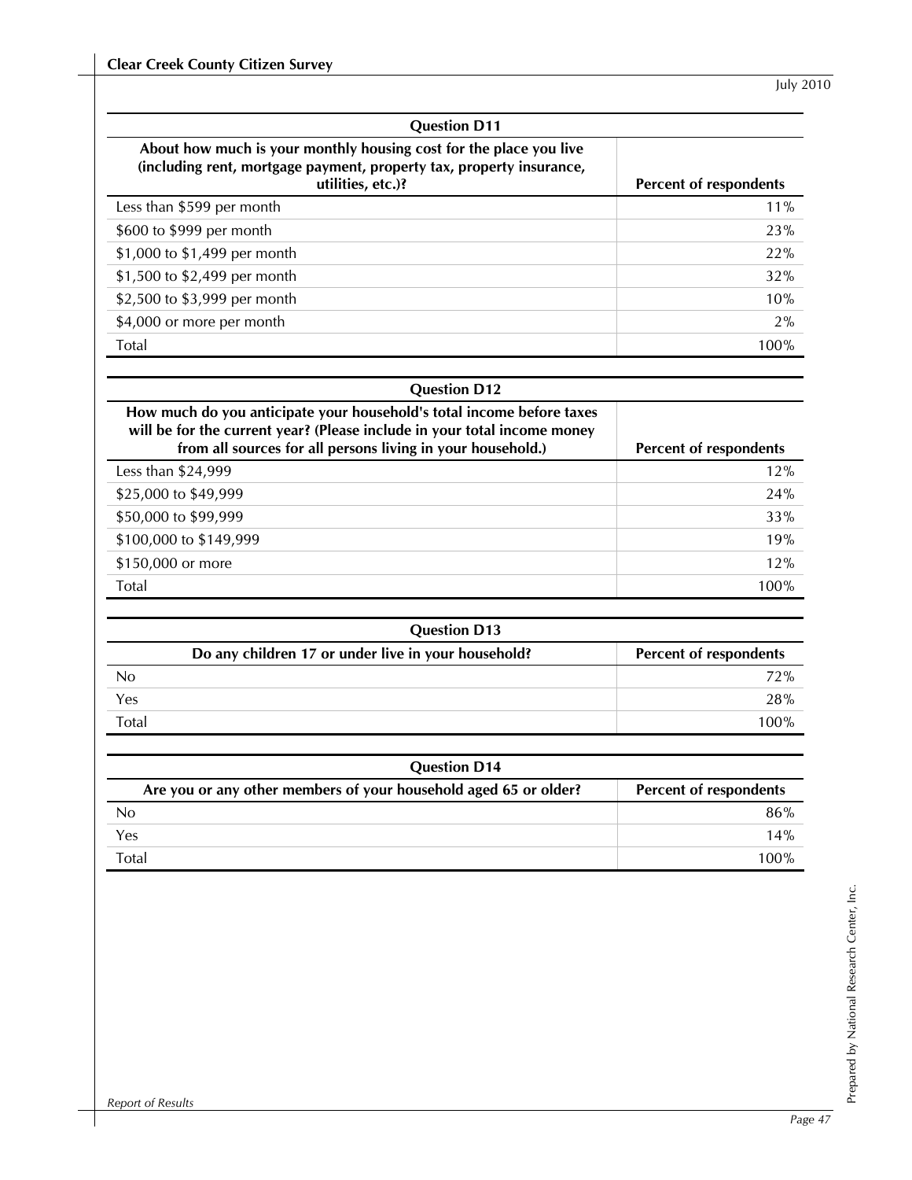| Question D11 | |
|---|---|
| **About how much is your monthly housing cost for the place you live (including rent, mortgage payment, property tax, property insurance, utilities, etc.)?** | **Percent of respondents** |
| Less than $599 per month | 11% |
| $600 to $999 per month | 23% |
| $1,000 to $1,499 per month | 22% |
| $1,500 to $2,499 per month | 32% |
| $2,500 to $3,999 per month | 10% |
| $4,000 or more per month | 2% |
| Total | 100% |

| Question D12 | |
|---|---|
| **How much do you anticipate your household's total income before taxes will be for the current year? (Please include in your total income money from all sources for all persons living in your household.)** | **Percent of respondents** |
| Less than $24,999 | 12% |
| $25,000 to $49,999 | 24% |
| $50,000 to $99,999 | 33% |
| $100,000 to $149,999 | 19% |
| $150,000 or more | 12% |
| Total | 100% |

| Question D13 | |
|---|---|
| **Do any children 17 or under live in your household?** | **Percent of respondents** |
| No | 72% |
| Yes | 28% |
| Total | 100% |

| Question D14 | |
|---|---|
| **Are you or any other members of your household aged 65 or older?** | **Percent of respondents** |
| No | 86% |
| Yes | 14% |
| Total | 100% |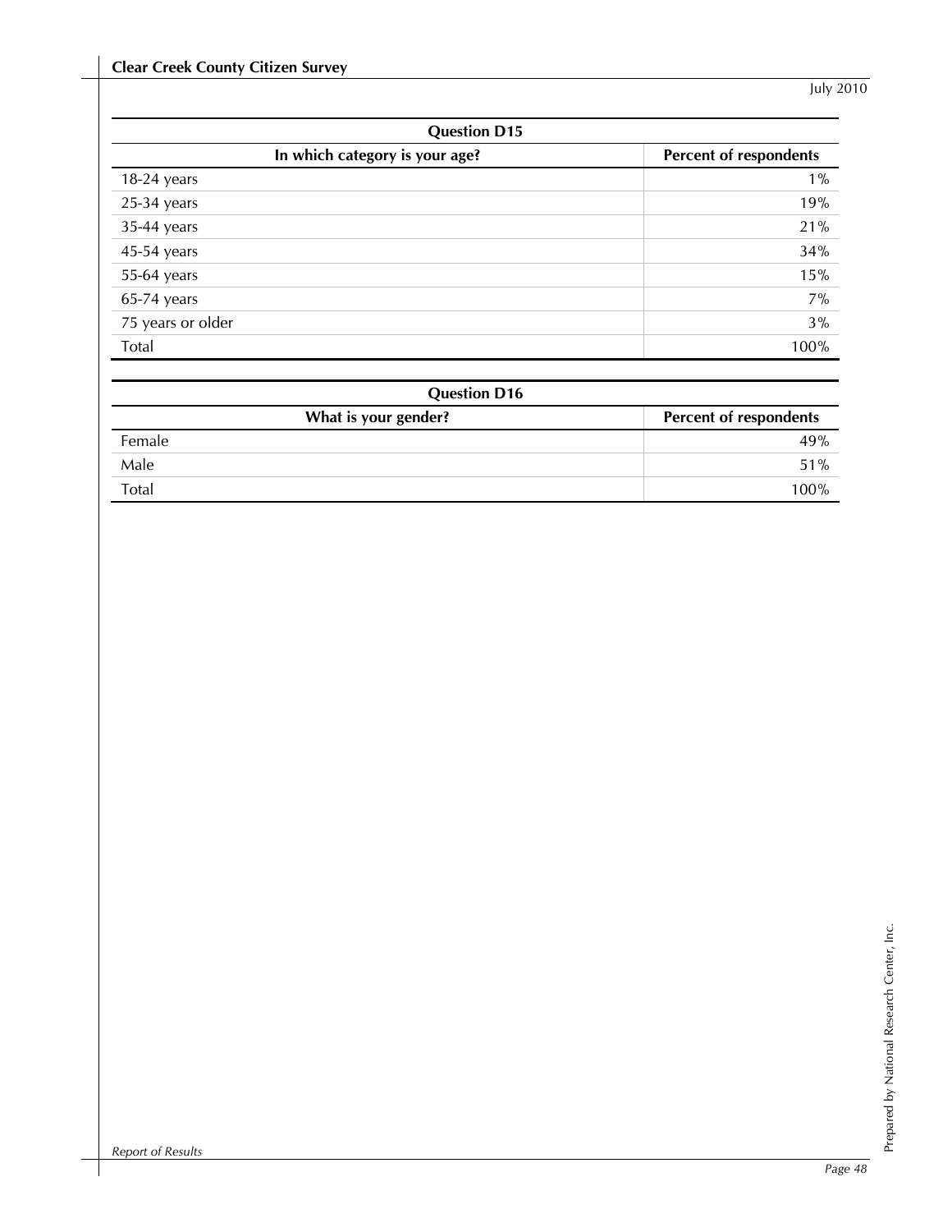| Question D15 | |
|---|---|
| **In which category is your age?** | **Percent of respondents** |
| 18-24 years | 1% |
| 25-34 years | 19% |
| 35-44 years | 21% |
| 45-54 years | 34% |
| 55-64 years | 15% |
| 65-74 years | 7% |
| 75 years or older | 3% |
| Total | 100% |

| Question D16 | |
|---|---|
| **What is your gender?** | **Percent of respondents** |
| Female | 49% |
| Male | 51% |
| Total | 100% |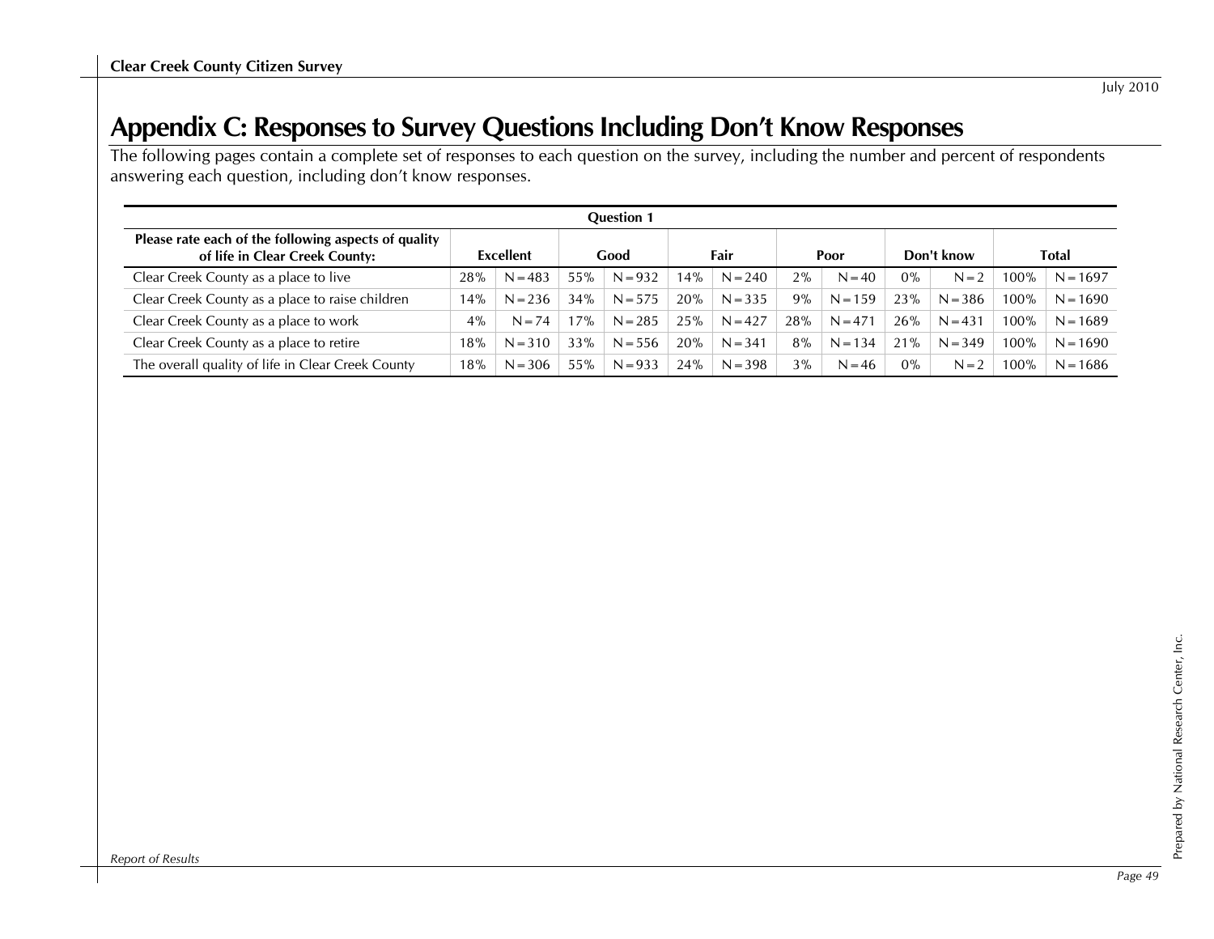# Appendix C: Responses to Survey Questions Including Don't Know Responses

The following pages contain a complete set of responses to each question on the survey, including the number and percent of respondents answering each question, including don't know responses.

| Question 1 | | | | | | | | | | | | |
|---|---|---|---|---|---|---|---|---|---|---|---|---|
| **Please rate each of the following aspects of quality of life in Clear Creek County:** | **Excellent** | | **Good** | | **Fair** | | **Poor** | | **Don't know** | | **Total** | |
| Clear Creek County as a place to live | 28% | N = 483 | 55% | N = 932 | 14% | N = 240 | 2% | N = 40 | 0% | N = 2 | 100% | N = 1697 |
| Clear Creek County as a place to raise children | 14% | N = 236 | 34% | N = 575 | 20% | N = 335 | 9% | N = 159 | 23% | N = 386 | 100% | N = 1690 |
| Clear Creek County as a place to work | 4% | N = 74 | 17% | N = 285 | 25% | N = 427 | 28% | N = 471 | 26% | N = 431 | 100% | N = 1689 |
| Clear Creek County as a place to retire | 18% | N = 310 | 33% | N = 556 | 20% | N = 341 | 8% | N = 134 | 21% | N = 349 | 100% | N = 1690 |
| The overall quality of life in Clear Creek County | 18% | N = 306 | 55% | N = 933 | 24% | N = 398 | 3% | N = 46 | 0% | N = 2 | 100% | N = 1686 |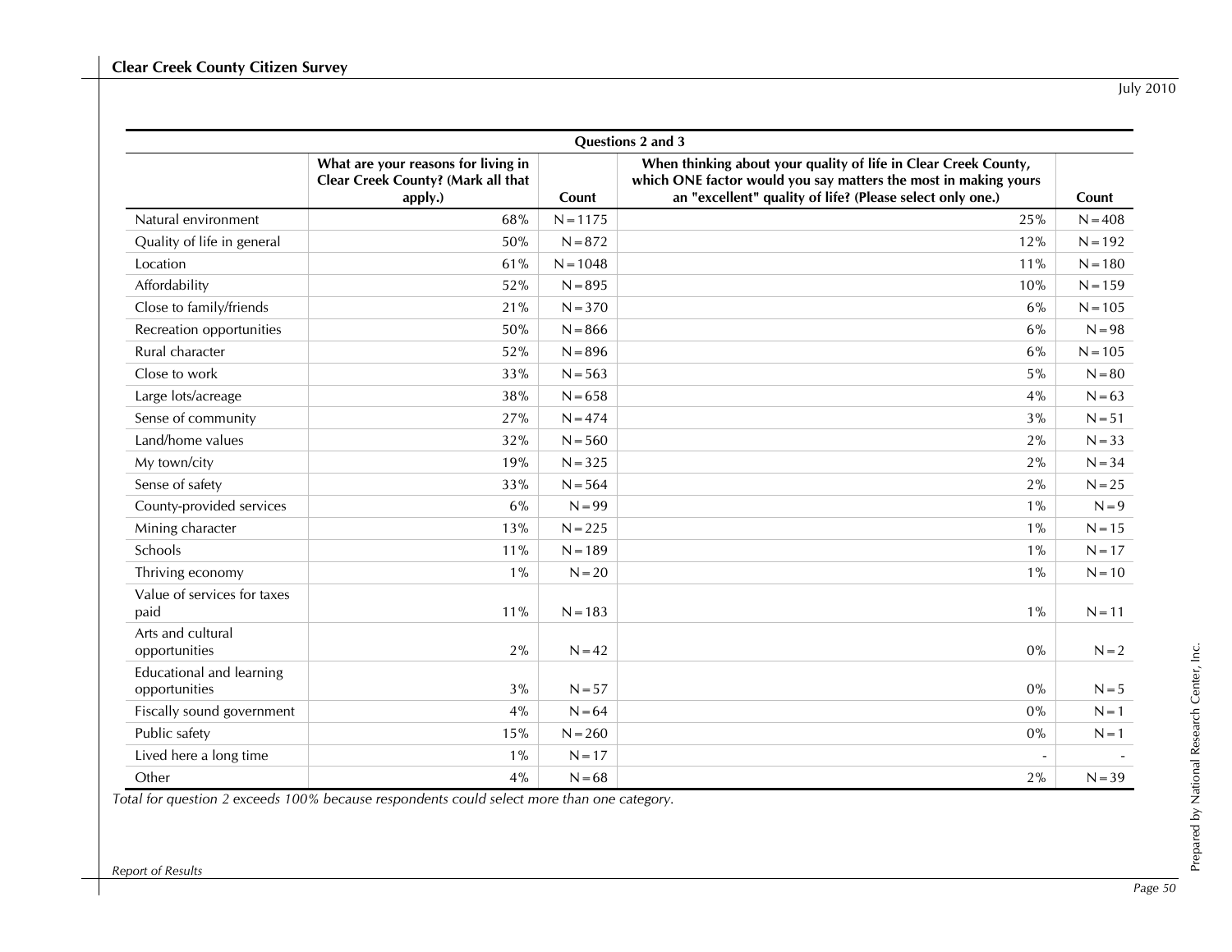| Questions 2 and 3 | | | | |
|---|---|---|---|---|
| | What are your reasons for living in Clear Creek County? (Mark all that apply.) | Count | When thinking about your quality of life in Clear Creek County, which ONE factor would you say matters the most in making yours an "excellent" quality of life? (Please select only one.) | Count |
| Natural environment | 68% | N=1175 | 25% | N=408 |
| Quality of life in general | 50% | N=872 | 12% | N=192 |
| Location | 61% | N=1048 | 11% | N=180 |
| Affordability | 52% | N=895 | 10% | N=159 |
| Close to family/friends | 21% | N=370 | 6% | N=105 |
| Recreation opportunities | 50% | N=866 | 6% | N=98 |
| Rural character | 52% | N=896 | 6% | N=105 |
| Close to work | 33% | N=563 | 5% | N=80 |
| Large lots/acreage | 38% | N=658 | 4% | N=63 |
| Sense of community | 27% | N=474 | 3% | N=51 |
| Land/home values | 32% | N=560 | 2% | N=33 |
| My town/city | 19% | N=325 | 2% | N=34 |
| Sense of safety | 33% | N=564 | 2% | N=25 |
| County-provided services | 6% | N=99 | 1% | N=9 |
| Mining character | 13% | N=225 | 1% | N=15 |
| Schools | 11% | N=189 | 1% | N=17 |
| Thriving economy | 1% | N=20 | 1% | N=10 |
| Value of services for taxes paid | 11% | N=183 | 1% | N=11 |
| Arts and cultural opportunities | 2% | N=42 | 0% | N=2 |
| Educational and learning opportunities | 3% | N=57 | 0% | N=5 |
| Fiscally sound government | 4% | N=64 | 0% | N=1 |
| Public safety | 15% | N=260 | 0% | N=1 |
| Lived here a long time | 1% | N=17 | - | - |
| Other | 4% | N=68 | 2% | N=39 |

*Total for question 2 exceeds 100% because respondents could select more than one category.*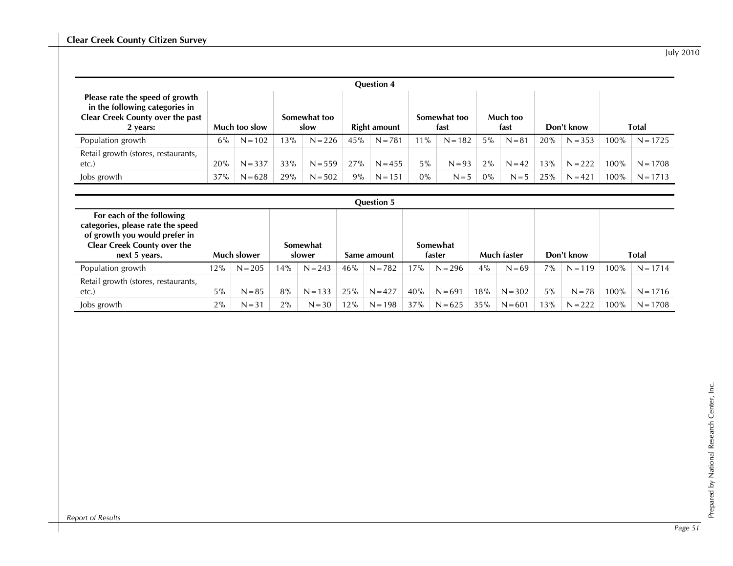| Question 4 | | | | | | | | | | | | | | |
|---|---|---|---|---|---|---|---|---|---|---|---|---|---|---|
| **Please rate the speed of growth in the following categories in Clear Creek County over the past 2 years:** | **Much too slow** | | **Somewhat too slow** | | **Right amount** | | **Somewhat too fast** | | **Much too fast** | | **Don't know** | | **Total** | |
| Population growth | 6% | N=102 | 13% | N=226 | 45% | N=781 | 11% | N=182 | 5% | N=81 | 20% | N=353 | 100% | N=1725 |
| Retail growth (stores, restaurants, etc.) | 20% | N=337 | 33% | N=559 | 27% | N=455 | 5% | N=93 | 2% | N=42 | 13% | N=222 | 100% | N=1708 |
| Jobs growth | 37% | N=628 | 29% | N=502 | 9% | N=151 | 0% | N=5 | 0% | N=5 | 25% | N=421 | 100% | N=1713 |

| Question 5 | | | | | | | | | | | | | | |
|---|---|---|---|---|---|---|---|---|---|---|---|---|---|---|
| **For each of the following categories, please rate the speed of growth you would prefer in Clear Creek County over the next 5 years.** | **Much slower** | | **Somewhat slower** | | **Same amount** | | **Somewhat faster** | | **Much faster** | | **Don't know** | | **Total** | |
| Population growth | 12% | N=205 | 14% | N=243 | 46% | N=782 | 17% | N=296 | 4% | N=69 | 7% | N=119 | 100% | N=1714 |
| Retail growth (stores, restaurants, etc.) | 5% | N=85 | 8% | N=133 | 25% | N=427 | 40% | N=691 | 18% | N=302 | 5% | N=78 | 100% | N=1716 |
| Jobs growth | 2% | N=31 | 2% | N=30 | 12% | N=198 | 37% | N=625 | 35% | N=601 | 13% | N=222 | 100% | N=1708 |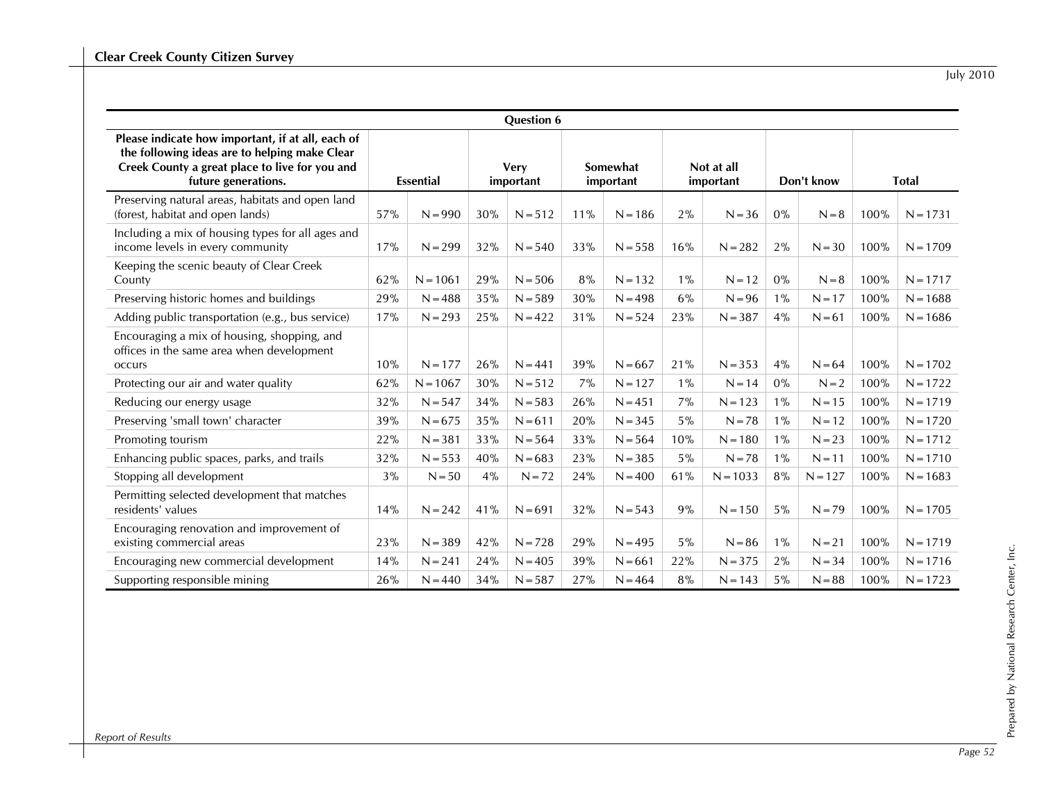| Question 6 | | | | | | | | | | | | |
|---|---|---|---|---|---|---|---|---|---|---|---|---|
| **Please indicate how important, if at all, each of the following ideas are to helping make Clear Creek County a great place to live for you and future generations.** | **Essential** | | **Very important** | | **Somewhat important** | | **Not at all important** | | **Don't know** | | **Total** | |
| Preserving natural areas, habitats and open land (forest, habitat and open lands) | 57% | N=990 | 30% | N=512 | 11% | N=186 | 2% | N=36 | 0% | N=8 | 100% | N=1731 |
| Including a mix of housing types for all ages and income levels in every community | 17% | N=299 | 32% | N=540 | 33% | N=558 | 16% | N=282 | 2% | N=30 | 100% | N=1709 |
| Keeping the scenic beauty of Clear Creek County | 62% | N=1061 | 29% | N=506 | 8% | N=132 | 1% | N=12 | 0% | N=8 | 100% | N=1717 |
| Preserving historic homes and buildings | 29% | N=488 | 35% | N=589 | 30% | N=498 | 6% | N=96 | 1% | N=17 | 100% | N=1688 |
| Adding public transportation (e.g., bus service) | 17% | N=293 | 25% | N=422 | 31% | N=524 | 23% | N=387 | 4% | N=61 | 100% | N=1686 |
| Encouraging a mix of housing, shopping, and offices in the same area when development occurs | 10% | N=177 | 26% | N=441 | 39% | N=667 | 21% | N=353 | 4% | N=64 | 100% | N=1702 |
| Protecting our air and water quality | 62% | N=1067 | 30% | N=512 | 7% | N=127 | 1% | N=14 | 0% | N=2 | 100% | N=1722 |
| Reducing our energy usage | 32% | N=547 | 34% | N=583 | 26% | N=451 | 7% | N=123 | 1% | N=15 | 100% | N=1719 |
| Preserving 'small town' character | 39% | N=675 | 35% | N=611 | 20% | N=345 | 5% | N=78 | 1% | N=12 | 100% | N=1720 |
| Promoting tourism | 22% | N=381 | 33% | N=564 | 33% | N=564 | 10% | N=180 | 1% | N=23 | 100% | N=1712 |
| Enhancing public spaces, parks, and trails | 32% | N=553 | 40% | N=683 | 23% | N=385 | 5% | N=78 | 1% | N=11 | 100% | N=1710 |
| Stopping all development | 3% | N=50 | 4% | N=72 | 24% | N=400 | 61% | N=1033 | 8% | N=127 | 100% | N=1683 |
| Permitting selected development that matches residents' values | 14% | N=242 | 41% | N=691 | 32% | N=543 | 9% | N=150 | 5% | N=79 | 100% | N=1705 |
| Encouraging renovation and improvement of existing commercial areas | 23% | N=389 | 42% | N=728 | 29% | N=495 | 5% | N=86 | 1% | N=21 | 100% | N=1719 |
| Encouraging new commercial development | 14% | N=241 | 24% | N=405 | 39% | N=661 | 22% | N=375 | 2% | N=34 | 100% | N=1716 |
| Supporting responsible mining | 26% | N=440 | 34% | N=587 | 27% | N=464 | 8% | N=143 | 5% | N=88 | 100% | N=1723 |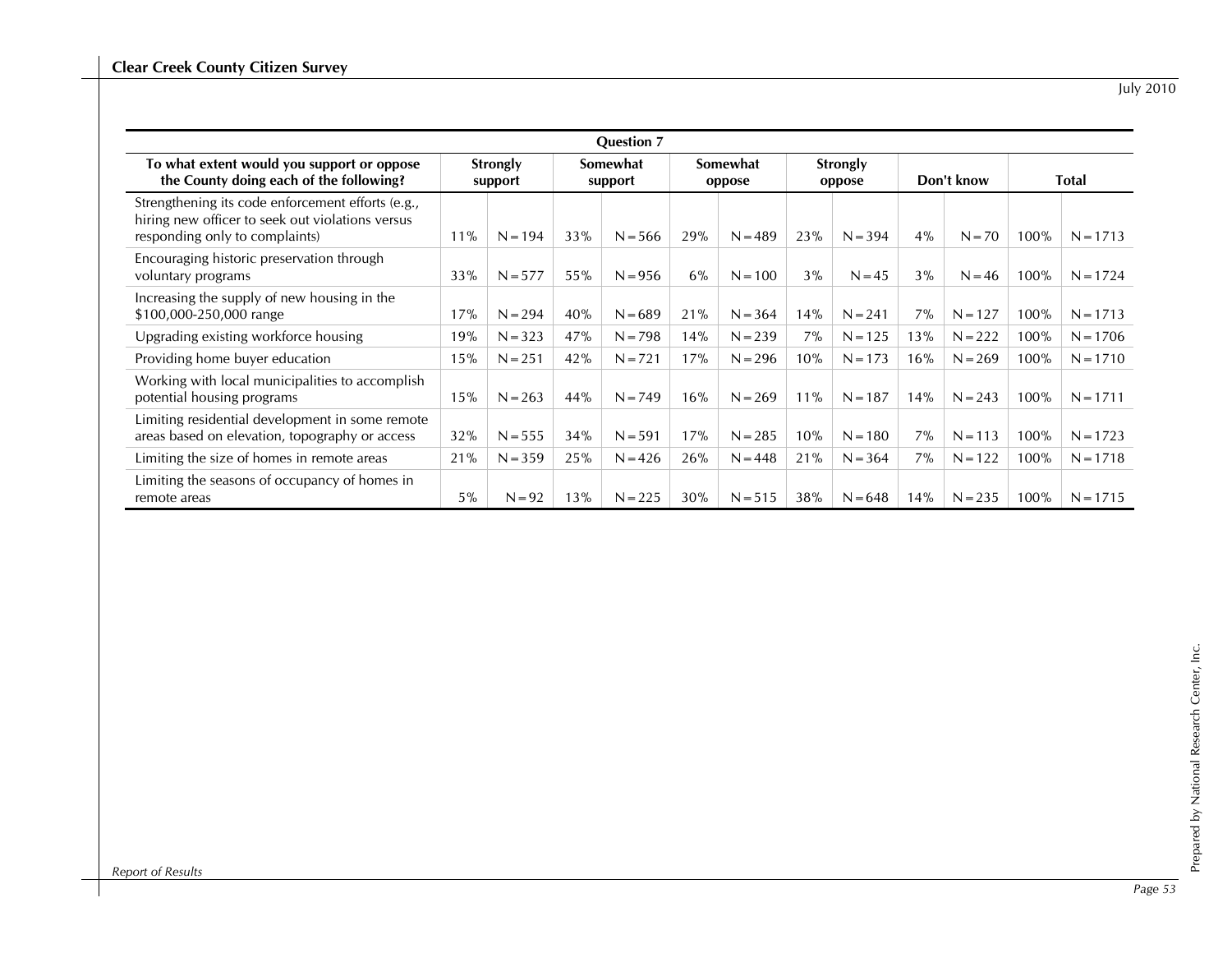| Question 7 | | | | | | | | | | | | |
|---|---|---|---|---|---|---|---|---|---|---|---|---|
| **To what extent would you support or oppose the County doing each of the following?** | **Strongly support** | | **Somewhat support** | | **Somewhat oppose** | | **Strongly oppose** | | **Don't know** | | **Total** | |
| Strengthening its code enforcement efforts (e.g., hiring new officer to seek out violations versus responding only to complaints) | 11% | N=194 | 33% | N=566 | 29% | N=489 | 23% | N=394 | 4% | N=70 | 100% | N=1713 |
| Encouraging historic preservation through voluntary programs | 33% | N=577 | 55% | N=956 | 6% | N=100 | 3% | N=45 | 3% | N=46 | 100% | N=1724 |
| Increasing the supply of new housing in the $100,000-250,000 range | 17% | N=294 | 40% | N=689 | 21% | N=364 | 14% | N=241 | 7% | N=127 | 100% | N=1713 |
| Upgrading existing workforce housing | 19% | N=323 | 47% | N=798 | 14% | N=239 | 7% | N=125 | 13% | N=222 | 100% | N=1706 |
| Providing home buyer education | 15% | N=251 | 42% | N=721 | 17% | N=296 | 10% | N=173 | 16% | N=269 | 100% | N=1710 |
| Working with local municipalities to accomplish potential housing programs | 15% | N=263 | 44% | N=749 | 16% | N=269 | 11% | N=187 | 14% | N=243 | 100% | N=1711 |
| Limiting residential development in some remote areas based on elevation, topography or access | 32% | N=555 | 34% | N=591 | 17% | N=285 | 10% | N=180 | 7% | N=113 | 100% | N=1723 |
| Limiting the size of homes in remote areas | 21% | N=359 | 25% | N=426 | 26% | N=448 | 21% | N=364 | 7% | N=122 | 100% | N=1718 |
| Limiting the seasons of occupancy of homes in remote areas | 5% | N=92 | 13% | N=225 | 30% | N=515 | 38% | N=648 | 14% | N=235 | 100% | N=1715 |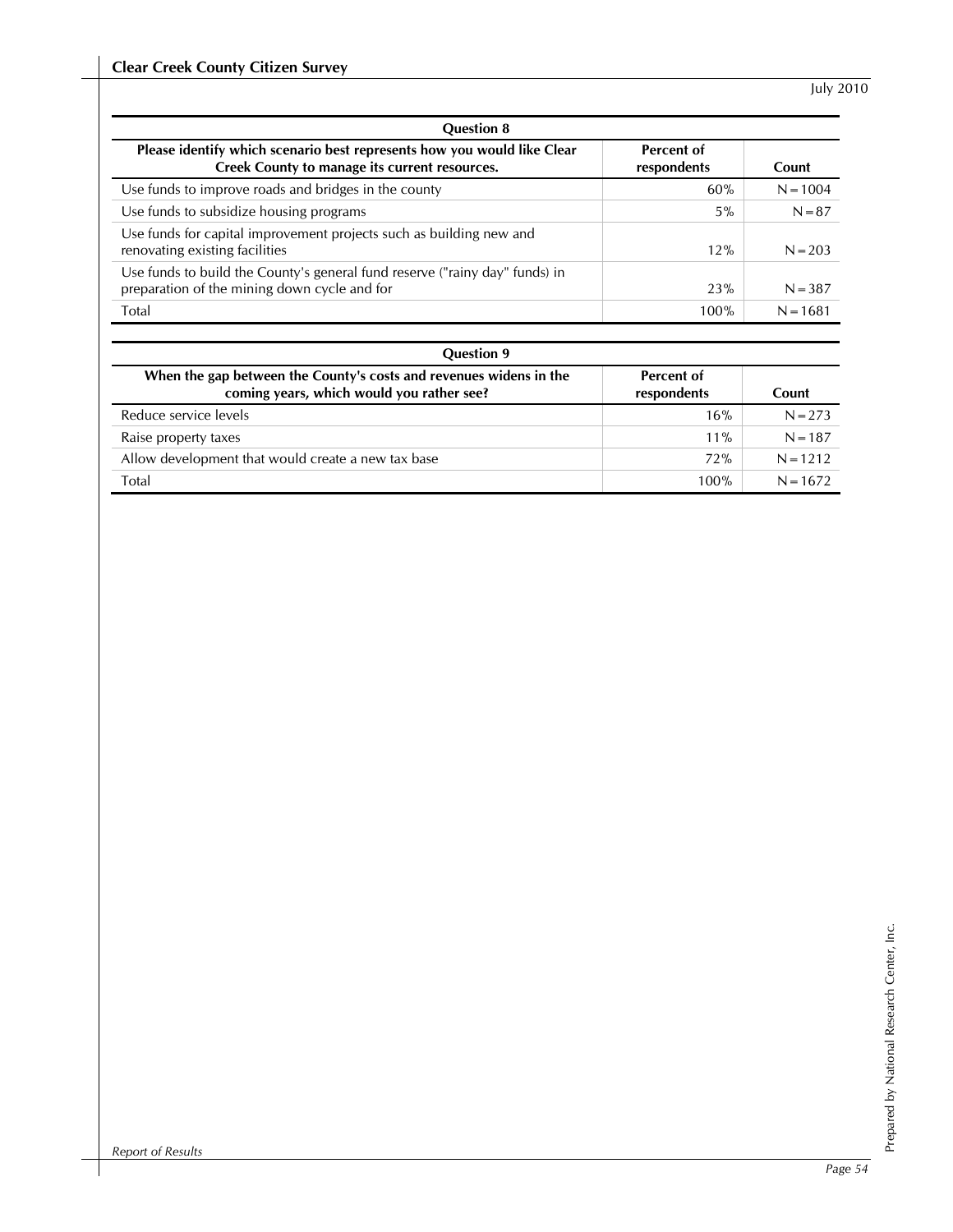| Question 8 | | |
|---|---|---|
| **Please identify which scenario best represents how you would like Clear Creek County to manage its current resources.** | **Percent of respondents** | **Count** |
| Use funds to improve roads and bridges in the county | 60% | N = 1004 |
| Use funds to subsidize housing programs | 5% | N = 87 |
| Use funds for capital improvement projects such as building new and renovating existing facilities | 12% | N = 203 |
| Use funds to build the County's general fund reserve ("rainy day" funds) in preparation of the mining down cycle and for | 23% | N = 387 |
| Total | 100% | N = 1681 |

| Question 9 | | |
|---|---|---|
| **When the gap between the County's costs and revenues widens in the coming years, which would you rather see?** | **Percent of respondents** | **Count** |
| Reduce service levels | 16% | N = 273 |
| Raise property taxes | 11% | N = 187 |
| Allow development that would create a new tax base | 72% | N = 1212 |
| Total | 100% | N = 1672 |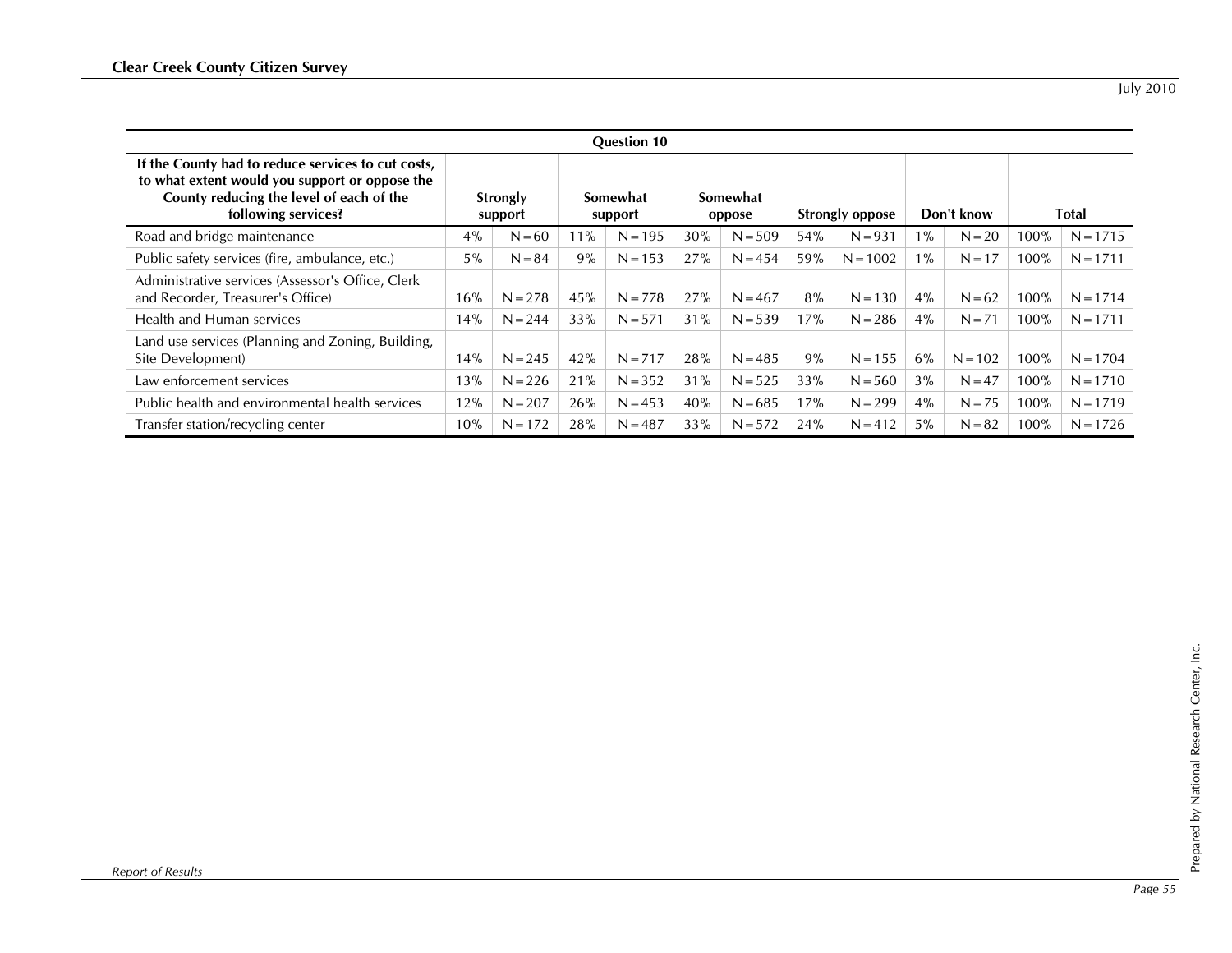| Question 10 | | | | | | | | | | | | |
|---|---|---|---|---|---|---|---|---|---|---|---|---|
| **If the County had to reduce services to cut costs, to what extent would you support or oppose the County reducing the level of each of the following services?** | **Strongly support** | | **Somewhat support** | | **Somewhat oppose** | | **Strongly oppose** | | **Don't know** | | **Total** | |
| Road and bridge maintenance | 4% | N=60 | 11% | N=195 | 30% | N=509 | 54% | N=931 | 1% | N=20 | 100% | N=1715 |
| Public safety services (fire, ambulance, etc.) | 5% | N=84 | 9% | N=153 | 27% | N=454 | 59% | N=1002 | 1% | N=17 | 100% | N=1711 |
| Administrative services (Assessor's Office, Clerk and Recorder, Treasurer's Office) | 16% | N=278 | 45% | N=778 | 27% | N=467 | 8% | N=130 | 4% | N=62 | 100% | N=1714 |
| Health and Human services | 14% | N=244 | 33% | N=571 | 31% | N=539 | 17% | N=286 | 4% | N=71 | 100% | N=1711 |
| Land use services (Planning and Zoning, Building, Site Development) | 14% | N=245 | 42% | N=717 | 28% | N=485 | 9% | N=155 | 6% | N=102 | 100% | N=1704 |
| Law enforcement services | 13% | N=226 | 21% | N=352 | 31% | N=525 | 33% | N=560 | 3% | N=47 | 100% | N=1710 |
| Public health and environmental health services | 12% | N=207 | 26% | N=453 | 40% | N=685 | 17% | N=299 | 4% | N=75 | 100% | N=1719 |
| Transfer station/recycling center | 10% | N=172 | 28% | N=487 | 33% | N=572 | 24% | N=412 | 5% | N=82 | 100% | N=1726 |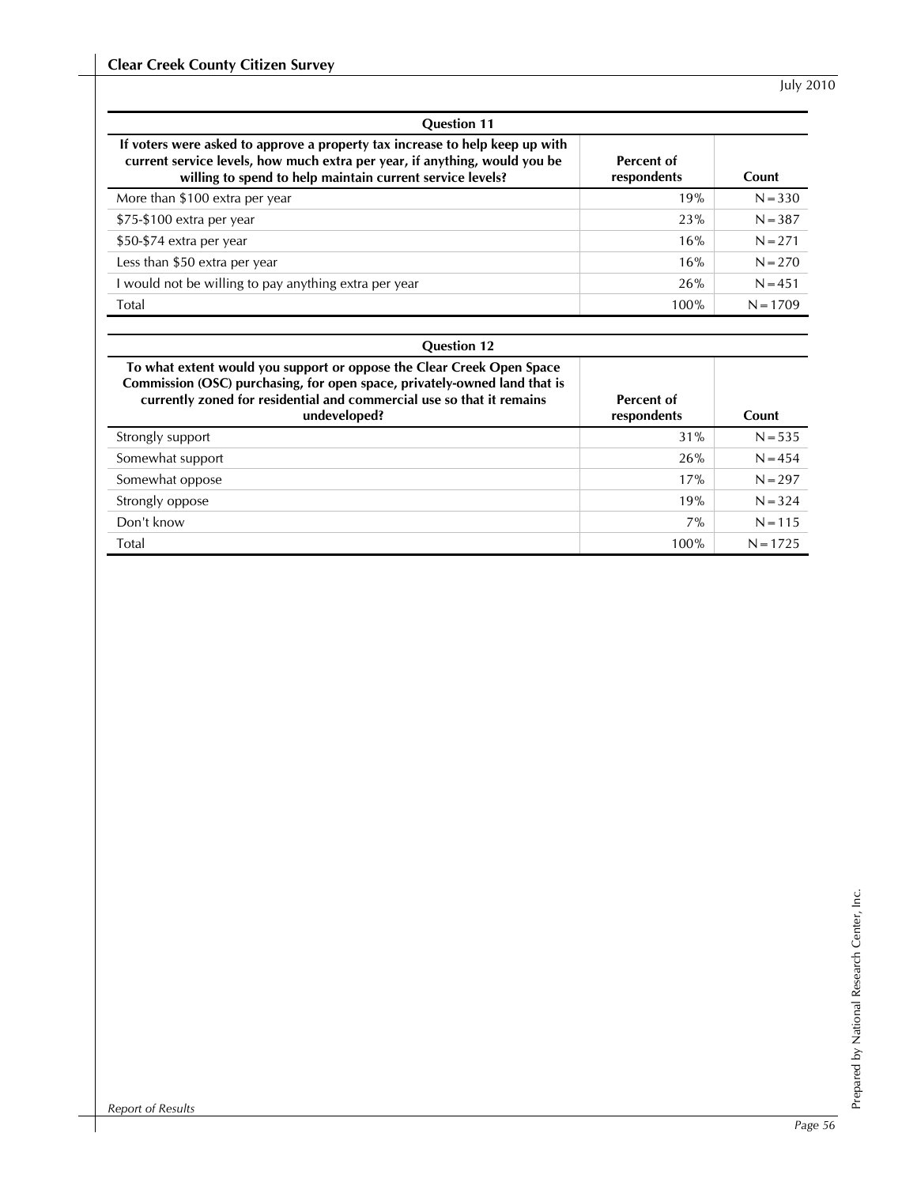| Question 11 | | |
|---|---|---|
| **If voters were asked to approve a property tax increase to help keep up with current service levels, how much extra per year, if anything, would you be willing to spend to help maintain current service levels?** | **Percent of respondents** | **Count** |
| More than $100 extra per year | 19% | N=330 |
| $75-$100 extra per year | 23% | N=387 |
| $50-$74 extra per year | 16% | N=271 |
| Less than $50 extra per year | 16% | N=270 |
| I would not be willing to pay anything extra per year | 26% | N=451 |
| Total | 100% | N=1709 |

| Question 12 | | |
|---|---|---|
| **To what extent would you support or oppose the Clear Creek Open Space Commission (OSC) purchasing, for open space, privately-owned land that is currently zoned for residential and commercial use so that it remains undeveloped?** | **Percent of respondents** | **Count** |
| Strongly support | 31% | N=535 |
| Somewhat support | 26% | N=454 |
| Somewhat oppose | 17% | N=297 |
| Strongly oppose | 19% | N=324 |
| Don't know | 7% | N=115 |
| Total | 100% | N=1725 |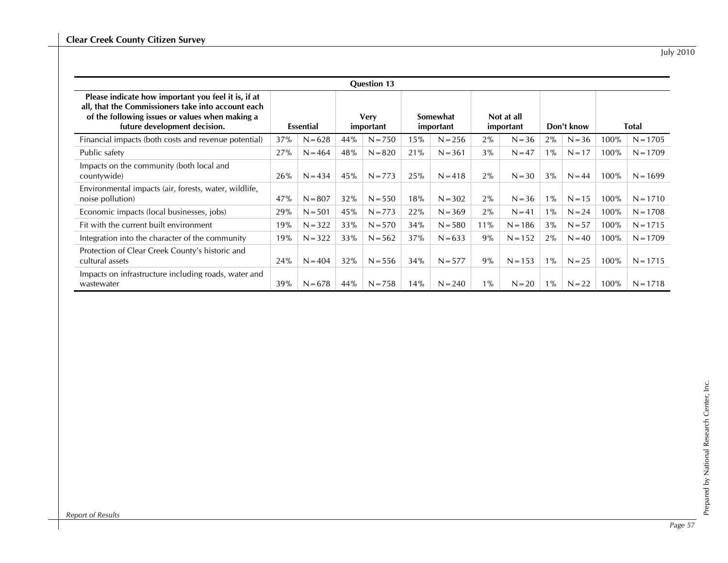| Question 13 | | | | | | | | | | | | |
|---|---|---|---|---|---|---|---|---|---|---|---|---|
| **Please indicate how important you feel it is, if at all, that the Commissioners take into account each of the following issues or values when making a future development decision.** | **Essential** | | **Very important** | | **Somewhat important** | | **Not at all important** | | **Don't know** | | **Total** | |
| Financial impacts (both costs and revenue potential) | 37% | N=628 | 44% | N=750 | 15% | N=256 | 2% | N=36 | 2% | N=36 | 100% | N=1705 |
| Public safety | 27% | N=464 | 48% | N=820 | 21% | N=361 | 3% | N=47 | 1% | N=17 | 100% | N=1709 |
| Impacts on the community (both local and countywide) | 26% | N=434 | 45% | N=773 | 25% | N=418 | 2% | N=30 | 3% | N=44 | 100% | N=1699 |
| Environmental impacts (air, forests, water, wildlife, noise pollution) | 47% | N=807 | 32% | N=550 | 18% | N=302 | 2% | N=36 | 1% | N=15 | 100% | N=1710 |
| Economic impacts (local businesses, jobs) | 29% | N=501 | 45% | N=773 | 22% | N=369 | 2% | N=41 | 1% | N=24 | 100% | N=1708 |
| Fit with the current built environment | 19% | N=322 | 33% | N=570 | 34% | N=580 | 11% | N=186 | 3% | N=57 | 100% | N=1715 |
| Integration into the character of the community | 19% | N=322 | 33% | N=562 | 37% | N=633 | 9% | N=152 | 2% | N=40 | 100% | N=1709 |
| Protection of Clear Creek County's historic and cultural assets | 24% | N=404 | 32% | N=556 | 34% | N=577 | 9% | N=153 | 1% | N=25 | 100% | N=1715 |
| Impacts on infrastructure including roads, water and wastewater | 39% | N=678 | 44% | N=758 | 14% | N=240 | 1% | N=20 | 1% | N=22 | 100% | N=1718 |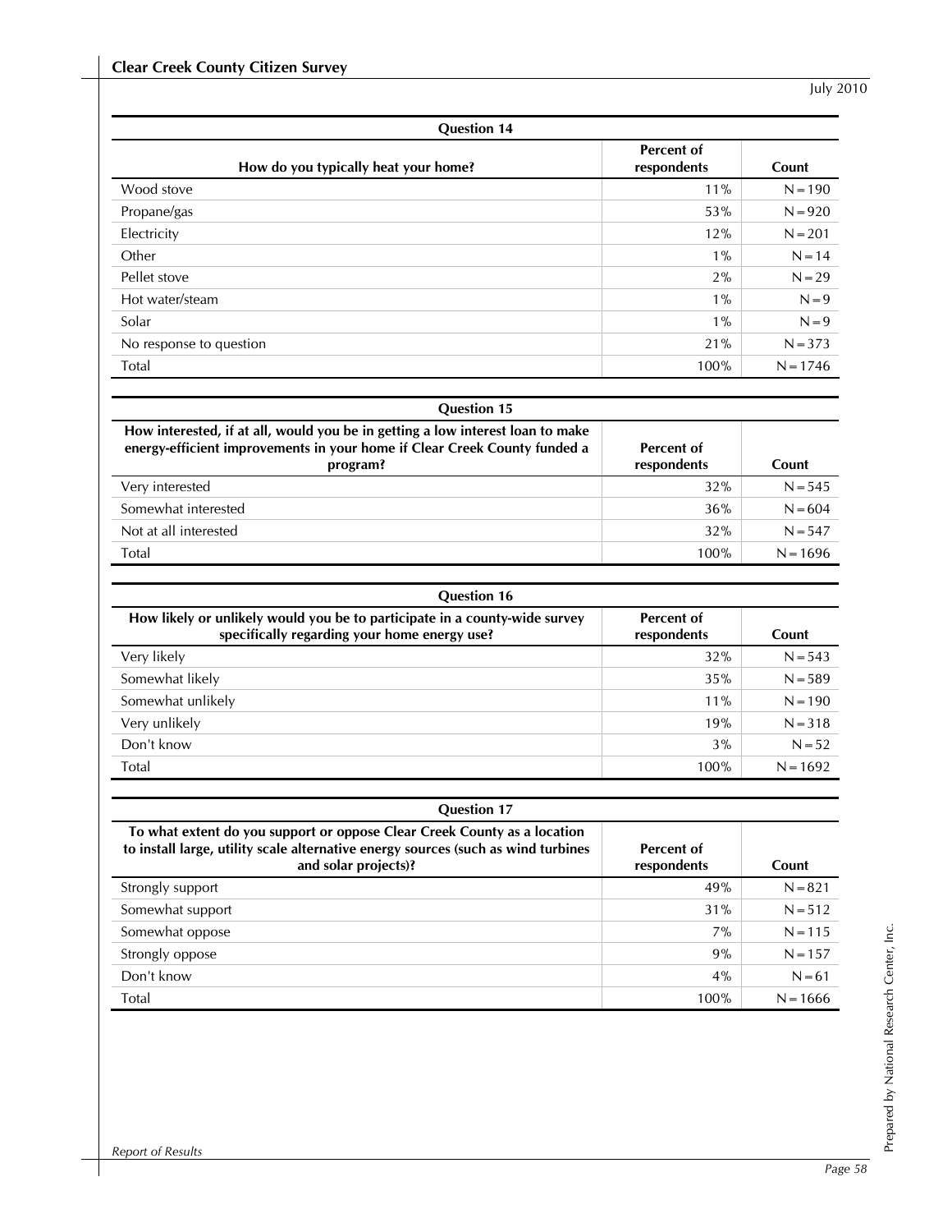| Question 14 | | |
|---|---|---|
| **How do you typically heat your home?** | **Percent of respondents** | **Count** |
| Wood stove | 11% | N=190 |
| Propane/gas | 53% | N=920 |
| Electricity | 12% | N=201 |
| Other | 1% | N=14 |
| Pellet stove | 2% | N=29 |
| Hot water/steam | 1% | N=9 |
| Solar | 1% | N=9 |
| No response to question | 21% | N=373 |
| Total | 100% | N=1746 |

| Question 15 | | |
|---|---|---|
| **How interested, if at all, would you be in getting a low interest loan to make energy-efficient improvements in your home if Clear Creek County funded a program?** | **Percent of respondents** | **Count** |
| Very interested | 32% | N=545 |
| Somewhat interested | 36% | N=604 |
| Not at all interested | 32% | N=547 |
| Total | 100% | N=1696 |

| Question 16 | | |
|---|---|---|
| **How likely or unlikely would you be to participate in a county-wide survey specifically regarding your home energy use?** | **Percent of respondents** | **Count** |
| Very likely | 32% | N=543 |
| Somewhat likely | 35% | N=589 |
| Somewhat unlikely | 11% | N=190 |
| Very unlikely | 19% | N=318 |
| Don't know | 3% | N=52 |
| Total | 100% | N=1692 |

| Question 17 | | |
|---|---|---|
| **To what extent do you support or oppose Clear Creek County as a location to install large, utility scale alternative energy sources (such as wind turbines and solar projects)?** | **Percent of respondents** | **Count** |
| Strongly support | 49% | N=821 |
| Somewhat support | 31% | N=512 |
| Somewhat oppose | 7% | N=115 |
| Strongly oppose | 9% | N=157 |
| Don't know | 4% | N=61 |
| Total | 100% | N=1666 |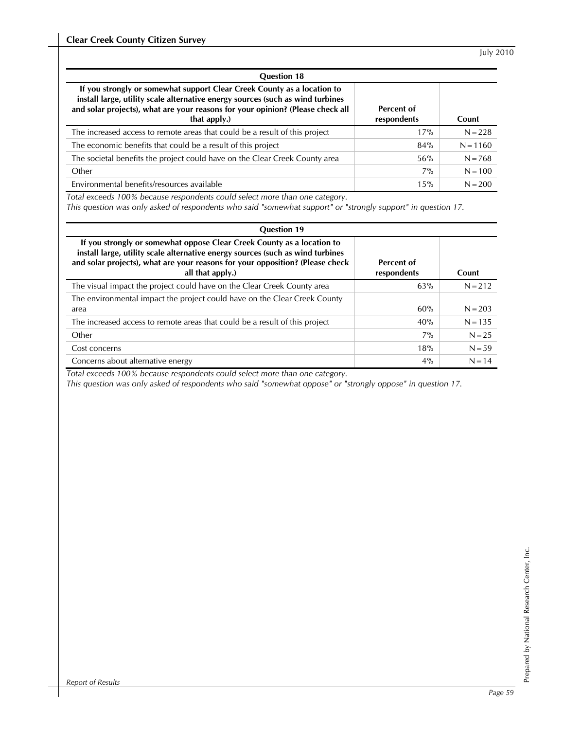| Question 18 | | |
|---|---|---|
| **If you strongly or somewhat support Clear Creek County as a location to install large, utility scale alternative energy sources (such as wind turbines and solar projects), what are your reasons for your opinion? (Please check all that apply.)** | **Percent of respondents** | **Count** |
| The increased access to remote areas that could be a result of this project | 17% | N=228 |
| The economic benefits that could be a result of this project | 84% | N=1160 |
| The societal benefits the project could have on the Clear Creek County area | 56% | N=768 |
| Other | 7% | N=100 |
| Environmental benefits/resources available | 15% | N=200 |

*Total exceeds 100% because respondents could select more than one category.*
*This question was only asked of respondents who said "somewhat support" or "strongly support" in question 17.*

| Question 19 | | |
|---|---|---|
| **If you strongly or somewhat oppose Clear Creek County as a location to install large, utility scale alternative energy sources (such as wind turbines and solar projects), what are your reasons for your opposition? (Please check all that apply.)** | **Percent of respondents** | **Count** |
| The visual impact the project could have on the Clear Creek County area | 63% | N=212 |
| The environmental impact the project could have on the Clear Creek County area | 60% | N=203 |
| The increased access to remote areas that could be a result of this project | 40% | N=135 |
| Other | 7% | N=25 |
| Cost concerns | 18% | N=59 |
| Concerns about alternative energy | 4% | N=14 |

*Total exceeds 100% because respondents could select more than one category.*
*This question was only asked of respondents who said "somewhat oppose" or "strongly oppose" in question 17.*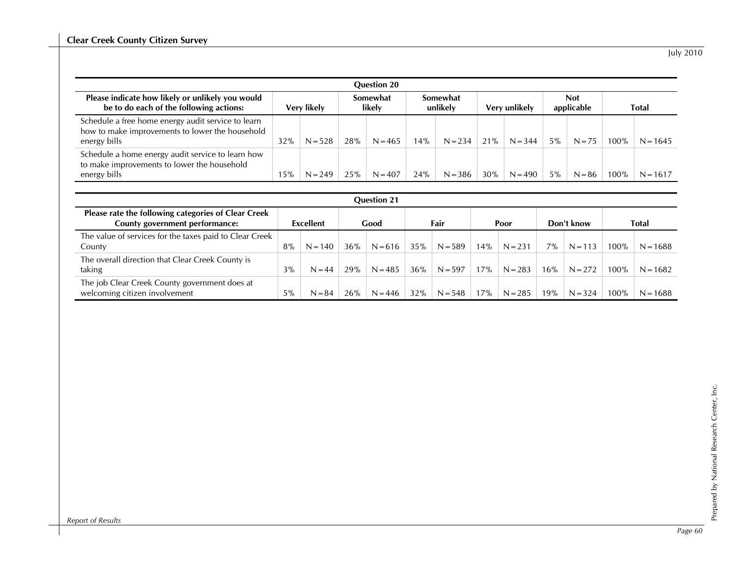| Question 20 | | | | | | | | | | | | |
|---|---|---|---|---|---|---|---|---|---|---|---|---|
| Please indicate how likely or unlikely you would be to do each of the following actions: | Very likely | | Somewhat likely | | Somewhat unlikely | | Very unlikely | | Not applicable | | Total | |
| Schedule a free home energy audit service to learn how to make improvements to lower the household energy bills | 32% | N=528 | 28% | N=465 | 14% | N=234 | 21% | N=344 | 5% | N=75 | 100% | N=1645 |
| Schedule a home energy audit service to learn how to make improvements to lower the household energy bills | 15% | N=249 | 25% | N=407 | 24% | N=386 | 30% | N=490 | 5% | N=86 | 100% | N=1617 |

| Question 21 | | | | | | | | | | | | |
|---|---|---|---|---|---|---|---|---|---|---|---|---|
| Please rate the following categories of Clear Creek County government performance: | Excellent | | Good | | Fair | | Poor | | Don't know | | Total | |
| The value of services for the taxes paid to Clear Creek County | 8% | N=140 | 36% | N=616 | 35% | N=589 | 14% | N=231 | 7% | N=113 | 100% | N=1688 |
| The overall direction that Clear Creek County is taking | 3% | N=44 | 29% | N=485 | 36% | N=597 | 17% | N=283 | 16% | N=272 | 100% | N=1682 |
| The job Clear Creek County government does at welcoming citizen involvement | 5% | N=84 | 26% | N=446 | 32% | N=548 | 17% | N=285 | 19% | N=324 | 100% | N=1688 |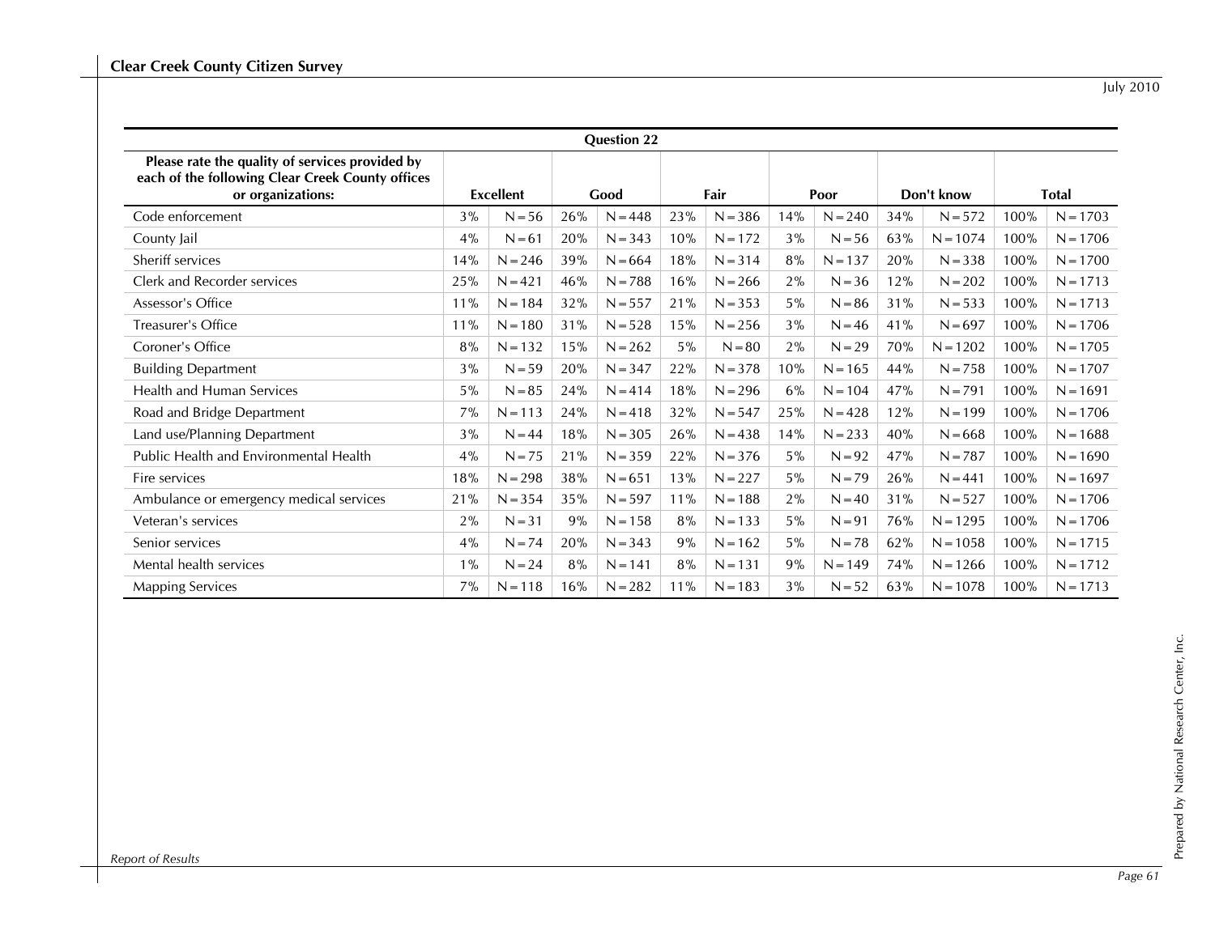| Question 22 | | | | | | | | | | | | |
|---|---|---|---|---|---|---|---|---|---|---|---|---|
| Please rate the quality of services provided by each of the following Clear Creek County offices or organizations: | Excellent | | Good | | Fair | | Poor | | Don't know | | Total | |
| Code enforcement | 3% | N=56 | 26% | N=448 | 23% | N=386 | 14% | N=240 | 34% | N=572 | 100% | N=1703 |
| County Jail | 4% | N=61 | 20% | N=343 | 10% | N=172 | 3% | N=56 | 63% | N=1074 | 100% | N=1706 |
| Sheriff services | 14% | N=246 | 39% | N=664 | 18% | N=314 | 8% | N=137 | 20% | N=338 | 100% | N=1700 |
| Clerk and Recorder services | 25% | N=421 | 46% | N=788 | 16% | N=266 | 2% | N=36 | 12% | N=202 | 100% | N=1713 |
| Assessor's Office | 11% | N=184 | 32% | N=557 | 21% | N=353 | 5% | N=86 | 31% | N=533 | 100% | N=1713 |
| Treasurer's Office | 11% | N=180 | 31% | N=528 | 15% | N=256 | 3% | N=46 | 41% | N=697 | 100% | N=1706 |
| Coroner's Office | 8% | N=132 | 15% | N=262 | 5% | N=80 | 2% | N=29 | 70% | N=1202 | 100% | N=1705 |
| Building Department | 3% | N=59 | 20% | N=347 | 22% | N=378 | 10% | N=165 | 44% | N=758 | 100% | N=1707 |
| Health and Human Services | 5% | N=85 | 24% | N=414 | 18% | N=296 | 6% | N=104 | 47% | N=791 | 100% | N=1691 |
| Road and Bridge Department | 7% | N=113 | 24% | N=418 | 32% | N=547 | 25% | N=428 | 12% | N=199 | 100% | N=1706 |
| Land use/Planning Department | 3% | N=44 | 18% | N=305 | 26% | N=438 | 14% | N=233 | 40% | N=668 | 100% | N=1688 |
| Public Health and Environmental Health | 4% | N=75 | 21% | N=359 | 22% | N=376 | 5% | N=92 | 47% | N=787 | 100% | N=1690 |
| Fire services | 18% | N=298 | 38% | N=651 | 13% | N=227 | 5% | N=79 | 26% | N=441 | 100% | N=1697 |
| Ambulance or emergency medical services | 21% | N=354 | 35% | N=597 | 11% | N=188 | 2% | N=40 | 31% | N=527 | 100% | N=1706 |
| Veteran's services | 2% | N=31 | 9% | N=158 | 8% | N=133 | 5% | N=91 | 76% | N=1295 | 100% | N=1706 |
| Senior services | 4% | N=74 | 20% | N=343 | 9% | N=162 | 5% | N=78 | 62% | N=1058 | 100% | N=1715 |
| Mental health services | 1% | N=24 | 8% | N=141 | 8% | N=131 | 9% | N=149 | 74% | N=1266 | 100% | N=1712 |
| Mapping Services | 7% | N=118 | 16% | N=282 | 11% | N=183 | 3% | N=52 | 63% | N=1078 | 100% | N=1713 |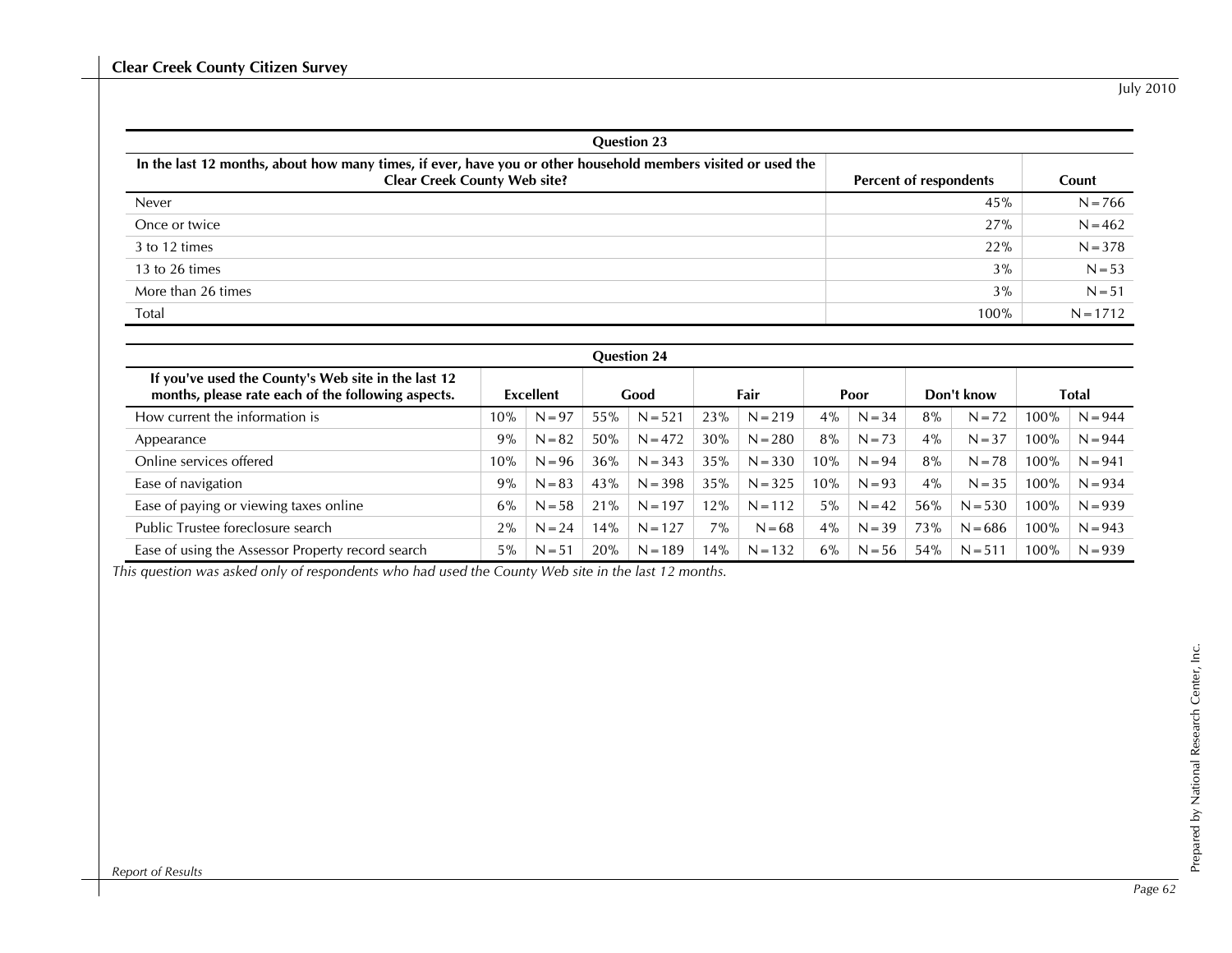| Question 23 | | |
|---|---|---|
| **In the last 12 months, about how many times, if ever, have you or other household members visited or used the Clear Creek County Web site?** | **Percent of respondents** | **Count** |
| Never | 45% | N=766 |
| Once or twice | 27% | N=462 |
| 3 to 12 times | 22% | N=378 |
| 13 to 26 times | 3% | N=53 |
| More than 26 times | 3% | N=51 |
| Total | 100% | N=1712 |

| Question 24 | | | | | | | | | | | | |
|---|---|---|---|---|---|---|---|---|---|---|---|---|
| **If you've used the County's Web site in the last 12 months, please rate each of the following aspects.** | **Excellent** | | **Good** | | **Fair** | | **Poor** | | **Don't know** | | **Total** | |
| How current the information is | 10% | N=97 | 55% | N=521 | 23% | N=219 | 4% | N=34 | 8% | N=72 | 100% | N=944 |
| Appearance | 9% | N=82 | 50% | N=472 | 30% | N=280 | 8% | N=73 | 4% | N=37 | 100% | N=944 |
| Online services offered | 10% | N=96 | 36% | N=343 | 35% | N=330 | 10% | N=94 | 8% | N=78 | 100% | N=941 |
| Ease of navigation | 9% | N=83 | 43% | N=398 | 35% | N=325 | 10% | N=93 | 4% | N=35 | 100% | N=934 |
| Ease of paying or viewing taxes online | 6% | N=58 | 21% | N=197 | 12% | N=112 | 5% | N=42 | 56% | N=530 | 100% | N=939 |
| Public Trustee foreclosure search | 2% | N=24 | 14% | N=127 | 7% | N=68 | 4% | N=39 | 73% | N=686 | 100% | N=943 |
| Ease of using the Assessor Property record search | 5% | N=51 | 20% | N=189 | 14% | N=132 | 6% | N=56 | 54% | N=511 | 100% | N=939 |

*This question was asked only of respondents who had used the County Web site in the last 12 months.*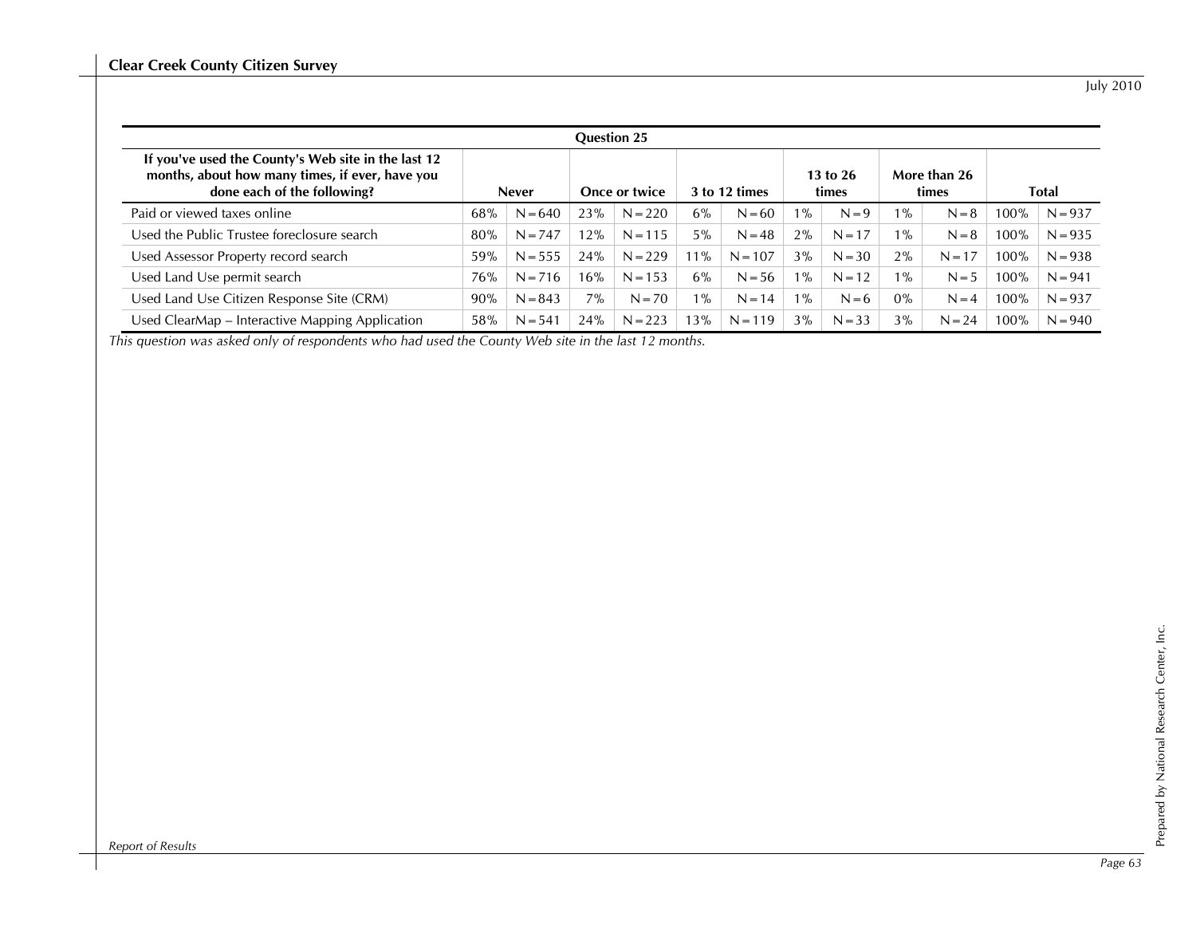| Question 25 | | | | | | | | | | | | |
|---|---|---|---|---|---|---|---|---|---|---|---|---|
| If you've used the County's Web site in the last 12 months, about how many times, if ever, have you done each of the following? | Never | | Once or twice | | 3 to 12 times | | 13 to 26 times | | More than 26 times | | Total | |
| Paid or viewed taxes online | 68% | N=640 | 23% | N=220 | 6% | N=60 | 1% | N=9 | 1% | N=8 | 100% | N=937 |
| Used the Public Trustee foreclosure search | 80% | N=747 | 12% | N=115 | 5% | N=48 | 2% | N=17 | 1% | N=8 | 100% | N=935 |
| Used Assessor Property record search | 59% | N=555 | 24% | N=229 | 11% | N=107 | 3% | N=30 | 2% | N=17 | 100% | N=938 |
| Used Land Use permit search | 76% | N=716 | 16% | N=153 | 6% | N=56 | 1% | N=12 | 1% | N=5 | 100% | N=941 |
| Used Land Use Citizen Response Site (CRM) | 90% | N=843 | 7% | N=70 | 1% | N=14 | 1% | N=6 | 0% | N=4 | 100% | N=937 |
| Used ClearMap – Interactive Mapping Application | 58% | N=541 | 24% | N=223 | 13% | N=119 | 3% | N=33 | 3% | N=24 | 100% | N=940 |

*This question was asked only of respondents who had used the County Web site in the last 12 months.*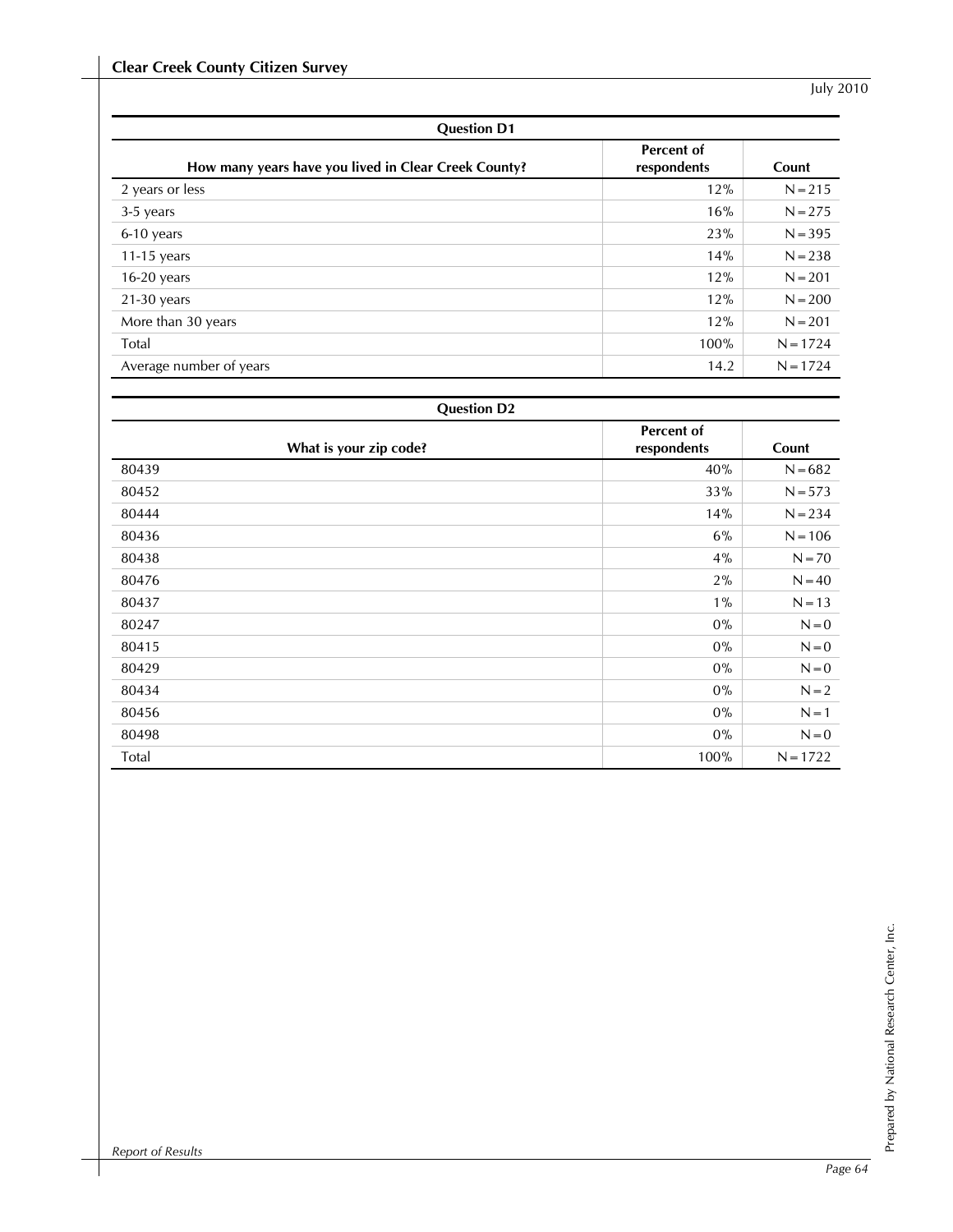| Question D1 | | |
|---|---|---|
| **How many years have you lived in Clear Creek County?** | **Percent of respondents** | **Count** |
| 2 years or less | 12% | N = 215 |
| 3-5 years | 16% | N = 275 |
| 6-10 years | 23% | N = 395 |
| 11-15 years | 14% | N = 238 |
| 16-20 years | 12% | N = 201 |
| 21-30 years | 12% | N = 200 |
| More than 30 years | 12% | N = 201 |
| Total | 100% | N = 1724 |
| Average number of years | 14.2 | N = 1724 |

| Question D2 | | |
|---|---|---|
| **What is your zip code?** | **Percent of respondents** | **Count** |
| 80439 | 40% | N = 682 |
| 80452 | 33% | N = 573 |
| 80444 | 14% | N = 234 |
| 80436 | 6% | N = 106 |
| 80438 | 4% | N = 70 |
| 80476 | 2% | N = 40 |
| 80437 | 1% | N = 13 |
| 80247 | 0% | N = 0 |
| 80415 | 0% | N = 0 |
| 80429 | 0% | N = 0 |
| 80434 | 0% | N = 2 |
| 80456 | 0% | N = 1 |
| 80498 | 0% | N = 0 |
| Total | 100% | N = 1722 |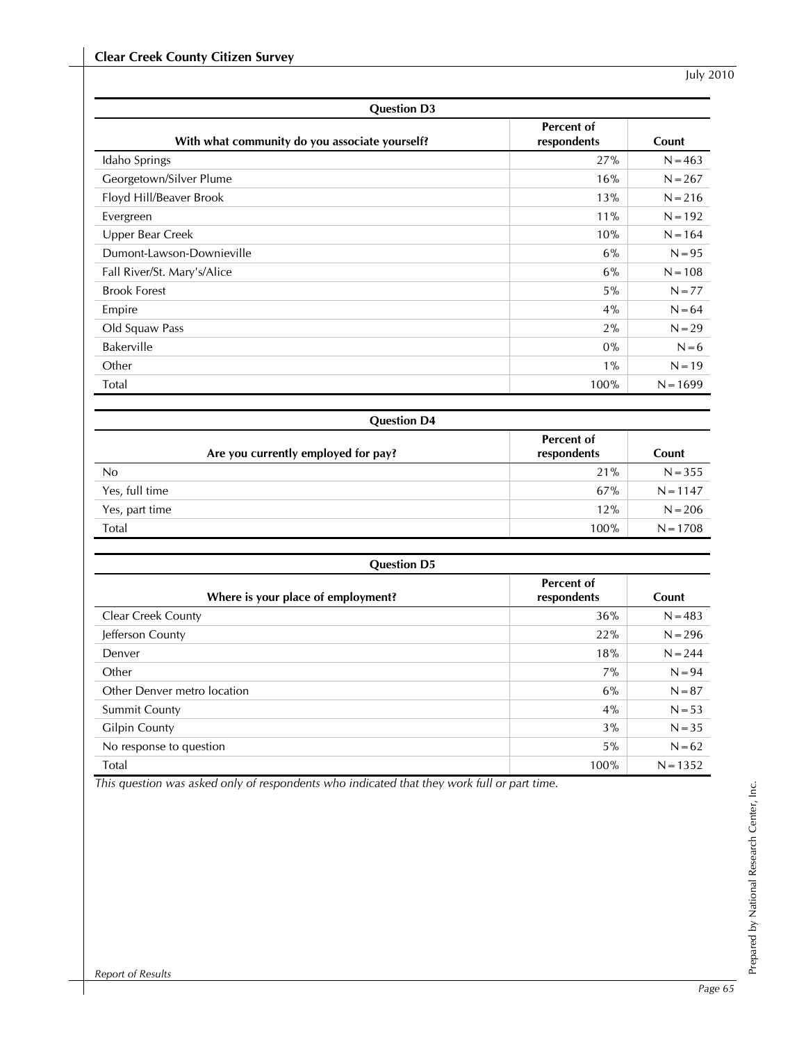**Question D3**

| With what community do you associate yourself? | Percent of respondents | Count |
|---|---|---|
| Idaho Springs | 27% | N=463 |
| Georgetown/Silver Plume | 16% | N=267 |
| Floyd Hill/Beaver Brook | 13% | N=216 |
| Evergreen | 11% | N=192 |
| Upper Bear Creek | 10% | N=164 |
| Dumont-Lawson-Downieville | 6% | N=95 |
| Fall River/St. Mary's/Alice | 6% | N=108 |
| Brook Forest | 5% | N=77 |
| Empire | 4% | N=64 |
| Old Squaw Pass | 2% | N=29 |
| Bakerville | 0% | N=6 |
| Other | 1% | N=19 |
| Total | 100% | N=1699 |

**Question D4**

| Are you currently employed for pay? | Percent of respondents | Count |
|---|---|---|
| No | 21% | N=355 |
| Yes, full time | 67% | N=1147 |
| Yes, part time | 12% | N=206 |
| Total | 100% | N=1708 |

**Question D5**

| Where is your place of employment? | Percent of respondents | Count |
|---|---|---|
| Clear Creek County | 36% | N=483 |
| Jefferson County | 22% | N=296 |
| Denver | 18% | N=244 |
| Other | 7% | N=94 |
| Other Denver metro location | 6% | N=87 |
| Summit County | 4% | N=53 |
| Gilpin County | 3% | N=35 |
| No response to question | 5% | N=62 |
| Total | 100% | N=1352 |

*This question was asked only of respondents who indicated that they work full or part time.*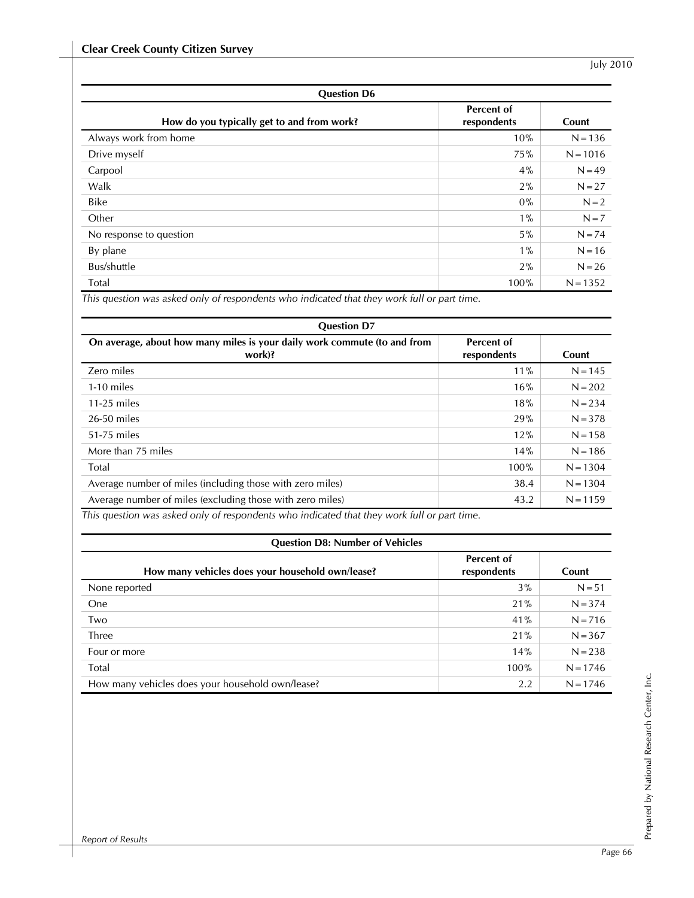| Question D6 | | |
|---|---|---|
| How do you typically get to and from work? | Percent of respondents | Count |
| Always work from home | 10% | N=136 |
| Drive myself | 75% | N=1016 |
| Carpool | 4% | N=49 |
| Walk | 2% | N=27 |
| Bike | 0% | N=2 |
| Other | 1% | N=7 |
| No response to question | 5% | N=74 |
| By plane | 1% | N=16 |
| Bus/shuttle | 2% | N=26 |
| Total | 100% | N=1352 |

*This question was asked only of respondents who indicated that they work full or part time.*

| Question D7 | | |
|---|---|---|
| On average, about how many miles is your daily work commute (to and from work)? | Percent of respondents | Count |
| Zero miles | 11% | N=145 |
| 1-10 miles | 16% | N=202 |
| 11-25 miles | 18% | N=234 |
| 26-50 miles | 29% | N=378 |
| 51-75 miles | 12% | N=158 |
| More than 75 miles | 14% | N=186 |
| Total | 100% | N=1304 |
| Average number of miles (including those with zero miles) | 38.4 | N=1304 |
| Average number of miles (excluding those with zero miles) | 43.2 | N=1159 |

*This question was asked only of respondents who indicated that they work full or part time.*

| Question D8: Number of Vehicles | | |
|---|---|---|
| How many vehicles does your household own/lease? | Percent of respondents | Count |
| None reported | 3% | N=51 |
| One | 21% | N=374 |
| Two | 41% | N=716 |
| Three | 21% | N=367 |
| Four or more | 14% | N=238 |
| Total | 100% | N=1746 |
| How many vehicles does your household own/lease? | 2.2 | N=1746 |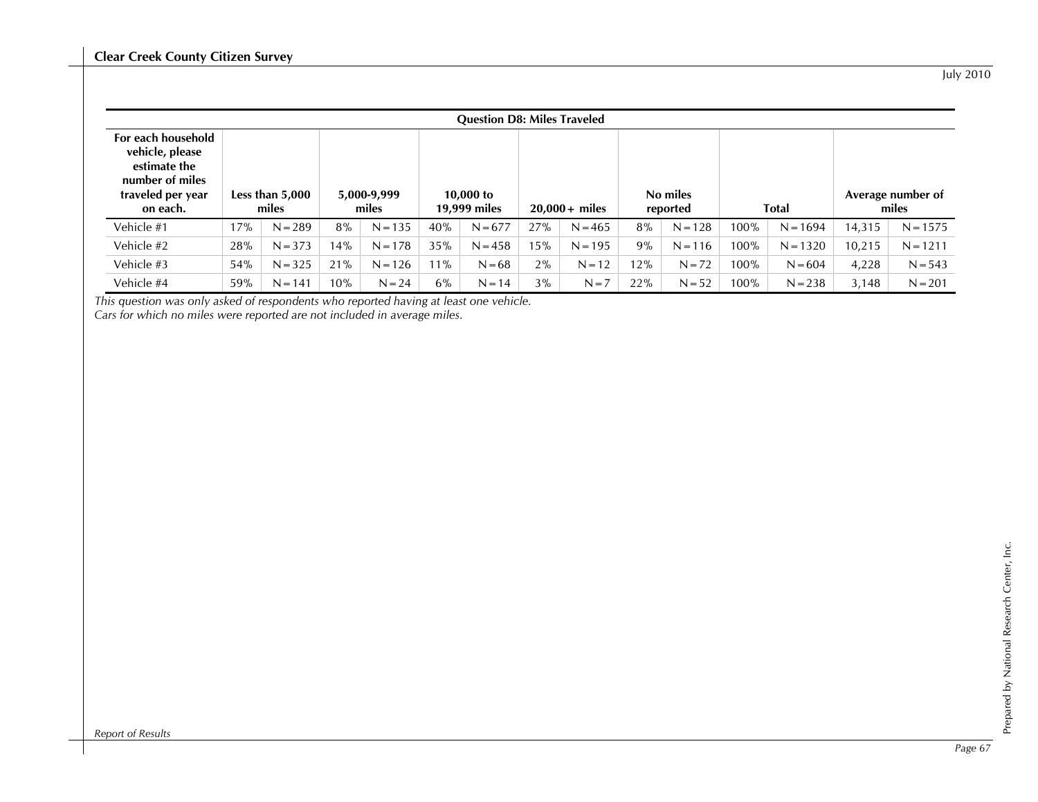| Question D8: Miles Traveled | | | | | | | | | | | | | | |
|---|---|---|---|---|---|---|---|---|---|---|---|---|---|---|
| **For each household vehicle, please estimate the number of miles traveled per year on each.** | **Less than 5,000 miles** | | **5,000-9,999 miles** | | **10,000 to 19,999 miles** | | **20,000+ miles** | | **No miles reported** | | **Total** | | **Average number of miles** | |
| Vehicle #1 | 17% | N=289 | 8% | N=135 | 40% | N=677 | 27% | N=465 | 8% | N=128 | 100% | N=1694 | 14,315 | N=1575 |
| Vehicle #2 | 28% | N=373 | 14% | N=178 | 35% | N=458 | 15% | N=195 | 9% | N=116 | 100% | N=1320 | 10,215 | N=1211 |
| Vehicle #3 | 54% | N=325 | 21% | N=126 | 11% | N=68 | 2% | N=12 | 12% | N=72 | 100% | N=604 | 4,228 | N=543 |
| Vehicle #4 | 59% | N=141 | 10% | N=24 | 6% | N=14 | 3% | N=7 | 22% | N=52 | 100% | N=238 | 3,148 | N=201 |

*This question was only asked of respondents who reported having at least one vehicle.*
*Cars for which no miles were reported are not included in average miles.*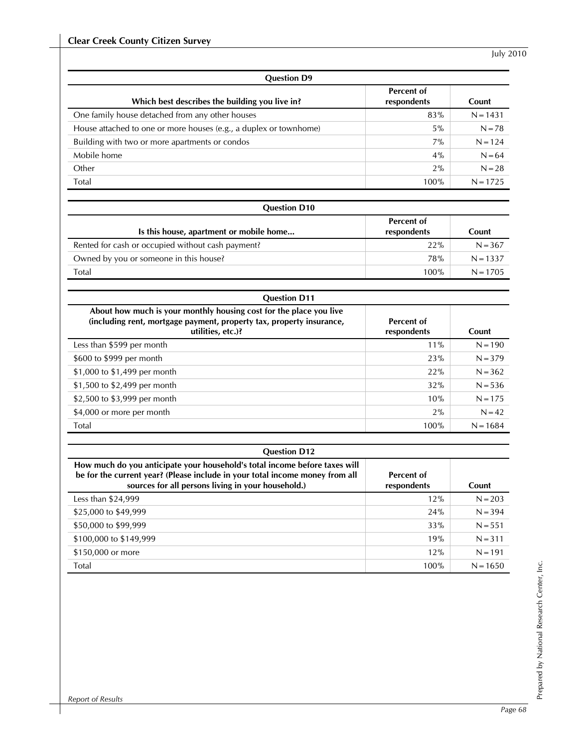| Question D9 | | |
|---|---|---|
| **Which best describes the building you live in?** | **Percent of respondents** | **Count** |
| One family house detached from any other houses | 83% | N=1431 |
| House attached to one or more houses (e.g., a duplex or townhome) | 5% | N=78 |
| Building with two or more apartments or condos | 7% | N=124 |
| Mobile home | 4% | N=64 |
| Other | 2% | N=28 |
| Total | 100% | N=1725 |

| Question D10 | | |
|---|---|---|
| **Is this house, apartment or mobile home...** | **Percent of respondents** | **Count** |
| Rented for cash or occupied without cash payment? | 22% | N=367 |
| Owned by you or someone in this house? | 78% | N=1337 |
| Total | 100% | N=1705 |

| Question D11 | | |
|---|---|---|
| **About how much is your monthly housing cost for the place you live (including rent, mortgage payment, property tax, property insurance, utilities, etc.)?** | **Percent of respondents** | **Count** |
| Less than $599 per month | 11% | N=190 |
| $600 to $999 per month | 23% | N=379 |
| $1,000 to $1,499 per month | 22% | N=362 |
| $1,500 to $2,499 per month | 32% | N=536 |
| $2,500 to $3,999 per month | 10% | N=175 |
| $4,000 or more per month | 2% | N=42 |
| Total | 100% | N=1684 |

| Question D12 | | |
|---|---|---|
| **How much do you anticipate your household's total income before taxes will be for the current year? (Please include in your total income money from all sources for all persons living in your household.)** | **Percent of respondents** | **Count** |
| Less than $24,999 | 12% | N=203 |
| $25,000 to $49,999 | 24% | N=394 |
| $50,000 to $99,999 | 33% | N=551 |
| $100,000 to $149,999 | 19% | N=311 |
| $150,000 or more | 12% | N=191 |
| Total | 100% | N=1650 |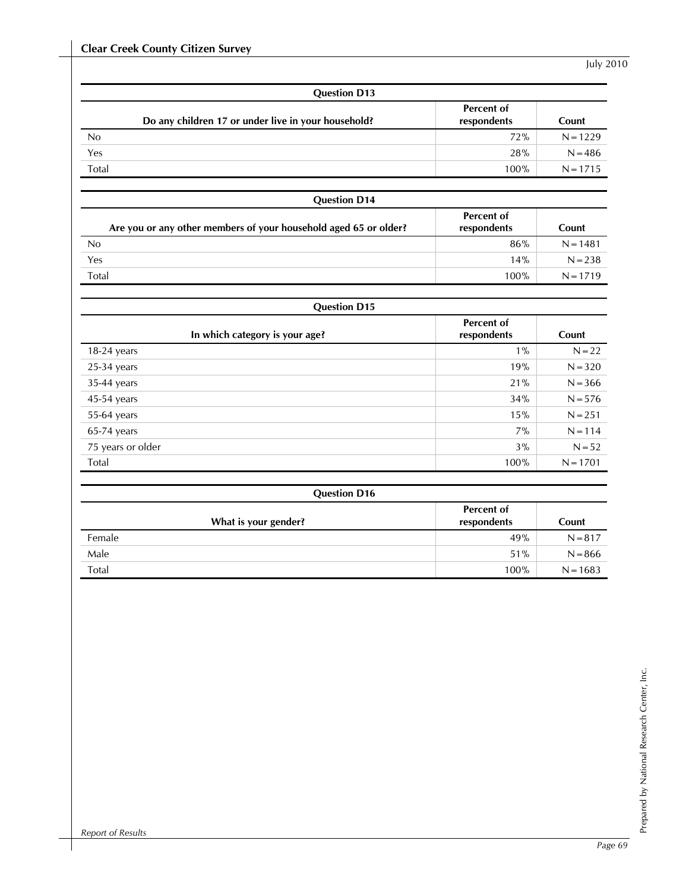| Question D13 | | |
|---|---|---|
| Do any children 17 or under live in your household? | Percent of respondents | Count |
| No | 72% | N=1229 |
| Yes | 28% | N=486 |
| Total | 100% | N=1715 |

| Question D14 | | |
|---|---|---|
| Are you or any other members of your household aged 65 or older? | Percent of respondents | Count |
| No | 86% | N=1481 |
| Yes | 14% | N=238 |
| Total | 100% | N=1719 |

| Question D15 | | |
|---|---|---|
| In which category is your age? | Percent of respondents | Count |
| 18-24 years | 1% | N=22 |
| 25-34 years | 19% | N=320 |
| 35-44 years | 21% | N=366 |
| 45-54 years | 34% | N=576 |
| 55-64 years | 15% | N=251 |
| 65-74 years | 7% | N=114 |
| 75 years or older | 3% | N=52 |
| Total | 100% | N=1701 |

| Question D16 | | |
|---|---|---|
| What is your gender? | Percent of respondents | Count |
| Female | 49% | N=817 |
| Male | 51% | N=866 |
| Total | 100% | N=1683 |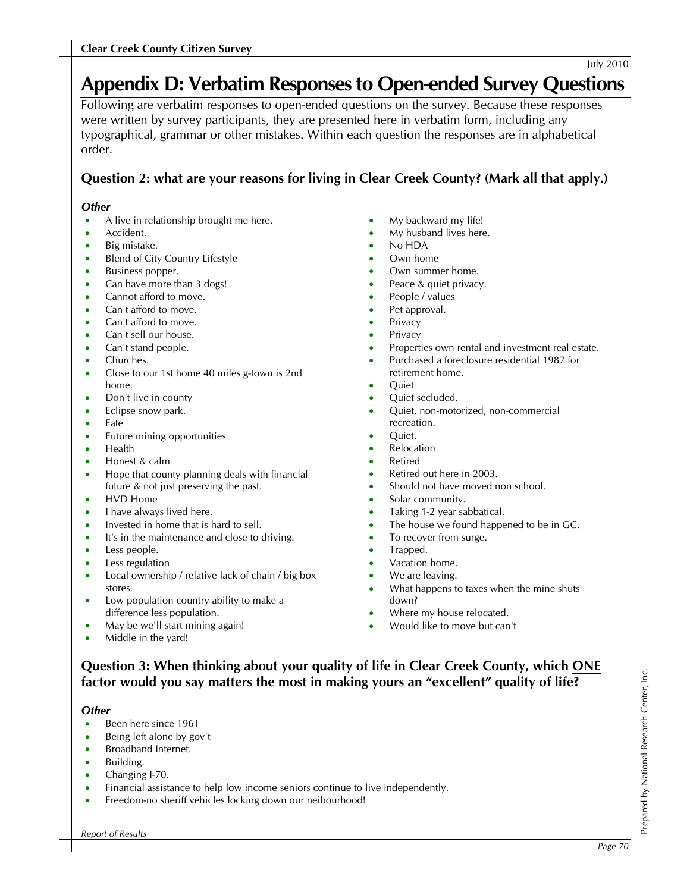# Appendix D: Verbatim Responses to Open-ended Survey Questions

Following are verbatim responses to open-ended questions on the survey. Because these responses were written by survey participants, they are presented here in verbatim form, including any typographical, grammar or other mistakes. Within each question the responses are in alphabetical order.

### Question 2: what are your reasons for living in Clear Creek County? (Mark all that apply.)

***Other***

- A live in relationship brought me here.
- Accident.
- Big mistake.
- Blend of City Country Lifestyle
- Business popper.
- Can have more than 3 dogs!
- Cannot afford to move.
- Can't afford to move.
- Can't afford to move.
- Can't sell our house.
- Can't stand people.
- Churches.
- Close to our 1st home 40 miles g-town is 2nd home.
- Don't live in county
- Eclipse snow park.
- Fate
- Future mining opportunities
- Health
- Honest & calm
- Hope that county planning deals with financial future & not just preserving the past.
- HVD Home
- I have always lived here.
- Invested in home that is hard to sell.
- It's in the maintenance and close to driving.
- Less people.
- Less regulation
- Local ownership / relative lack of chain / big box stores.
- Low population country ability to make a difference less population.
- May be we'll start mining again!
- Middle in the yard!
- My backward my life!
- My husband lives here.
- No HDA
- Own home
- Own summer home.
- Peace & quiet privacy.
- People / values
- Pet approval.
- Privacy
- Privacy
- Properties own rental and investment real estate.
- Purchased a foreclosure residential 1987 for retirement home.
- Quiet
- Quiet secluded.
- Quiet, non-motorized, non-commercial recreation.
- Quiet.
- Relocation
- Retired
- Retired out here in 2003.
- Should not have moved non school.
- Solar community.
- Taking 1-2 year sabbatical.
- The house we found happened to be in GC.
- To recover from surge.
- Trapped.
- Vacation home.
- We are leaving.
- What happens to taxes when the mine shuts down?
- Where my house relocated.
- Would like to move but can't

### Question 3: When thinking about your quality of life in Clear Creek County, which ONE factor would you say matters the most in making yours an "excellent" quality of life?

***Other***

- Been here since 1961
- Being left alone by gov't
- Broadband Internet.
- Building.
- Changing I-70.
- Financial assistance to help low income seniors continue to live independently.
- Freedom-no sheriff vehicles locking down our neibourhood!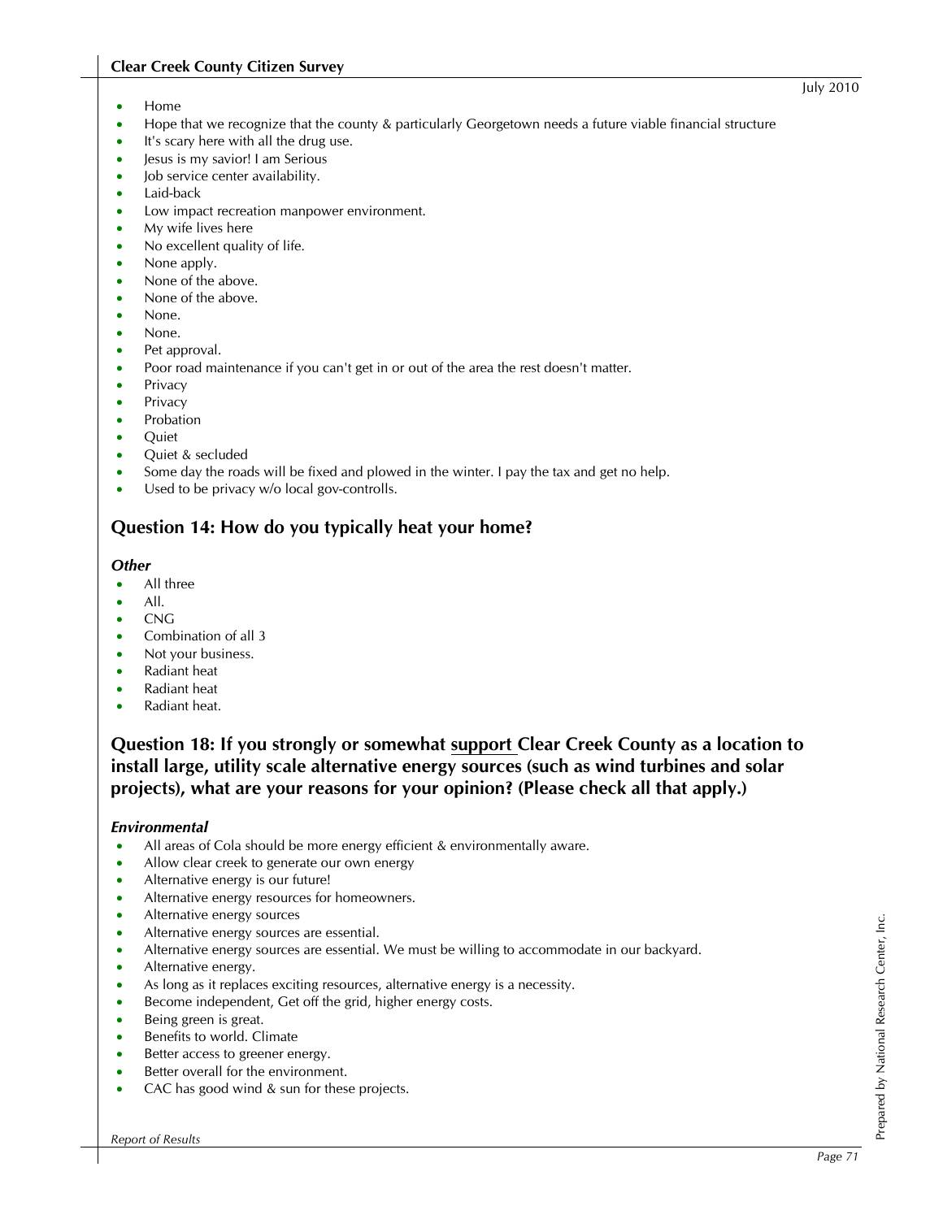- Home
- Hope that we recognize that the county & particularly Georgetown needs a future viable financial structure
- It's scary here with all the drug use.
- Jesus is my savior! I am Serious
- Job service center availability.
- Laid-back
- Low impact recreation manpower environment.
- My wife lives here
- No excellent quality of life.
- None apply.
- None of the above.
- None of the above.
- None.
- None.
- Pet approval.
- Poor road maintenance if you can't get in or out of the area the rest doesn't matter.
- Privacy
- Privacy
- Probation
- Quiet
- Quiet & secluded
- Some day the roads will be fixed and plowed in the winter. I pay the tax and get no help.
- Used to be privacy w/o local gov-controlls.

## Question 14: How do you typically heat your home?

### *Other*

- All three
- All.
- CNG
- Combination of all 3
- Not your business.
- Radiant heat
- Radiant heat
- Radiant heat.

## Question 18: If you strongly or somewhat support Clear Creek County as a location to install large, utility scale alternative energy sources (such as wind turbines and solar projects), what are your reasons for your opinion? (Please check all that apply.)

### *Environmental*

- All areas of Cola should be more energy efficient & environmentally aware.
- Allow clear creek to generate our own energy
- Alternative energy is our future!
- Alternative energy resources for homeowners.
- Alternative energy sources
- Alternative energy sources are essential.
- Alternative energy sources are essential. We must be willing to accommodate in our backyard.
- Alternative energy.
- As long as it replaces exciting resources, alternative energy is a necessity.
- Become independent, Get off the grid, higher energy costs.
- Being green is great.
- Benefits to world. Climate
- Better access to greener energy.
- Better overall for the environment.
- CAC has good wind & sun for these projects.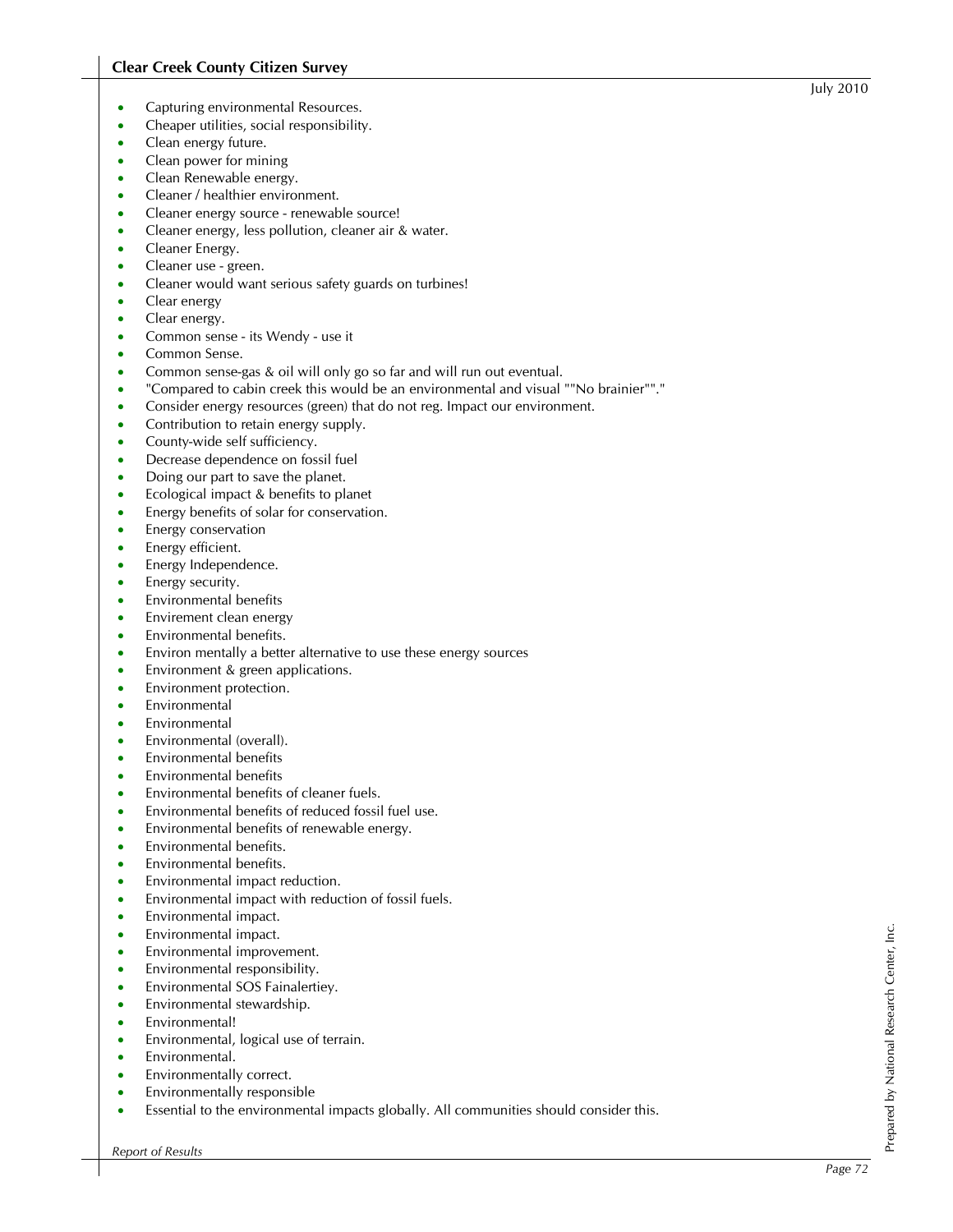- Capturing environmental Resources.
- Cheaper utilities, social responsibility.
- Clean energy future.
- Clean power for mining
- Clean Renewable energy.
- Cleaner / healthier environment.
- Cleaner energy source - renewable source!
- Cleaner energy, less pollution, cleaner air & water.
- Cleaner Energy.
- Cleaner use - green.
- Cleaner would want serious safety guards on turbines!
- Clear energy
- Clear energy.
- Common sense - its Wendy - use it
- Common Sense.
- Common sense-gas & oil will only go so far and will run out eventual.
- "Compared to cabin creek this would be an environmental and visual ""No brainier""."
- Consider energy resources (green) that do not reg. Impact our environment.
- Contribution to retain energy supply.
- County-wide self sufficiency.
- Decrease dependence on fossil fuel
- Doing our part to save the planet.
- Ecological impact & benefits to planet
- Energy benefits of solar for conservation.
- Energy conservation
- Energy efficient.
- Energy Independence.
- Energy security.
- Environmental benefits
- Envirement clean energy
- Environmental benefits.
- Environ mentally a better alternative to use these energy sources
- Environment & green applications.
- Environment protection.
- Environmental
- Environmental
- Environmental (overall).
- Environmental benefits
- Environmental benefits
- Environmental benefits of cleaner fuels.
- Environmental benefits of reduced fossil fuel use.
- Environmental benefits of renewable energy.
- Environmental benefits.
- Environmental benefits.
- Environmental impact reduction.
- Environmental impact with reduction of fossil fuels.
- Environmental impact.
- Environmental impact.
- Environmental improvement.
- Environmental responsibility.
- Environmental SOS Fainalertiey.
- Environmental stewardship.
- Environmental!
- Environmental, logical use of terrain.
- Environmental.
- Environmentally correct.
- Environmentally responsible
- Essential to the environmental impacts globally. All communities should consider this.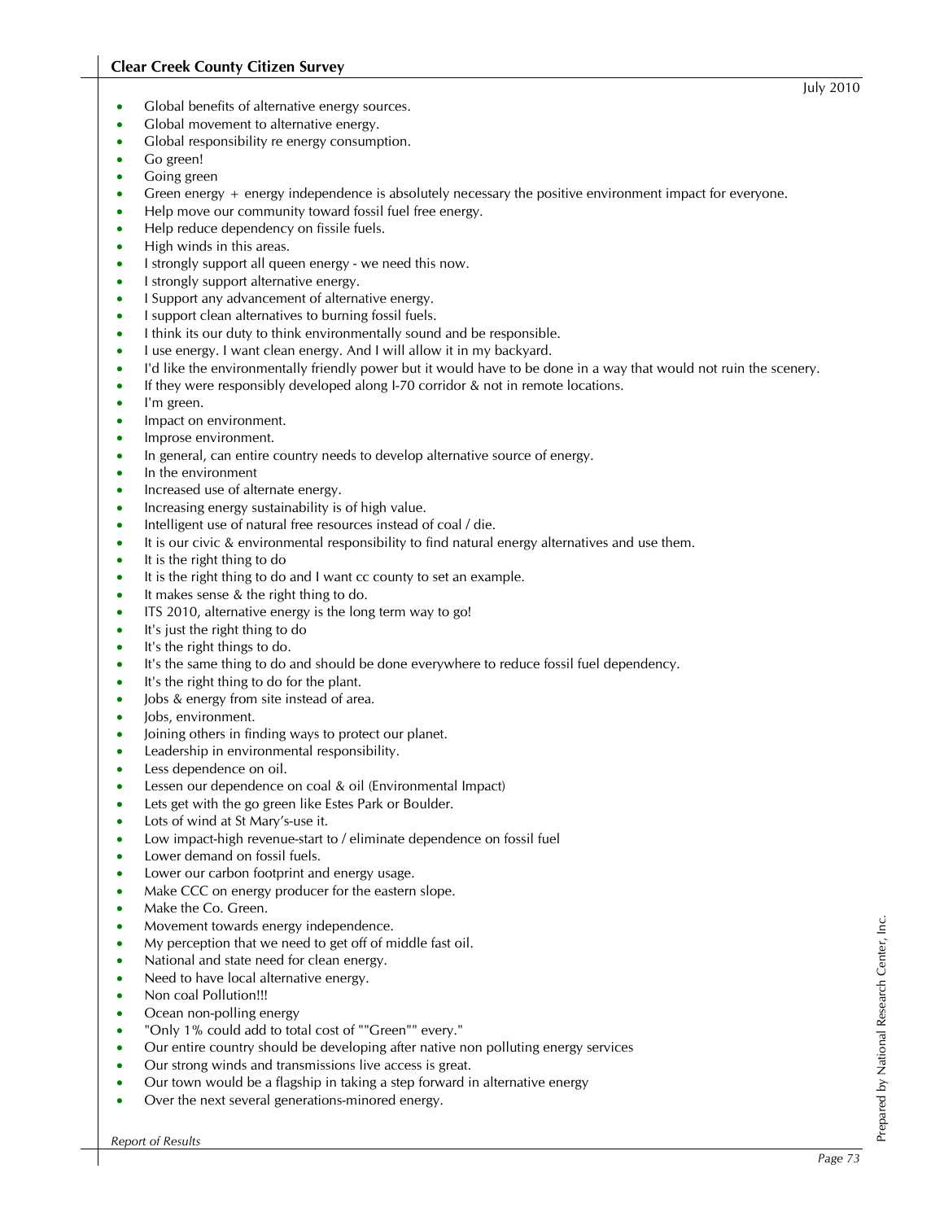- Global benefits of alternative energy sources.
- Global movement to alternative energy.
- Global responsibility re energy consumption.
- Go green!
- Going green
- Green energy + energy independence is absolutely necessary the positive environment impact for everyone.
- Help move our community toward fossil fuel free energy.
- Help reduce dependency on fissile fuels.
- High winds in this areas.
- I strongly support all queen energy - we need this now.
- I strongly support alternative energy.
- I Support any advancement of alternative energy.
- I support clean alternatives to burning fossil fuels.
- I think its our duty to think environmentally sound and be responsible.
- I use energy. I want clean energy. And I will allow it in my backyard.
- I'd like the environmentally friendly power but it would have to be done in a way that would not ruin the scenery.
- If they were responsibly developed along I-70 corridor & not in remote locations.
- I'm green.
- Impact on environment.
- Improse environment.
- In general, can entire country needs to develop alternative source of energy.
- In the environment
- Increased use of alternate energy.
- Increasing energy sustainability is of high value.
- Intelligent use of natural free resources instead of coal / die.
- It is our civic & environmental responsibility to find natural energy alternatives and use them.
- It is the right thing to do
- It is the right thing to do and I want cc county to set an example.
- It makes sense & the right thing to do.
- ITS 2010, alternative energy is the long term way to go!
- It's just the right thing to do
- It's the right things to do.
- It's the same thing to do and should be done everywhere to reduce fossil fuel dependency.
- It's the right thing to do for the plant.
- Jobs & energy from site instead of area.
- Jobs, environment.
- Joining others in finding ways to protect our planet.
- Leadership in environmental responsibility.
- Less dependence on oil.
- Lessen our dependence on coal & oil (Environmental Impact)
- Lets get with the go green like Estes Park or Boulder.
- Lots of wind at St Mary's-use it.
- Low impact-high revenue-start to / eliminate dependence on fossil fuel
- Lower demand on fossil fuels.
- Lower our carbon footprint and energy usage.
- Make CCC on energy producer for the eastern slope.
- Make the Co. Green.
- Movement towards energy independence.
- My perception that we need to get off of middle fast oil.
- National and state need for clean energy.
- Need to have local alternative energy.
- Non coal Pollution!!!
- Ocean non-polling energy
- "Only 1% could add to total cost of ""Green"" every."
- Our entire country should be developing after native non polluting energy services
- Our strong winds and transmissions live access is great.
- Our town would be a flagship in taking a step forward in alternative energy
- Over the next several generations-minored energy.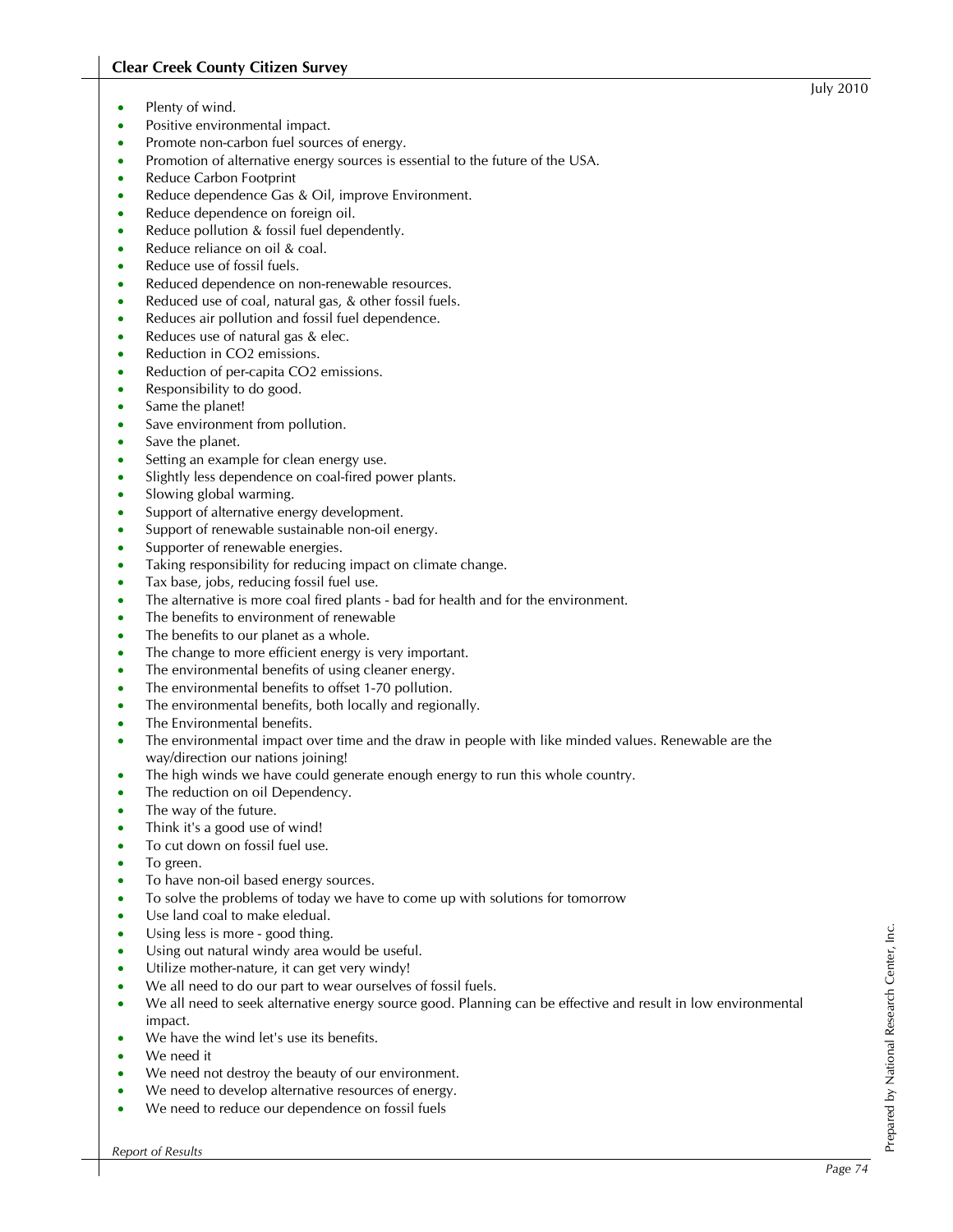- Plenty of wind.
- Positive environmental impact.
- Promote non-carbon fuel sources of energy.
- Promotion of alternative energy sources is essential to the future of the USA.
- Reduce Carbon Footprint
- Reduce dependence Gas & Oil, improve Environment.
- Reduce dependence on foreign oil.
- Reduce pollution & fossil fuel dependently.
- Reduce reliance on oil & coal.
- Reduce use of fossil fuels.
- Reduced dependence on non-renewable resources.
- Reduced use of coal, natural gas, & other fossil fuels.
- Reduces air pollution and fossil fuel dependence.
- Reduces use of natural gas & elec.
- Reduction in CO2 emissions.
- Reduction of per-capita CO2 emissions.
- Responsibility to do good.
- Same the planet!
- Save environment from pollution.
- Save the planet.
- Setting an example for clean energy use.
- Slightly less dependence on coal-fired power plants.
- Slowing global warming.
- Support of alternative energy development.
- Support of renewable sustainable non-oil energy.
- Supporter of renewable energies.
- Taking responsibility for reducing impact on climate change.
- Tax base, jobs, reducing fossil fuel use.
- The alternative is more coal fired plants - bad for health and for the environment.
- The benefits to environment of renewable
- The benefits to our planet as a whole.
- The change to more efficient energy is very important.
- The environmental benefits of using cleaner energy.
- The environmental benefits to offset 1-70 pollution.
- The environmental benefits, both locally and regionally.
- The Environmental benefits.
- The environmental impact over time and the draw in people with like minded values. Renewable are the way/direction our nations joining!
- The high winds we have could generate enough energy to run this whole country.
- The reduction on oil Dependency.
- The way of the future.
- Think it's a good use of wind!
- To cut down on fossil fuel use.
- To green.
- To have non-oil based energy sources.
- To solve the problems of today we have to come up with solutions for tomorrow
- Use land coal to make eledual.
- Using less is more - good thing.
- Using out natural windy area would be useful.
- Utilize mother-nature, it can get very windy!
- We all need to do our part to wear ourselves of fossil fuels.
- We all need to seek alternative energy source good. Planning can be effective and result in low environmental impact.
- We have the wind let's use its benefits.
- We need it
- We need not destroy the beauty of our environment.
- We need to develop alternative resources of energy.
- We need to reduce our dependence on fossil fuels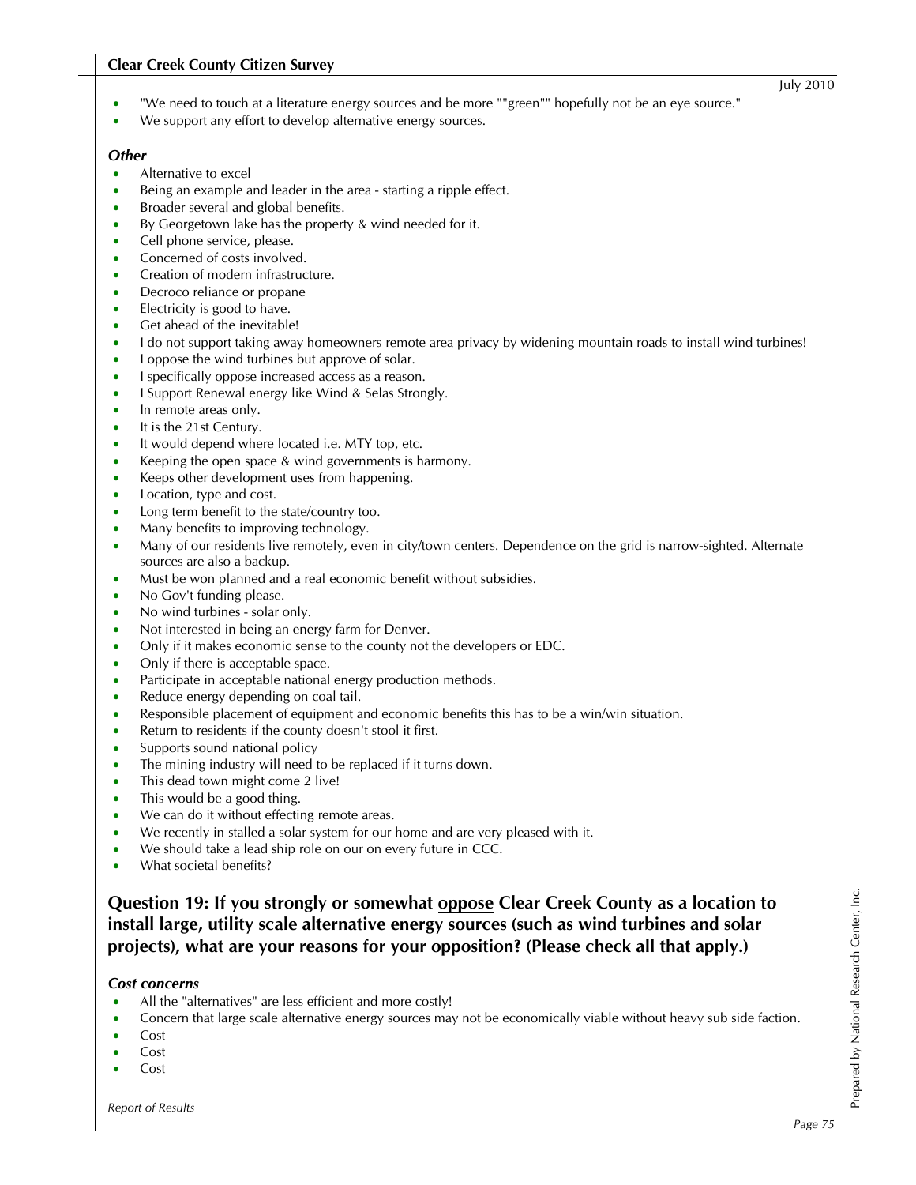- "We need to touch at a literature energy sources and be more ""green"" hopefully not be an eye source."
- We support any effort to develop alternative energy sources.

### *Other*

- Alternative to excel
- Being an example and leader in the area - starting a ripple effect.
- Broader several and global benefits.
- By Georgetown lake has the property & wind needed for it.
- Cell phone service, please.
- Concerned of costs involved.
- Creation of modern infrastructure.
- Decroco reliance or propane
- Electricity is good to have.
- Get ahead of the inevitable!
- I do not support taking away homeowners remote area privacy by widening mountain roads to install wind turbines!
- I oppose the wind turbines but approve of solar.
- I specifically oppose increased access as a reason.
- I Support Renewal energy like Wind & Selas Strongly.
- In remote areas only.
- It is the 21st Century.
- It would depend where located i.e. MTY top, etc.
- Keeping the open space & wind governments is harmony.
- Keeps other development uses from happening.
- Location, type and cost.
- Long term benefit to the state/country too.
- Many benefits to improving technology.
- Many of our residents live remotely, even in city/town centers. Dependence on the grid is narrow-sighted. Alternate sources are also a backup.
- Must be won planned and a real economic benefit without subsidies.
- No Gov't funding please.
- No wind turbines - solar only.
- Not interested in being an energy farm for Denver.
- Only if it makes economic sense to the county not the developers or EDC.
- Only if there is acceptable space.
- Participate in acceptable national energy production methods.
- Reduce energy depending on coal tail.
- Responsible placement of equipment and economic benefits this has to be a win/win situation.
- Return to residents if the county doesn't stool it first.
- Supports sound national policy
- The mining industry will need to be replaced if it turns down.
- This dead town might come 2 live!
- This would be a good thing.
- We can do it without effecting remote areas.
- We recently in stalled a solar system for our home and are very pleased with it.
- We should take a lead ship role on our on every future in CCC.
- What societal benefits?

## Question 19: If you strongly or somewhat oppose Clear Creek County as a location to install large, utility scale alternative energy sources (such as wind turbines and solar projects), what are your reasons for your opposition? (Please check all that apply.)

### *Cost concerns*

- All the "alternatives" are less efficient and more costly!
- Concern that large scale alternative energy sources may not be economically viable without heavy sub side faction.
- Cost
- Cost
- Cost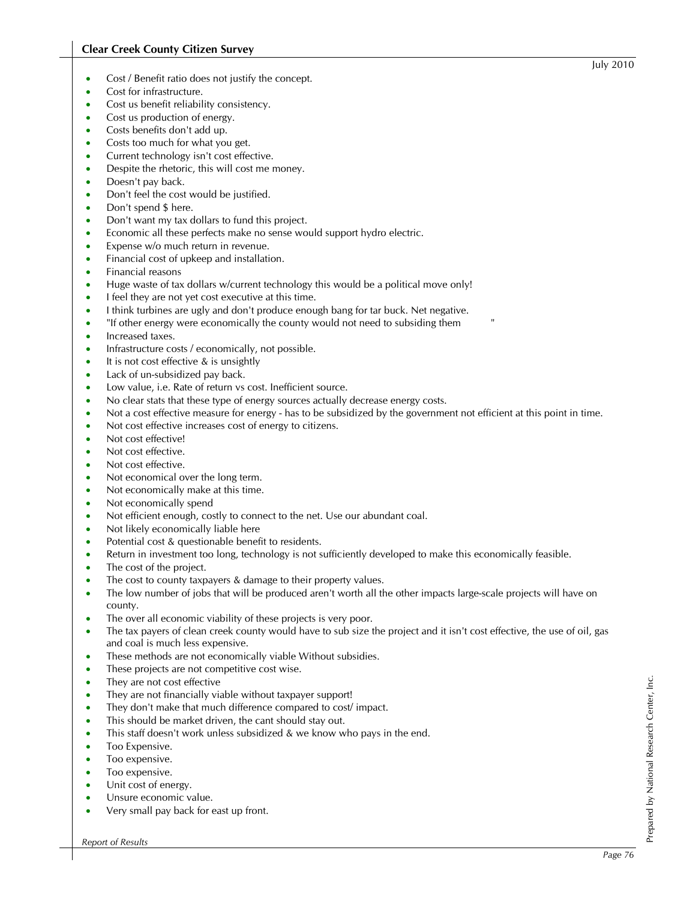- Cost / Benefit ratio does not justify the concept.
- Cost for infrastructure.
- Cost us benefit reliability consistency.
- Cost us production of energy.
- Costs benefits don't add up.
- Costs too much for what you get.
- Current technology isn't cost effective.
- Despite the rhetoric, this will cost me money.
- Doesn't pay back.
- Don't feel the cost would be justified.
- Don't spend $ here.
- Don't want my tax dollars to fund this project.
- Economic all these perfects make no sense would support hydro electric.
- Expense w/o much return in revenue.
- Financial cost of upkeep and installation.
- Financial reasons
- Huge waste of tax dollars w/current technology this would be a political move only!
- I feel they are not yet cost executive at this time.
- I think turbines are ugly and don't produce enough bang for tar buck. Net negative.
- "If other energy were economically the county would not need to subsiding them "
- Increased taxes.
- Infrastructure costs / economically, not possible.
- It is not cost effective & is unsightly
- Lack of un-subsidized pay back.
- Low value, i.e. Rate of return vs cost. Inefficient source.
- No clear stats that these type of energy sources actually decrease energy costs.
- Not a cost effective measure for energy - has to be subsidized by the government not efficient at this point in time.
- Not cost effective increases cost of energy to citizens.
- Not cost effective!
- Not cost effective.
- Not cost effective.
- Not economical over the long term.
- Not economically make at this time.
- Not economically spend
- Not efficient enough, costly to connect to the net. Use our abundant coal.
- Not likely economically liable here
- Potential cost & questionable benefit to residents.
- Return in investment too long, technology is not sufficiently developed to make this economically feasible.
- The cost of the project.
- The cost to county taxpayers & damage to their property values.
- The low number of jobs that will be produced aren't worth all the other impacts large-scale projects will have on county.
- The over all economic viability of these projects is very poor.
- The tax payers of clean creek county would have to sub size the project and it isn't cost effective, the use of oil, gas and coal is much less expensive.
- These methods are not economically viable Without subsidies.
- These projects are not competitive cost wise.
- They are not cost effective
- They are not financially viable without taxpayer support!
- They don't make that much difference compared to cost/ impact.
- This should be market driven, the cant should stay out.
- This staff doesn't work unless subsidized & we know who pays in the end.
- Too Expensive.
- Too expensive.
- Too expensive.
- Unit cost of energy.
- Unsure economic value.
- Very small pay back for east up front.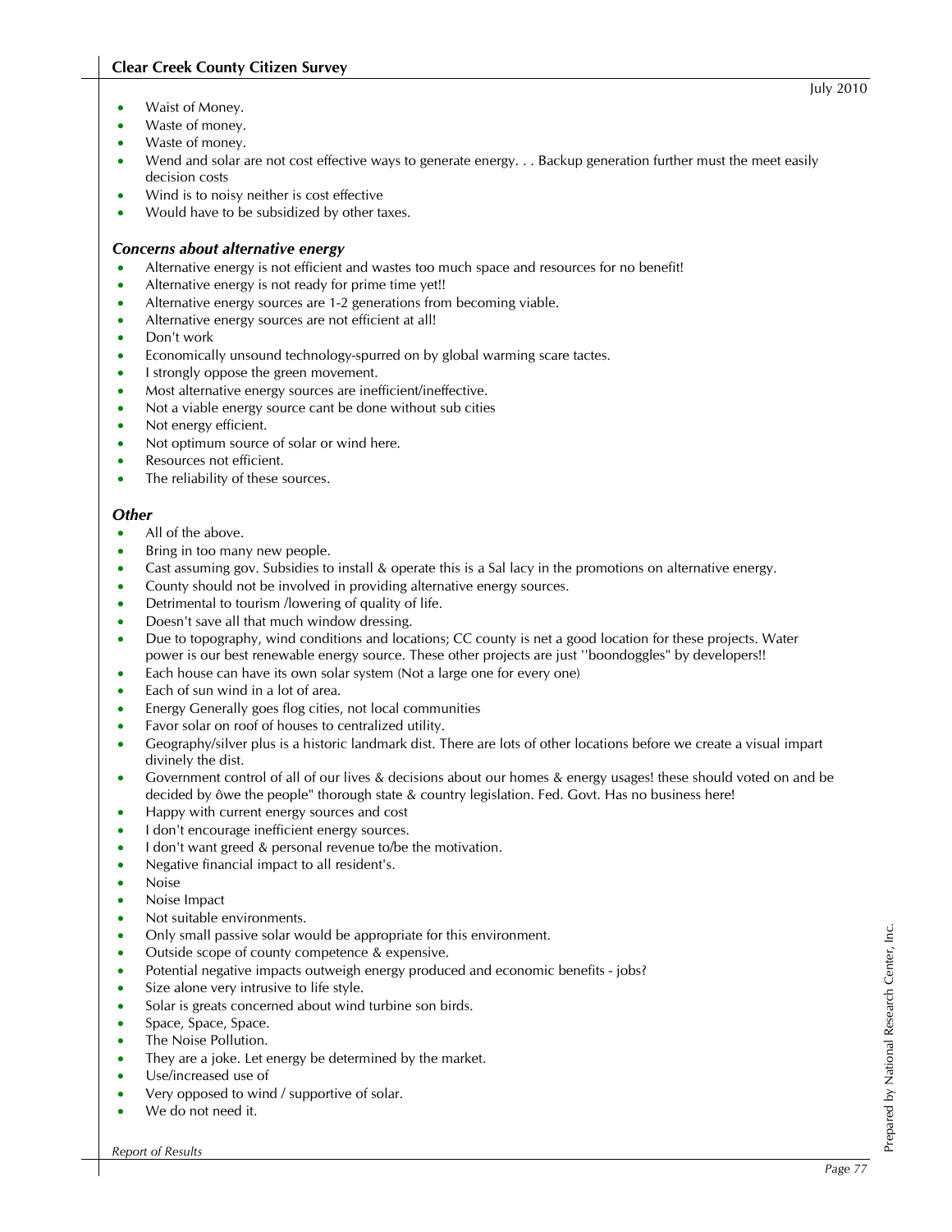- Waist of Money.
- Waste of money.
- Waste of money.
- Wend and solar are not cost effective ways to generate energy. . . Backup generation further must the meet easily decision costs
- Wind is to noisy neither is cost effective
- Would have to be subsidized by other taxes.

### *Concerns about alternative energy*

- Alternative energy is not efficient and wastes too much space and resources for no benefit!
- Alternative energy is not ready for prime time yet!!
- Alternative energy sources are 1-2 generations from becoming viable.
- Alternative energy sources are not efficient at all!
- Don't work
- Economically unsound technology-spurred on by global warming scare tactes.
- I strongly oppose the green movement.
- Most alternative energy sources are inefficient/ineffective.
- Not a viable energy source cant be done without sub cities
- Not energy efficient.
- Not optimum source of solar or wind here.
- Resources not efficient.
- The reliability of these sources.

### *Other*

- All of the above.
- Bring in too many new people.
- Cast assuming gov. Subsidies to install & operate this is a Sal lacy in the promotions on alternative energy.
- County should not be involved in providing alternative energy sources.
- Detrimental to tourism /lowering of quality of life.
- Doesn't save all that much window dressing.
- Due to topography, wind conditions and locations; CC county is net a good location for these projects. Water power is our best renewable energy source. These other projects are just ''boondoggles" by developers!!
- Each house can have its own solar system (Not a large one for every one)
- Each of sun wind in a lot of area.
- Energy Generally goes flog cities, not local communities
- Favor solar on roof of houses to centralized utility.
- Geography/silver plus is a historic landmark dist. There are lots of other locations before we create a visual impart divinely the dist.
- Government control of all of our lives & decisions about our homes & energy usages! these should voted on and be decided by ôwe the people" thorough state & country legislation. Fed. Govt. Has no business here!
- Happy with current energy sources and cost
- I don't encourage inefficient energy sources.
- I don't want greed & personal revenue to/be the motivation.
- Negative financial impact to all resident's.
- Noise
- Noise Impact
- Not suitable environments.
- Only small passive solar would be appropriate for this environment.
- Outside scope of county competence & expensive.
- Potential negative impacts outweigh energy produced and economic benefits - jobs?
- Size alone very intrusive to life style.
- Solar is greats concerned about wind turbine son birds.
- Space, Space, Space.
- The Noise Pollution.
- They are a joke. Let energy be determined by the market.
- Use/increased use of
- Very opposed to wind / supportive of solar.
- We do not need it.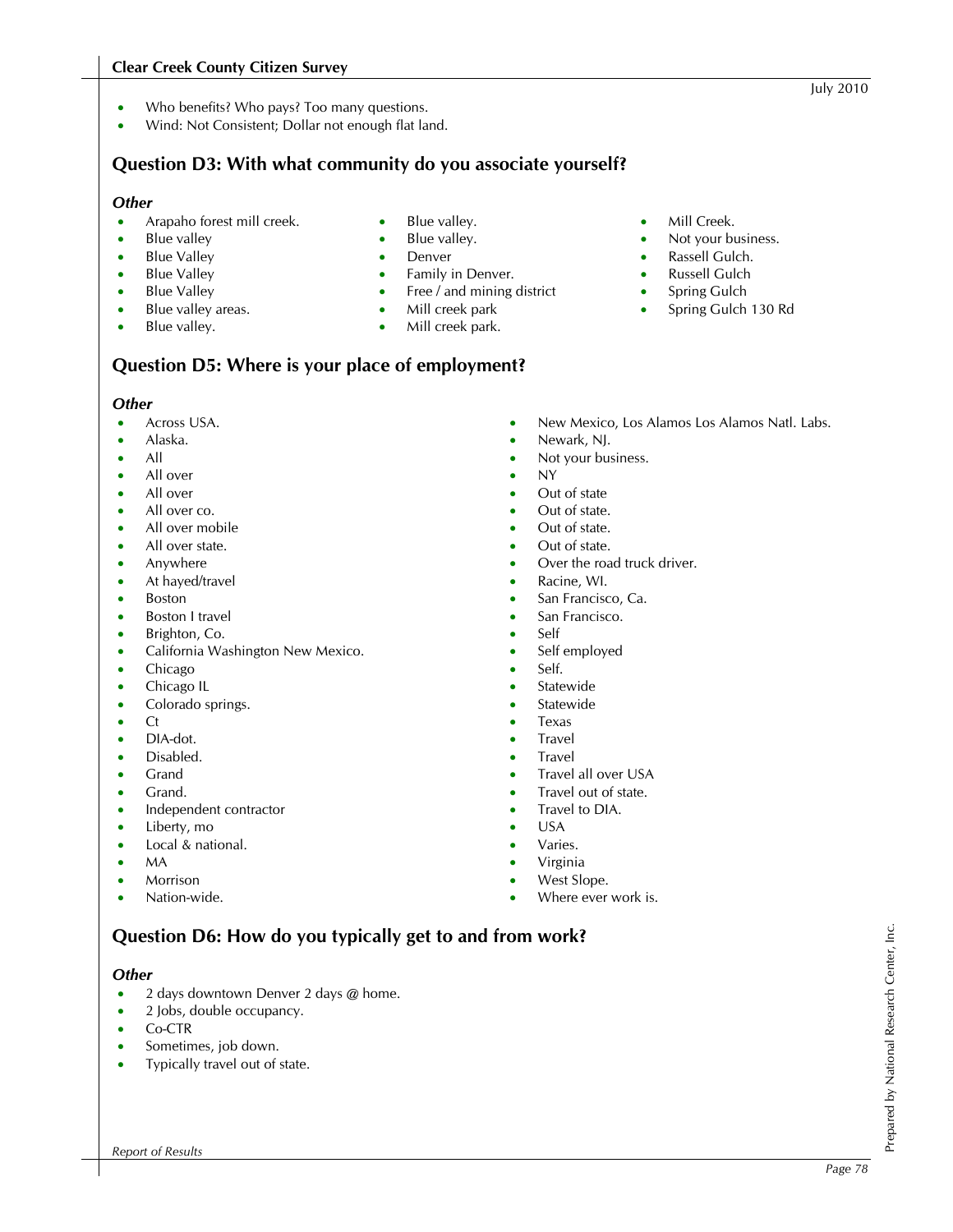- Who benefits? Who pays? Too many questions.
- Wind: Not Consistent; Dollar not enough flat land.

## Question D3: With what community do you associate yourself?

### *Other*

- Arapaho forest mill creek.
- Blue valley
- Blue Valley
- Blue Valley
- Blue Valley
- Blue valley areas.
- Blue valley.
- Blue valley.
- Blue valley.
- Denver
- Family in Denver.
- Free / and mining district
- Mill creek park
- Mill creek park.
- Mill Creek.
- Not your business.
- Rassell Gulch.
- Russell Gulch
- Spring Gulch
- Spring Gulch 130 Rd

## Question D5: Where is your place of employment?

### *Other*

- Across USA.
- Alaska.
- All
- All over
- All over
- All over co.
- All over mobile
- All over state.
- Anywhere
- At hayed/travel
- Boston
- Boston I travel
- Brighton, Co.
- California Washington New Mexico.
- Chicago
- Chicago IL
- Colorado springs.
- Ct
- DIA-dot.
- Disabled.
- Grand
- Grand.
- Independent contractor
- Liberty, mo
- Local & national.
- MA
- Morrison
- Nation-wide.
- New Mexico, Los Alamos Los Alamos Natl. Labs.
- Newark, NJ.
- Not your business.
- NY
- Out of state
- Out of state.
- Out of state.
- Out of state.
- Over the road truck driver.
- Racine, WI.
- San Francisco, Ca.
- San Francisco.
- Self
- Self employed
- Self.
- Statewide
- Statewide
- Texas
- Travel
- Travel
- Travel all over USA
- Travel out of state.
- Travel to DIA.
- USA
- Varies.
- Virginia
- West Slope.
- Where ever work is.

## Question D6: How do you typically get to and from work?

### *Other*

- 2 days downtown Denver 2 days @ home.
- 2 Jobs, double occupancy.
- Co-CTR
- Sometimes, job down.
- Typically travel out of state.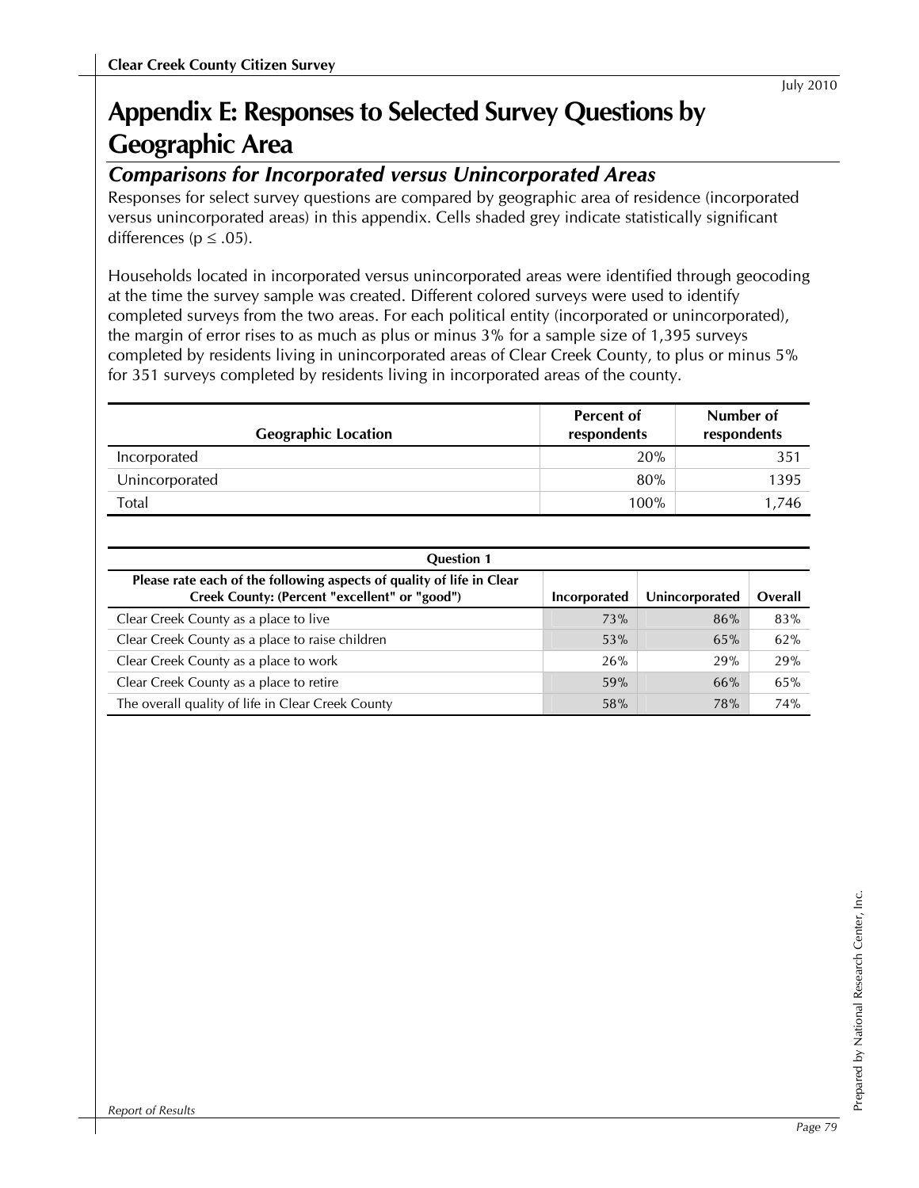# Appendix E: Responses to Selected Survey Questions by Geographic Area

## *Comparisons for Incorporated versus Unincorporated Areas*

Responses for select survey questions are compared by geographic area of residence (incorporated versus unincorporated areas) in this appendix. Cells shaded grey indicate statistically significant differences ($p \leq .05$).

Households located in incorporated versus unincorporated areas were identified through geocoding at the time the survey sample was created. Different colored surveys were used to identify completed surveys from the two areas. For each political entity (incorporated or unincorporated), the margin of error rises to as much as plus or minus 3% for a sample size of 1,395 surveys completed by residents living in unincorporated areas of Clear Creek County, to plus or minus 5% for 351 surveys completed by residents living in incorporated areas of the county.

| Geographic Location | Percent of respondents | Number of respondents |
|---|---|---|
| Incorporated | 20% | 351 |
| Unincorporated | 80% | 1395 |
| Total | 100% | 1,746 |

| Question 1 | | | |
|---|---|---|---|
| **Please rate each of the following aspects of quality of life in Clear Creek County: (Percent "excellent" or "good")** | **Incorporated** | **Unincorporated** | **Overall** |
| Clear Creek County as a place to live | 73% | 86% | 83% |
| Clear Creek County as a place to raise children | 53% | 65% | 62% |
| Clear Creek County as a place to work | 26% | 29% | 29% |
| Clear Creek County as a place to retire | 59% | 66% | 65% |
| The overall quality of life in Clear Creek County | 58% | 78% | 74% |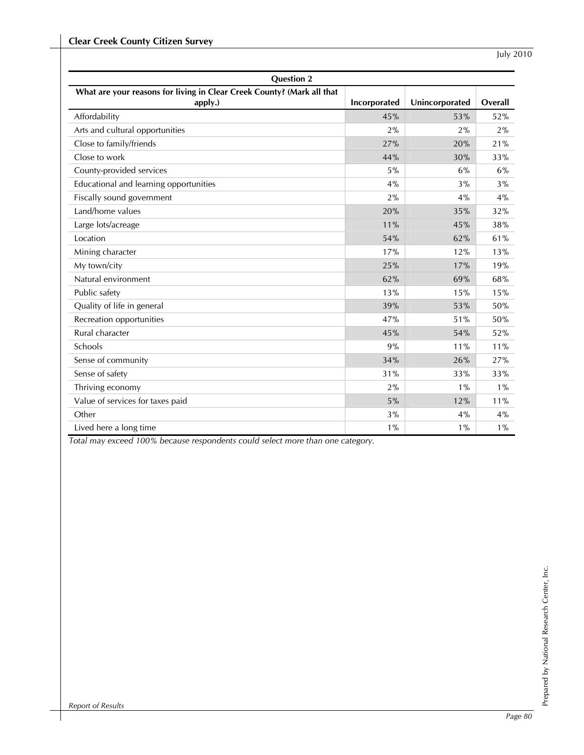| Question 2 | | | |
|---|---|---|---|
| What are your reasons for living in Clear Creek County? (Mark all that apply.) | Incorporated | Unincorporated | Overall |
| Affordability | 45% | 53% | 52% |
| Arts and cultural opportunities | 2% | 2% | 2% |
| Close to family/friends | 27% | 20% | 21% |
| Close to work | 44% | 30% | 33% |
| County-provided services | 5% | 6% | 6% |
| Educational and learning opportunities | 4% | 3% | 3% |
| Fiscally sound government | 2% | 4% | 4% |
| Land/home values | 20% | 35% | 32% |
| Large lots/acreage | 11% | 45% | 38% |
| Location | 54% | 62% | 61% |
| Mining character | 17% | 12% | 13% |
| My town/city | 25% | 17% | 19% |
| Natural environment | 62% | 69% | 68% |
| Public safety | 13% | 15% | 15% |
| Quality of life in general | 39% | 53% | 50% |
| Recreation opportunities | 47% | 51% | 50% |
| Rural character | 45% | 54% | 52% |
| Schools | 9% | 11% | 11% |
| Sense of community | 34% | 26% | 27% |
| Sense of safety | 31% | 33% | 33% |
| Thriving economy | 2% | 1% | 1% |
| Value of services for taxes paid | 5% | 12% | 11% |
| Other | 3% | 4% | 4% |
| Lived here a long time | 1% | 1% | 1% |

*Total may exceed 100% because respondents could select more than one category.*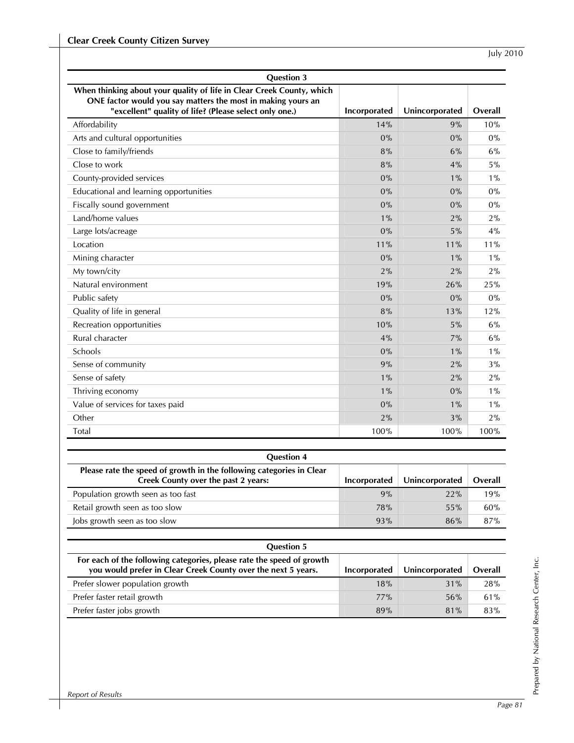| Question 3 | | | |
|---|---|---|---|
| When thinking about your quality of life in Clear Creek County, which ONE factor would you say matters the most in making yours an "excellent" quality of life? (Please select only one.) | Incorporated | Unincorporated | Overall |
| Affordability | 14% | 9% | 10% |
| Arts and cultural opportunities | 0% | 0% | 0% |
| Close to family/friends | 8% | 6% | 6% |
| Close to work | 8% | 4% | 5% |
| County-provided services | 0% | 1% | 1% |
| Educational and learning opportunities | 0% | 0% | 0% |
| Fiscally sound government | 0% | 0% | 0% |
| Land/home values | 1% | 2% | 2% |
| Large lots/acreage | 0% | 5% | 4% |
| Location | 11% | 11% | 11% |
| Mining character | 0% | 1% | 1% |
| My town/city | 2% | 2% | 2% |
| Natural environment | 19% | 26% | 25% |
| Public safety | 0% | 0% | 0% |
| Quality of life in general | 8% | 13% | 12% |
| Recreation opportunities | 10% | 5% | 6% |
| Rural character | 4% | 7% | 6% |
| Schools | 0% | 1% | 1% |
| Sense of community | 9% | 2% | 3% |
| Sense of safety | 1% | 2% | 2% |
| Thriving economy | 1% | 0% | 1% |
| Value of services for taxes paid | 0% | 1% | 1% |
| Other | 2% | 3% | 2% |
| Total | 100% | 100% | 100% |

| Question 4 | | | |
|---|---|---|---|
| Please rate the speed of growth in the following categories in Clear Creek County over the past 2 years: | Incorporated | Unincorporated | Overall |
| Population growth seen as too fast | 9% | 22% | 19% |
| Retail growth seen as too slow | 78% | 55% | 60% |
| Jobs growth seen as too slow | 93% | 86% | 87% |

| Question 5 | | | |
|---|---|---|---|
| For each of the following categories, please rate the speed of growth you would prefer in Clear Creek County over the next 5 years. | Incorporated | Unincorporated | Overall |
| Prefer slower population growth | 18% | 31% | 28% |
| Prefer faster retail growth | 77% | 56% | 61% |
| Prefer faster jobs growth | 89% | 81% | 83% |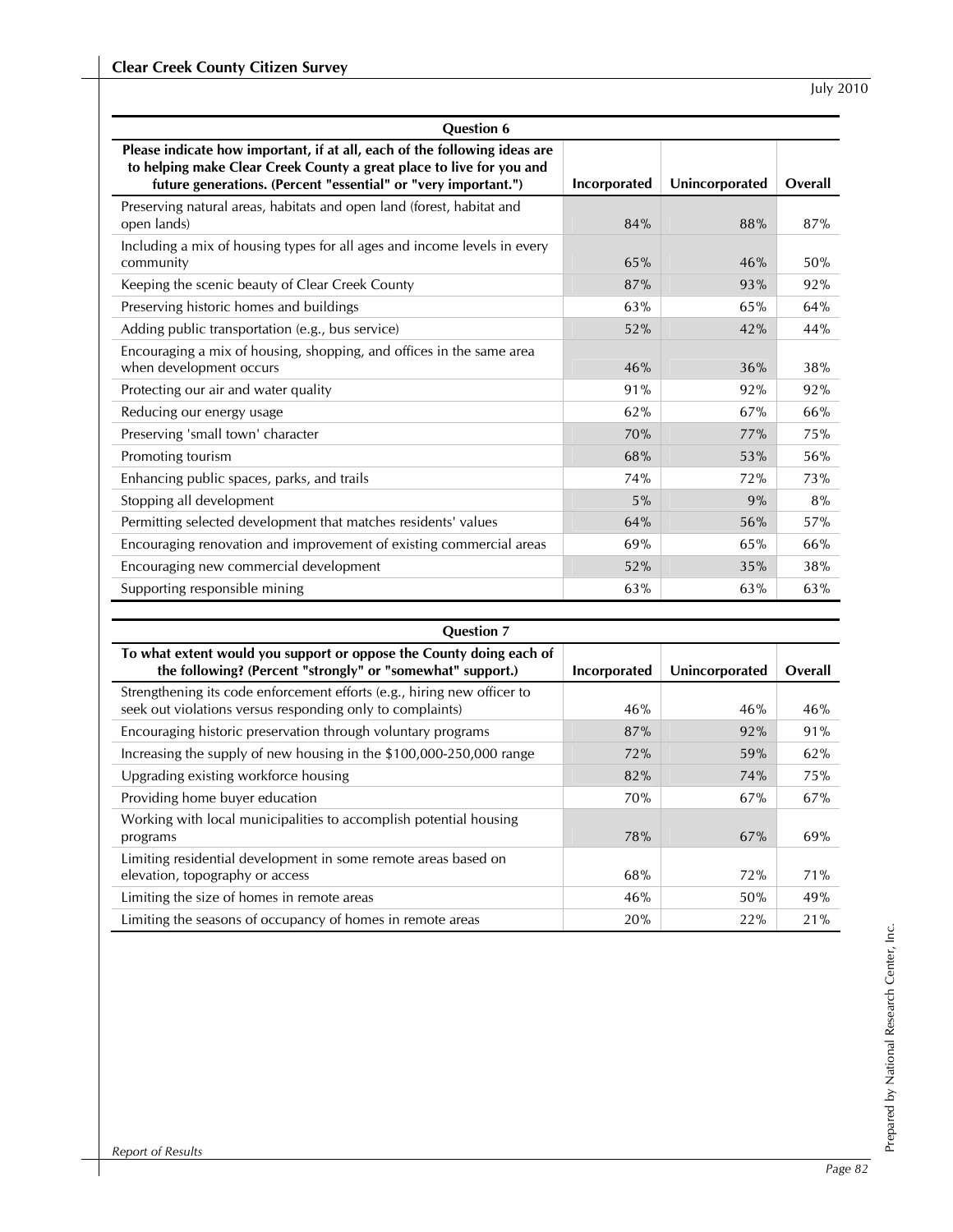| Question 6 | | | |
|---|---|---|---|
| **Please indicate how important, if at all, each of the following ideas are to helping make Clear Creek County a great place to live for you and future generations. (Percent "essential" or "very important.")** | **Incorporated** | **Unincorporated** | **Overall** |
| Preserving natural areas, habitats and open land (forest, habitat and open lands) | 84% | 88% | 87% |
| Including a mix of housing types for all ages and income levels in every community | 65% | 46% | 50% |
| Keeping the scenic beauty of Clear Creek County | 87% | 93% | 92% |
| Preserving historic homes and buildings | 63% | 65% | 64% |
| Adding public transportation (e.g., bus service) | 52% | 42% | 44% |
| Encouraging a mix of housing, shopping, and offices in the same area when development occurs | 46% | 36% | 38% |
| Protecting our air and water quality | 91% | 92% | 92% |
| Reducing our energy usage | 62% | 67% | 66% |
| Preserving 'small town' character | 70% | 77% | 75% |
| Promoting tourism | 68% | 53% | 56% |
| Enhancing public spaces, parks, and trails | 74% | 72% | 73% |
| Stopping all development | 5% | 9% | 8% |
| Permitting selected development that matches residents' values | 64% | 56% | 57% |
| Encouraging renovation and improvement of existing commercial areas | 69% | 65% | 66% |
| Encouraging new commercial development | 52% | 35% | 38% |
| Supporting responsible mining | 63% | 63% | 63% |

| Question 7 | | | |
|---|---|---|---|
| **To what extent would you support or oppose the County doing each of the following? (Percent "strongly" or "somewhat" support.)** | **Incorporated** | **Unincorporated** | **Overall** |
| Strengthening its code enforcement efforts (e.g., hiring new officer to seek out violations versus responding only to complaints) | 46% | 46% | 46% |
| Encouraging historic preservation through voluntary programs | 87% | 92% | 91% |
| Increasing the supply of new housing in the $100,000-250,000 range | 72% | 59% | 62% |
| Upgrading existing workforce housing | 82% | 74% | 75% |
| Providing home buyer education | 70% | 67% | 67% |
| Working with local municipalities to accomplish potential housing programs | 78% | 67% | 69% |
| Limiting residential development in some remote areas based on elevation, topography or access | 68% | 72% | 71% |
| Limiting the size of homes in remote areas | 46% | 50% | 49% |
| Limiting the seasons of occupancy of homes in remote areas | 20% | 22% | 21% |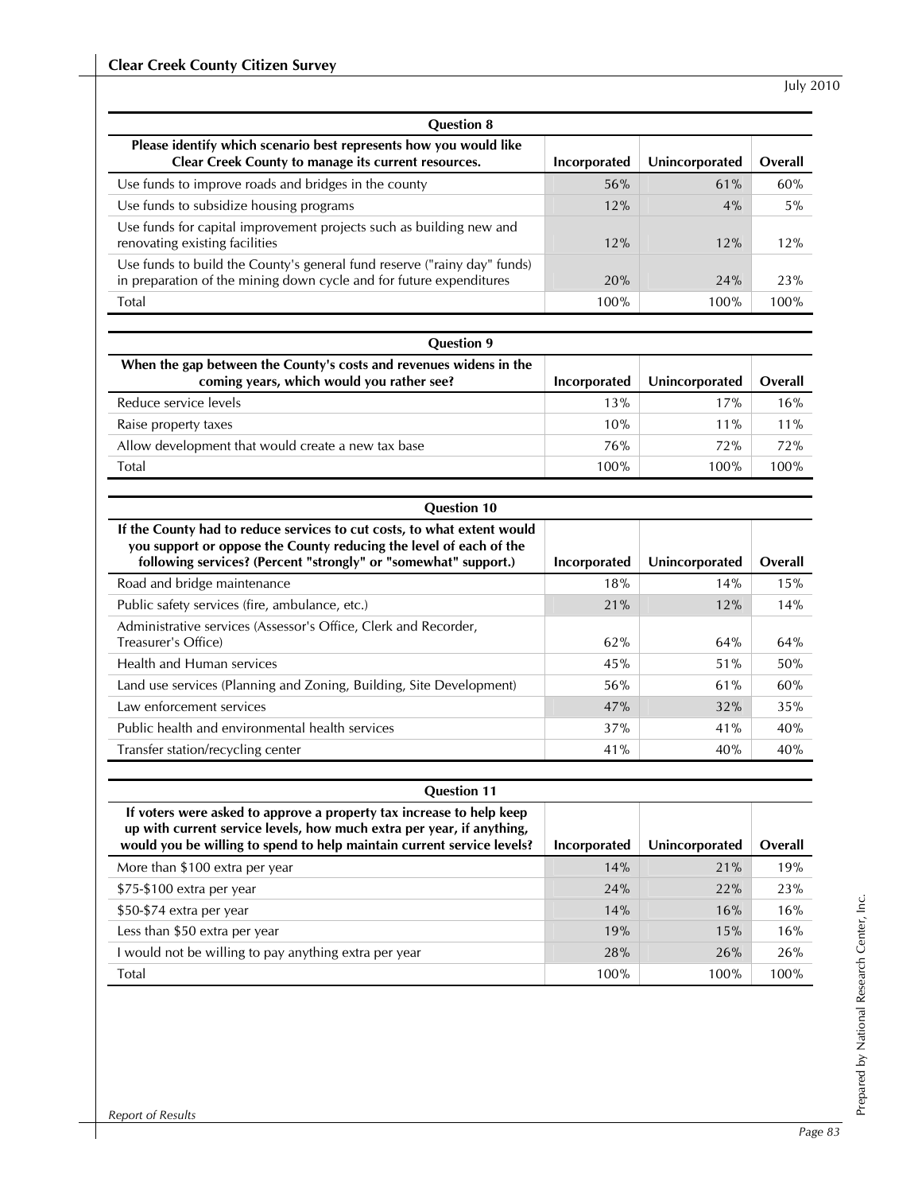| Question 8 | | | |
|---|---|---|---|
| Please identify which scenario best represents how you would like Clear Creek County to manage its current resources. | Incorporated | Unincorporated | Overall |
| Use funds to improve roads and bridges in the county | 56% | 61% | 60% |
| Use funds to subsidize housing programs | 12% | 4% | 5% |
| Use funds for capital improvement projects such as building new and renovating existing facilities | 12% | 12% | 12% |
| Use funds to build the County's general fund reserve ("rainy day" funds) in preparation of the mining down cycle and for future expenditures | 20% | 24% | 23% |
| Total | 100% | 100% | 100% |

| Question 9 | | | |
|---|---|---|---|
| When the gap between the County's costs and revenues widens in the coming years, which would you rather see? | Incorporated | Unincorporated | Overall |
| Reduce service levels | 13% | 17% | 16% |
| Raise property taxes | 10% | 11% | 11% |
| Allow development that would create a new tax base | 76% | 72% | 72% |
| Total | 100% | 100% | 100% |

| Question 10 | | | |
|---|---|---|---|
| If the County had to reduce services to cut costs, to what extent would you support or oppose the County reducing the level of each of the following services? (Percent "strongly" or "somewhat" support.) | Incorporated | Unincorporated | Overall |
| Road and bridge maintenance | 18% | 14% | 15% |
| Public safety services (fire, ambulance, etc.) | 21% | 12% | 14% |
| Administrative services (Assessor's Office, Clerk and Recorder, Treasurer's Office) | 62% | 64% | 64% |
| Health and Human services | 45% | 51% | 50% |
| Land use services (Planning and Zoning, Building, Site Development) | 56% | 61% | 60% |
| Law enforcement services | 47% | 32% | 35% |
| Public health and environmental health services | 37% | 41% | 40% |
| Transfer station/recycling center | 41% | 40% | 40% |

| Question 11 | | | |
|---|---|---|---|
| If voters were asked to approve a property tax increase to help keep up with current service levels, how much extra per year, if anything, would you be willing to spend to help maintain current service levels? | Incorporated | Unincorporated | Overall |
| More than $100 extra per year | 14% | 21% | 19% |
| $75-$100 extra per year | 24% | 22% | 23% |
| $50-$74 extra per year | 14% | 16% | 16% |
| Less than $50 extra per year | 19% | 15% | 16% |
| I would not be willing to pay anything extra per year | 28% | 26% | 26% |
| Total | 100% | 100% | 100% |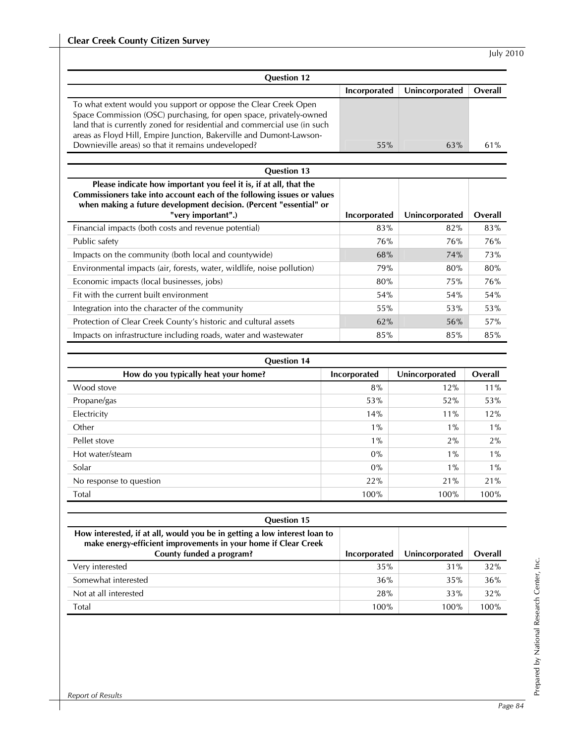| Question 12 | | | |
|---|---|---|---|
| | Incorporated | Unincorporated | Overall |
| To what extent would you support or oppose the Clear Creek Open Space Commission (OSC) purchasing, for open space, privately-owned land that is currently zoned for residential and commercial use (in such areas as Floyd Hill, Empire Junction, Bakerville and Dumont-Lawson-Downieville areas) so that it remains undeveloped? | 55% | 63% | 61% |

| Question 13 | | | |
|---|---|---|---|
| Please indicate how important you feel it is, if at all, that the Commissioners take into account each of the following issues or values when making a future development decision. (Percent "essential" or "very important".) | Incorporated | Unincorporated | Overall |
| Financial impacts (both costs and revenue potential) | 83% | 82% | 83% |
| Public safety | 76% | 76% | 76% |
| Impacts on the community (both local and countywide) | 68% | 74% | 73% |
| Environmental impacts (air, forests, water, wildlife, noise pollution) | 79% | 80% | 80% |
| Economic impacts (local businesses, jobs) | 80% | 75% | 76% |
| Fit with the current built environment | 54% | 54% | 54% |
| Integration into the character of the community | 55% | 53% | 53% |
| Protection of Clear Creek County's historic and cultural assets | 62% | 56% | 57% |
| Impacts on infrastructure including roads, water and wastewater | 85% | 85% | 85% |

| Question 14 | | | |
|---|---|---|---|
| How do you typically heat your home? | Incorporated | Unincorporated | Overall |
| Wood stove | 8% | 12% | 11% |
| Propane/gas | 53% | 52% | 53% |
| Electricity | 14% | 11% | 12% |
| Other | 1% | 1% | 1% |
| Pellet stove | 1% | 2% | 2% |
| Hot water/steam | 0% | 1% | 1% |
| Solar | 0% | 1% | 1% |
| No response to question | 22% | 21% | 21% |
| Total | 100% | 100% | 100% |

| Question 15 | | | |
|---|---|---|---|
| How interested, if at all, would you be in getting a low interest loan to make energy-efficient improvements in your home if Clear Creek County funded a program? | Incorporated | Unincorporated | Overall |
| Very interested | 35% | 31% | 32% |
| Somewhat interested | 36% | 35% | 36% |
| Not at all interested | 28% | 33% | 32% |
| Total | 100% | 100% | 100% |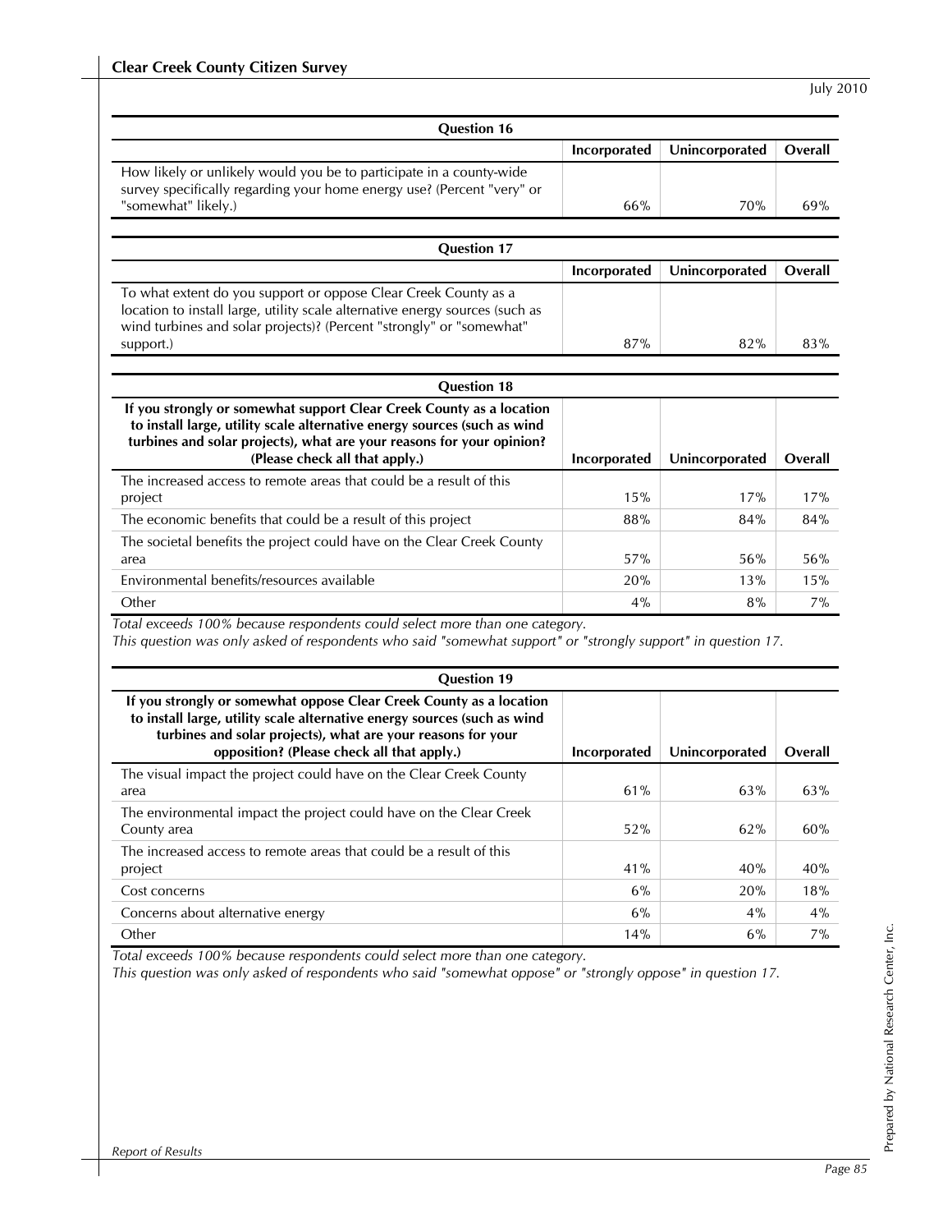| Question 16 | Incorporated | Unincorporated | Overall |
|---|---|---|---|
| How likely or unlikely would you be to participate in a county-wide survey specifically regarding your home energy use? (Percent "very" or "somewhat" likely.) | 66% | 70% | 69% |

| Question 17 | Incorporated | Unincorporated | Overall |
|---|---|---|---|
| To what extent do you support or oppose Clear Creek County as a location to install large, utility scale alternative energy sources (such as wind turbines and solar projects)? (Percent "strongly" or "somewhat" support.) | 87% | 82% | 83% |

| Question 18: If you strongly or somewhat support Clear Creek County as a location to install large, utility scale alternative energy sources (such as wind turbines and solar projects), what are your reasons for your opinion? (Please check all that apply.) | Incorporated | Unincorporated | Overall |
|---|---|---|---|
| The increased access to remote areas that could be a result of this project | 15% | 17% | 17% |
| The economic benefits that could be a result of this project | 88% | 84% | 84% |
| The societal benefits the project could have on the Clear Creek County area | 57% | 56% | 56% |
| Environmental benefits/resources available | 20% | 13% | 15% |
| Other | 4% | 8% | 7% |

*Total exceeds 100% because respondents could select more than one category.*
*This question was only asked of respondents who said "somewhat support" or "strongly support" in question 17.*

| Question 19: If you strongly or somewhat oppose Clear Creek County as a location to install large, utility scale alternative energy sources (such as wind turbines and solar projects), what are your reasons for your opposition? (Please check all that apply.) | Incorporated | Unincorporated | Overall |
|---|---|---|---|
| The visual impact the project could have on the Clear Creek County area | 61% | 63% | 63% |
| The environmental impact the project could have on the Clear Creek County area | 52% | 62% | 60% |
| The increased access to remote areas that could be a result of this project | 41% | 40% | 40% |
| Cost concerns | 6% | 20% | 18% |
| Concerns about alternative energy | 6% | 4% | 4% |
| Other | 14% | 6% | 7% |

*Total exceeds 100% because respondents could select more than one category.*
*This question was only asked of respondents who said "somewhat oppose" or "strongly oppose" in question 17.*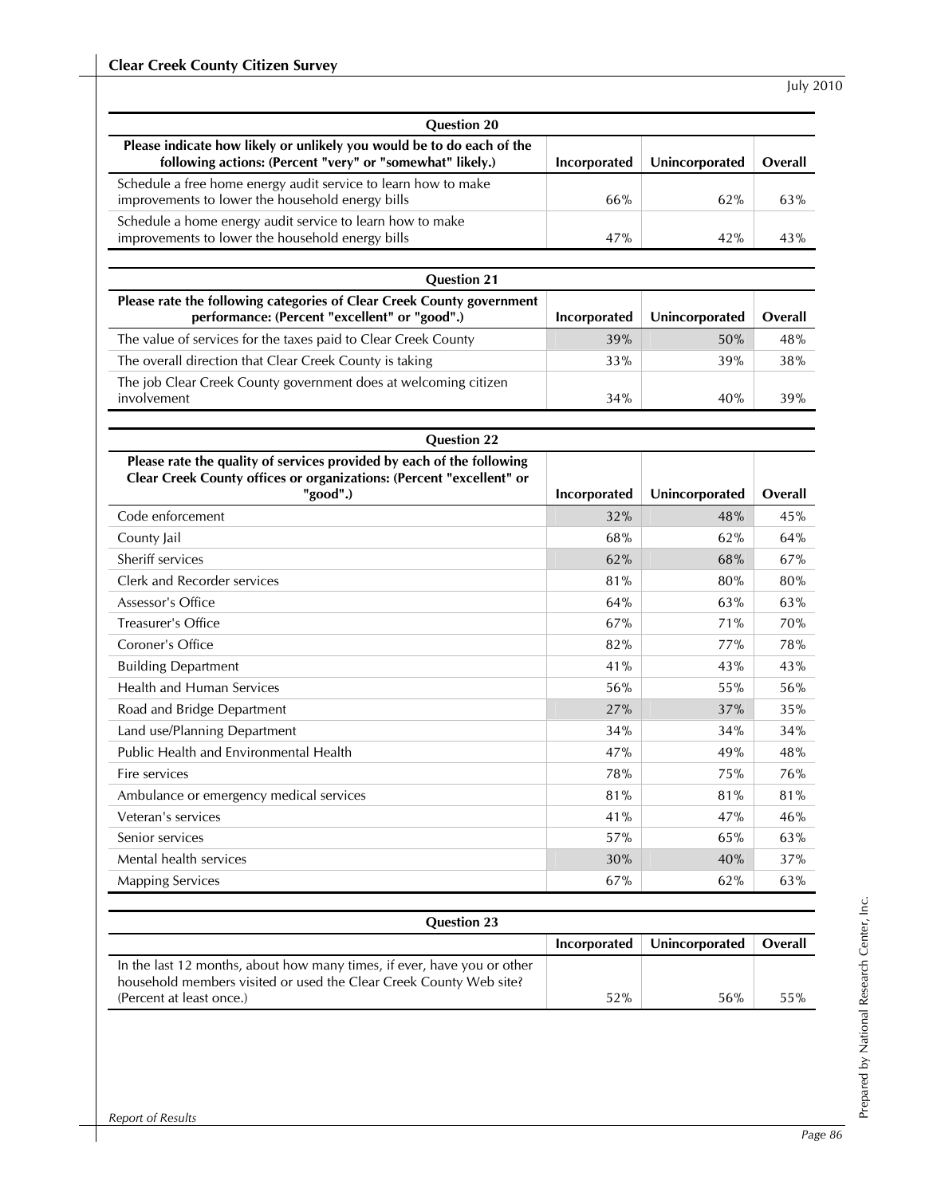| Question 20 | | | |
|---|---|---|---|
| Please indicate how likely or unlikely you would be to do each of the following actions: (Percent "very" or "somewhat" likely.) | Incorporated | Unincorporated | Overall |
| Schedule a free home energy audit service to learn how to make improvements to lower the household energy bills | 66% | 62% | 63% |
| Schedule a home energy audit service to learn how to make improvements to lower the household energy bills | 47% | 42% | 43% |

| Question 21 | | | |
|---|---|---|---|
| Please rate the following categories of Clear Creek County government performance: (Percent "excellent" or "good".) | Incorporated | Unincorporated | Overall |
| The value of services for the taxes paid to Clear Creek County | 39% | 50% | 48% |
| The overall direction that Clear Creek County is taking | 33% | 39% | 38% |
| The job Clear Creek County government does at welcoming citizen involvement | 34% | 40% | 39% |

| Question 22 | | | |
|---|---|---|---|
| Please rate the quality of services provided by each of the following Clear Creek County offices or organizations: (Percent "excellent" or "good".) | Incorporated | Unincorporated | Overall |
| Code enforcement | 32% | 48% | 45% |
| County Jail | 68% | 62% | 64% |
| Sheriff services | 62% | 68% | 67% |
| Clerk and Recorder services | 81% | 80% | 80% |
| Assessor's Office | 64% | 63% | 63% |
| Treasurer's Office | 67% | 71% | 70% |
| Coroner's Office | 82% | 77% | 78% |
| Building Department | 41% | 43% | 43% |
| Health and Human Services | 56% | 55% | 56% |
| Road and Bridge Department | 27% | 37% | 35% |
| Land use/Planning Department | 34% | 34% | 34% |
| Public Health and Environmental Health | 47% | 49% | 48% |
| Fire services | 78% | 75% | 76% |
| Ambulance or emergency medical services | 81% | 81% | 81% |
| Veteran's services | 41% | 47% | 46% |
| Senior services | 57% | 65% | 63% |
| Mental health services | 30% | 40% | 37% |
| Mapping Services | 67% | 62% | 63% |

| Question 23 | | | |
|---|---|---|---|
| | Incorporated | Unincorporated | Overall |
| In the last 12 months, about how many times, if ever, have you or other household members visited or used the Clear Creek County Web site? (Percent at least once.) | 52% | 56% | 55% |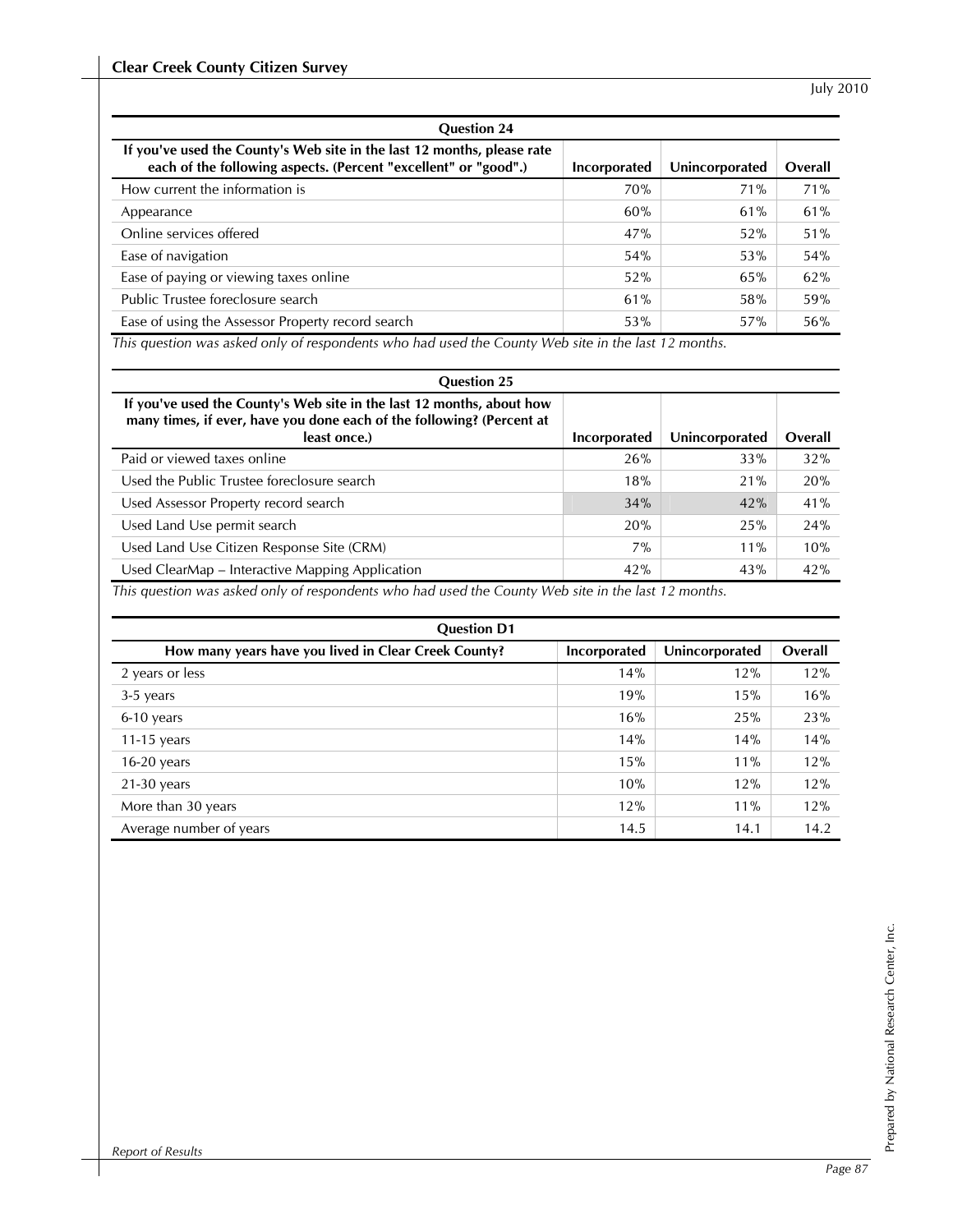| Question 24 | | | |
|---|---|---|---|
| If you've used the County's Web site in the last 12 months, please rate each of the following aspects. (Percent "excellent" or "good".) | Incorporated | Unincorporated | Overall |
| How current the information is | 70% | 71% | 71% |
| Appearance | 60% | 61% | 61% |
| Online services offered | 47% | 52% | 51% |
| Ease of navigation | 54% | 53% | 54% |
| Ease of paying or viewing taxes online | 52% | 65% | 62% |
| Public Trustee foreclosure search | 61% | 58% | 59% |
| Ease of using the Assessor Property record search | 53% | 57% | 56% |

*This question was asked only of respondents who had used the County Web site in the last 12 months.*

| Question 25 | | | |
|---|---|---|---|
| If you've used the County's Web site in the last 12 months, about how many times, if ever, have you done each of the following? (Percent at least once.) | Incorporated | Unincorporated | Overall |
| Paid or viewed taxes online | 26% | 33% | 32% |
| Used the Public Trustee foreclosure search | 18% | 21% | 20% |
| Used Assessor Property record search | 34% | 42% | 41% |
| Used Land Use permit search | 20% | 25% | 24% |
| Used Land Use Citizen Response Site (CRM) | 7% | 11% | 10% |
| Used ClearMap – Interactive Mapping Application | 42% | 43% | 42% |

*This question was asked only of respondents who had used the County Web site in the last 12 months.*

| Question D1 | | | |
|---|---|---|---|
| How many years have you lived in Clear Creek County? | Incorporated | Unincorporated | Overall |
| 2 years or less | 14% | 12% | 12% |
| 3-5 years | 19% | 15% | 16% |
| 6-10 years | 16% | 25% | 23% |
| 11-15 years | 14% | 14% | 14% |
| 16-20 years | 15% | 11% | 12% |
| 21-30 years | 10% | 12% | 12% |
| More than 30 years | 12% | 11% | 12% |
| Average number of years | 14.5 | 14.1 | 14.2 |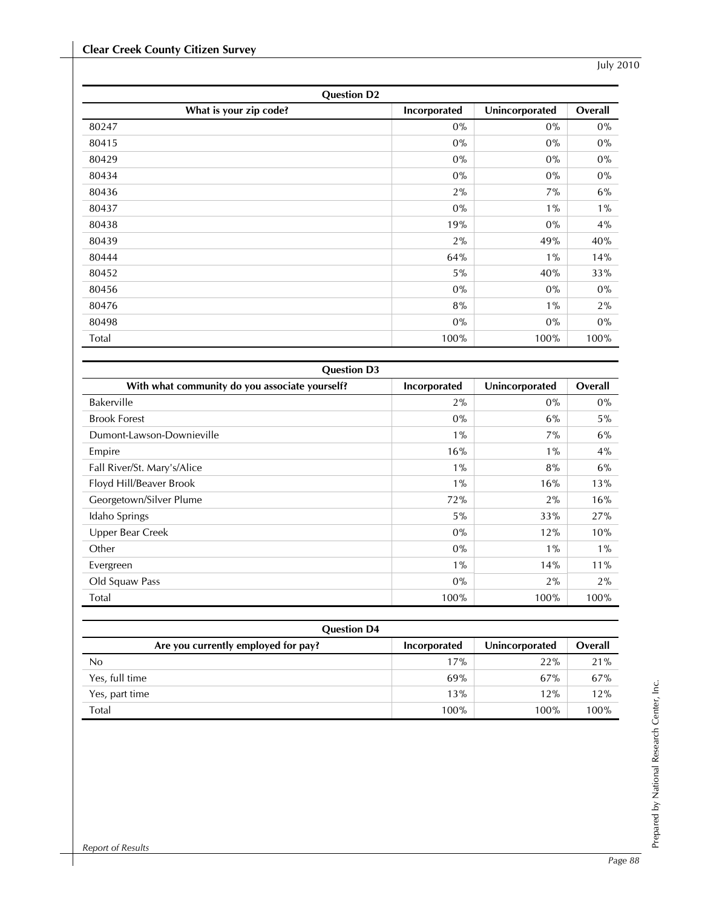| Question D2 | | | |
|---|---|---|---|
| What is your zip code? | Incorporated | Unincorporated | Overall |
| 80247 | 0% | 0% | 0% |
| 80415 | 0% | 0% | 0% |
| 80429 | 0% | 0% | 0% |
| 80434 | 0% | 0% | 0% |
| 80436 | 2% | 7% | 6% |
| 80437 | 0% | 1% | 1% |
| 80438 | 19% | 0% | 4% |
| 80439 | 2% | 49% | 40% |
| 80444 | 64% | 1% | 14% |
| 80452 | 5% | 40% | 33% |
| 80456 | 0% | 0% | 0% |
| 80476 | 8% | 1% | 2% |
| 80498 | 0% | 0% | 0% |
| Total | 100% | 100% | 100% |

| Question D3 | | | |
|---|---|---|---|
| With what community do you associate yourself? | Incorporated | Unincorporated | Overall |
| Bakerville | 2% | 0% | 0% |
| Brook Forest | 0% | 6% | 5% |
| Dumont-Lawson-Downieville | 1% | 7% | 6% |
| Empire | 16% | 1% | 4% |
| Fall River/St. Mary's/Alice | 1% | 8% | 6% |
| Floyd Hill/Beaver Brook | 1% | 16% | 13% |
| Georgetown/Silver Plume | 72% | 2% | 16% |
| Idaho Springs | 5% | 33% | 27% |
| Upper Bear Creek | 0% | 12% | 10% |
| Other | 0% | 1% | 1% |
| Evergreen | 1% | 14% | 11% |
| Old Squaw Pass | 0% | 2% | 2% |
| Total | 100% | 100% | 100% |

| Question D4 | | | |
|---|---|---|---|
| Are you currently employed for pay? | Incorporated | Unincorporated | Overall |
| No | 17% | 22% | 21% |
| Yes, full time | 69% | 67% | 67% |
| Yes, part time | 13% | 12% | 12% |
| Total | 100% | 100% | 100% |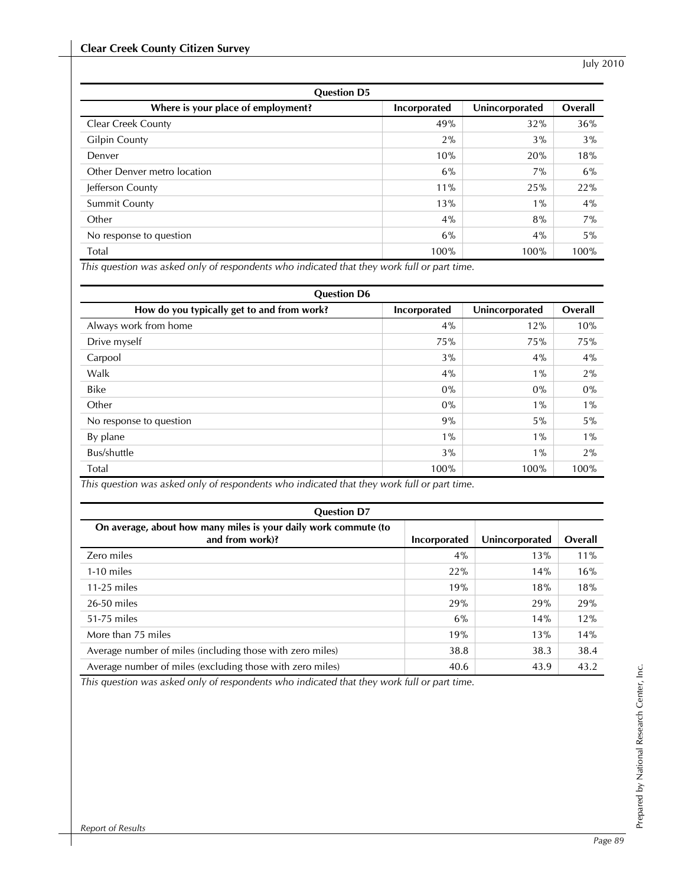| Question D5 | | | |
|---|---|---|---|
| **Where is your place of employment?** | **Incorporated** | **Unincorporated** | **Overall** |
| Clear Creek County | 49% | 32% | 36% |
| Gilpin County | 2% | 3% | 3% |
| Denver | 10% | 20% | 18% |
| Other Denver metro location | 6% | 7% | 6% |
| Jefferson County | 11% | 25% | 22% |
| Summit County | 13% | 1% | 4% |
| Other | 4% | 8% | 7% |
| No response to question | 6% | 4% | 5% |
| Total | 100% | 100% | 100% |

*This question was asked only of respondents who indicated that they work full or part time.*

| Question D6 | | | |
|---|---|---|---|
| **How do you typically get to and from work?** | **Incorporated** | **Unincorporated** | **Overall** |
| Always work from home | 4% | 12% | 10% |
| Drive myself | 75% | 75% | 75% |
| Carpool | 3% | 4% | 4% |
| Walk | 4% | 1% | 2% |
| Bike | 0% | 0% | 0% |
| Other | 0% | 1% | 1% |
| No response to question | 9% | 5% | 5% |
| By plane | 1% | 1% | 1% |
| Bus/shuttle | 3% | 1% | 2% |
| Total | 100% | 100% | 100% |

*This question was asked only of respondents who indicated that they work full or part time.*

| Question D7 | | | |
|---|---|---|---|
| **On average, about how many miles is your daily work commute (to and from work)?** | **Incorporated** | **Unincorporated** | **Overall** |
| Zero miles | 4% | 13% | 11% |
| 1-10 miles | 22% | 14% | 16% |
| 11-25 miles | 19% | 18% | 18% |
| 26-50 miles | 29% | 29% | 29% |
| 51-75 miles | 6% | 14% | 12% |
| More than 75 miles | 19% | 13% | 14% |
| Average number of miles (including those with zero miles) | 38.8 | 38.3 | 38.4 |
| Average number of miles (excluding those with zero miles) | 40.6 | 43.9 | 43.2 |

*This question was asked only of respondents who indicated that they work full or part time.*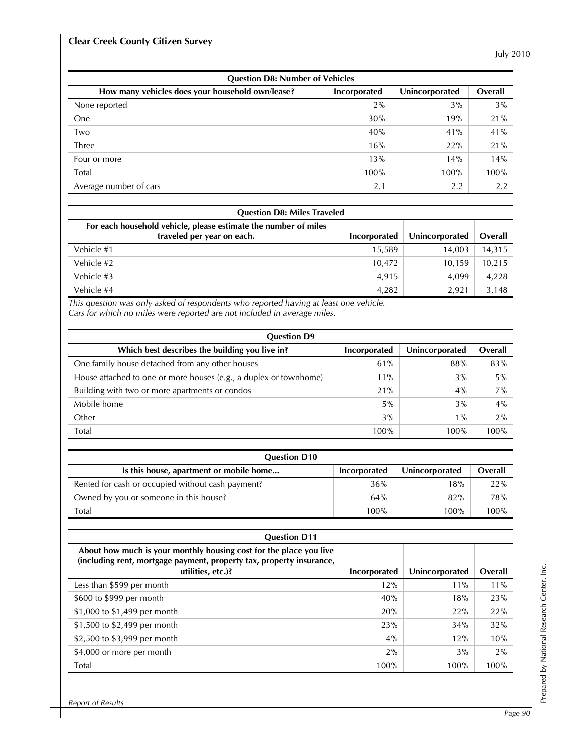| Question D8: Number of Vehicles | | | |
|---|---|---|---|
| How many vehicles does your household own/lease? | Incorporated | Unincorporated | Overall |
| None reported | 2% | 3% | 3% |
| One | 30% | 19% | 21% |
| Two | 40% | 41% | 41% |
| Three | 16% | 22% | 21% |
| Four or more | 13% | 14% | 14% |
| Total | 100% | 100% | 100% |
| Average number of cars | 2.1 | 2.2 | 2.2 |

| Question D8: Miles Traveled | | | |
|---|---|---|---|
| For each household vehicle, please estimate the number of miles traveled per year on each. | Incorporated | Unincorporated | Overall |
| Vehicle #1 | 15,589 | 14,003 | 14,315 |
| Vehicle #2 | 10,472 | 10,159 | 10,215 |
| Vehicle #3 | 4,915 | 4,099 | 4,228 |
| Vehicle #4 | 4,282 | 2,921 | 3,148 |

*This question was only asked of respondents who reported having at least one vehicle.*
*Cars for which no miles were reported are not included in average miles.*

| Question D9 | | | |
|---|---|---|---|
| Which best describes the building you live in? | Incorporated | Unincorporated | Overall |
| One family house detached from any other houses | 61% | 88% | 83% |
| House attached to one or more houses (e.g., a duplex or townhome) | 11% | 3% | 5% |
| Building with two or more apartments or condos | 21% | 4% | 7% |
| Mobile home | 5% | 3% | 4% |
| Other | 3% | 1% | 2% |
| Total | 100% | 100% | 100% |

| Question D10 | | | |
|---|---|---|---|
| Is this house, apartment or mobile home... | Incorporated | Unincorporated | Overall |
| Rented for cash or occupied without cash payment? | 36% | 18% | 22% |
| Owned by you or someone in this house? | 64% | 82% | 78% |
| Total | 100% | 100% | 100% |

| Question D11 | | | |
|---|---|---|---|
| About how much is your monthly housing cost for the place you live (including rent, mortgage payment, property tax, property insurance, utilities, etc.)? | Incorporated | Unincorporated | Overall |
| Less than $599 per month | 12% | 11% | 11% |
| $600 to $999 per month | 40% | 18% | 23% |
| $1,000 to $1,499 per month | 20% | 22% | 22% |
| $1,500 to $2,499 per month | 23% | 34% | 32% |
| $2,500 to $3,999 per month | 4% | 12% | 10% |
| $4,000 or more per month | 2% | 3% | 2% |
| Total | 100% | 100% | 100% |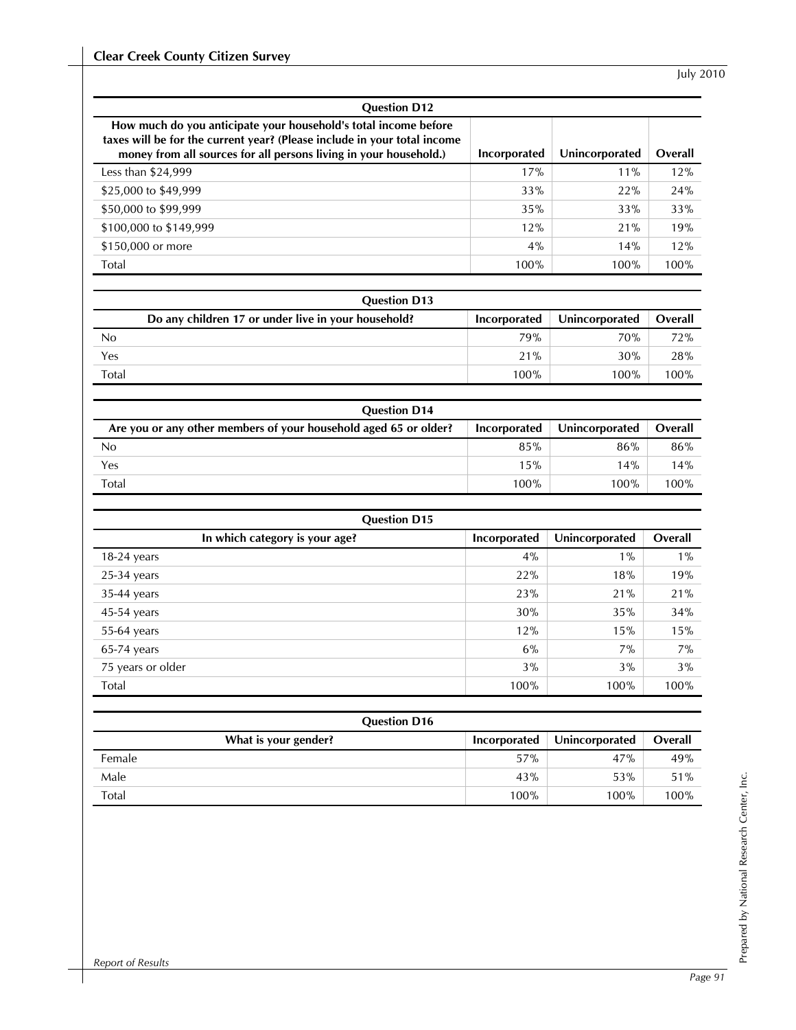| Question D12 | | | |
|---|---|---|---|
| How much do you anticipate your household's total income before taxes will be for the current year? (Please include in your total income money from all sources for all persons living in your household.) | Incorporated | Unincorporated | Overall |
| Less than $24,999 | 17% | 11% | 12% |
| $25,000 to $49,999 | 33% | 22% | 24% |
| $50,000 to $99,999 | 35% | 33% | 33% |
| $100,000 to $149,999 | 12% | 21% | 19% |
| $150,000 or more | 4% | 14% | 12% |
| Total | 100% | 100% | 100% |

| Question D13 | | | |
|---|---|---|---|
| Do any children 17 or under live in your household? | Incorporated | Unincorporated | Overall |
| No | 79% | 70% | 72% |
| Yes | 21% | 30% | 28% |
| Total | 100% | 100% | 100% |

| Question D14 | | | |
|---|---|---|---|
| Are you or any other members of your household aged 65 or older? | Incorporated | Unincorporated | Overall |
| No | 85% | 86% | 86% |
| Yes | 15% | 14% | 14% |
| Total | 100% | 100% | 100% |

| Question D15 | | | |
|---|---|---|---|
| In which category is your age? | Incorporated | Unincorporated | Overall |
| 18-24 years | 4% | 1% | 1% |
| 25-34 years | 22% | 18% | 19% |
| 35-44 years | 23% | 21% | 21% |
| 45-54 years | 30% | 35% | 34% |
| 55-64 years | 12% | 15% | 15% |
| 65-74 years | 6% | 7% | 7% |
| 75 years or older | 3% | 3% | 3% |
| Total | 100% | 100% | 100% |

| Question D16 | | | |
|---|---|---|---|
| What is your gender? | Incorporated | Unincorporated | Overall |
| Female | 57% | 47% | 49% |
| Male | 43% | 53% | 51% |
| Total | 100% | 100% | 100% |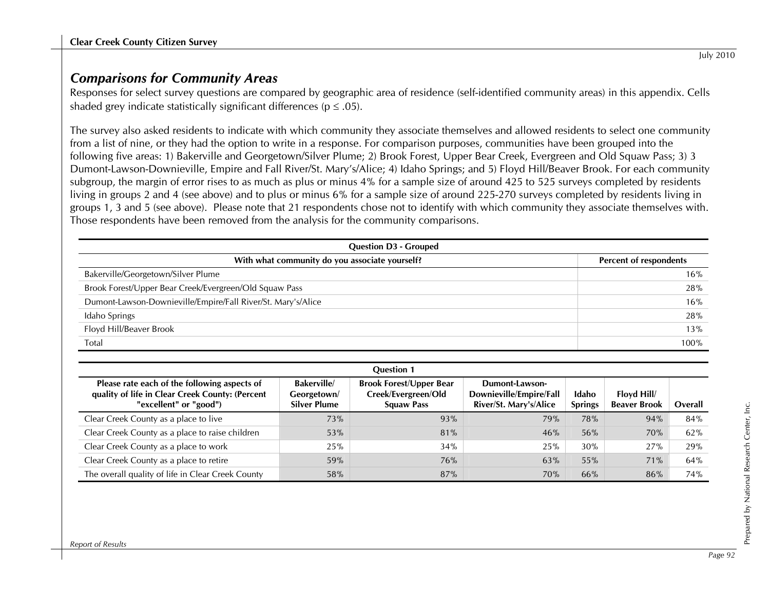## *Comparisons for Community Areas*

Responses for select survey questions are compared by geographic area of residence (self-identified community areas) in this appendix. Cells shaded grey indicate statistically significant differences ($p \leq .05$).

The survey also asked residents to indicate with which community they associate themselves and allowed residents to select one community from a list of nine, or they had the option to write in a response. For comparison purposes, communities have been grouped into the following five areas: 1) Bakerville and Georgetown/Silver Plume; 2) Brook Forest, Upper Bear Creek, Evergreen and Old Squaw Pass; 3) 3 Dumont-Lawson-Downieville, Empire and Fall River/St. Mary's/Alice; 4) Idaho Springs; and 5) Floyd Hill/Beaver Brook. For each community subgroup, the margin of error rises to as much as plus or minus 4% for a sample size of around 425 to 525 surveys completed by residents living in groups 2 and 4 (see above) and to plus or minus 6% for a sample size of around 225-270 surveys completed by residents living in groups 1, 3 and 5 (see above). Please note that 21 respondents chose not to identify with which community they associate themselves with. Those respondents have been removed from the analysis for the community comparisons.

| Question D3 - Grouped | |
|---|---|
| **With what community do you associate yourself?** | **Percent of respondents** |
| Bakerville/Georgetown/Silver Plume | 16% |
| Brook Forest/Upper Bear Creek/Evergreen/Old Squaw Pass | 28% |
| Dumont-Lawson-Downieville/Empire/Fall River/St. Mary's/Alice | 16% |
| Idaho Springs | 28% |
| Floyd Hill/Beaver Brook | 13% |
| Total | 100% |

| Question 1 | | | | | | |
|---|---|---|---|---|---|---|
| **Please rate each of the following aspects of quality of life in Clear Creek County: (Percent "excellent" or "good")** | **Bakerville/ Georgetown/ Silver Plume** | **Brook Forest/Upper Bear Creek/Evergreen/Old Squaw Pass** | **Dumont-Lawson-Downieville/Empire/Fall River/St. Mary's/Alice** | **Idaho Springs** | **Floyd Hill/ Beaver Brook** | **Overall** |
| Clear Creek County as a place to live | 73% | 93% | 79% | 78% | 94% | 84% |
| Clear Creek County as a place to raise children | 53% | 81% | 46% | 56% | 70% | 62% |
| Clear Creek County as a place to work | 25% | 34% | 25% | 30% | 27% | 29% |
| Clear Creek County as a place to retire | 59% | 76% | 63% | 55% | 71% | 64% |
| The overall quality of life in Clear Creek County | 58% | 87% | 70% | 66% | 86% | 74% |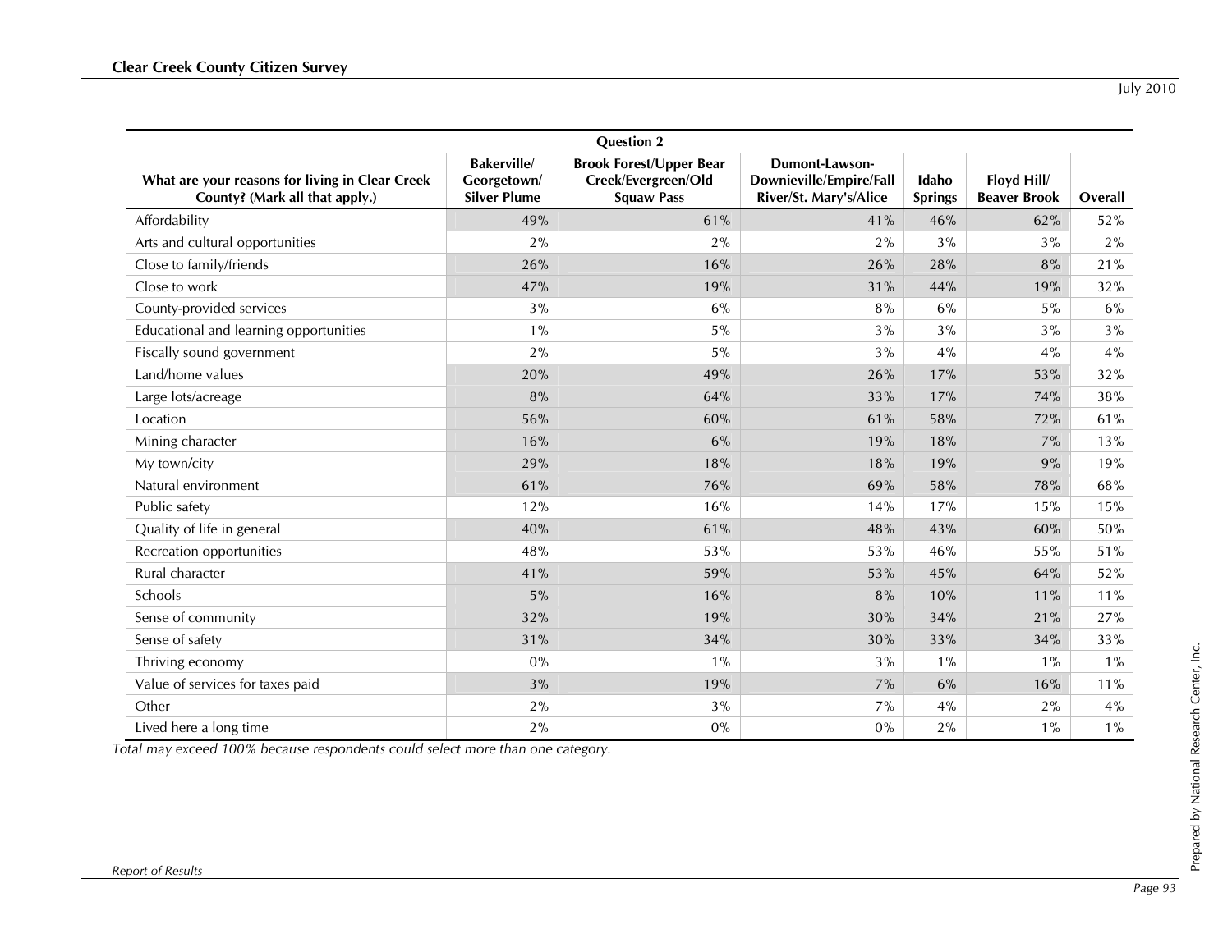| Question 2 | | | | | | |
|---|---|---|---|---|---|---|
| **What are your reasons for living in Clear Creek County? (Mark all that apply.)** | **Bakerville/ Georgetown/ Silver Plume** | **Brook Forest/Upper Bear Creek/Evergreen/Old Squaw Pass** | **Dumont-Lawson-Downieville/Empire/Fall River/St. Mary's/Alice** | **Idaho Springs** | **Floyd Hill/ Beaver Brook** | **Overall** |
| Affordability | 49% | 61% | 41% | 46% | 62% | 52% |
| Arts and cultural opportunities | 2% | 2% | 2% | 3% | 3% | 2% |
| Close to family/friends | 26% | 16% | 26% | 28% | 8% | 21% |
| Close to work | 47% | 19% | 31% | 44% | 19% | 32% |
| County-provided services | 3% | 6% | 8% | 6% | 5% | 6% |
| Educational and learning opportunities | 1% | 5% | 3% | 3% | 3% | 3% |
| Fiscally sound government | 2% | 5% | 3% | 4% | 4% | 4% |
| Land/home values | 20% | 49% | 26% | 17% | 53% | 32% |
| Large lots/acreage | 8% | 64% | 33% | 17% | 74% | 38% |
| Location | 56% | 60% | 61% | 58% | 72% | 61% |
| Mining character | 16% | 6% | 19% | 18% | 7% | 13% |
| My town/city | 29% | 18% | 18% | 19% | 9% | 19% |
| Natural environment | 61% | 76% | 69% | 58% | 78% | 68% |
| Public safety | 12% | 16% | 14% | 17% | 15% | 15% |
| Quality of life in general | 40% | 61% | 48% | 43% | 60% | 50% |
| Recreation opportunities | 48% | 53% | 53% | 46% | 55% | 51% |
| Rural character | 41% | 59% | 53% | 45% | 64% | 52% |
| Schools | 5% | 16% | 8% | 10% | 11% | 11% |
| Sense of community | 32% | 19% | 30% | 34% | 21% | 27% |
| Sense of safety | 31% | 34% | 30% | 33% | 34% | 33% |
| Thriving economy | 0% | 1% | 3% | 1% | 1% | 1% |
| Value of services for taxes paid | 3% | 19% | 7% | 6% | 16% | 11% |
| Other | 2% | 3% | 7% | 4% | 2% | 4% |
| Lived here a long time | 2% | 0% | 0% | 2% | 1% | 1% |

*Total may exceed 100% because respondents could select more than one category.*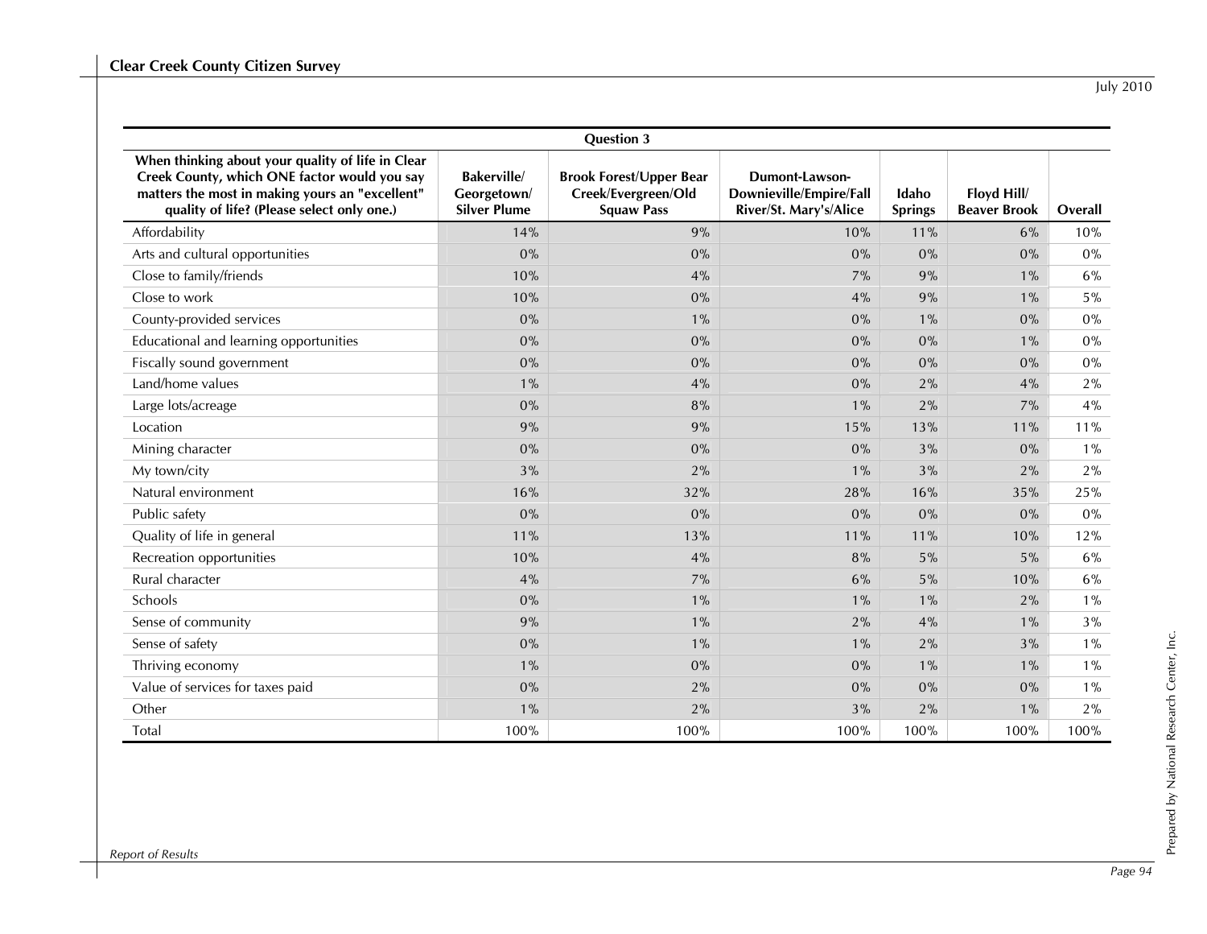| Question 3 | | | | | | |
|---|---|---|---|---|---|---|
| When thinking about your quality of life in Clear Creek County, which ONE factor would you say matters the most in making yours an "excellent" quality of life? (Please select only one.) | Bakerville/ Georgetown/ Silver Plume | Brook Forest/Upper Bear Creek/Evergreen/Old Squaw Pass | Dumont-Lawson-Downieville/Empire/Fall River/St. Mary's/Alice | Idaho Springs | Floyd Hill/ Beaver Brook | Overall |
| Affordability | 14% | 9% | 10% | 11% | 6% | 10% |
| Arts and cultural opportunities | 0% | 0% | 0% | 0% | 0% | 0% |
| Close to family/friends | 10% | 4% | 7% | 9% | 1% | 6% |
| Close to work | 10% | 0% | 4% | 9% | 1% | 5% |
| County-provided services | 0% | 1% | 0% | 1% | 0% | 0% |
| Educational and learning opportunities | 0% | 0% | 0% | 0% | 1% | 0% |
| Fiscally sound government | 0% | 0% | 0% | 0% | 0% | 0% |
| Land/home values | 1% | 4% | 0% | 2% | 4% | 2% |
| Large lots/acreage | 0% | 8% | 1% | 2% | 7% | 4% |
| Location | 9% | 9% | 15% | 13% | 11% | 11% |
| Mining character | 0% | 0% | 0% | 3% | 0% | 1% |
| My town/city | 3% | 2% | 1% | 3% | 2% | 2% |
| Natural environment | 16% | 32% | 28% | 16% | 35% | 25% |
| Public safety | 0% | 0% | 0% | 0% | 0% | 0% |
| Quality of life in general | 11% | 13% | 11% | 11% | 10% | 12% |
| Recreation opportunities | 10% | 4% | 8% | 5% | 5% | 6% |
| Rural character | 4% | 7% | 6% | 5% | 10% | 6% |
| Schools | 0% | 1% | 1% | 1% | 2% | 1% |
| Sense of community | 9% | 1% | 2% | 4% | 1% | 3% |
| Sense of safety | 0% | 1% | 1% | 2% | 3% | 1% |
| Thriving economy | 1% | 0% | 0% | 1% | 1% | 1% |
| Value of services for taxes paid | 0% | 2% | 0% | 0% | 0% | 1% |
| Other | 1% | 2% | 3% | 2% | 1% | 2% |
| Total | 100% | 100% | 100% | 100% | 100% | 100% |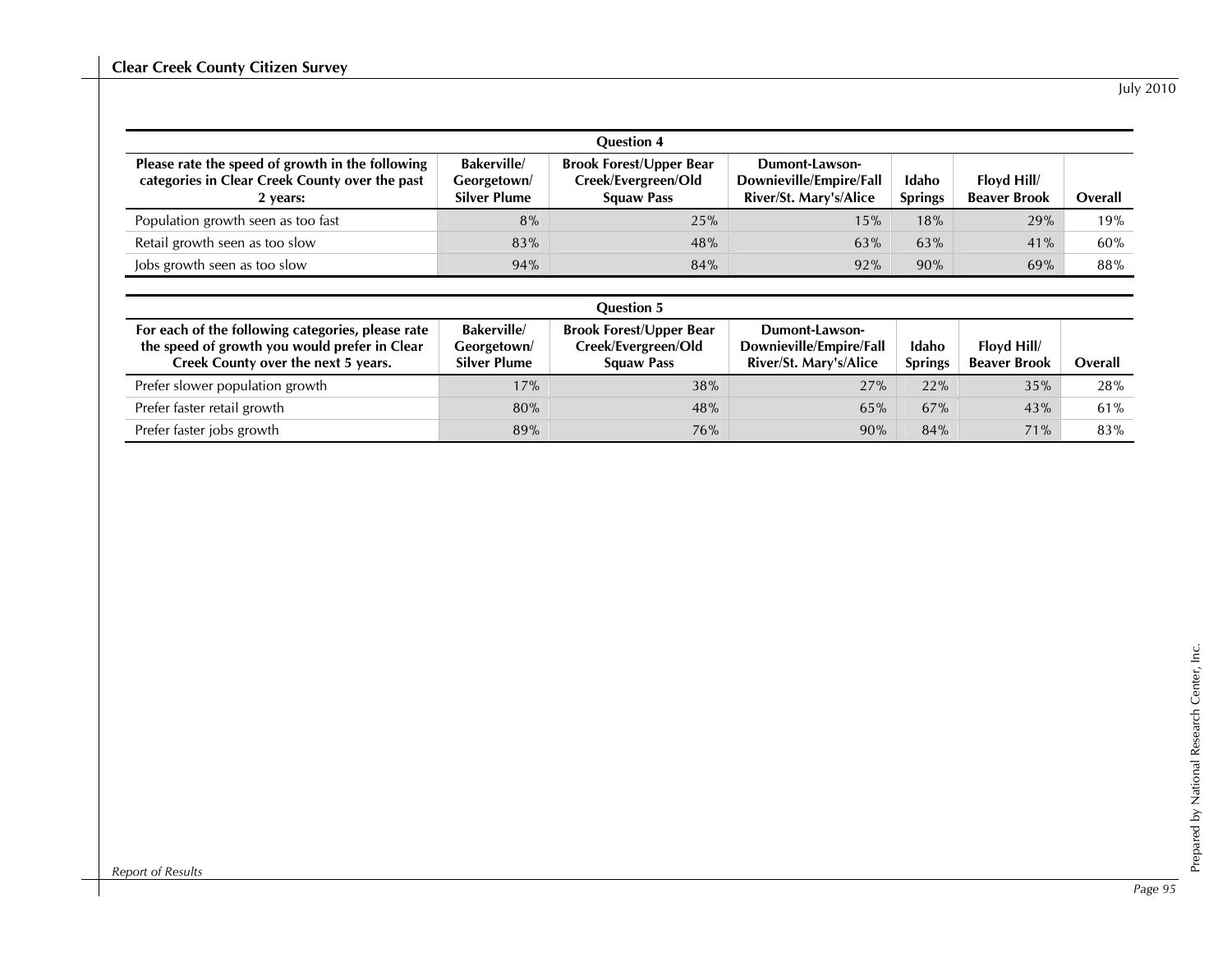| Question 4 | | | | | | |
|---|---|---|---|---|---|---|
| **Please rate the speed of growth in the following categories in Clear Creek County over the past 2 years:** | **Bakerville/ Georgetown/ Silver Plume** | **Brook Forest/Upper Bear Creek/Evergreen/Old Squaw Pass** | **Dumont-Lawson-Downieville/Empire/Fall River/St. Mary's/Alice** | **Idaho Springs** | **Floyd Hill/ Beaver Brook** | **Overall** |
| Population growth seen as too fast | 8% | 25% | 15% | 18% | 29% | 19% |
| Retail growth seen as too slow | 83% | 48% | 63% | 63% | 41% | 60% |
| Jobs growth seen as too slow | 94% | 84% | 92% | 90% | 69% | 88% |

| Question 5 | | | | | | |
|---|---|---|---|---|---|---|
| **For each of the following categories, please rate the speed of growth you would prefer in Clear Creek County over the next 5 years.** | **Bakerville/ Georgetown/ Silver Plume** | **Brook Forest/Upper Bear Creek/Evergreen/Old Squaw Pass** | **Dumont-Lawson-Downieville/Empire/Fall River/St. Mary's/Alice** | **Idaho Springs** | **Floyd Hill/ Beaver Brook** | **Overall** |
| Prefer slower population growth | 17% | 38% | 27% | 22% | 35% | 28% |
| Prefer faster retail growth | 80% | 48% | 65% | 67% | 43% | 61% |
| Prefer faster jobs growth | 89% | 76% | 90% | 84% | 71% | 83% |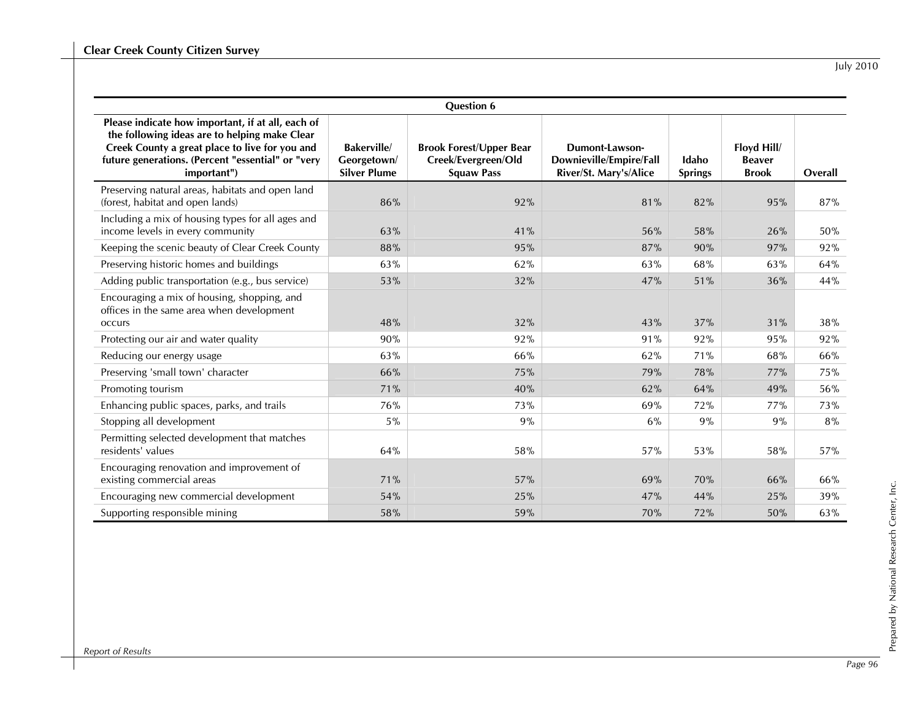| Question 6 | | | | | | |
|---|---|---|---|---|---|---|
| Please indicate how important, if at all, each of the following ideas are to helping make Clear Creek County a great place to live for you and future generations. (Percent "essential" or "very important") | Bakerville/ Georgetown/ Silver Plume | Brook Forest/Upper Bear Creek/Evergreen/Old Squaw Pass | Dumont-Lawson-Downieville/Empire/Fall River/St. Mary's/Alice | Idaho Springs | Floyd Hill/ Beaver Brook | Overall |
| Preserving natural areas, habitats and open land (forest, habitat and open lands) | 86% | 92% | 81% | 82% | 95% | 87% |
| Including a mix of housing types for all ages and income levels in every community | 63% | 41% | 56% | 58% | 26% | 50% |
| Keeping the scenic beauty of Clear Creek County | 88% | 95% | 87% | 90% | 97% | 92% |
| Preserving historic homes and buildings | 63% | 62% | 63% | 68% | 63% | 64% |
| Adding public transportation (e.g., bus service) | 53% | 32% | 47% | 51% | 36% | 44% |
| Encouraging a mix of housing, shopping, and offices in the same area when development occurs | 48% | 32% | 43% | 37% | 31% | 38% |
| Protecting our air and water quality | 90% | 92% | 91% | 92% | 95% | 92% |
| Reducing our energy usage | 63% | 66% | 62% | 71% | 68% | 66% |
| Preserving 'small town' character | 66% | 75% | 79% | 78% | 77% | 75% |
| Promoting tourism | 71% | 40% | 62% | 64% | 49% | 56% |
| Enhancing public spaces, parks, and trails | 76% | 73% | 69% | 72% | 77% | 73% |
| Stopping all development | 5% | 9% | 6% | 9% | 9% | 8% |
| Permitting selected development that matches residents' values | 64% | 58% | 57% | 53% | 58% | 57% |
| Encouraging renovation and improvement of existing commercial areas | 71% | 57% | 69% | 70% | 66% | 66% |
| Encouraging new commercial development | 54% | 25% | 47% | 44% | 25% | 39% |
| Supporting responsible mining | 58% | 59% | 70% | 72% | 50% | 63% |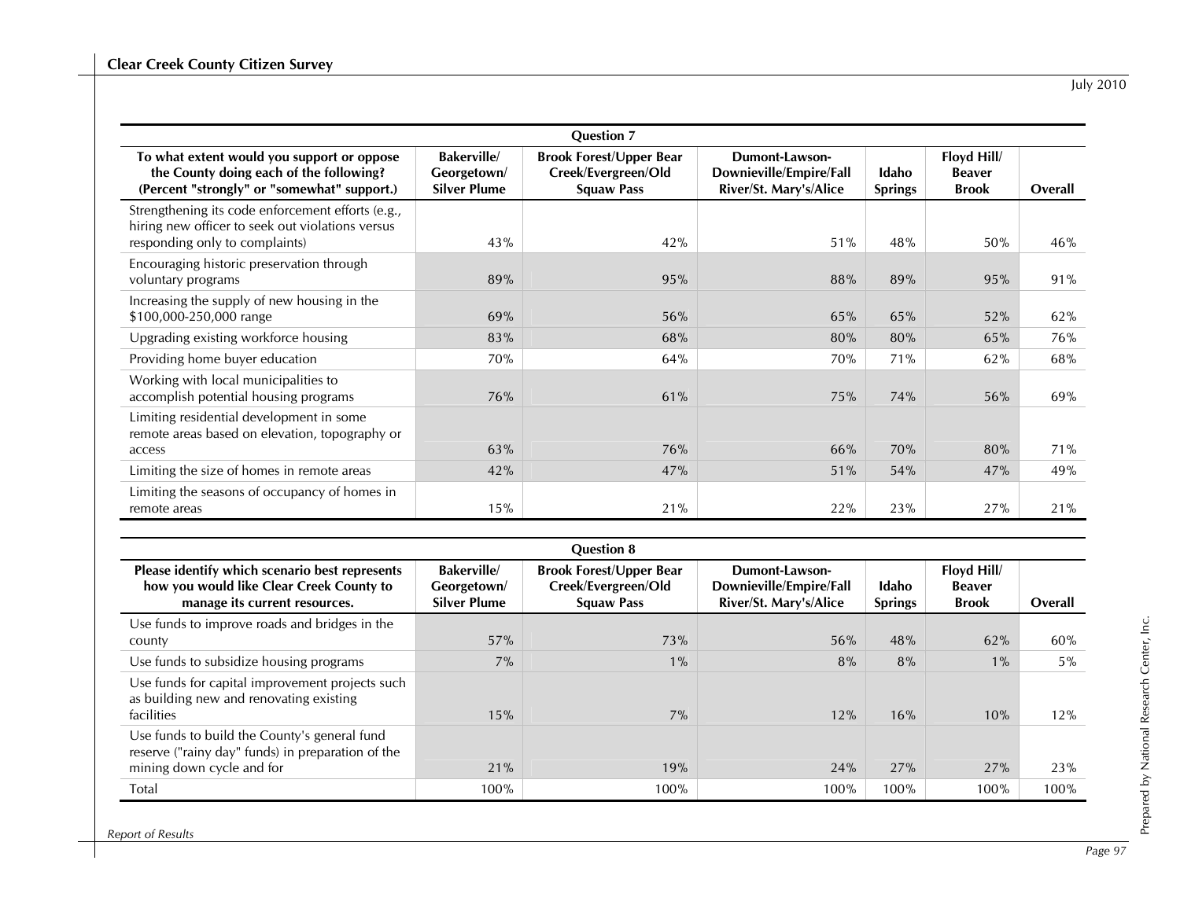| Question 7 | | | | | | |
|---|---|---|---|---|---|---|
| **To what extent would you support or oppose the County doing each of the following? (Percent "strongly" or "somewhat" support.)** | **Bakerville/ Georgetown/ Silver Plume** | **Brook Forest/Upper Bear Creek/Evergreen/Old Squaw Pass** | **Dumont-Lawson-Downieville/Empire/Fall River/St. Mary's/Alice** | **Idaho Springs** | **Floyd Hill/ Beaver Brook** | **Overall** |
| Strengthening its code enforcement efforts (e.g., hiring new officer to seek out violations versus responding only to complaints) | 43% | 42% | 51% | 48% | 50% | 46% |
| Encouraging historic preservation through voluntary programs | 89% | 95% | 88% | 89% | 95% | 91% |
| Increasing the supply of new housing in the $100,000-250,000 range | 69% | 56% | 65% | 65% | 52% | 62% |
| Upgrading existing workforce housing | 83% | 68% | 80% | 80% | 65% | 76% |
| Providing home buyer education | 70% | 64% | 70% | 71% | 62% | 68% |
| Working with local municipalities to accomplish potential housing programs | 76% | 61% | 75% | 74% | 56% | 69% |
| Limiting residential development in some remote areas based on elevation, topography or access | 63% | 76% | 66% | 70% | 80% | 71% |
| Limiting the size of homes in remote areas | 42% | 47% | 51% | 54% | 47% | 49% |
| Limiting the seasons of occupancy of homes in remote areas | 15% | 21% | 22% | 23% | 27% | 21% |

| Question 8 | | | | | | |
|---|---|---|---|---|---|---|
| **Please identify which scenario best represents how you would like Clear Creek County to manage its current resources.** | **Bakerville/ Georgetown/ Silver Plume** | **Brook Forest/Upper Bear Creek/Evergreen/Old Squaw Pass** | **Dumont-Lawson-Downieville/Empire/Fall River/St. Mary's/Alice** | **Idaho Springs** | **Floyd Hill/ Beaver Brook** | **Overall** |
| Use funds to improve roads and bridges in the county | 57% | 73% | 56% | 48% | 62% | 60% |
| Use funds to subsidize housing programs | 7% | 1% | 8% | 8% | 1% | 5% |
| Use funds for capital improvement projects such as building new and renovating existing facilities | 15% | 7% | 12% | 16% | 10% | 12% |
| Use funds to build the County's general fund reserve ("rainy day" funds) in preparation of the mining down cycle and for | 21% | 19% | 24% | 27% | 27% | 23% |
| Total | 100% | 100% | 100% | 100% | 100% | 100% |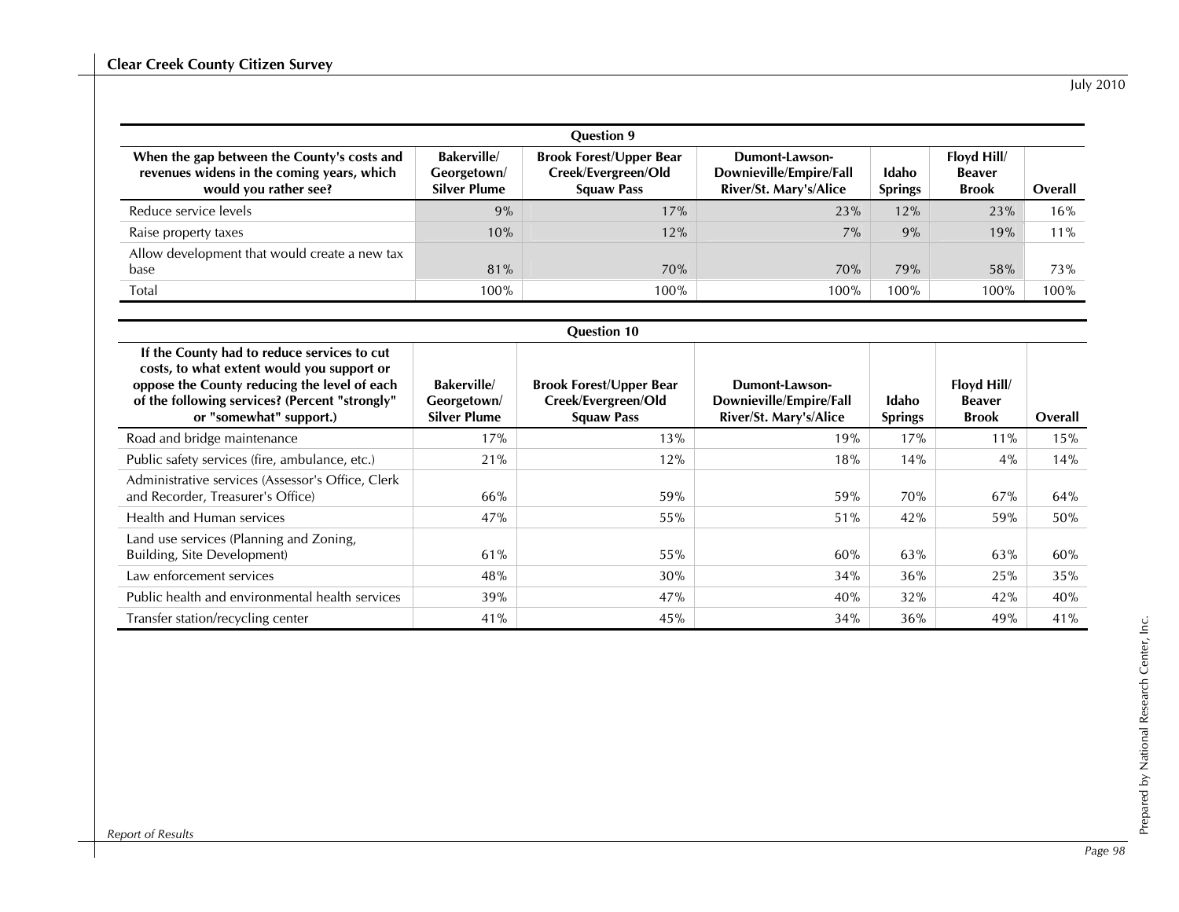| Question 9 | | | | | | |
|---|---|---|---|---|---|---|
| **When the gap between the County's costs and revenues widens in the coming years, which would you rather see?** | **Bakerville/ Georgetown/ Silver Plume** | **Brook Forest/Upper Bear Creek/Evergreen/Old Squaw Pass** | **Dumont-Lawson-Downieville/Empire/Fall River/St. Mary's/Alice** | **Idaho Springs** | **Floyd Hill/ Beaver Brook** | **Overall** |
| Reduce service levels | 9% | 17% | 23% | 12% | 23% | 16% |
| Raise property taxes | 10% | 12% | 7% | 9% | 19% | 11% |
| Allow development that would create a new tax base | 81% | 70% | 70% | 79% | 58% | 73% |
| Total | 100% | 100% | 100% | 100% | 100% | 100% |

| Question 10 | | | | | | |
|---|---|---|---|---|---|---|
| **If the County had to reduce services to cut costs, to what extent would you support or oppose the County reducing the level of each of the following services? (Percent "strongly" or "somewhat" support.)** | **Bakerville/ Georgetown/ Silver Plume** | **Brook Forest/Upper Bear Creek/Evergreen/Old Squaw Pass** | **Dumont-Lawson-Downieville/Empire/Fall River/St. Mary's/Alice** | **Idaho Springs** | **Floyd Hill/ Beaver Brook** | **Overall** |
| Road and bridge maintenance | 17% | 13% | 19% | 17% | 11% | 15% |
| Public safety services (fire, ambulance, etc.) | 21% | 12% | 18% | 14% | 4% | 14% |
| Administrative services (Assessor's Office, Clerk and Recorder, Treasurer's Office) | 66% | 59% | 59% | 70% | 67% | 64% |
| Health and Human services | 47% | 55% | 51% | 42% | 59% | 50% |
| Land use services (Planning and Zoning, Building, Site Development) | 61% | 55% | 60% | 63% | 63% | 60% |
| Law enforcement services | 48% | 30% | 34% | 36% | 25% | 35% |
| Public health and environmental health services | 39% | 47% | 40% | 32% | 42% | 40% |
| Transfer station/recycling center | 41% | 45% | 34% | 36% | 49% | 41% |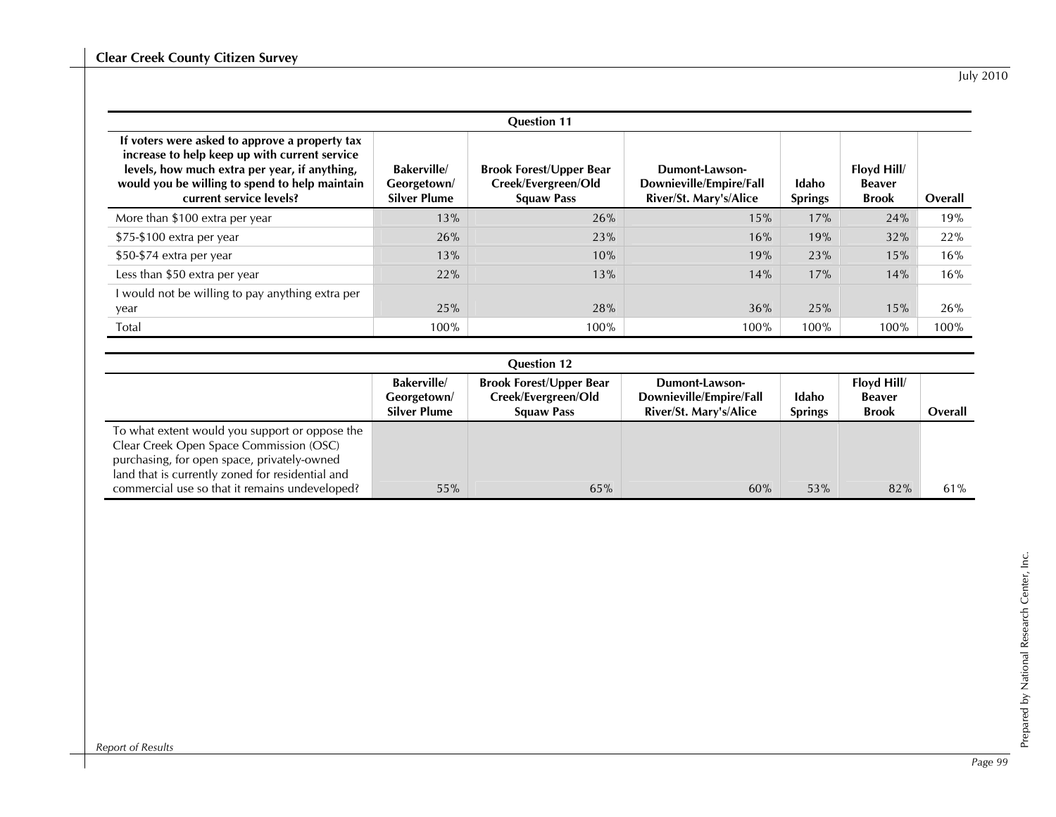**Question 11**

| If voters were asked to approve a property tax increase to help keep up with current service levels, how much extra per year, if anything, would you be willing to spend to help maintain current service levels? | Bakerville/ Georgetown/ Silver Plume | Brook Forest/Upper Bear Creek/Evergreen/Old Squaw Pass | Dumont-Lawson-Downieville/Empire/Fall River/St. Mary's/Alice | Idaho Springs | Floyd Hill/ Beaver Brook | Overall |
|---|---|---|---|---|---|---|
| More than $100 extra per year | 13% | 26% | 15% | 17% | 24% | 19% |
| $75-$100 extra per year | 26% | 23% | 16% | 19% | 32% | 22% |
| $50-$74 extra per year | 13% | 10% | 19% | 23% | 15% | 16% |
| Less than $50 extra per year | 22% | 13% | 14% | 17% | 14% | 16% |
| I would not be willing to pay anything extra per year | 25% | 28% | 36% | 25% | 15% | 26% |
| Total | 100% | 100% | 100% | 100% | 100% | 100% |

**Question 12**

| | Bakerville/ Georgetown/ Silver Plume | Brook Forest/Upper Bear Creek/Evergreen/Old Squaw Pass | Dumont-Lawson-Downieville/Empire/Fall River/St. Mary's/Alice | Idaho Springs | Floyd Hill/ Beaver Brook | Overall |
|---|---|---|---|---|---|---|
| To what extent would you support or oppose the Clear Creek Open Space Commission (OSC) purchasing, for open space, privately-owned land that is currently zoned for residential and commercial use so that it remains undeveloped? | 55% | 65% | 60% | 53% | 82% | 61% |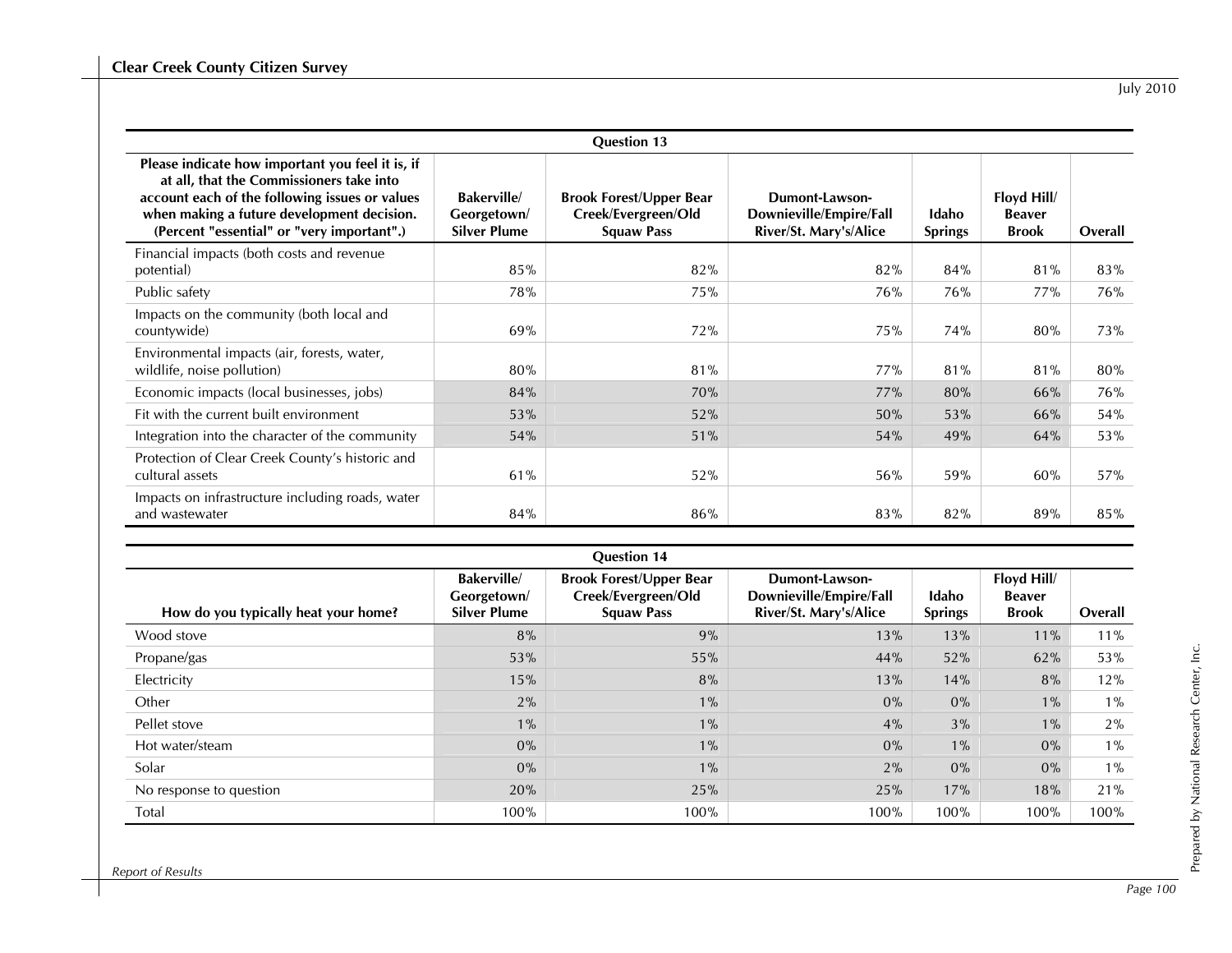| Question 13 | | | | | | |
|---|---|---|---|---|---|---|
| **Please indicate how important you feel it is, if at all, that the Commissioners take into account each of the following issues or values when making a future development decision. (Percent "essential" or "very important".)** | **Bakerville/ Georgetown/ Silver Plume** | **Brook Forest/Upper Bear Creek/Evergreen/Old Squaw Pass** | **Dumont-Lawson-Downieville/Empire/Fall River/St. Mary's/Alice** | **Idaho Springs** | **Floyd Hill/ Beaver Brook** | **Overall** |
| Financial impacts (both costs and revenue potential) | 85% | 82% | 82% | 84% | 81% | 83% |
| Public safety | 78% | 75% | 76% | 76% | 77% | 76% |
| Impacts on the community (both local and countywide) | 69% | 72% | 75% | 74% | 80% | 73% |
| Environmental impacts (air, forests, water, wildlife, noise pollution) | 80% | 81% | 77% | 81% | 81% | 80% |
| Economic impacts (local businesses, jobs) | 84% | 70% | 77% | 80% | 66% | 76% |
| Fit with the current built environment | 53% | 52% | 50% | 53% | 66% | 54% |
| Integration into the character of the community | 54% | 51% | 54% | 49% | 64% | 53% |
| Protection of Clear Creek County's historic and cultural assets | 61% | 52% | 56% | 59% | 60% | 57% |
| Impacts on infrastructure including roads, water and wastewater | 84% | 86% | 83% | 82% | 89% | 85% |

| Question 14 | | | | | | |
|---|---|---|---|---|---|---|
| **How do you typically heat your home?** | **Bakerville/ Georgetown/ Silver Plume** | **Brook Forest/Upper Bear Creek/Evergreen/Old Squaw Pass** | **Dumont-Lawson-Downieville/Empire/Fall River/St. Mary's/Alice** | **Idaho Springs** | **Floyd Hill/ Beaver Brook** | **Overall** |
| Wood stove | 8% | 9% | 13% | 13% | 11% | 11% |
| Propane/gas | 53% | 55% | 44% | 52% | 62% | 53% |
| Electricity | 15% | 8% | 13% | 14% | 8% | 12% |
| Other | 2% | 1% | 0% | 0% | 1% | 1% |
| Pellet stove | 1% | 1% | 4% | 3% | 1% | 2% |
| Hot water/steam | 0% | 1% | 0% | 1% | 0% | 1% |
| Solar | 0% | 1% | 2% | 0% | 0% | 1% |
| No response to question | 20% | 25% | 25% | 17% | 18% | 21% |
| Total | 100% | 100% | 100% | 100% | 100% | 100% |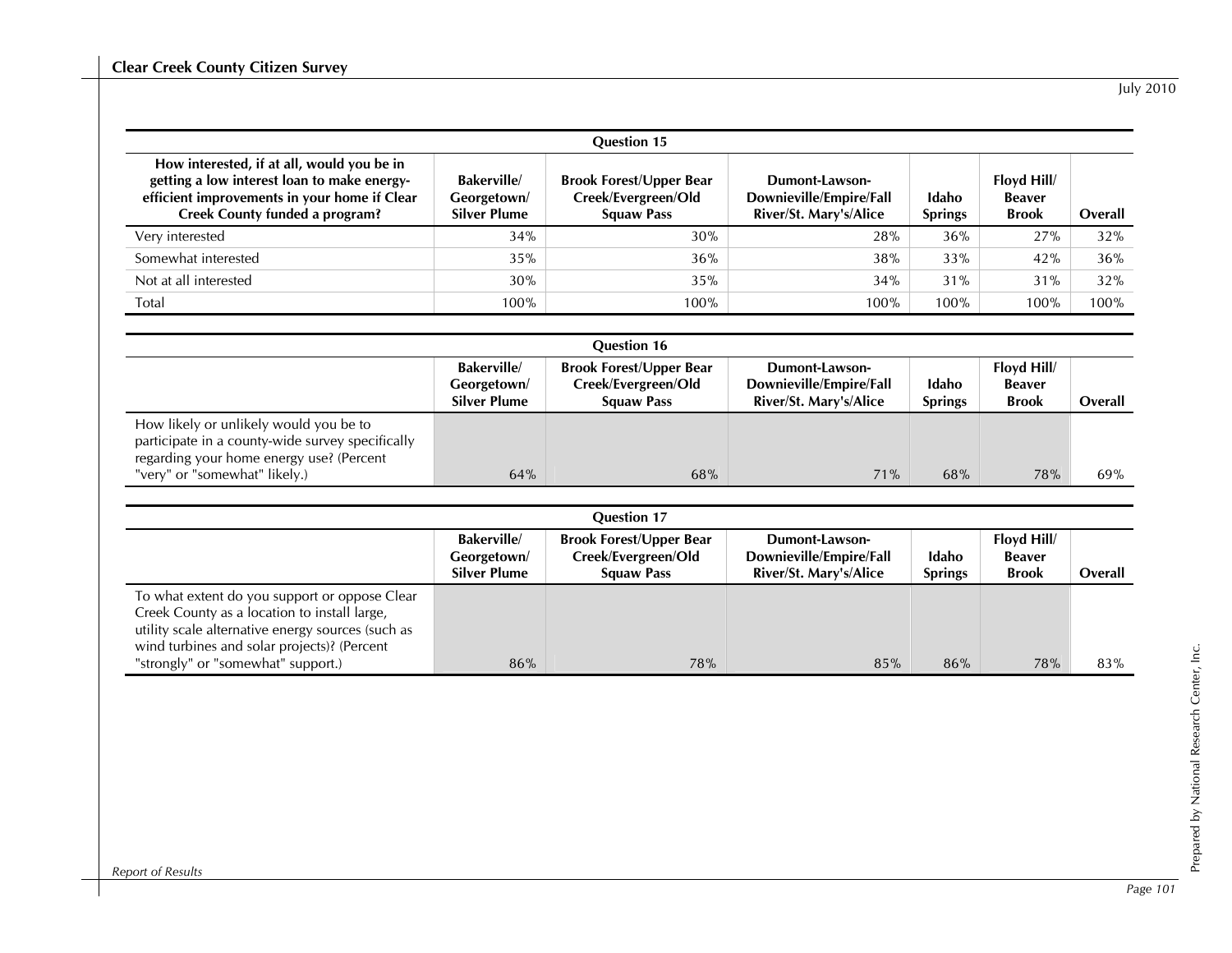| Question 15 | | | | | | |
|---|---|---|---|---|---|---|
| **How interested, if at all, would you be in getting a low interest loan to make energy-efficient improvements in your home if Clear Creek County funded a program?** | **Bakerville/ Georgetown/ Silver Plume** | **Brook Forest/Upper Bear Creek/Evergreen/Old Squaw Pass** | **Dumont-Lawson-Downieville/Empire/Fall River/St. Mary's/Alice** | **Idaho Springs** | **Floyd Hill/ Beaver Brook** | **Overall** |
| Very interested | 34% | 30% | 28% | 36% | 27% | 32% |
| Somewhat interested | 35% | 36% | 38% | 33% | 42% | 36% |
| Not at all interested | 30% | 35% | 34% | 31% | 31% | 32% |
| Total | 100% | 100% | 100% | 100% | 100% | 100% |

| Question 16 | | | | | | |
|---|---|---|---|---|---|---|
| | **Bakerville/ Georgetown/ Silver Plume** | **Brook Forest/Upper Bear Creek/Evergreen/Old Squaw Pass** | **Dumont-Lawson-Downieville/Empire/Fall River/St. Mary's/Alice** | **Idaho Springs** | **Floyd Hill/ Beaver Brook** | **Overall** |
| How likely or unlikely would you be to participate in a county-wide survey specifically regarding your home energy use? (Percent "very" or "somewhat" likely.) | 64% | 68% | 71% | 68% | 78% | 69% |

| Question 17 | | | | | | |
|---|---|---|---|---|---|---|
| | **Bakerville/ Georgetown/ Silver Plume** | **Brook Forest/Upper Bear Creek/Evergreen/Old Squaw Pass** | **Dumont-Lawson-Downieville/Empire/Fall River/St. Mary's/Alice** | **Idaho Springs** | **Floyd Hill/ Beaver Brook** | **Overall** |
| To what extent do you support or oppose Clear Creek County as a location to install large, utility scale alternative energy sources (such as wind turbines and solar projects)? (Percent "strongly" or "somewhat" support.) | 86% | 78% | 85% | 86% | 78% | 83% |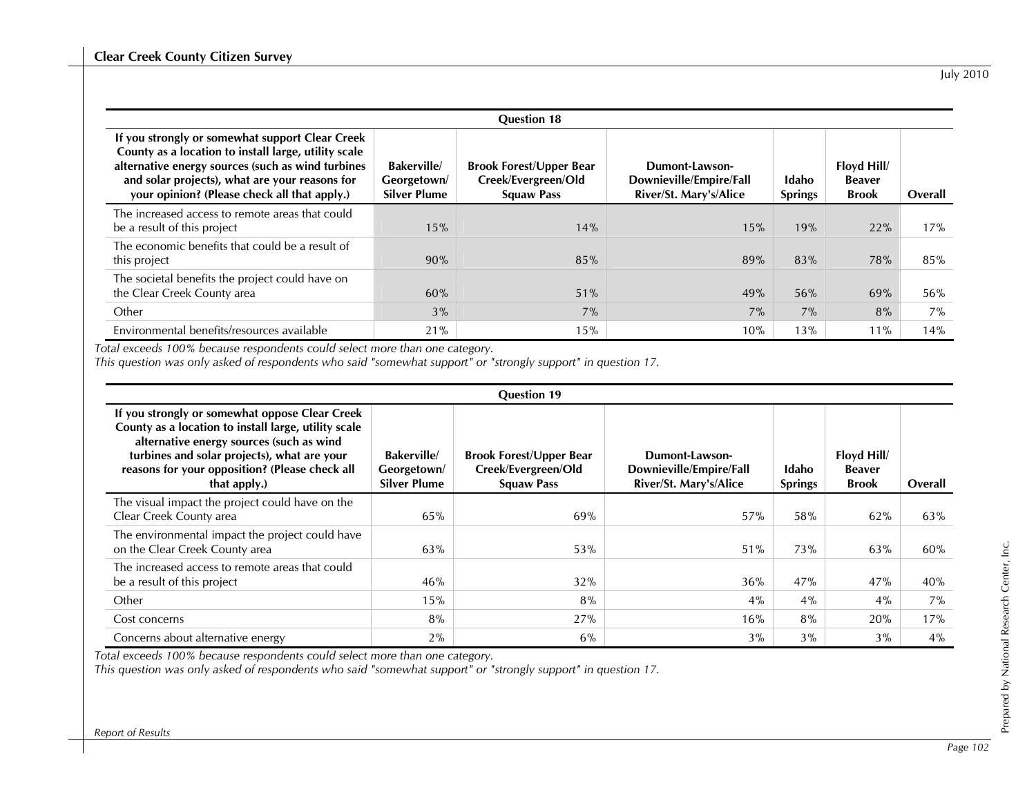| Question 18 | | | | | | |
|---|---|---|---|---|---|---|
| **If you strongly or somewhat support Clear Creek County as a location to install large, utility scale alternative energy sources (such as wind turbines and solar projects), what are your reasons for your opinion? (Please check all that apply.)** | **Bakerville/ Georgetown/ Silver Plume** | **Brook Forest/Upper Bear Creek/Evergreen/Old Squaw Pass** | **Dumont-Lawson-Downieville/Empire/Fall River/St. Mary's/Alice** | **Idaho Springs** | **Floyd Hill/ Beaver Brook** | **Overall** |
| The increased access to remote areas that could be a result of this project | 15% | 14% | 15% | 19% | 22% | 17% |
| The economic benefits that could be a result of this project | 90% | 85% | 89% | 83% | 78% | 85% |
| The societal benefits the project could have on the Clear Creek County area | 60% | 51% | 49% | 56% | 69% | 56% |
| Other | 3% | 7% | 7% | 7% | 8% | 7% |
| Environmental benefits/resources available | 21% | 15% | 10% | 13% | 11% | 14% |

*Total exceeds 100% because respondents could select more than one category.*
*This question was only asked of respondents who said "somewhat support" or "strongly support" in question 17.*

| Question 19 | | | | | | |
|---|---|---|---|---|---|---|
| **If you strongly or somewhat oppose Clear Creek County as a location to install large, utility scale alternative energy sources (such as wind turbines and solar projects), what are your reasons for your opposition? (Please check all that apply.)** | **Bakerville/ Georgetown/ Silver Plume** | **Brook Forest/Upper Bear Creek/Evergreen/Old Squaw Pass** | **Dumont-Lawson-Downieville/Empire/Fall River/St. Mary's/Alice** | **Idaho Springs** | **Floyd Hill/ Beaver Brook** | **Overall** |
| The visual impact the project could have on the Clear Creek County area | 65% | 69% | 57% | 58% | 62% | 63% |
| The environmental impact the project could have on the Clear Creek County area | 63% | 53% | 51% | 73% | 63% | 60% |
| The increased access to remote areas that could be a result of this project | 46% | 32% | 36% | 47% | 47% | 40% |
| Other | 15% | 8% | 4% | 4% | 4% | 7% |
| Cost concerns | 8% | 27% | 16% | 8% | 20% | 17% |
| Concerns about alternative energy | 2% | 6% | 3% | 3% | 3% | 4% |

*Total exceeds 100% because respondents could select more than one category.*
*This question was only asked of respondents who said "somewhat support" or "strongly support" in question 17.*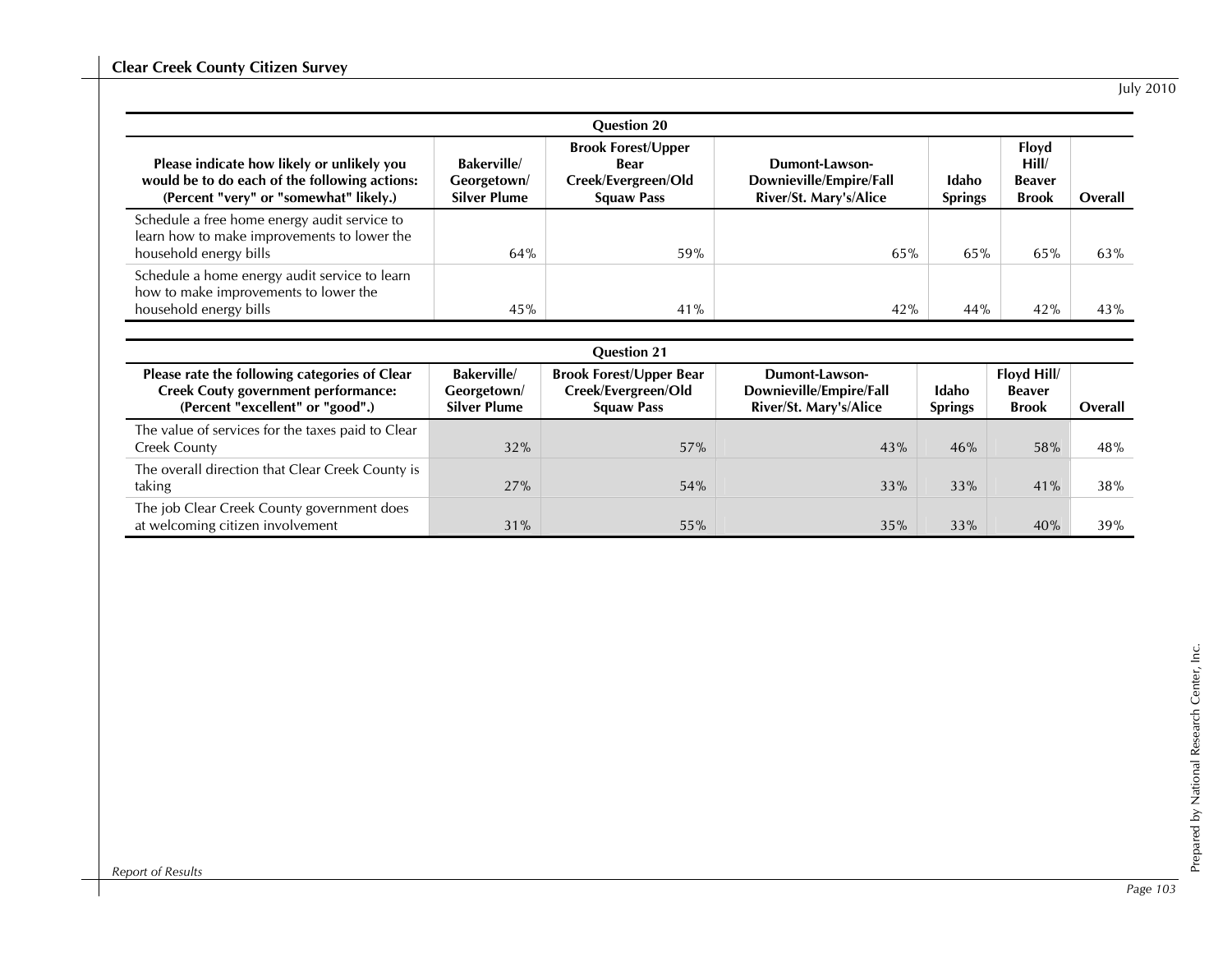| Question 20 | | | | | | |
|---|---|---|---|---|---|---|
| Please indicate how likely or unlikely you would be to do each of the following actions: (Percent "very" or "somewhat" likely.) | Bakerville/ Georgetown/ Silver Plume | Brook Forest/Upper Bear Creek/Evergreen/Old Squaw Pass | Dumont-Lawson-Downieville/Empire/Fall River/St. Mary's/Alice | Idaho Springs | Floyd Hill/ Beaver Brook | Overall |
| Schedule a free home energy audit service to learn how to make improvements to lower the household energy bills | 64% | 59% | 65% | 65% | 65% | 63% |
| Schedule a home energy audit service to learn how to make improvements to lower the household energy bills | 45% | 41% | 42% | 44% | 42% | 43% |

| Question 21 | | | | | | |
|---|---|---|---|---|---|---|
| Please rate the following categories of Clear Creek Couty government performance: (Percent "excellent" or "good".) | Bakerville/ Georgetown/ Silver Plume | Brook Forest/Upper Bear Creek/Evergreen/Old Squaw Pass | Dumont-Lawson-Downieville/Empire/Fall River/St. Mary's/Alice | Idaho Springs | Floyd Hill/ Beaver Brook | Overall |
| The value of services for the taxes paid to Clear Creek County | 32% | 57% | 43% | 46% | 58% | 48% |
| The overall direction that Clear Creek County is taking | 27% | 54% | 33% | 33% | 41% | 38% |
| The job Clear Creek County government does at welcoming citizen involvement | 31% | 55% | 35% | 33% | 40% | 39% |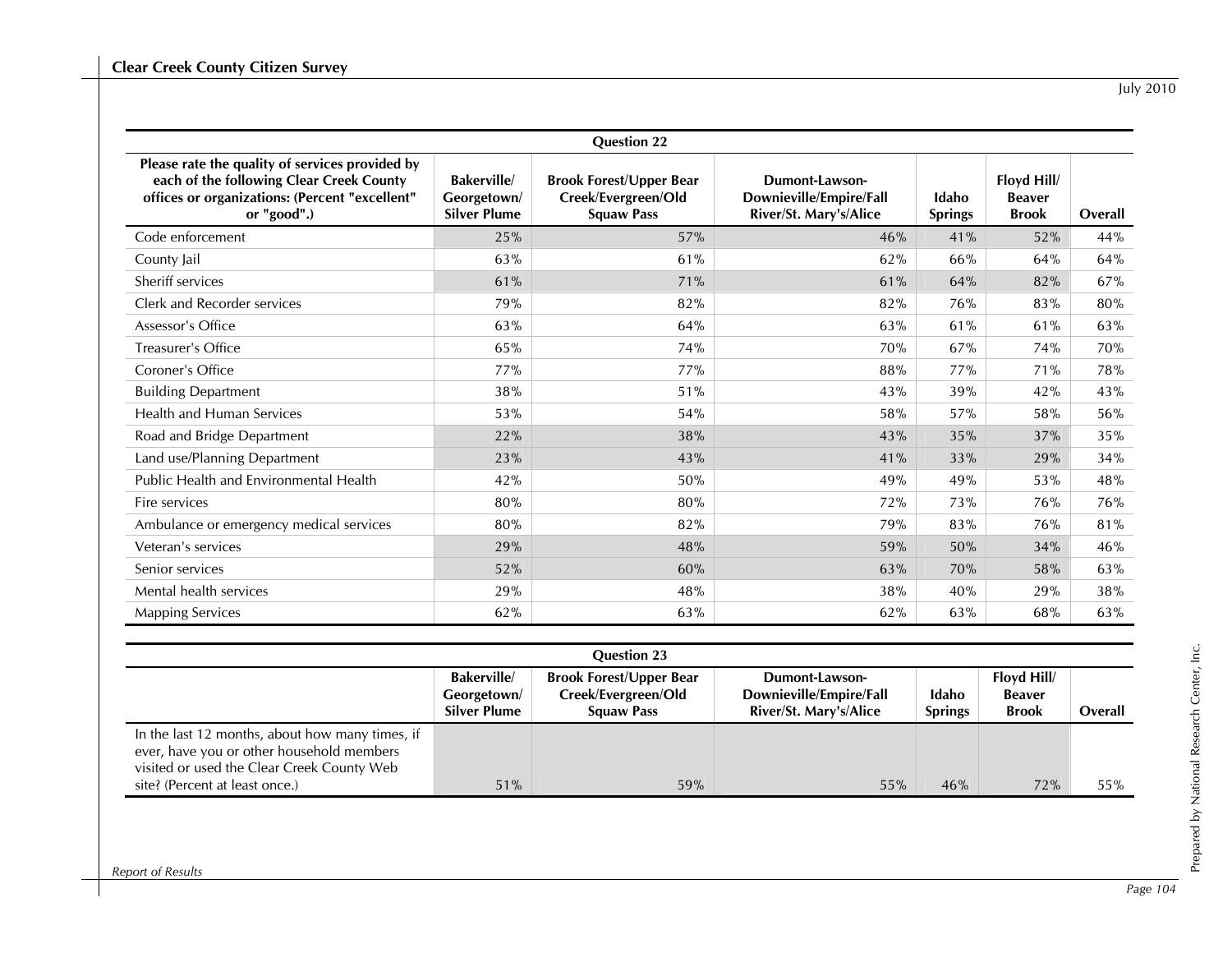| Question 22 | | | | | | |
|---|---|---|---|---|---|---|
| Please rate the quality of services provided by each of the following Clear Creek County offices or organizations: (Percent "excellent" or "good".) | Bakerville/ Georgetown/ Silver Plume | Brook Forest/Upper Bear Creek/Evergreen/Old Squaw Pass | Dumont-Lawson-Downieville/Empire/Fall River/St. Mary's/Alice | Idaho Springs | Floyd Hill/ Beaver Brook | Overall |
| Code enforcement | 25% | 57% | 46% | 41% | 52% | 44% |
| County Jail | 63% | 61% | 62% | 66% | 64% | 64% |
| Sheriff services | 61% | 71% | 61% | 64% | 82% | 67% |
| Clerk and Recorder services | 79% | 82% | 82% | 76% | 83% | 80% |
| Assessor's Office | 63% | 64% | 63% | 61% | 61% | 63% |
| Treasurer's Office | 65% | 74% | 70% | 67% | 74% | 70% |
| Coroner's Office | 77% | 77% | 88% | 77% | 71% | 78% |
| Building Department | 38% | 51% | 43% | 39% | 42% | 43% |
| Health and Human Services | 53% | 54% | 58% | 57% | 58% | 56% |
| Road and Bridge Department | 22% | 38% | 43% | 35% | 37% | 35% |
| Land use/Planning Department | 23% | 43% | 41% | 33% | 29% | 34% |
| Public Health and Environmental Health | 42% | 50% | 49% | 49% | 53% | 48% |
| Fire services | 80% | 80% | 72% | 73% | 76% | 76% |
| Ambulance or emergency medical services | 80% | 82% | 79% | 83% | 76% | 81% |
| Veteran's services | 29% | 48% | 59% | 50% | 34% | 46% |
| Senior services | 52% | 60% | 63% | 70% | 58% | 63% |
| Mental health services | 29% | 48% | 38% | 40% | 29% | 38% |
| Mapping Services | 62% | 63% | 62% | 63% | 68% | 63% |

| Question 23 | | | | | | |
|---|---|---|---|---|---|---|
| | Bakerville/ Georgetown/ Silver Plume | Brook Forest/Upper Bear Creek/Evergreen/Old Squaw Pass | Dumont-Lawson-Downieville/Empire/Fall River/St. Mary's/Alice | Idaho Springs | Floyd Hill/ Beaver Brook | Overall |
| In the last 12 months, about how many times, if ever, have you or other household members visited or used the Clear Creek County Web site? (Percent at least once.) | 51% | 59% | 55% | 46% | 72% | 55% |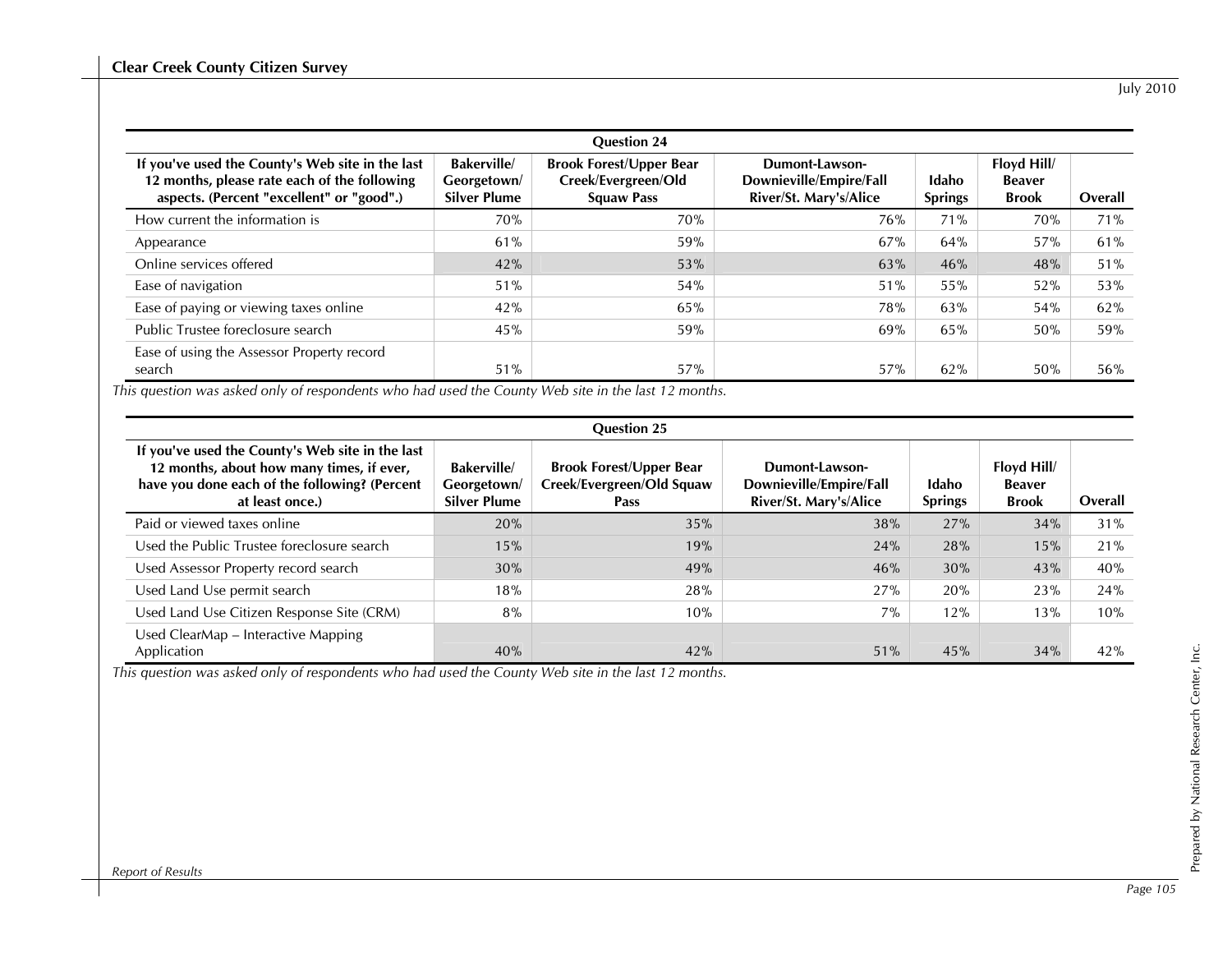| Question 24 | | | | | | |
|---|---|---|---|---|---|---|
| **If you've used the County's Web site in the last 12 months, please rate each of the following aspects. (Percent "excellent" or "good".)** | **Bakerville/ Georgetown/ Silver Plume** | **Brook Forest/Upper Bear Creek/Evergreen/Old Squaw Pass** | **Dumont-Lawson-Downieville/Empire/Fall River/St. Mary's/Alice** | **Idaho Springs** | **Floyd Hill/ Beaver Brook** | **Overall** |
| How current the information is | 70% | 70% | 76% | 71% | 70% | 71% |
| Appearance | 61% | 59% | 67% | 64% | 57% | 61% |
| Online services offered | 42% | 53% | 63% | 46% | 48% | 51% |
| Ease of navigation | 51% | 54% | 51% | 55% | 52% | 53% |
| Ease of paying or viewing taxes online | 42% | 65% | 78% | 63% | 54% | 62% |
| Public Trustee foreclosure search | 45% | 59% | 69% | 65% | 50% | 59% |
| Ease of using the Assessor Property record search | 51% | 57% | 57% | 62% | 50% | 56% |

*This question was asked only of respondents who had used the County Web site in the last 12 months.*

| Question 25 | | | | | | |
|---|---|---|---|---|---|---|
| **If you've used the County's Web site in the last 12 months, about how many times, if ever, have you done each of the following? (Percent at least once.)** | **Bakerville/ Georgetown/ Silver Plume** | **Brook Forest/Upper Bear Creek/Evergreen/Old Squaw Pass** | **Dumont-Lawson-Downieville/Empire/Fall River/St. Mary's/Alice** | **Idaho Springs** | **Floyd Hill/ Beaver Brook** | **Overall** |
| Paid or viewed taxes online | 20% | 35% | 38% | 27% | 34% | 31% |
| Used the Public Trustee foreclosure search | 15% | 19% | 24% | 28% | 15% | 21% |
| Used Assessor Property record search | 30% | 49% | 46% | 30% | 43% | 40% |
| Used Land Use permit search | 18% | 28% | 27% | 20% | 23% | 24% |
| Used Land Use Citizen Response Site (CRM) | 8% | 10% | 7% | 12% | 13% | 10% |
| Used ClearMap – Interactive Mapping Application | 40% | 42% | 51% | 45% | 34% | 42% |

*This question was asked only of respondents who had used the County Web site in the last 12 months.*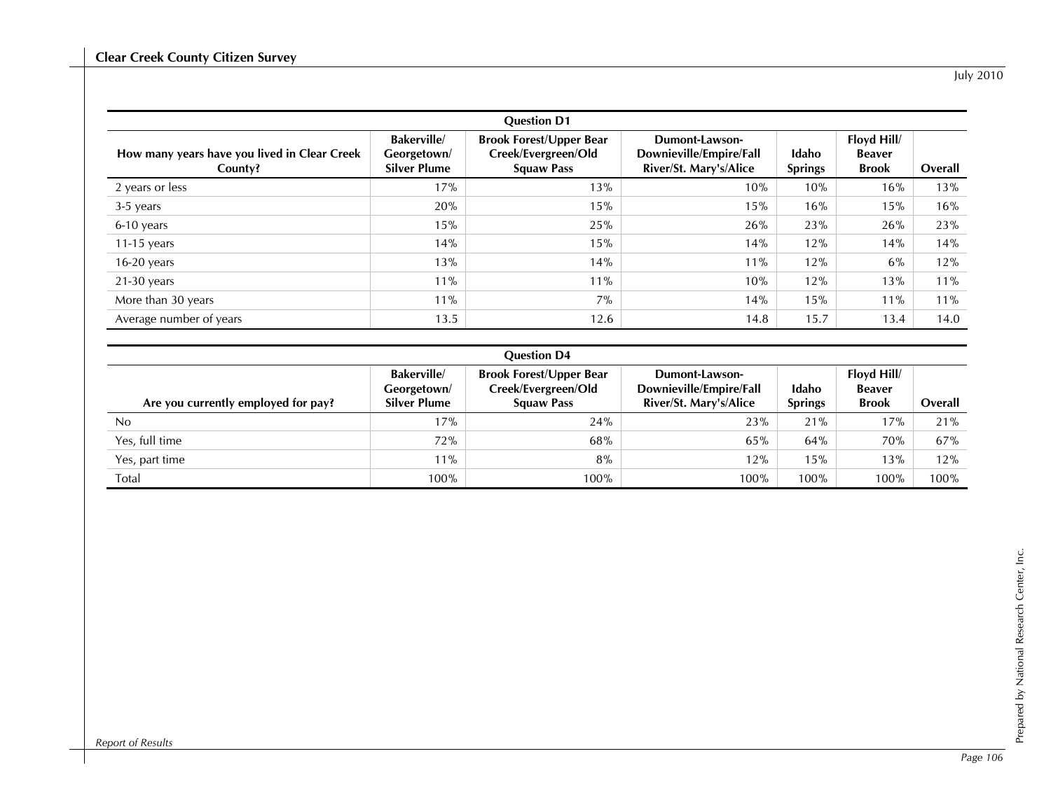| Question D1 | | | | | | |
|---|---|---|---|---|---|---|
| **How many years have you lived in Clear Creek County?** | **Bakerville/ Georgetown/ Silver Plume** | **Brook Forest/Upper Bear Creek/Evergreen/Old Squaw Pass** | **Dumont-Lawson-Downieville/Empire/Fall River/St. Mary's/Alice** | **Idaho Springs** | **Floyd Hill/ Beaver Brook** | **Overall** |
| 2 years or less | 17% | 13% | 10% | 10% | 16% | 13% |
| 3-5 years | 20% | 15% | 15% | 16% | 15% | 16% |
| 6-10 years | 15% | 25% | 26% | 23% | 26% | 23% |
| 11-15 years | 14% | 15% | 14% | 12% | 14% | 14% |
| 16-20 years | 13% | 14% | 11% | 12% | 6% | 12% |
| 21-30 years | 11% | 11% | 10% | 12% | 13% | 11% |
| More than 30 years | 11% | 7% | 14% | 15% | 11% | 11% |
| Average number of years | 13.5 | 12.6 | 14.8 | 15.7 | 13.4 | 14.0 |

| Question D4 | | | | | | |
|---|---|---|---|---|---|---|
| **Are you currently employed for pay?** | **Bakerville/ Georgetown/ Silver Plume** | **Brook Forest/Upper Bear Creek/Evergreen/Old Squaw Pass** | **Dumont-Lawson-Downieville/Empire/Fall River/St. Mary's/Alice** | **Idaho Springs** | **Floyd Hill/ Beaver Brook** | **Overall** |
| No | 17% | 24% | 23% | 21% | 17% | 21% |
| Yes, full time | 72% | 68% | 65% | 64% | 70% | 67% |
| Yes, part time | 11% | 8% | 12% | 15% | 13% | 12% |
| Total | 100% | 100% | 100% | 100% | 100% | 100% |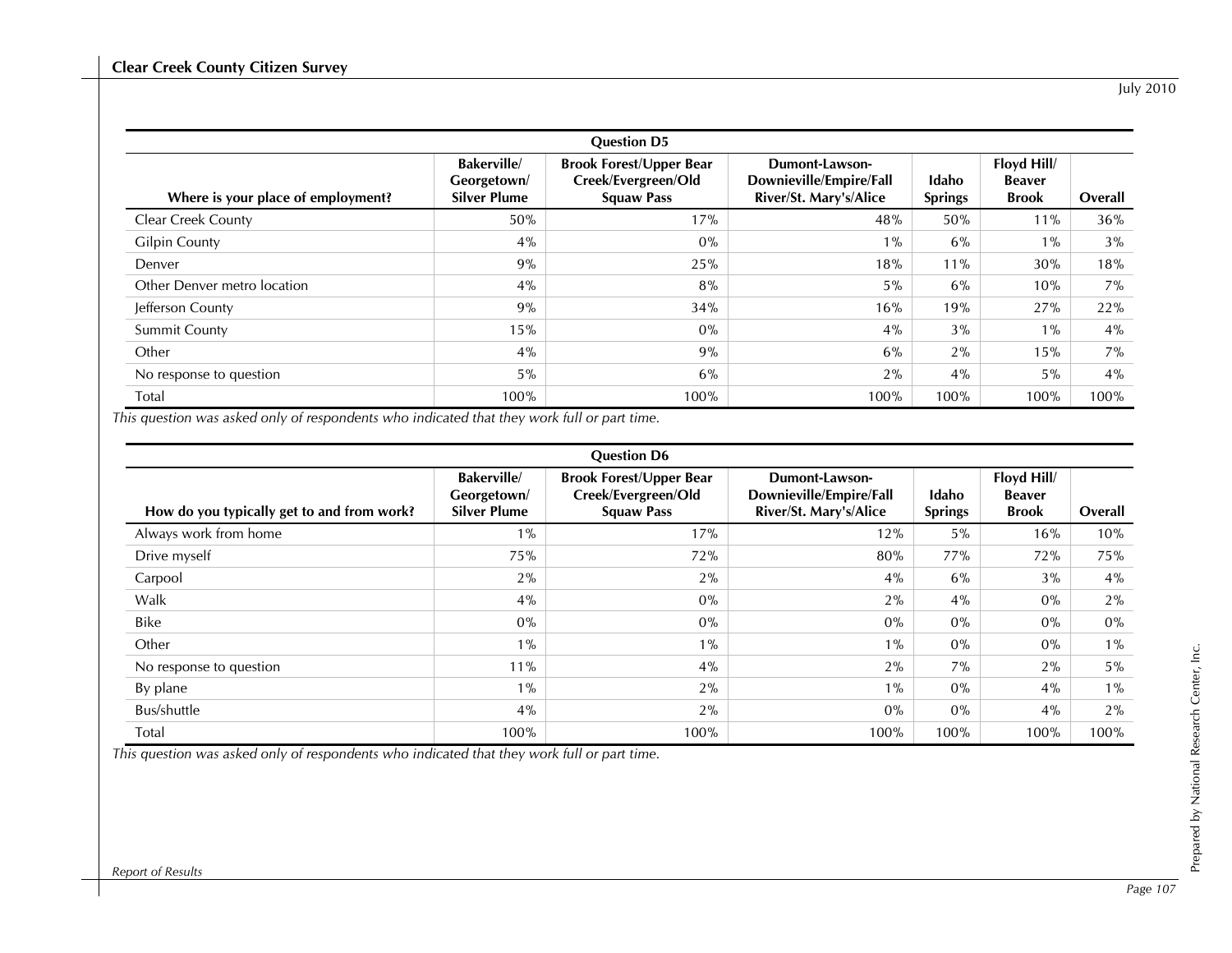## Question D5

| Where is your place of employment? | Bakerville/ Georgetown/ Silver Plume | Brook Forest/Upper Bear Creek/Evergreen/Old Squaw Pass | Dumont-Lawson-Downieville/Empire/Fall River/St. Mary's/Alice | Idaho Springs | Floyd Hill/ Beaver Brook | Overall |
|---|---|---|---|---|---|---|
| Clear Creek County | 50% | 17% | 48% | 50% | 11% | 36% |
| Gilpin County | 4% | 0% | 1% | 6% | 1% | 3% |
| Denver | 9% | 25% | 18% | 11% | 30% | 18% |
| Other Denver metro location | 4% | 8% | 5% | 6% | 10% | 7% |
| Jefferson County | 9% | 34% | 16% | 19% | 27% | 22% |
| Summit County | 15% | 0% | 4% | 3% | 1% | 4% |
| Other | 4% | 9% | 6% | 2% | 15% | 7% |
| No response to question | 5% | 6% | 2% | 4% | 5% | 4% |
| Total | 100% | 100% | 100% | 100% | 100% | 100% |

*This question was asked only of respondents who indicated that they work full or part time.*

## Question D6

| How do you typically get to and from work? | Bakerville/ Georgetown/ Silver Plume | Brook Forest/Upper Bear Creek/Evergreen/Old Squaw Pass | Dumont-Lawson-Downieville/Empire/Fall River/St. Mary's/Alice | Idaho Springs | Floyd Hill/ Beaver Brook | Overall |
|---|---|---|---|---|---|---|
| Always work from home | 1% | 17% | 12% | 5% | 16% | 10% |
| Drive myself | 75% | 72% | 80% | 77% | 72% | 75% |
| Carpool | 2% | 2% | 4% | 6% | 3% | 4% |
| Walk | 4% | 0% | 2% | 4% | 0% | 2% |
| Bike | 0% | 0% | 0% | 0% | 0% | 0% |
| Other | 1% | 1% | 1% | 0% | 0% | 1% |
| No response to question | 11% | 4% | 2% | 7% | 2% | 5% |
| By plane | 1% | 2% | 1% | 0% | 4% | 1% |
| Bus/shuttle | 4% | 2% | 0% | 0% | 4% | 2% |
| Total | 100% | 100% | 100% | 100% | 100% | 100% |

*This question was asked only of respondents who indicated that they work full or part time.*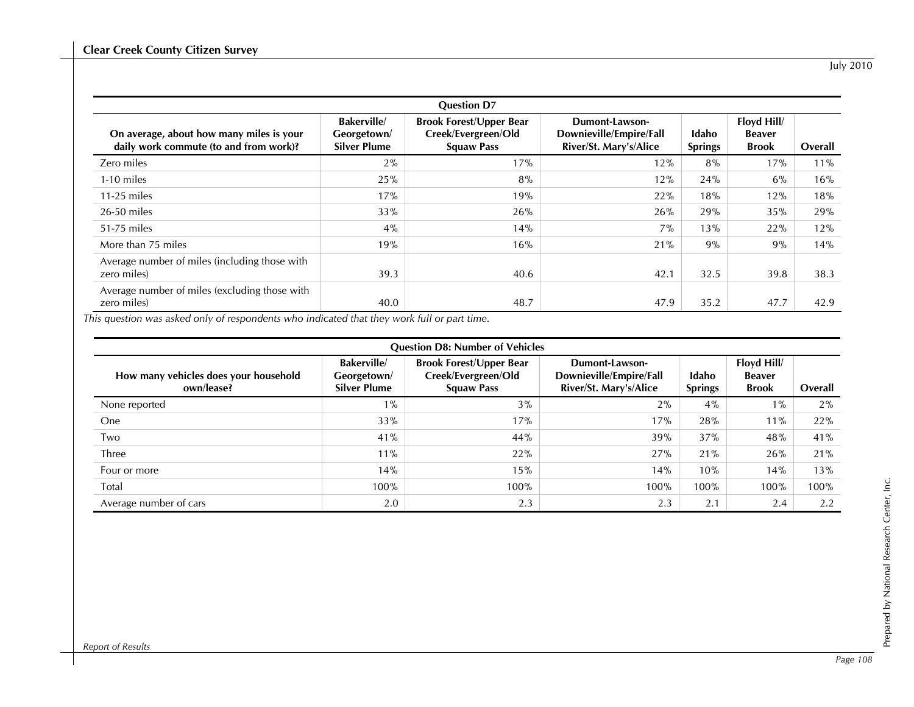| Question D7 | | | | | | |
|---|---|---|---|---|---|---|
| On average, about how many miles is your daily work commute (to and from work)? | Bakerville/ Georgetown/ Silver Plume | Brook Forest/Upper Bear Creek/Evergreen/Old Squaw Pass | Dumont-Lawson-Downieville/Empire/Fall River/St. Mary's/Alice | Idaho Springs | Floyd Hill/ Beaver Brook | Overall |
| Zero miles | 2% | 17% | 12% | 8% | 17% | 11% |
| 1-10 miles | 25% | 8% | 12% | 24% | 6% | 16% |
| 11-25 miles | 17% | 19% | 22% | 18% | 12% | 18% |
| 26-50 miles | 33% | 26% | 26% | 29% | 35% | 29% |
| 51-75 miles | 4% | 14% | 7% | 13% | 22% | 12% |
| More than 75 miles | 19% | 16% | 21% | 9% | 9% | 14% |
| Average number of miles (including those with zero miles) | 39.3 | 40.6 | 42.1 | 32.5 | 39.8 | 38.3 |
| Average number of miles (excluding those with zero miles) | 40.0 | 48.7 | 47.9 | 35.2 | 47.7 | 42.9 |

*This question was asked only of respondents who indicated that they work full or part time.*

| Question D8: Number of Vehicles | | | | | | |
|---|---|---|---|---|---|---|
| How many vehicles does your household own/lease? | Bakerville/ Georgetown/ Silver Plume | Brook Forest/Upper Bear Creek/Evergreen/Old Squaw Pass | Dumont-Lawson-Downieville/Empire/Fall River/St. Mary's/Alice | Idaho Springs | Floyd Hill/ Beaver Brook | Overall |
| None reported | 1% | 3% | 2% | 4% | 1% | 2% |
| One | 33% | 17% | 17% | 28% | 11% | 22% |
| Two | 41% | 44% | 39% | 37% | 48% | 41% |
| Three | 11% | 22% | 27% | 21% | 26% | 21% |
| Four or more | 14% | 15% | 14% | 10% | 14% | 13% |
| Total | 100% | 100% | 100% | 100% | 100% | 100% |
| Average number of cars | 2.0 | 2.3 | 2.3 | 2.1 | 2.4 | 2.2 |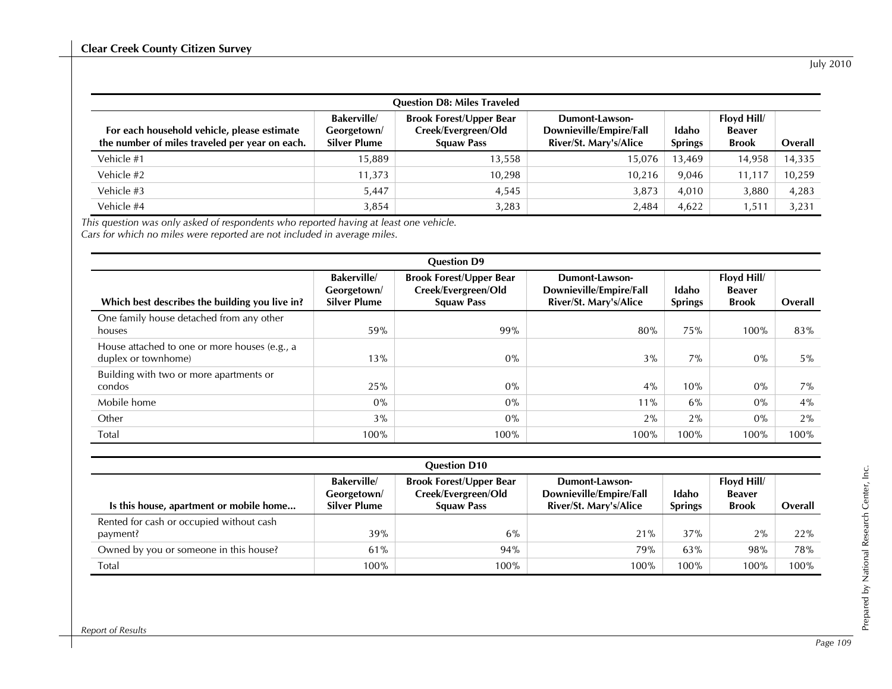| Question D8: Miles Traveled | | | | | | |
|---|---|---|---|---|---|---|
| For each household vehicle, please estimate the number of miles traveled per year on each. | Bakerville/ Georgetown/ Silver Plume | Brook Forest/Upper Bear Creek/Evergreen/Old Squaw Pass | Dumont-Lawson-Downieville/Empire/Fall River/St. Mary's/Alice | Idaho Springs | Floyd Hill/ Beaver Brook | Overall |
| Vehicle #1 | 15,889 | 13,558 | 15,076 | 13,469 | 14,958 | 14,335 |
| Vehicle #2 | 11,373 | 10,298 | 10,216 | 9,046 | 11,117 | 10,259 |
| Vehicle #3 | 5,447 | 4,545 | 3,873 | 4,010 | 3,880 | 4,283 |
| Vehicle #4 | 3,854 | 3,283 | 2,484 | 4,622 | 1,511 | 3,231 |

*This question was only asked of respondents who reported having at least one vehicle.*
*Cars for which no miles were reported are not included in average miles.*

| Question D9 | | | | | | |
|---|---|---|---|---|---|---|
| Which best describes the building you live in? | Bakerville/ Georgetown/ Silver Plume | Brook Forest/Upper Bear Creek/Evergreen/Old Squaw Pass | Dumont-Lawson-Downieville/Empire/Fall River/St. Mary's/Alice | Idaho Springs | Floyd Hill/ Beaver Brook | Overall |
| One family house detached from any other houses | 59% | 99% | 80% | 75% | 100% | 83% |
| House attached to one or more houses (e.g., a duplex or townhome) | 13% | 0% | 3% | 7% | 0% | 5% |
| Building with two or more apartments or condos | 25% | 0% | 4% | 10% | 0% | 7% |
| Mobile home | 0% | 0% | 11% | 6% | 0% | 4% |
| Other | 3% | 0% | 2% | 2% | 0% | 2% |
| Total | 100% | 100% | 100% | 100% | 100% | 100% |

| Question D10 | | | | | | |
|---|---|---|---|---|---|---|
| Is this house, apartment or mobile home... | Bakerville/ Georgetown/ Silver Plume | Brook Forest/Upper Bear Creek/Evergreen/Old Squaw Pass | Dumont-Lawson-Downieville/Empire/Fall River/St. Mary's/Alice | Idaho Springs | Floyd Hill/ Beaver Brook | Overall |
| Rented for cash or occupied without cash payment? | 39% | 6% | 21% | 37% | 2% | 22% |
| Owned by you or someone in this house? | 61% | 94% | 79% | 63% | 98% | 78% |
| Total | 100% | 100% | 100% | 100% | 100% | 100% |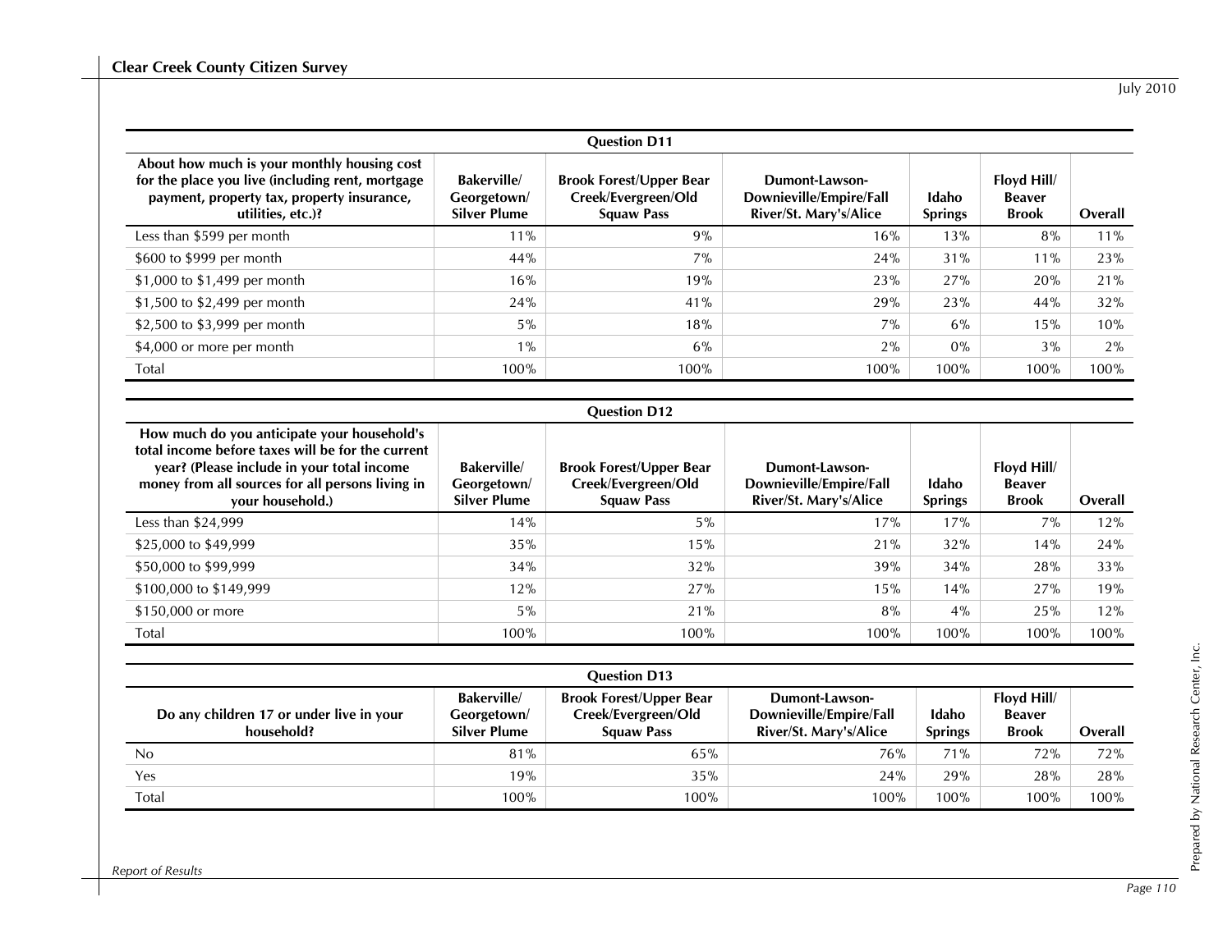| Question D11 | | | | | | |
|---|---|---|---|---|---|---|
| **About how much is your monthly housing cost for the place you live (including rent, mortgage payment, property tax, property insurance, utilities, etc.)?** | **Bakerville/ Georgetown/ Silver Plume** | **Brook Forest/Upper Bear Creek/Evergreen/Old Squaw Pass** | **Dumont-Lawson-Downieville/Empire/Fall River/St. Mary's/Alice** | **Idaho Springs** | **Floyd Hill/ Beaver Brook** | **Overall** |
| Less than $599 per month | 11% | 9% | 16% | 13% | 8% | 11% |
| $600 to $999 per month | 44% | 7% | 24% | 31% | 11% | 23% |
| $1,000 to $1,499 per month | 16% | 19% | 23% | 27% | 20% | 21% |
| $1,500 to $2,499 per month | 24% | 41% | 29% | 23% | 44% | 32% |
| $2,500 to $3,999 per month | 5% | 18% | 7% | 6% | 15% | 10% |
| $4,000 or more per month | 1% | 6% | 2% | 0% | 3% | 2% |
| Total | 100% | 100% | 100% | 100% | 100% | 100% |

| Question D12 | | | | | | |
|---|---|---|---|---|---|---|
| **How much do you anticipate your household's total income before taxes will be for the current year? (Please include in your total income money from all sources for all persons living in your household.)** | **Bakerville/ Georgetown/ Silver Plume** | **Brook Forest/Upper Bear Creek/Evergreen/Old Squaw Pass** | **Dumont-Lawson-Downieville/Empire/Fall River/St. Mary's/Alice** | **Idaho Springs** | **Floyd Hill/ Beaver Brook** | **Overall** |
| Less than $24,999 | 14% | 5% | 17% | 17% | 7% | 12% |
| $25,000 to $49,999 | 35% | 15% | 21% | 32% | 14% | 24% |
| $50,000 to $99,999 | 34% | 32% | 39% | 34% | 28% | 33% |
| $100,000 to $149,999 | 12% | 27% | 15% | 14% | 27% | 19% |
| $150,000 or more | 5% | 21% | 8% | 4% | 25% | 12% |
| Total | 100% | 100% | 100% | 100% | 100% | 100% |

| Question D13 | | | | | | |
|---|---|---|---|---|---|---|
| **Do any children 17 or under live in your household?** | **Bakerville/ Georgetown/ Silver Plume** | **Brook Forest/Upper Bear Creek/Evergreen/Old Squaw Pass** | **Dumont-Lawson-Downieville/Empire/Fall River/St. Mary's/Alice** | **Idaho Springs** | **Floyd Hill/ Beaver Brook** | **Overall** |
| No | 81% | 65% | 76% | 71% | 72% | 72% |
| Yes | 19% | 35% | 24% | 29% | 28% | 28% |
| Total | 100% | 100% | 100% | 100% | 100% | 100% |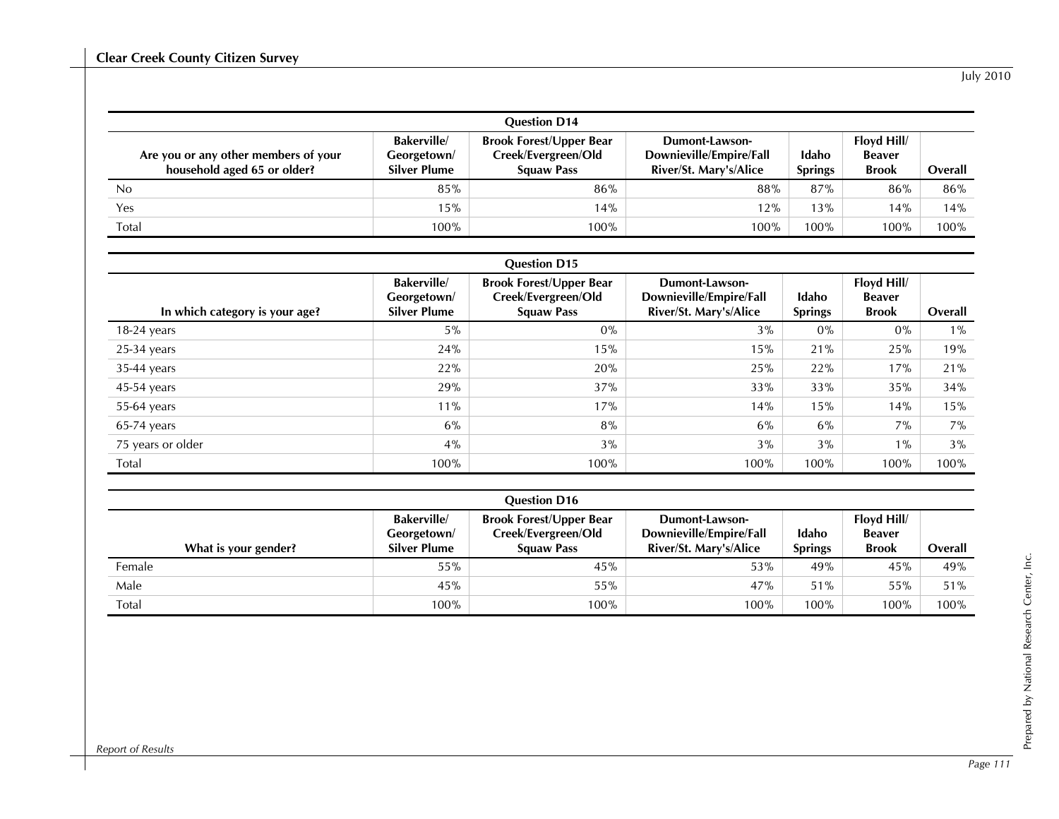### Question D14

| Are you or any other members of your household aged 65 or older? | Bakerville/ Georgetown/ Silver Plume | Brook Forest/Upper Bear Creek/Evergreen/Old Squaw Pass | Dumont-Lawson-Downieville/Empire/Fall River/St. Mary's/Alice | Idaho Springs | Floyd Hill/ Beaver Brook | Overall |
|---|---|---|---|---|---|---|
| No | 85% | 86% | 88% | 87% | 86% | 86% |
| Yes | 15% | 14% | 12% | 13% | 14% | 14% |
| Total | 100% | 100% | 100% | 100% | 100% | 100% |

### Question D15

| In which category is your age? | Bakerville/ Georgetown/ Silver Plume | Brook Forest/Upper Bear Creek/Evergreen/Old Squaw Pass | Dumont-Lawson-Downieville/Empire/Fall River/St. Mary's/Alice | Idaho Springs | Floyd Hill/ Beaver Brook | Overall |
|---|---|---|---|---|---|---|
| 18-24 years | 5% | 0% | 3% | 0% | 0% | 1% |
| 25-34 years | 24% | 15% | 15% | 21% | 25% | 19% |
| 35-44 years | 22% | 20% | 25% | 22% | 17% | 21% |
| 45-54 years | 29% | 37% | 33% | 33% | 35% | 34% |
| 55-64 years | 11% | 17% | 14% | 15% | 14% | 15% |
| 65-74 years | 6% | 8% | 6% | 6% | 7% | 7% |
| 75 years or older | 4% | 3% | 3% | 3% | 1% | 3% |
| Total | 100% | 100% | 100% | 100% | 100% | 100% |

### Question D16

| What is your gender? | Bakerville/ Georgetown/ Silver Plume | Brook Forest/Upper Bear Creek/Evergreen/Old Squaw Pass | Dumont-Lawson-Downieville/Empire/Fall River/St. Mary's/Alice | Idaho Springs | Floyd Hill/ Beaver Brook | Overall |
|---|---|---|---|---|---|---|
| Female | 55% | 45% | 53% | 49% | 45% | 49% |
| Male | 45% | 55% | 47% | 51% | 55% | 51% |
| Total | 100% | 100% | 100% | 100% | 100% | 100% |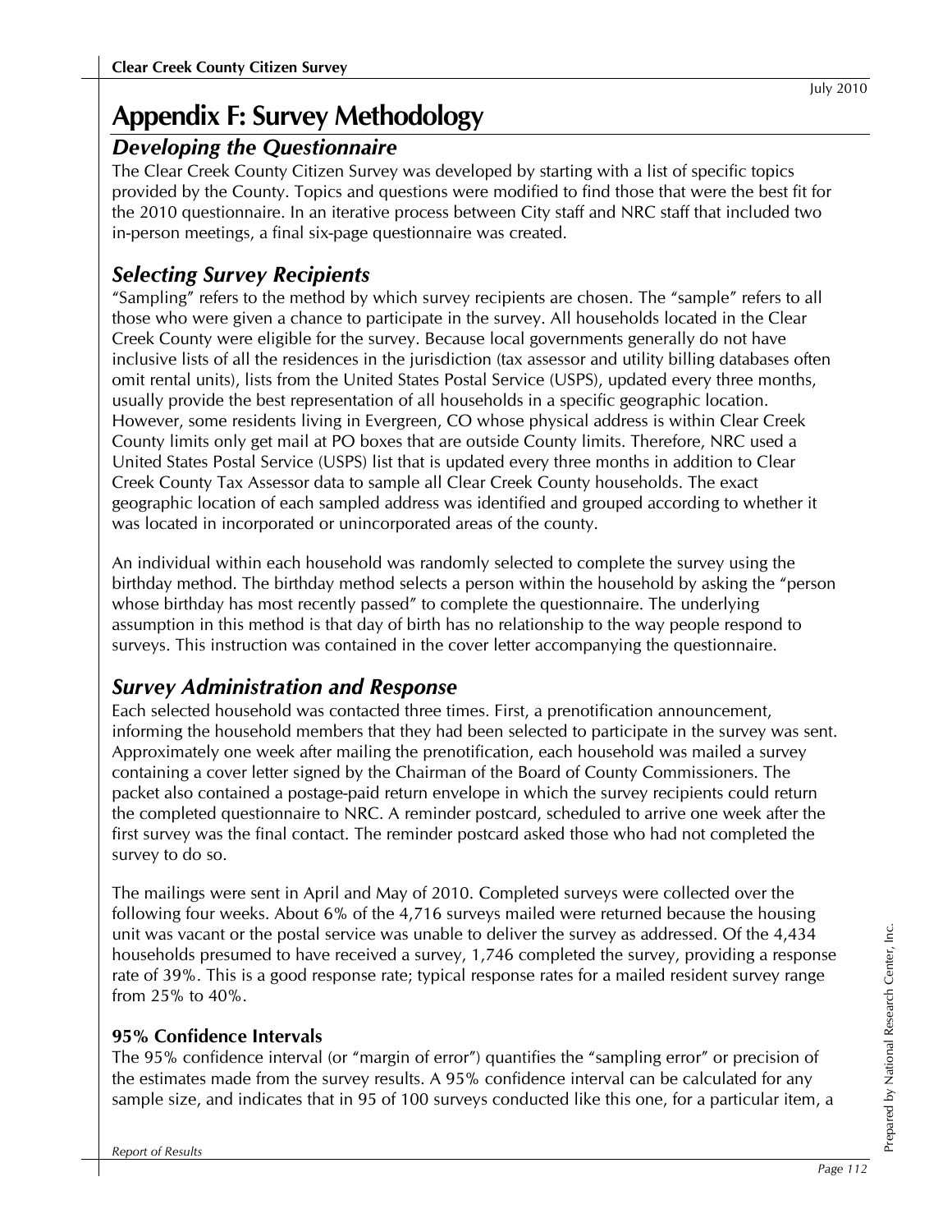# Appendix F: Survey Methodology

## *Developing the Questionnaire*

The Clear Creek County Citizen Survey was developed by starting with a list of specific topics provided by the County. Topics and questions were modified to find those that were the best fit for the 2010 questionnaire. In an iterative process between City staff and NRC staff that included two in-person meetings, a final six-page questionnaire was created.

## *Selecting Survey Recipients*

"Sampling" refers to the method by which survey recipients are chosen. The "sample" refers to all those who were given a chance to participate in the survey. All households located in the Clear Creek County were eligible for the survey. Because local governments generally do not have inclusive lists of all the residences in the jurisdiction (tax assessor and utility billing databases often omit rental units), lists from the United States Postal Service (USPS), updated every three months, usually provide the best representation of all households in a specific geographic location. However, some residents living in Evergreen, CO whose physical address is within Clear Creek County limits only get mail at PO boxes that are outside County limits. Therefore, NRC used a United States Postal Service (USPS) list that is updated every three months in addition to Clear Creek County Tax Assessor data to sample all Clear Creek County households. The exact geographic location of each sampled address was identified and grouped according to whether it was located in incorporated or unincorporated areas of the county.

An individual within each household was randomly selected to complete the survey using the birthday method. The birthday method selects a person within the household by asking the "person whose birthday has most recently passed" to complete the questionnaire. The underlying assumption in this method is that day of birth has no relationship to the way people respond to surveys. This instruction was contained in the cover letter accompanying the questionnaire.

## *Survey Administration and Response*

Each selected household was contacted three times. First, a prenotification announcement, informing the household members that they had been selected to participate in the survey was sent. Approximately one week after mailing the prenotification, each household was mailed a survey containing a cover letter signed by the Chairman of the Board of County Commissioners. The packet also contained a postage-paid return envelope in which the survey recipients could return the completed questionnaire to NRC. A reminder postcard, scheduled to arrive one week after the first survey was the final contact. The reminder postcard asked those who had not completed the survey to do so.

The mailings were sent in April and May of 2010. Completed surveys were collected over the following four weeks. About 6% of the 4,716 surveys mailed were returned because the housing unit was vacant or the postal service was unable to deliver the survey as addressed. Of the 4,434 households presumed to have received a survey, 1,746 completed the survey, providing a response rate of 39%. This is a good response rate; typical response rates for a mailed resident survey range from 25% to 40%.

### 95% Confidence Intervals

The 95% confidence interval (or "margin of error") quantifies the "sampling error" or precision of the estimates made from the survey results. A 95% confidence interval can be calculated for any sample size, and indicates that in 95 of 100 surveys conducted like this one, for a particular item, a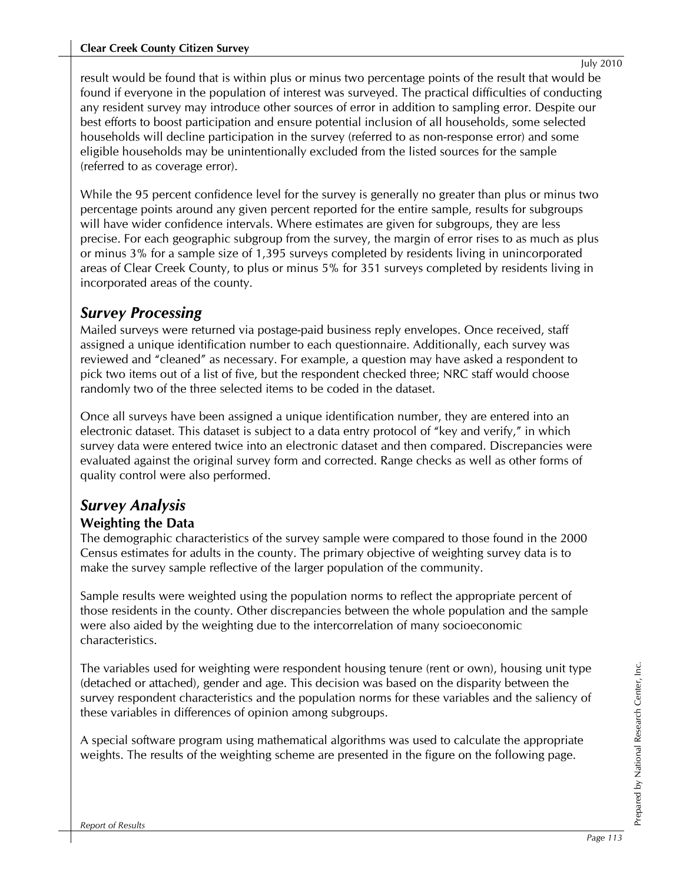result would be found that is within plus or minus two percentage points of the result that would be found if everyone in the population of interest was surveyed. The practical difficulties of conducting any resident survey may introduce other sources of error in addition to sampling error. Despite our best efforts to boost participation and ensure potential inclusion of all households, some selected households will decline participation in the survey (referred to as non-response error) and some eligible households may be unintentionally excluded from the listed sources for the sample (referred to as coverage error).

While the 95 percent confidence level for the survey is generally no greater than plus or minus two percentage points around any given percent reported for the entire sample, results for subgroups will have wider confidence intervals. Where estimates are given for subgroups, they are less precise. For each geographic subgroup from the survey, the margin of error rises to as much as plus or minus 3% for a sample size of 1,395 surveys completed by residents living in unincorporated areas of Clear Creek County, to plus or minus 5% for 351 surveys completed by residents living in incorporated areas of the county.

## *Survey Processing*

Mailed surveys were returned via postage-paid business reply envelopes. Once received, staff assigned a unique identification number to each questionnaire. Additionally, each survey was reviewed and "cleaned" as necessary. For example, a question may have asked a respondent to pick two items out of a list of five, but the respondent checked three; NRC staff would choose randomly two of the three selected items to be coded in the dataset.

Once all surveys have been assigned a unique identification number, they are entered into an electronic dataset. This dataset is subject to a data entry protocol of "key and verify," in which survey data were entered twice into an electronic dataset and then compared. Discrepancies were evaluated against the original survey form and corrected. Range checks as well as other forms of quality control were also performed.

## *Survey Analysis*

### Weighting the Data

The demographic characteristics of the survey sample were compared to those found in the 2000 Census estimates for adults in the county. The primary objective of weighting survey data is to make the survey sample reflective of the larger population of the community.

Sample results were weighted using the population norms to reflect the appropriate percent of those residents in the county. Other discrepancies between the whole population and the sample were also aided by the weighting due to the intercorrelation of many socioeconomic characteristics.

The variables used for weighting were respondent housing tenure (rent or own), housing unit type (detached or attached), gender and age. This decision was based on the disparity between the survey respondent characteristics and the population norms for these variables and the saliency of these variables in differences of opinion among subgroups.

A special software program using mathematical algorithms was used to calculate the appropriate weights. The results of the weighting scheme are presented in the figure on the following page.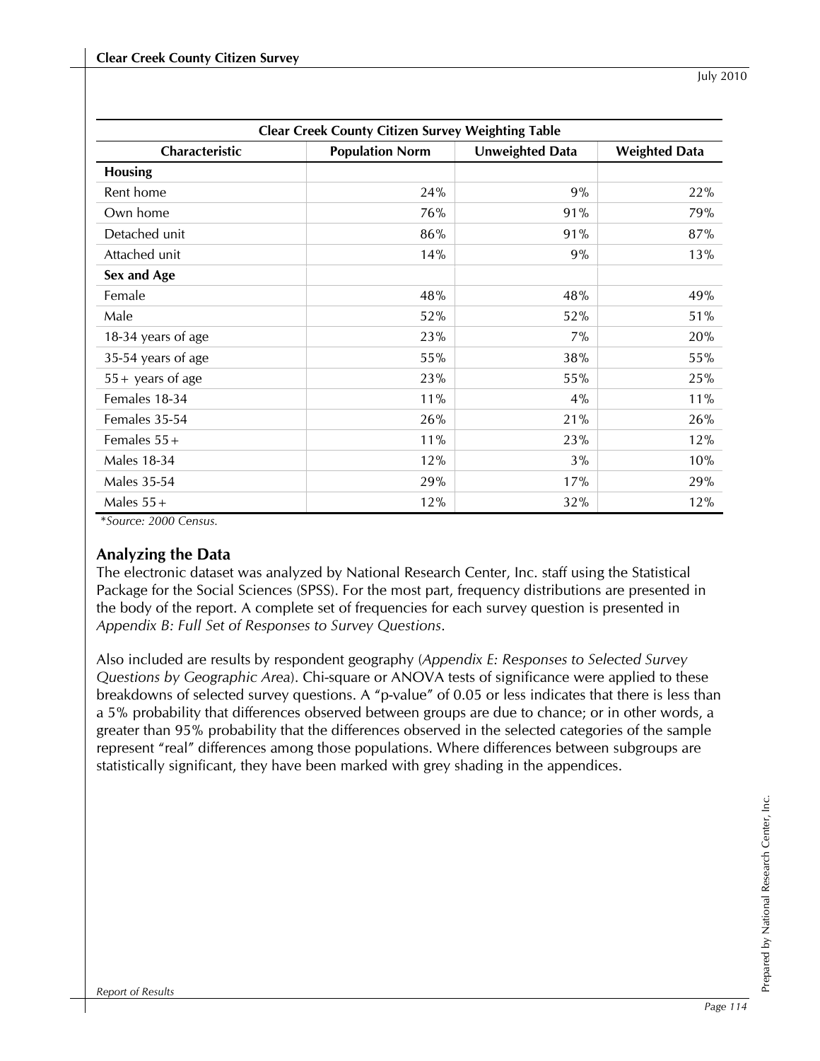| Clear Creek County Citizen Survey Weighting Table | | | |
|---|---|---|---|
| **Characteristic** | **Population Norm** | **Unweighted Data** | **Weighted Data** |
| **Housing** | | | |
| Rent home | 24% | 9% | 22% |
| Own home | 76% | 91% | 79% |
| Detached unit | 86% | 91% | 87% |
| Attached unit | 14% | 9% | 13% |
| **Sex and Age** | | | |
| Female | 48% | 48% | 49% |
| Male | 52% | 52% | 51% |
| 18-34 years of age | 23% | 7% | 20% |
| 35-54 years of age | 55% | 38% | 55% |
| 55+ years of age | 23% | 55% | 25% |
| Females 18-34 | 11% | 4% | 11% |
| Females 35-54 | 26% | 21% | 26% |
| Females 55+ | 11% | 23% | 12% |
| Males 18-34 | 12% | 3% | 10% |
| Males 35-54 | 29% | 17% | 29% |
| Males 55+ | 12% | 32% | 12% |

*\*Source: 2000 Census.*

## Analyzing the Data

The electronic dataset was analyzed by National Research Center, Inc. staff using the Statistical Package for the Social Sciences (SPSS). For the most part, frequency distributions are presented in the body of the report. A complete set of frequencies for each survey question is presented in *Appendix B: Full Set of Responses to Survey Questions*.

Also included are results by respondent geography (*Appendix E: Responses to Selected Survey Questions by Geographic Area*). Chi-square or ANOVA tests of significance were applied to these breakdowns of selected survey questions. A "p-value" of 0.05 or less indicates that there is less than a 5% probability that differences observed between groups are due to chance; or in other words, a greater than 95% probability that the differences observed in the selected categories of the sample represent "real" differences among those populations. Where differences between subgroups are statistically significant, they have been marked with grey shading in the appendices.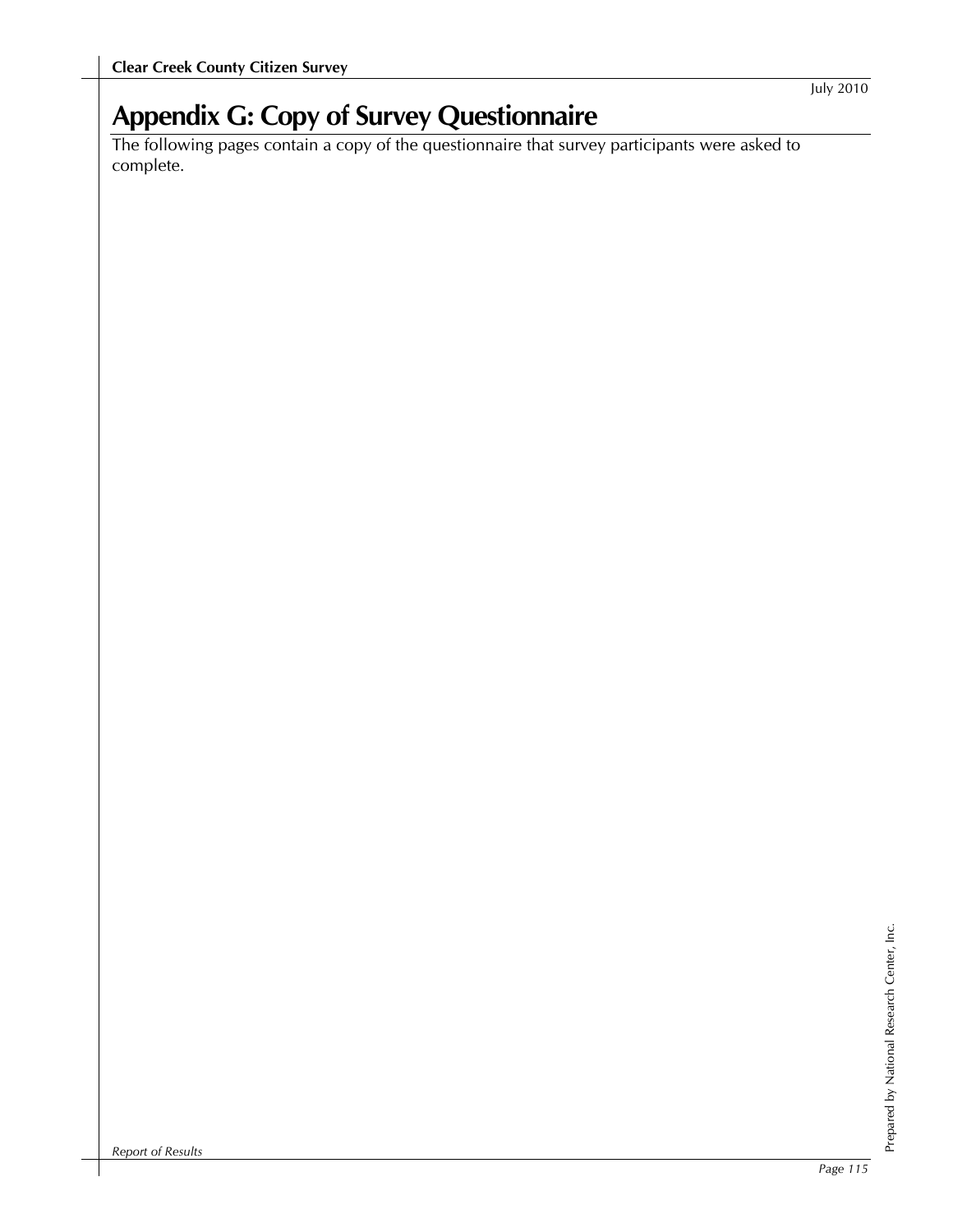# Appendix G: Copy of Survey Questionnaire

The following pages contain a copy of the questionnaire that survey participants were asked to complete.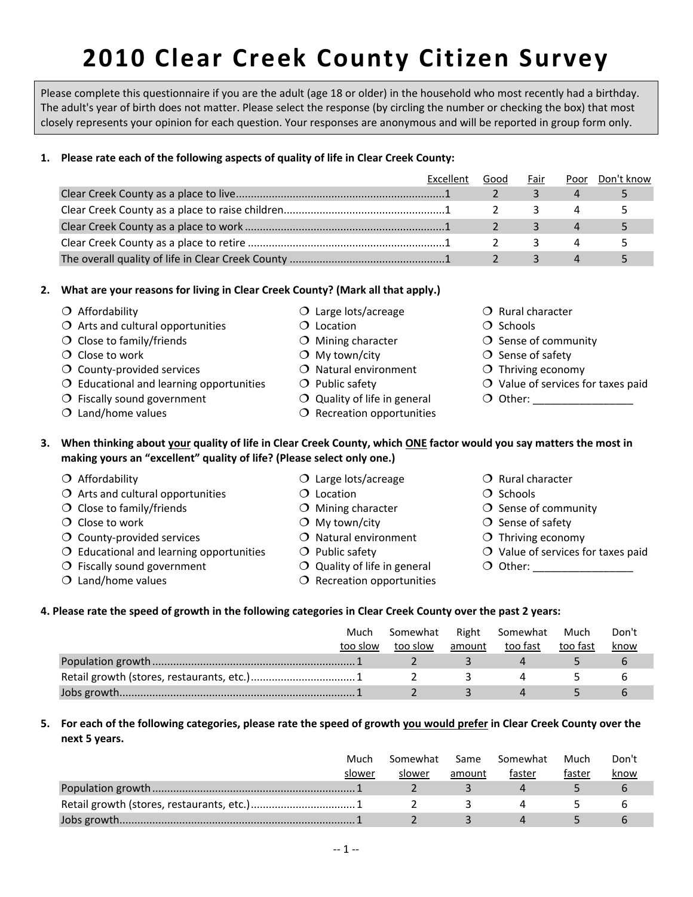# 2010 Clear Creek County Citizen Survey

Please complete this questionnaire if you are the adult (age 18 or older) in the household who most recently had a birthday. The adult's year of birth does not matter. Please select the response (by circling the number or checking the box) that most closely represents your opinion for each question. Your responses are anonymous and will be reported in group form only.

**1. Please rate each of the following aspects of quality of life in Clear Creek County:**

| | Excellent | Good | Fair | Poor | Don't know |
|---|---|---|---|---|---|
| Clear Creek County as a place to live | 1 | 2 | 3 | 4 | 5 |
| Clear Creek County as a place to raise children | 1 | 2 | 3 | 4 | 5 |
| Clear Creek County as a place to work | 1 | 2 | 3 | 4 | 5 |
| Clear Creek County as a place to retire | 1 | 2 | 3 | 4 | 5 |
| The overall quality of life in Clear Creek County | 1 | 2 | 3 | 4 | 5 |

**2. What are your reasons for living in Clear Creek County? (Mark all that apply.)**

- ❍ Affordability
- ❍ Arts and cultural opportunities
- ❍ Close to family/friends
- ❍ Close to work
- ❍ County-provided services
- ❍ Educational and learning opportunities
- ❍ Fiscally sound government
- ❍ Land/home values
- ❍ Large lots/acreage
- ❍ Location
- ❍ Mining character
- ❍ My town/city
- ❍ Natural environment
- ❍ Public safety
- ❍ Quality of life in general
- ❍ Recreation opportunities
- ❍ Rural character
- ❍ Schools
- ❍ Sense of community
- ❍ Sense of safety
- ❍ Thriving economy
- ❍ Value of services for taxes paid
- ❍ Other: _________________

**3. When thinking about <u>your</u> quality of life in Clear Creek County, which <u>ONE</u> factor would you say matters the most in making yours an "excellent" quality of life? (Please select only one.)**

- ❍ Affordability
- ❍ Arts and cultural opportunities
- ❍ Close to family/friends
- ❍ Close to work
- ❍ County-provided services
- ❍ Educational and learning opportunities
- ❍ Fiscally sound government
- ❍ Land/home values
- ❍ Large lots/acreage
- ❍ Location
- ❍ Mining character
- ❍ My town/city
- ❍ Natural environment
- ❍ Public safety
- ❍ Quality of life in general
- ❍ Recreation opportunities
- ❍ Rural character
- ❍ Schools
- ❍ Sense of community
- ❍ Sense of safety
- ❍ Thriving economy
- ❍ Value of services for taxes paid
- ❍ Other: _________________

**4. Please rate the speed of growth in the following categories in Clear Creek County over the past 2 years:**

| | Much too slow | Somewhat too slow | Right amount | Somewhat too fast | Much too fast | Don't know |
|---|---|---|---|---|---|---|
| Population growth | 1 | 2 | 3 | 4 | 5 | 6 |
| Retail growth (stores, restaurants, etc.) | 1 | 2 | 3 | 4 | 5 | 6 |
| Jobs growth | 1 | 2 | 3 | 4 | 5 | 6 |

**5. For each of the following categories, please rate the speed of growth <u>you would prefer</u> in Clear Creek County over the next 5 years.**

| | Much slower | Somewhat slower | Same amount | Somewhat faster | Much faster | Don't know |
|---|---|---|---|---|---|---|
| Population growth | 1 | 2 | 3 | 4 | 5 | 6 |
| Retail growth (stores, restaurants, etc.) | 1 | 2 | 3 | 4 | 5 | 6 |
| Jobs growth | 1 | 2 | 3 | 4 | 5 | 6 |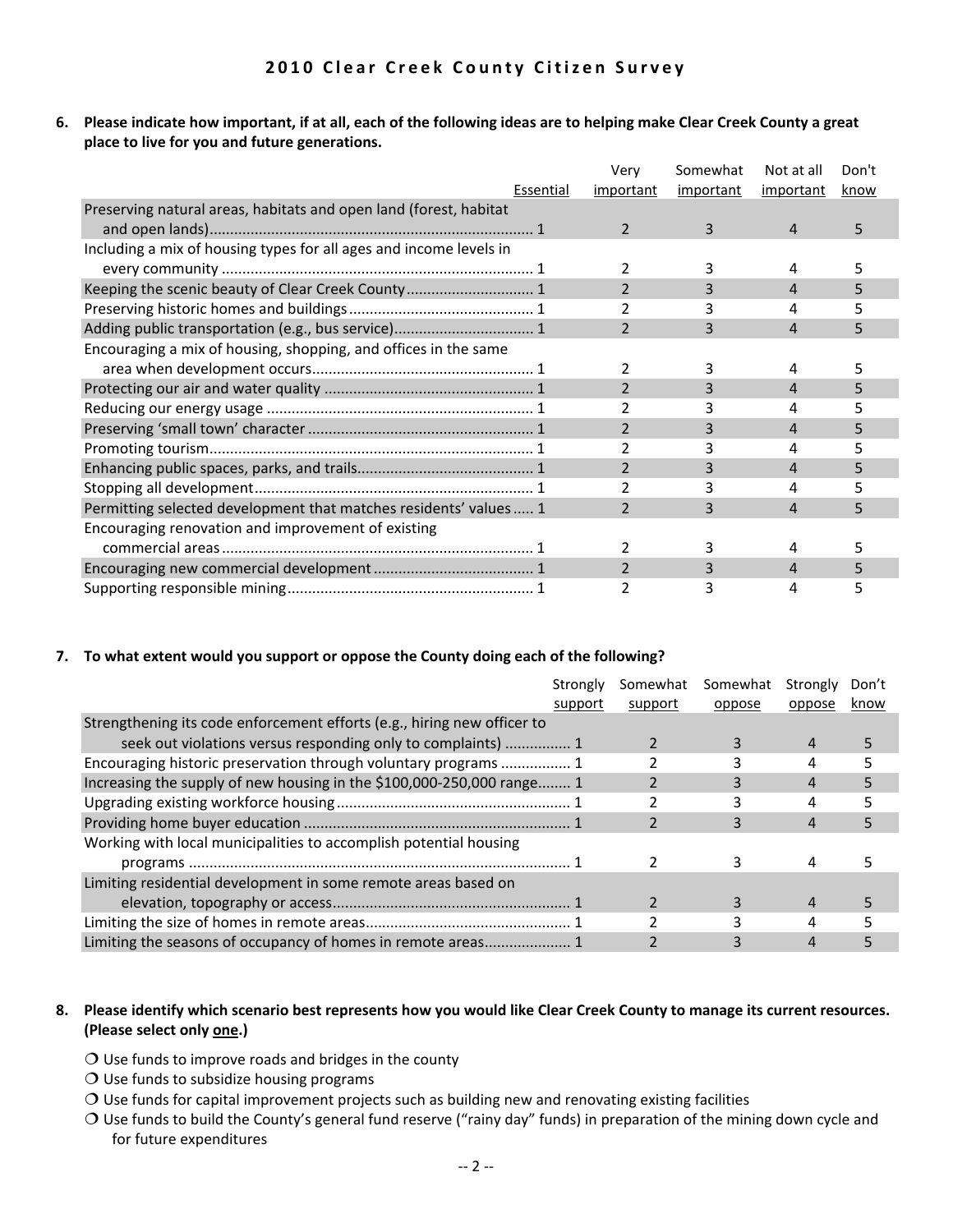# 2010 Clear Creek County Citizen Survey

**6. Please indicate how important, if at all, each of the following ideas are to helping make Clear Creek County a great place to live for you and future generations.**

| | Essential | Very important | Somewhat important | Not at all important | Don't know |
|---|---|---|---|---|---|
| Preserving natural areas, habitats and open land (forest, habitat and open lands) | 1 | 2 | 3 | 4 | 5 |
| Including a mix of housing types for all ages and income levels in every community | 1 | 2 | 3 | 4 | 5 |
| Keeping the scenic beauty of Clear Creek County | 1 | 2 | 3 | 4 | 5 |
| Preserving historic homes and buildings | 1 | 2 | 3 | 4 | 5 |
| Adding public transportation (e.g., bus service) | 1 | 2 | 3 | 4 | 5 |
| Encouraging a mix of housing, shopping, and offices in the same area when development occurs | 1 | 2 | 3 | 4 | 5 |
| Protecting our air and water quality | 1 | 2 | 3 | 4 | 5 |
| Reducing our energy usage | 1 | 2 | 3 | 4 | 5 |
| Preserving 'small town' character | 1 | 2 | 3 | 4 | 5 |
| Promoting tourism | 1 | 2 | 3 | 4 | 5 |
| Enhancing public spaces, parks, and trails | 1 | 2 | 3 | 4 | 5 |
| Stopping all development | 1 | 2 | 3 | 4 | 5 |
| Permitting selected development that matches residents' values | 1 | 2 | 3 | 4 | 5 |
| Encouraging renovation and improvement of existing commercial areas | 1 | 2 | 3 | 4 | 5 |
| Encouraging new commercial development | 1 | 2 | 3 | 4 | 5 |
| Supporting responsible mining | 1 | 2 | 3 | 4 | 5 |

**7. To what extent would you support or oppose the County doing each of the following?**

| | Strongly support | Somewhat support | Somewhat oppose | Strongly oppose | Don't know |
|---|---|---|---|---|---|
| Strengthening its code enforcement efforts (e.g., hiring new officer to seek out violations versus responding only to complaints) | 1 | 2 | 3 | 4 | 5 |
| Encouraging historic preservation through voluntary programs | 1 | 2 | 3 | 4 | 5 |
| Increasing the supply of new housing in the $100,000-250,000 range | 1 | 2 | 3 | 4 | 5 |
| Upgrading existing workforce housing | 1 | 2 | 3 | 4 | 5 |
| Providing home buyer education | 1 | 2 | 3 | 4 | 5 |
| Working with local municipalities to accomplish potential housing programs | 1 | 2 | 3 | 4 | 5 |
| Limiting residential development in some remote areas based on elevation, topography or access | 1 | 2 | 3 | 4 | 5 |
| Limiting the size of homes in remote areas | 1 | 2 | 3 | 4 | 5 |
| Limiting the seasons of occupancy of homes in remote areas | 1 | 2 | 3 | 4 | 5 |

**8. Please identify which scenario best represents how you would like Clear Creek County to manage its current resources. (Please select only <u>one</u>.)**

- ❍ Use funds to improve roads and bridges in the county
- ❍ Use funds to subsidize housing programs
- ❍ Use funds for capital improvement projects such as building new and renovating existing facilities
- ❍ Use funds to build the County's general fund reserve ("rainy day" funds) in preparation of the mining down cycle and for future expenditures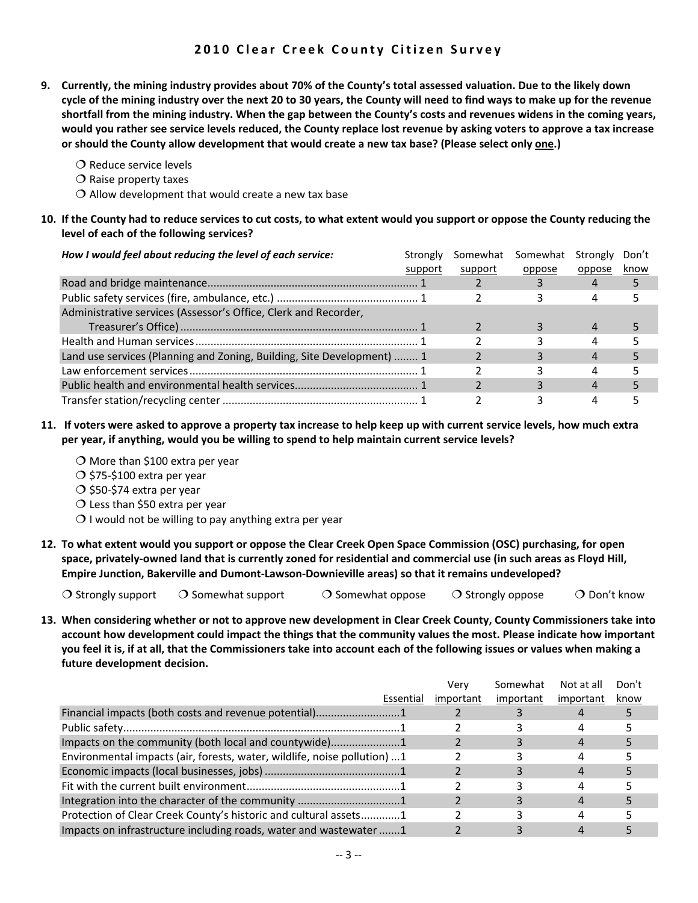**9. Currently, the mining industry provides about 70% of the County's total assessed valuation. Due to the likely down cycle of the mining industry over the next 20 to 30 years, the County will need to find ways to make up for the revenue shortfall from the mining industry. When the gap between the County's costs and revenues widens in the coming years, would you rather see service levels reduced, the County replace lost revenue by asking voters to approve a tax increase or should the County allow development that would create a new tax base? (Please select only one.)**

- ❍ Reduce service levels
- ❍ Raise property taxes
- ❍ Allow development that would create a new tax base

**10. If the County had to reduce services to cut costs, to what extent would you support or oppose the County reducing the level of each of the following services?**

| *How I would feel about reducing the level of each service:* | Strongly support | Somewhat support | Somewhat oppose | Strongly oppose | Don't know |
|---|---|---|---|---|---|
| Road and bridge maintenance | 1 | 2 | 3 | 4 | 5 |
| Public safety services (fire, ambulance, etc.) | 1 | 2 | 3 | 4 | 5 |
| Administrative services (Assessor's Office, Clerk and Recorder, Treasurer's Office) | 1 | 2 | 3 | 4 | 5 |
| Health and Human services | 1 | 2 | 3 | 4 | 5 |
| Land use services (Planning and Zoning, Building, Site Development) | 1 | 2 | 3 | 4 | 5 |
| Law enforcement services | 1 | 2 | 3 | 4 | 5 |
| Public health and environmental health services | 1 | 2 | 3 | 4 | 5 |
| Transfer station/recycling center | 1 | 2 | 3 | 4 | 5 |

**11. If voters were asked to approve a property tax increase to help keep up with current service levels, how much extra per year, if anything, would you be willing to spend to help maintain current service levels?**

- ❍ More than $100 extra per year
- ❍ $75-$100 extra per year
- ❍ $50-$74 extra per year
- ❍ Less than $50 extra per year
- ❍ I would not be willing to pay anything extra per year

**12. To what extent would you support or oppose the Clear Creek Open Space Commission (OSC) purchasing, for open space, privately-owned land that is currently zoned for residential and commercial use (in such areas as Floyd Hill, Empire Junction, Bakerville and Dumont-Lawson-Downieville areas) so that it remains undeveloped?**

❍ Strongly support ❍ Somewhat support ❍ Somewhat oppose ❍ Strongly oppose ❍ Don't know

**13. When considering whether or not to approve new development in Clear Creek County, County Commissioners take into account how development could impact the things that the community values the most. Please indicate how important you feel it is, if at all, that the Commissioners take into account each of the following issues or values when making a future development decision.**

| | Essential | Very important | Somewhat important | Not at all important | Don't know |
|---|---|---|---|---|---|
| Financial impacts (both costs and revenue potential) | 1 | 2 | 3 | 4 | 5 |
| Public safety | 1 | 2 | 3 | 4 | 5 |
| Impacts on the community (both local and countywide) | 1 | 2 | 3 | 4 | 5 |
| Environmental impacts (air, forests, water, wildlife, noise pollution) | 1 | 2 | 3 | 4 | 5 |
| Economic impacts (local businesses, jobs) | 1 | 2 | 3 | 4 | 5 |
| Fit with the current built environment | 1 | 2 | 3 | 4 | 5 |
| Integration into the character of the community | 1 | 2 | 3 | 4 | 5 |
| Protection of Clear Creek County's historic and cultural assets | 1 | 2 | 3 | 4 | 5 |
| Impacts on infrastructure including roads, water and wastewater | 1 | 2 | 3 | 4 | 5 |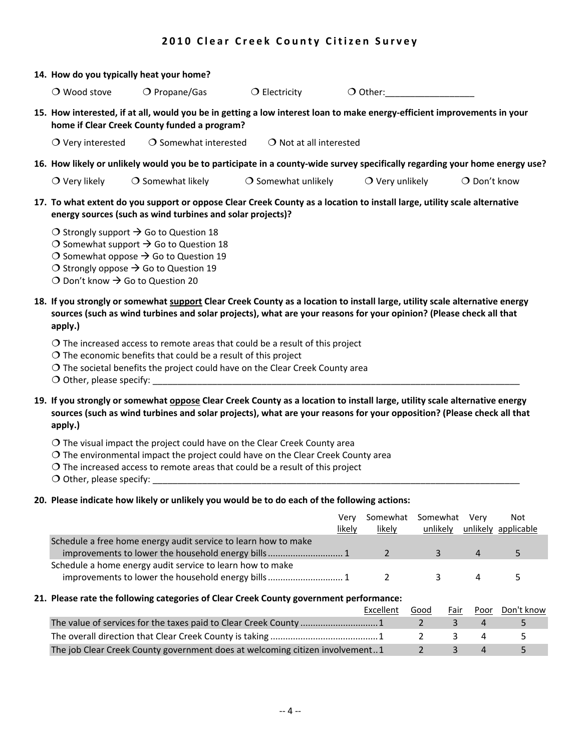## 2010 Clear Creek County Citizen Survey

**14. How do you typically heat your home?**

❍ Wood stove ❍ Propane/Gas ❍ Electricity ❍ Other:__________________

**15. How interested, if at all, would you be in getting a low interest loan to make energy-efficient improvements in your home if Clear Creek County funded a program?**

❍ Very interested ❍ Somewhat interested ❍ Not at all interested

**16. How likely or unlikely would you be to participate in a county-wide survey specifically regarding your home energy use?**

❍ Very likely ❍ Somewhat likely ❍ Somewhat unlikely ❍ Very unlikely ❍ Don't know

**17. To what extent do you support or oppose Clear Creek County as a location to install large, utility scale alternative energy sources (such as wind turbines and solar projects)?**

❍ Strongly support → Go to Question 18
❍ Somewhat support → Go to Question 18
❍ Somewhat oppose → Go to Question 19
❍ Strongly oppose → Go to Question 19
❍ Don't know → Go to Question 20

**18. If you strongly or somewhat support Clear Creek County as a location to install large, utility scale alternative energy sources (such as wind turbines and solar projects), what are your reasons for your opinion? (Please check all that apply.)**

❍ The increased access to remote areas that could be a result of this project
❍ The economic benefits that could be a result of this project
❍ The societal benefits the project could have on the Clear Creek County area
❍ Other, please specify: ______________________________________________________________________________

**19. If you strongly or somewhat oppose Clear Creek County as a location to install large, utility scale alternative energy sources (such as wind turbines and solar projects), what are your reasons for your opposition? (Please check all that apply.)**

❍ The visual impact the project could have on the Clear Creek County area
❍ The environmental impact the project could have on the Clear Creek County area
❍ The increased access to remote areas that could be a result of this project
❍ Other, please specify: ______________________________________________________________________________

**20. Please indicate how likely or unlikely you would be to do each of the following actions:**

| | Very likely | Somewhat likely | Somewhat unlikely | Very unlikely | Not applicable |
|---|---|---|---|---|---|
| Schedule a free home energy audit service to learn how to make improvements to lower the household energy bills | 1 | 2 | 3 | 4 | 5 |
| Schedule a home energy audit service to learn how to make improvements to lower the household energy bills | 1 | 2 | 3 | 4 | 5 |

**21. Please rate the following categories of Clear Creek County government performance:**

| | Excellent | Good | Fair | Poor | Don't know |
|---|---|---|---|---|---|
| The value of services for the taxes paid to Clear Creek County | 1 | 2 | 3 | 4 | 5 |
| The overall direction that Clear Creek County is taking | 1 | 2 | 3 | 4 | 5 |
| The job Clear Creek County government does at welcoming citizen involvement | 1 | 2 | 3 | 4 | 5 |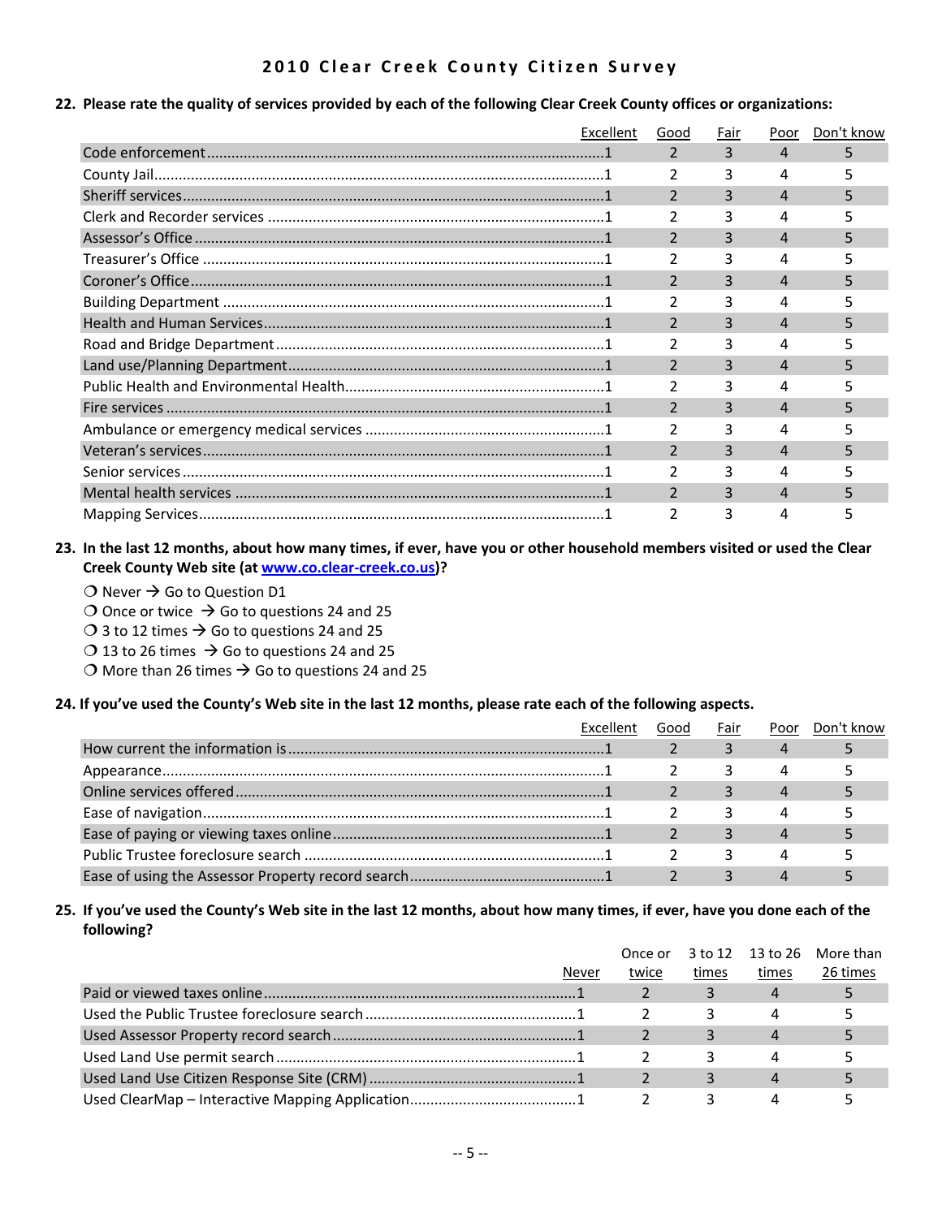# 2010 Clear Creek County Citizen Survey

**22. Please rate the quality of services provided by each of the following Clear Creek County offices or organizations:**

| | Excellent | Good | Fair | Poor | Don't know |
|---|---|---|---|---|---|
| Code enforcement | 1 | 2 | 3 | 4 | 5 |
| County Jail | 1 | 2 | 3 | 4 | 5 |
| Sheriff services | 1 | 2 | 3 | 4 | 5 |
| Clerk and Recorder services | 1 | 2 | 3 | 4 | 5 |
| Assessor's Office | 1 | 2 | 3 | 4 | 5 |
| Treasurer's Office | 1 | 2 | 3 | 4 | 5 |
| Coroner's Office | 1 | 2 | 3 | 4 | 5 |
| Building Department | 1 | 2 | 3 | 4 | 5 |
| Health and Human Services | 1 | 2 | 3 | 4 | 5 |
| Road and Bridge Department | 1 | 2 | 3 | 4 | 5 |
| Land use/Planning Department | 1 | 2 | 3 | 4 | 5 |
| Public Health and Environmental Health | 1 | 2 | 3 | 4 | 5 |
| Fire services | 1 | 2 | 3 | 4 | 5 |
| Ambulance or emergency medical services | 1 | 2 | 3 | 4 | 5 |
| Veteran's services | 1 | 2 | 3 | 4 | 5 |
| Senior services | 1 | 2 | 3 | 4 | 5 |
| Mental health services | 1 | 2 | 3 | 4 | 5 |
| Mapping Services | 1 | 2 | 3 | 4 | 5 |

**23. In the last 12 months, about how many times, if ever, have you or other household members visited or used the Clear Creek County Web site (at www.co.clear-creek.co.us)?**

- ❍ Never → Go to Question D1
- ❍ Once or twice → Go to questions 24 and 25
- ❍ 3 to 12 times → Go to questions 24 and 25
- ❍ 13 to 26 times → Go to questions 24 and 25
- ❍ More than 26 times → Go to questions 24 and 25

**24. If you've used the County's Web site in the last 12 months, please rate each of the following aspects.**

| | Excellent | Good | Fair | Poor | Don't know |
|---|---|---|---|---|---|
| How current the information is | 1 | 2 | 3 | 4 | 5 |
| Appearance | 1 | 2 | 3 | 4 | 5 |
| Online services offered | 1 | 2 | 3 | 4 | 5 |
| Ease of navigation | 1 | 2 | 3 | 4 | 5 |
| Ease of paying or viewing taxes online | 1 | 2 | 3 | 4 | 5 |
| Public Trustee foreclosure search | 1 | 2 | 3 | 4 | 5 |
| Ease of using the Assessor Property record search | 1 | 2 | 3 | 4 | 5 |

**25. If you've used the County's Web site in the last 12 months, about how many times, if ever, have you done each of the following?**

| | Never | Once or twice | 3 to 12 times | 13 to 26 times | More than 26 times |
|---|---|---|---|---|---|
| Paid or viewed taxes online | 1 | 2 | 3 | 4 | 5 |
| Used the Public Trustee foreclosure search | 1 | 2 | 3 | 4 | 5 |
| Used Assessor Property record search | 1 | 2 | 3 | 4 | 5 |
| Used Land Use permit search | 1 | 2 | 3 | 4 | 5 |
| Used Land Use Citizen Response Site (CRM) | 1 | 2 | 3 | 4 | 5 |
| Used ClearMap – Interactive Mapping Application | 1 | 2 | 3 | 4 | 5 |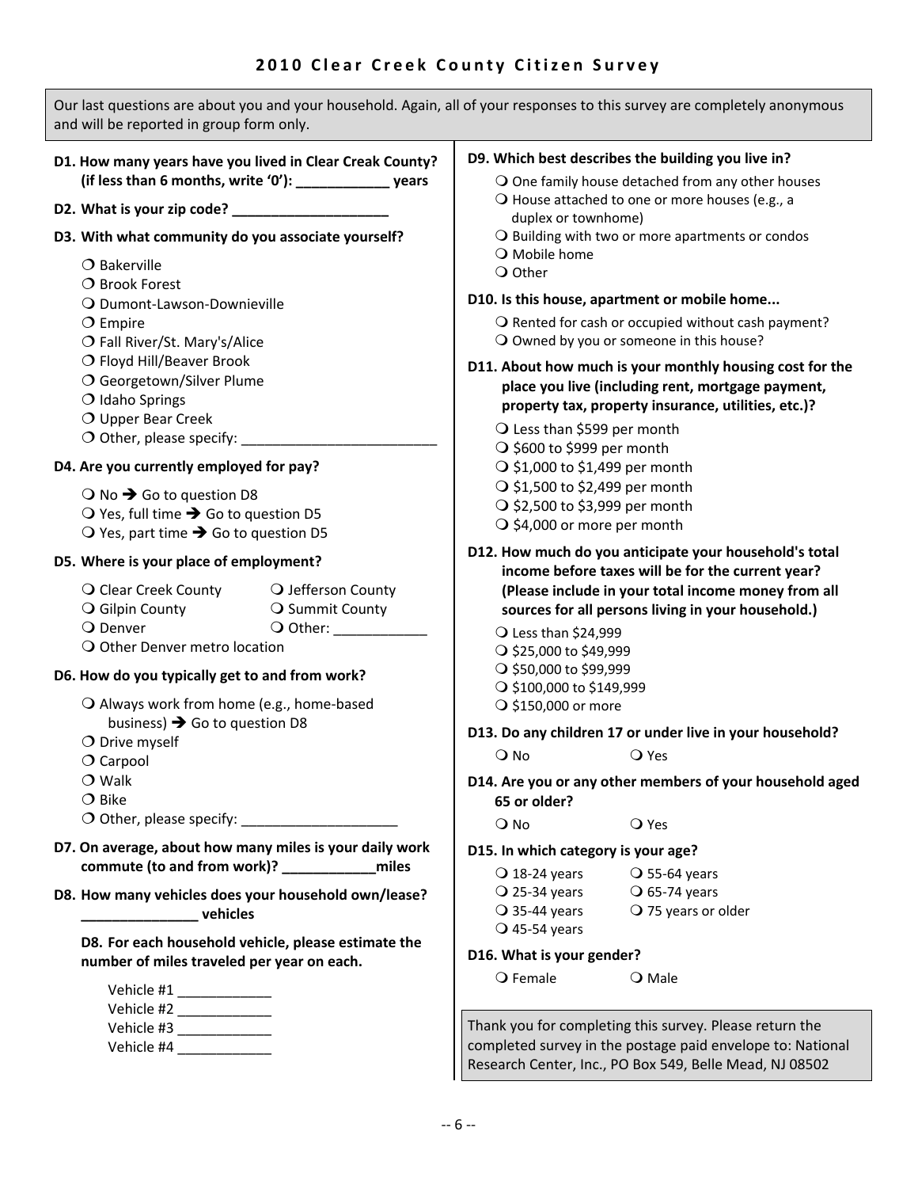## 2010 Clear Creek County Citizen Survey

Our last questions are about you and your household. Again, all of your responses to this survey are completely anonymous and will be reported in group form only.

**D1. How many years have you lived in Clear Creak County? (if less than 6 months, write '0'): ____________ years**

**D2. What is your zip code? ____________________**

**D3. With what community do you associate yourself?**

- ❍ Bakerville
- ❍ Brook Forest
- ❍ Dumont-Lawson-Downieville
- ❍ Empire
- ❍ Fall River/St. Mary's/Alice
- ❍ Floyd Hill/Beaver Brook
- ❍ Georgetown/Silver Plume
- ❍ Idaho Springs
- ❍ Upper Bear Creek
- ❍ Other, please specify: _________________________

**D4. Are you currently employed for pay?**

- ❍ No ➔ Go to question D8
- ❍ Yes, full time ➔ Go to question D5
- ❍ Yes, part time ➔ Go to question D5

**D5. Where is your place of employment?**

- ❍ Clear Creek County
- ❍ Jefferson County
- ❍ Gilpin County
- ❍ Summit County
- ❍ Denver
- ❍ Other: ____________
- ❍ Other Denver metro location

**D6. How do you typically get to and from work?**

- ❍ Always work from home (e.g., home-based business) ➔ Go to question D8
- ❍ Drive myself
- ❍ Carpool
- ❍ Walk
- ❍ Bike
- ❍ Other, please specify: ____________________

**D7. On average, about how many miles is your daily work commute (to and from work)? ____________miles**

**D8. How many vehicles does your household own/lease? _______________ vehicles**

**D8. For each household vehicle, please estimate the number of miles traveled per year on each.**

Vehicle #1 ____________
Vehicle #2 ____________
Vehicle #3 ____________
Vehicle #4 ____________

**D9. Which best describes the building you live in?**

- ❍ One family house detached from any other houses
- ❍ House attached to one or more houses (e.g., a duplex or townhome)
- ❍ Building with two or more apartments or condos
- ❍ Mobile home
- ❍ Other

**D10. Is this house, apartment or mobile home...**

- ❍ Rented for cash or occupied without cash payment?
- ❍ Owned by you or someone in this house?

**D11. About how much is your monthly housing cost for the place you live (including rent, mortgage payment, property tax, property insurance, utilities, etc.)?**

- ❍ Less than $599 per month
- ❍ $600 to $999 per month
- ❍ $1,000 to $1,499 per month
- ❍ $1,500 to $2,499 per month
- ❍ $2,500 to $3,999 per month
- ❍ $4,000 or more per month

**D12. How much do you anticipate your household's total income before taxes will be for the current year? (Please include in your total income money from all sources for all persons living in your household.)**

- ❍ Less than $24,999
- ❍ $25,000 to $49,999
- ❍ $50,000 to $99,999
- ❍ $100,000 to $149,999
- ❍ $150,000 or more

**D13. Do any children 17 or under live in your household?**

- ❍ No
- ❍ Yes

**D14. Are you or any other members of your household aged 65 or older?**

- ❍ No
- ❍ Yes

**D15. In which category is your age?**

- ❍ 18-24 years
- ❍ 25-34 years
- ❍ 35-44 years
- ❍ 45-54 years
- ❍ 55-64 years
- ❍ 65-74 years
- ❍ 75 years or older

**D16. What is your gender?**

- ❍ Female
- ❍ Male

Thank you for completing this survey. Please return the completed survey in the postage paid envelope to: National Research Center, Inc., PO Box 549, Belle Mead, NJ 08502